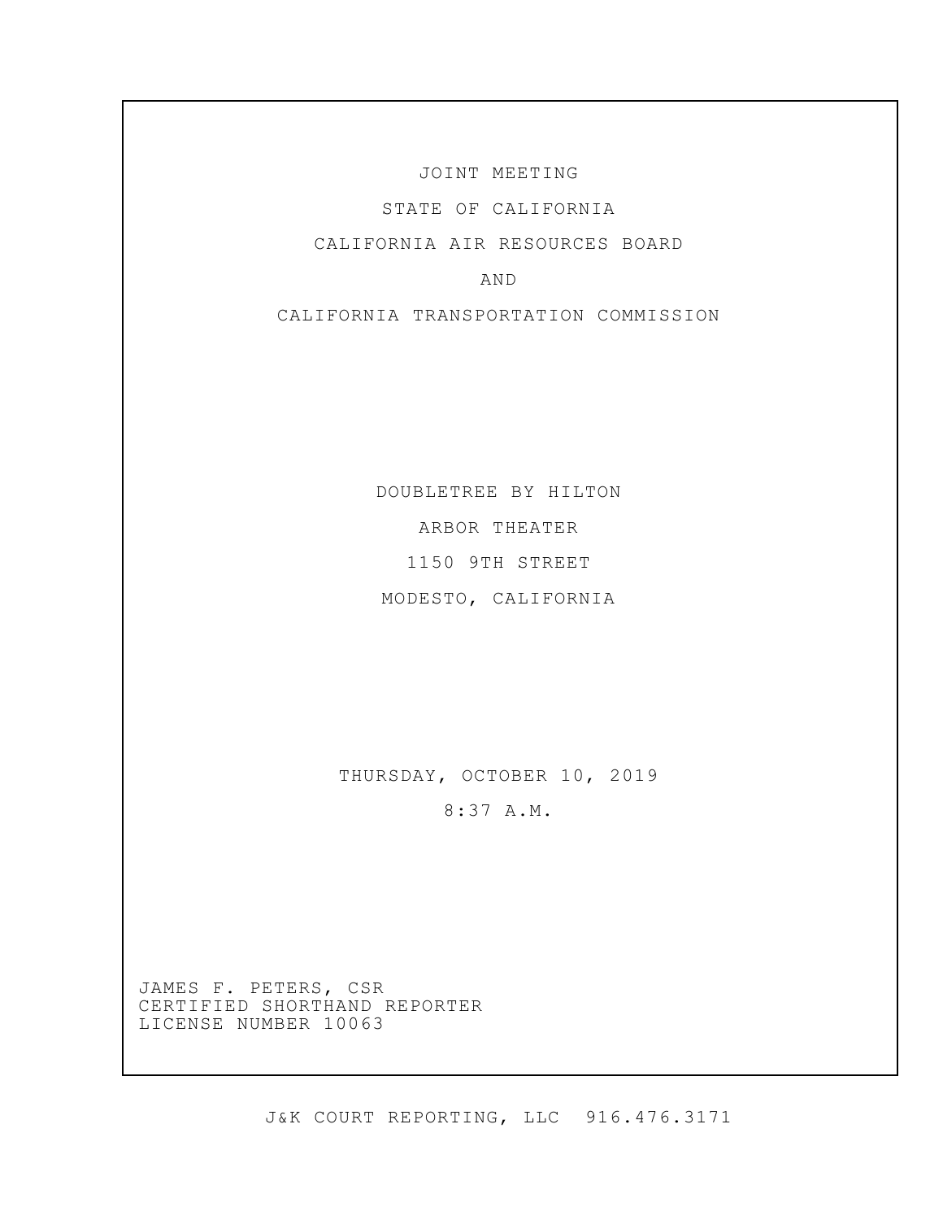# JOINT MEETING

STATE OF CALIFORNIA

CALIFORNIA AIR RESOURCES BOARD

AND

CALIFORNIA TRANSPORTATION COMMISSION

DOUBLETREE BY HILTON

ARBOR THEATER

1150 9TH STREET

MODESTO, CALIFORNIA

THURSDAY, OCTOBER 10, 2019

8:37 A.M.

JAMES F. PETERS, CSR
CERTIFIED SHORTHAND REPORTER
LICENSE NUMBER 10063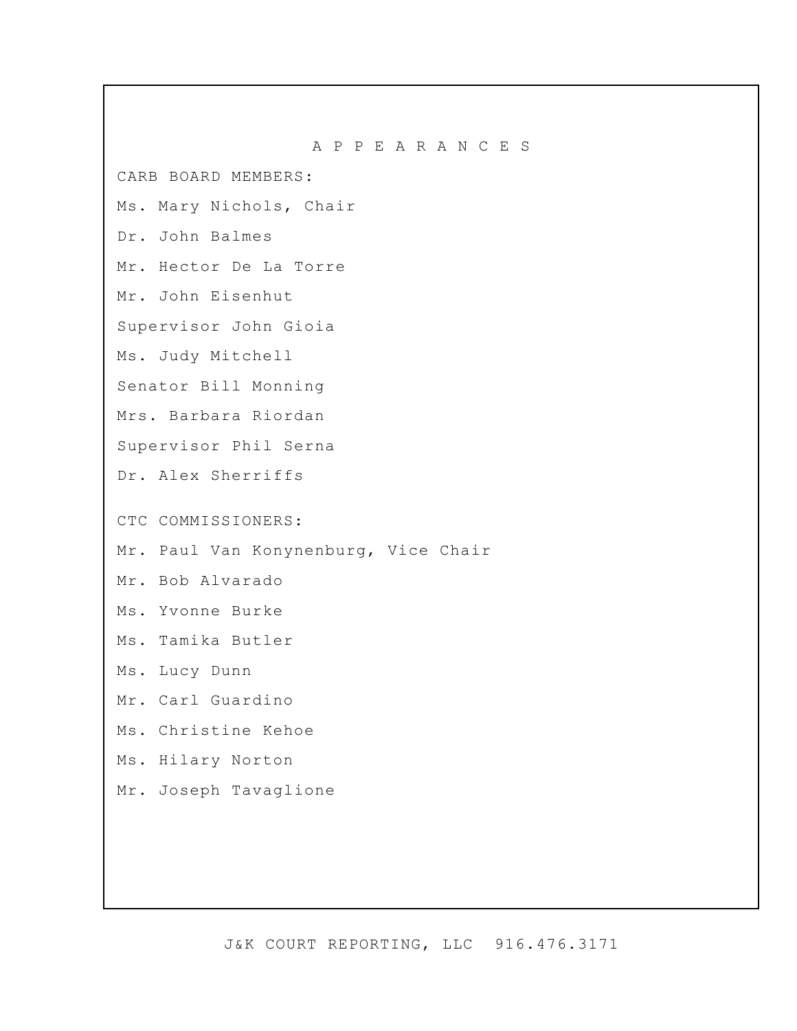# A P P E A R A N C E S

CARB BOARD MEMBERS:

Ms. Mary Nichols, Chair

Dr. John Balmes

Mr. Hector De La Torre

Mr. John Eisenhut

Supervisor John Gioia

Ms. Judy Mitchell

Senator Bill Monning

Mrs. Barbara Riordan

Supervisor Phil Serna

Dr. Alex Sherriffs

CTC COMMISSIONERS:

Mr. Paul Van Konynenburg, Vice Chair

Mr. Bob Alvarado

Ms. Yvonne Burke

Ms. Tamika Butler

Ms. Lucy Dunn

Mr. Carl Guardino

Ms. Christine Kehoe

Ms. Hilary Norton

Mr. Joseph Tavaglione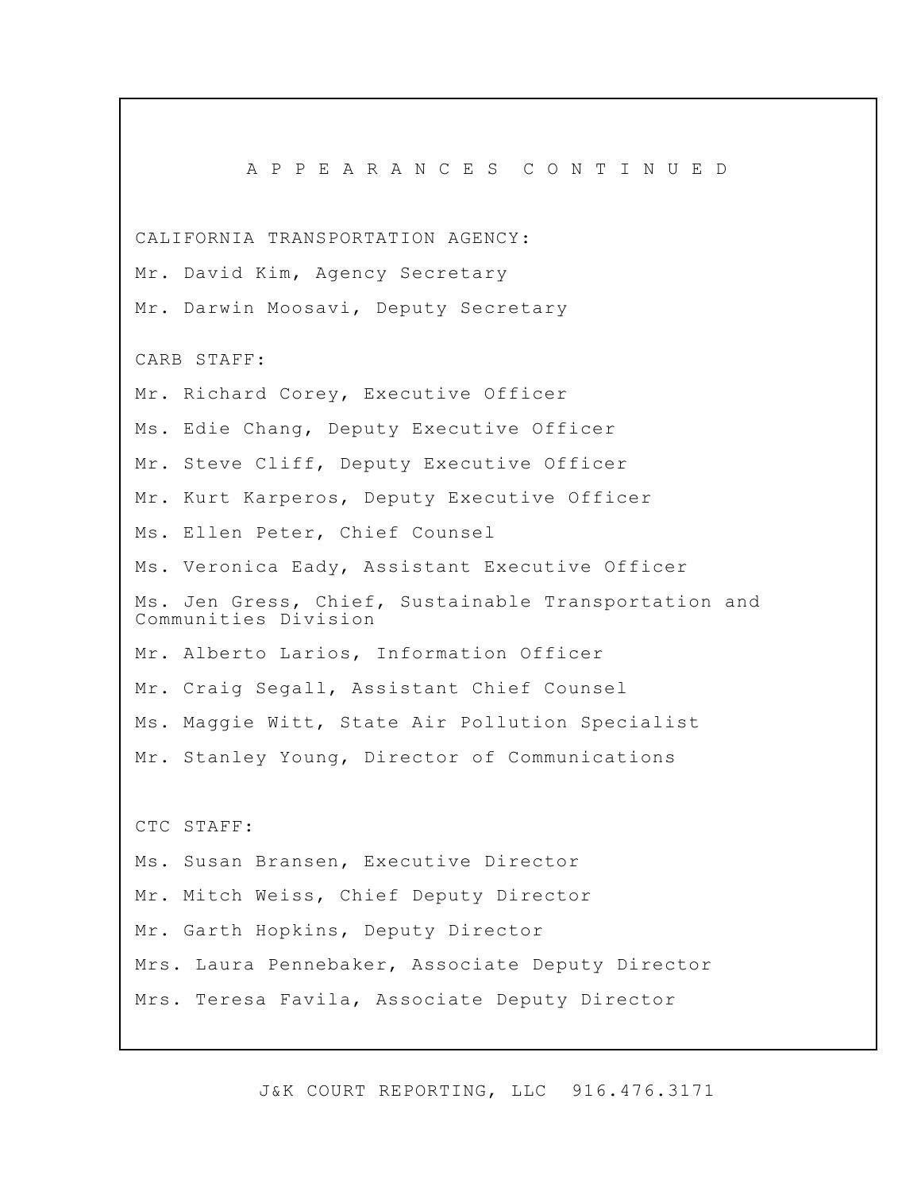# APPEARANCES CONTINUED

CALIFORNIA TRANSPORTATION AGENCY:

Mr. David Kim, Agency Secretary

Mr. Darwin Moosavi, Deputy Secretary

CARB STAFF:

Mr. Richard Corey, Executive Officer

Ms. Edie Chang, Deputy Executive Officer

Mr. Steve Cliff, Deputy Executive Officer

Mr. Kurt Karperos, Deputy Executive Officer

Ms. Ellen Peter, Chief Counsel

Ms. Veronica Eady, Assistant Executive Officer

Ms. Jen Gress, Chief, Sustainable Transportation and Communities Division

Mr. Alberto Larios, Information Officer

Mr. Craig Segall, Assistant Chief Counsel

Ms. Maggie Witt, State Air Pollution Specialist

Mr. Stanley Young, Director of Communications

CTC STAFF:

Ms. Susan Bransen, Executive Director

Mr. Mitch Weiss, Chief Deputy Director

Mr. Garth Hopkins, Deputy Director

Mrs. Laura Pennebaker, Associate Deputy Director

Mrs. Teresa Favila, Associate Deputy Director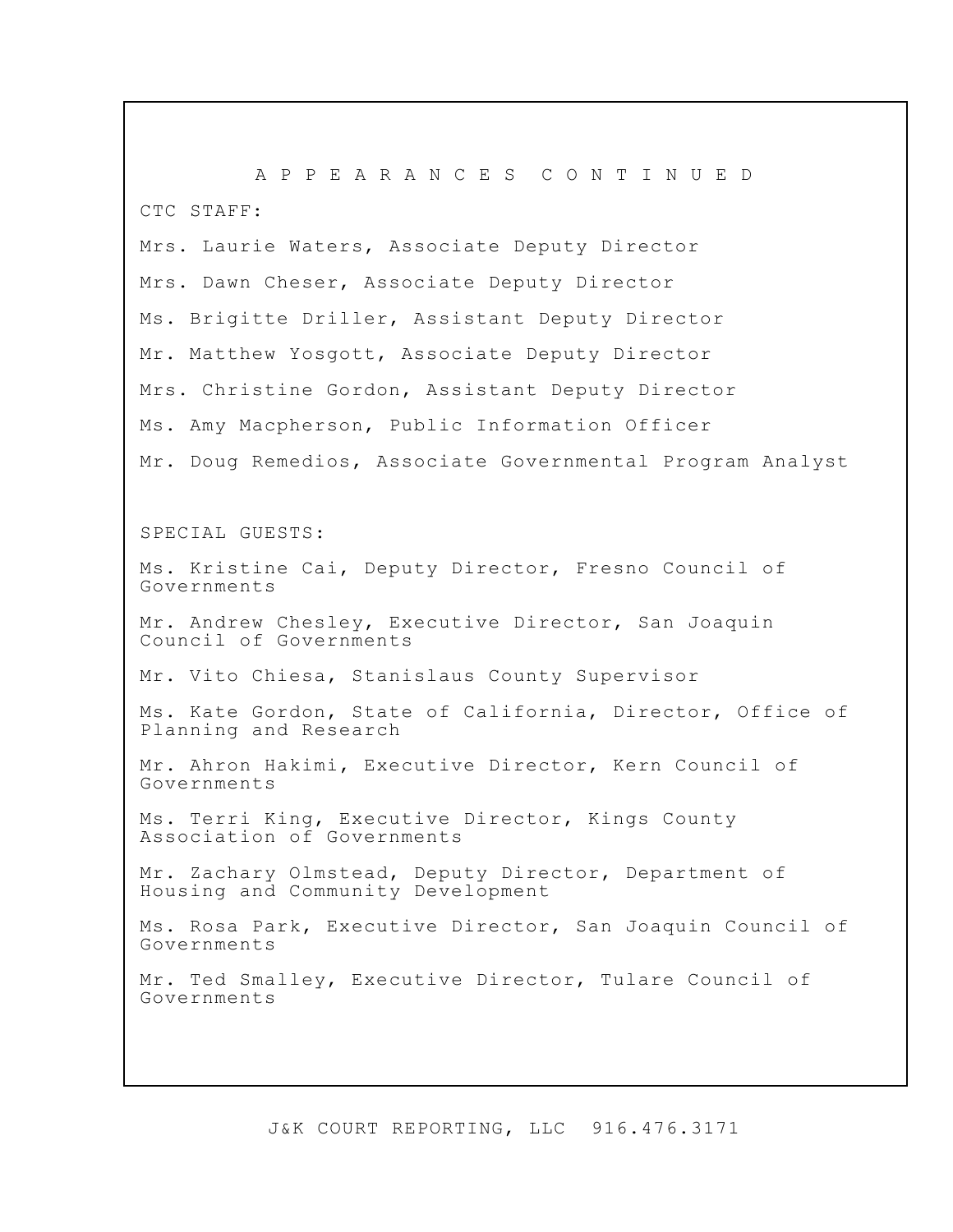A P P E A R A N C E S   C O N T I N U E D

CTC STAFF:

Mrs. Laurie Waters, Associate Deputy Director

Mrs. Dawn Cheser, Associate Deputy Director

Ms. Brigitte Driller, Assistant Deputy Director

Mr. Matthew Yosgott, Associate Deputy Director

Mrs. Christine Gordon, Assistant Deputy Director

Ms. Amy Macpherson, Public Information Officer

Mr. Doug Remedios, Associate Governmental Program Analyst

SPECIAL GUESTS:

Ms. Kristine Cai, Deputy Director, Fresno Council of Governments

Mr. Andrew Chesley, Executive Director, San Joaquin Council of Governments

Mr. Vito Chiesa, Stanislaus County Supervisor

Ms. Kate Gordon, State of California, Director, Office of Planning and Research

Mr. Ahron Hakimi, Executive Director, Kern Council of Governments

Ms. Terri King, Executive Director, Kings County Association of Governments

Mr. Zachary Olmstead, Deputy Director, Department of Housing and Community Development

Ms. Rosa Park, Executive Director, San Joaquin Council of Governments

Mr. Ted Smalley, Executive Director, Tulare Council of Governments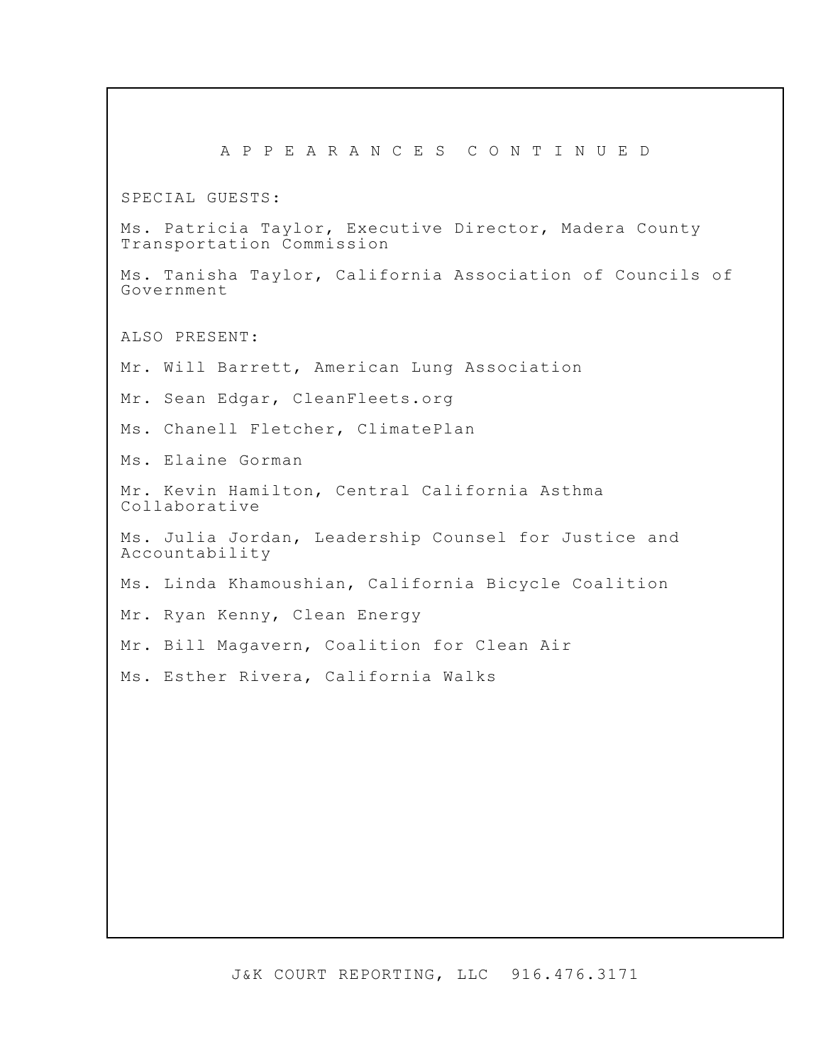# A P P E A R A N C E S  C O N T I N U E D

SPECIAL GUESTS:

Ms. Patricia Taylor, Executive Director, Madera County Transportation Commission

Ms. Tanisha Taylor, California Association of Councils of Government

ALSO PRESENT:

Mr. Will Barrett, American Lung Association

Mr. Sean Edgar, CleanFleets.org

Ms. Chanell Fletcher, ClimatePlan

Ms. Elaine Gorman

Mr. Kevin Hamilton, Central California Asthma Collaborative

Ms. Julia Jordan, Leadership Counsel for Justice and Accountability

Ms. Linda Khamoushian, California Bicycle Coalition

Mr. Ryan Kenny, Clean Energy

Mr. Bill Magavern, Coalition for Clean Air

Ms. Esther Rivera, California Walks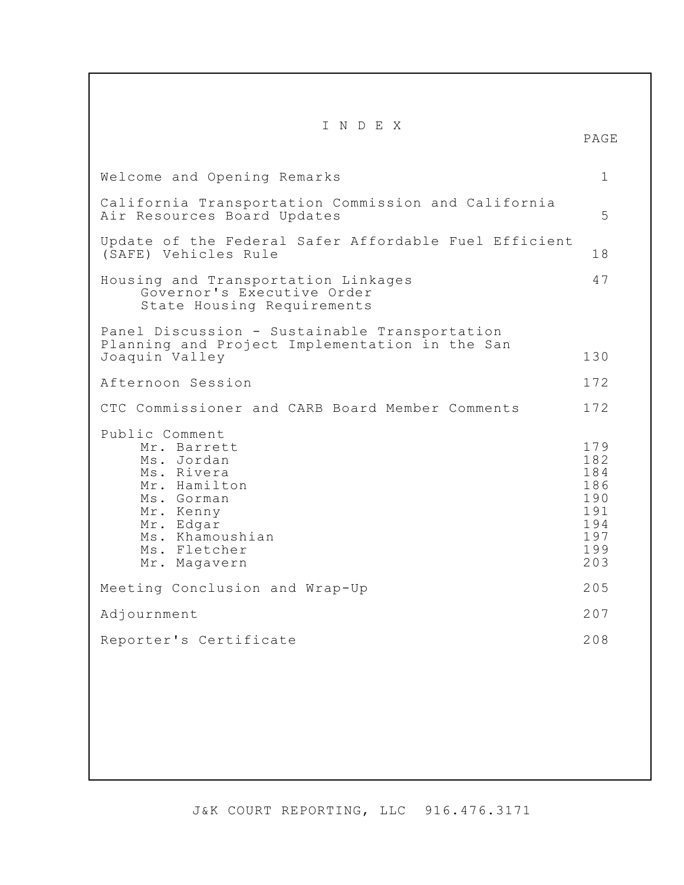# I N D E X

| | PAGE |
|---|---|
| Welcome and Opening Remarks | 1 |
| California Transportation Commission and California Air Resources Board Updates | 5 |
| Update of the Federal Safer Affordable Fuel Efficient (SAFE) Vehicles Rule | 18 |
| Housing and Transportation Linkages<br>Governor's Executive Order<br>State Housing Requirements | 47 |
| Panel Discussion - Sustainable Transportation Planning and Project Implementation in the San Joaquin Valley | 130 |
| Afternoon Session | 172 |
| CTC Commissioner and CARB Board Member Comments | 172 |
| Public Comment | |
| Mr. Barrett | 179 |
| Ms. Jordan | 182 |
| Ms. Rivera | 184 |
| Mr. Hamilton | 186 |
| Ms. Gorman | 190 |
| Mr. Kenny | 191 |
| Mr. Edgar | 194 |
| Ms. Khamoushian | 197 |
| Ms. Fletcher | 199 |
| Mr. Magavern | 203 |
| Meeting Conclusion and Wrap-Up | 205 |
| Adjournment | 207 |
| Reporter's Certificate | 208 |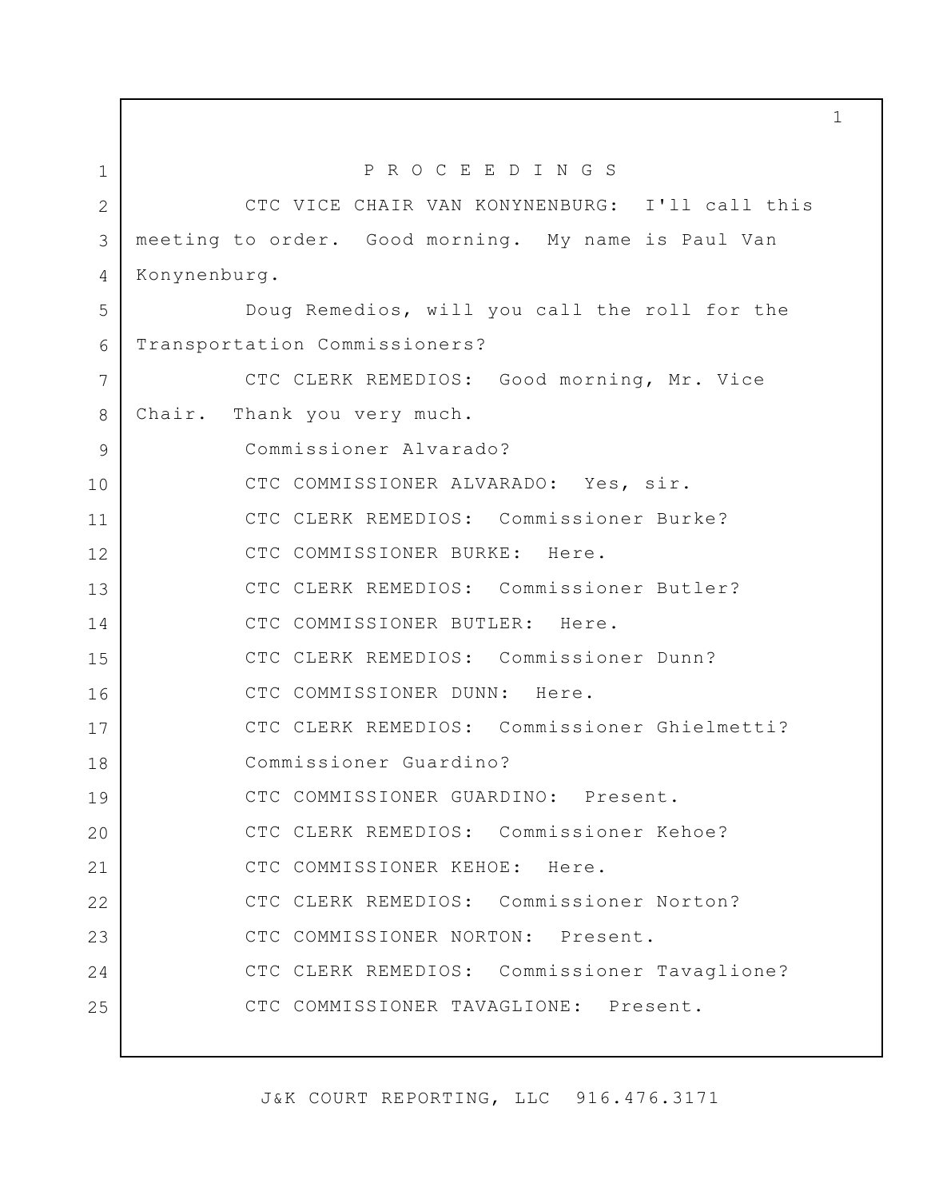P R O C E E D I N G S

CTC VICE CHAIR VAN KONYNENBURG: I'll call this meeting to order. Good morning. My name is Paul Van Konynenburg.

Doug Remedios, will you call the roll for the Transportation Commissioners?

CTC CLERK REMEDIOS: Good morning, Mr. Vice Chair. Thank you very much.

Commissioner Alvarado?

CTC COMMISSIONER ALVARADO: Yes, sir.

CTC CLERK REMEDIOS: Commissioner Burke?

CTC COMMISSIONER BURKE: Here.

CTC CLERK REMEDIOS: Commissioner Butler?

CTC COMMISSIONER BUTLER: Here.

CTC CLERK REMEDIOS: Commissioner Dunn?

CTC COMMISSIONER DUNN: Here.

CTC CLERK REMEDIOS: Commissioner Ghielmetti?

Commissioner Guardino?

CTC COMMISSIONER GUARDINO: Present.

CTC CLERK REMEDIOS: Commissioner Kehoe?

CTC COMMISSIONER KEHOE: Here.

CTC CLERK REMEDIOS: Commissioner Norton?

CTC COMMISSIONER NORTON: Present.

CTC CLERK REMEDIOS: Commissioner Tavaglione?

CTC COMMISSIONER TAVAGLIONE: Present.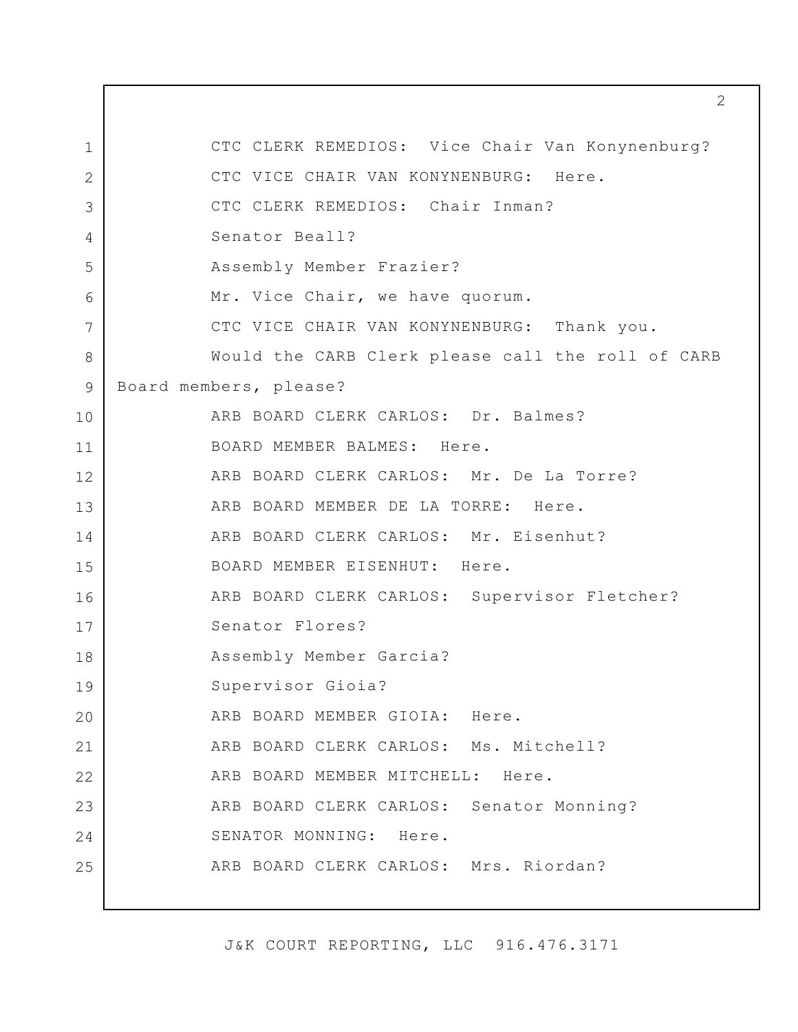CTC CLERK REMEDIOS: Vice Chair Van Konynenburg?

CTC VICE CHAIR VAN KONYNENBURG: Here.

CTC CLERK REMEDIOS: Chair Inman?

Senator Beall?

Assembly Member Frazier?

Mr. Vice Chair, we have quorum.

CTC VICE CHAIR VAN KONYNENBURG: Thank you.

Would the CARB Clerk please call the roll of CARB Board members, please?

ARB BOARD CLERK CARLOS: Dr. Balmes?

BOARD MEMBER BALMES: Here.

ARB BOARD CLERK CARLOS: Mr. De La Torre?

ARB BOARD MEMBER DE LA TORRE: Here.

ARB BOARD CLERK CARLOS: Mr. Eisenhut?

BOARD MEMBER EISENHUT: Here.

ARB BOARD CLERK CARLOS: Supervisor Fletcher?

Senator Flores?

Assembly Member Garcia?

Supervisor Gioia?

ARB BOARD MEMBER GIOIA: Here.

ARB BOARD CLERK CARLOS: Ms. Mitchell?

ARB BOARD MEMBER MITCHELL: Here.

ARB BOARD CLERK CARLOS: Senator Monning?

SENATOR MONNING: Here.

ARB BOARD CLERK CARLOS: Mrs. Riordan?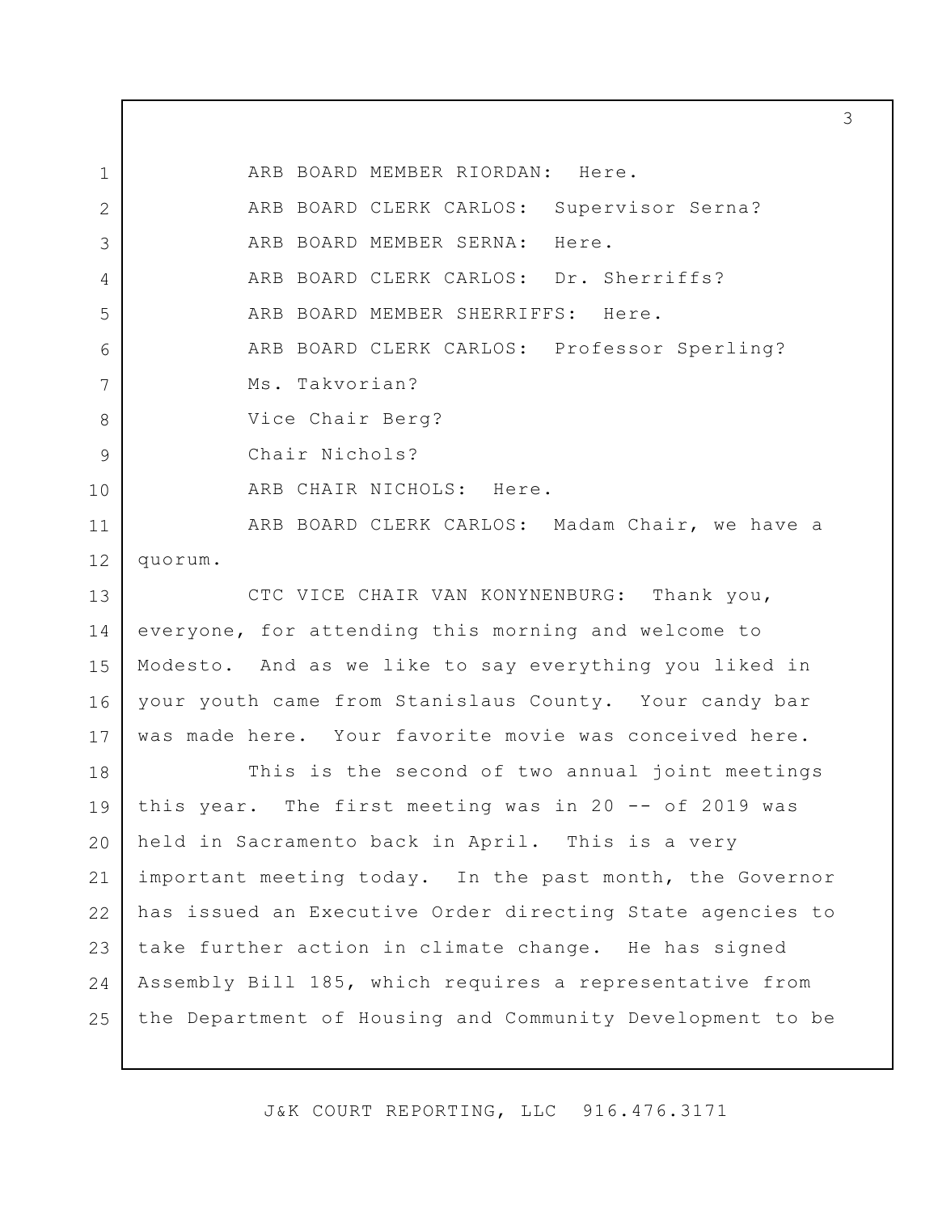ARB BOARD MEMBER RIORDAN: Here.

ARB BOARD CLERK CARLOS: Supervisor Serna?

ARB BOARD MEMBER SERNA: Here.

ARB BOARD CLERK CARLOS: Dr. Sherriffs?

ARB BOARD MEMBER SHERRIFFS: Here.

ARB BOARD CLERK CARLOS: Professor Sperling?

Ms. Takvorian?

Vice Chair Berg?

Chair Nichols?

ARB CHAIR NICHOLS: Here.

ARB BOARD CLERK CARLOS: Madam Chair, we have a quorum.

CTC VICE CHAIR VAN KONYNENBURG: Thank you, everyone, for attending this morning and welcome to Modesto. And as we like to say everything you liked in your youth came from Stanislaus County. Your candy bar was made here. Your favorite movie was conceived here.

This is the second of two annual joint meetings this year. The first meeting was in 20 -- of 2019 was held in Sacramento back in April. This is a very important meeting today. In the past month, the Governor has issued an Executive Order directing State agencies to take further action in climate change. He has signed Assembly Bill 185, which requires a representative from the Department of Housing and Community Development to be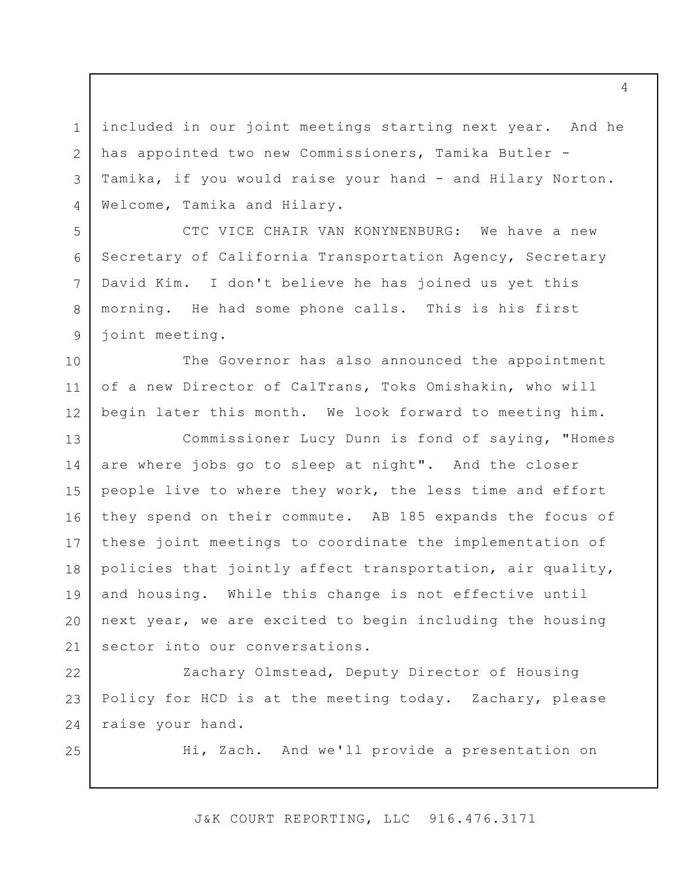included in our joint meetings starting next year. And he has appointed two new Commissioners, Tamika Butler - Tamika, if you would raise your hand - and Hilary Norton. Welcome, Tamika and Hilary.

CTC VICE CHAIR VAN KONYNENBURG: We have a new Secretary of California Transportation Agency, Secretary David Kim. I don't believe he has joined us yet this morning. He had some phone calls. This is his first joint meeting.

The Governor has also announced the appointment of a new Director of CalTrans, Toks Omishakin, who will begin later this month. We look forward to meeting him.

Commissioner Lucy Dunn is fond of saying, "Homes are where jobs go to sleep at night". And the closer people live to where they work, the less time and effort they spend on their commute. AB 185 expands the focus of these joint meetings to coordinate the implementation of policies that jointly affect transportation, air quality, and housing. While this change is not effective until next year, we are excited to begin including the housing sector into our conversations.

Zachary Olmstead, Deputy Director of Housing Policy for HCD is at the meeting today. Zachary, please raise your hand.

Hi, Zach. And we'll provide a presentation on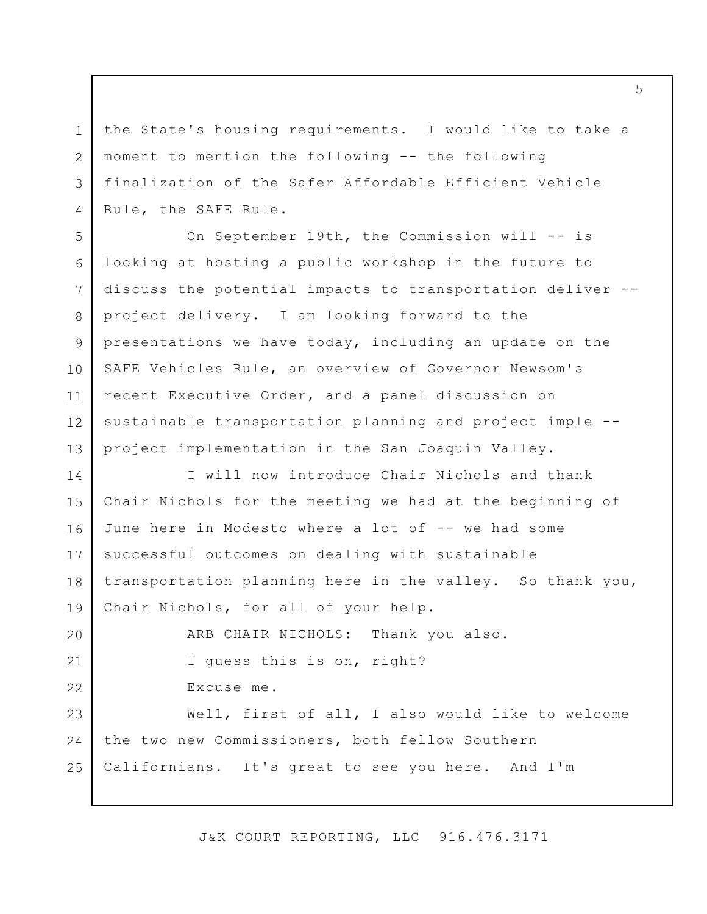the State's housing requirements. I would like to take a moment to mention the following -- the following finalization of the Safer Affordable Efficient Vehicle Rule, the SAFE Rule.

On September 19th, the Commission will -- is looking at hosting a public workshop in the future to discuss the potential impacts to transportation deliver -- project delivery. I am looking forward to the presentations we have today, including an update on the SAFE Vehicles Rule, an overview of Governor Newsom's recent Executive Order, and a panel discussion on sustainable transportation planning and project imple -- project implementation in the San Joaquin Valley.

I will now introduce Chair Nichols and thank Chair Nichols for the meeting we had at the beginning of June here in Modesto where a lot of -- we had some successful outcomes on dealing with sustainable transportation planning here in the valley. So thank you, Chair Nichols, for all of your help.

ARB CHAIR NICHOLS: Thank you also.

I guess this is on, right?

Excuse me.

Well, first of all, I also would like to welcome the two new Commissioners, both fellow Southern Californians. It's great to see you here. And I'm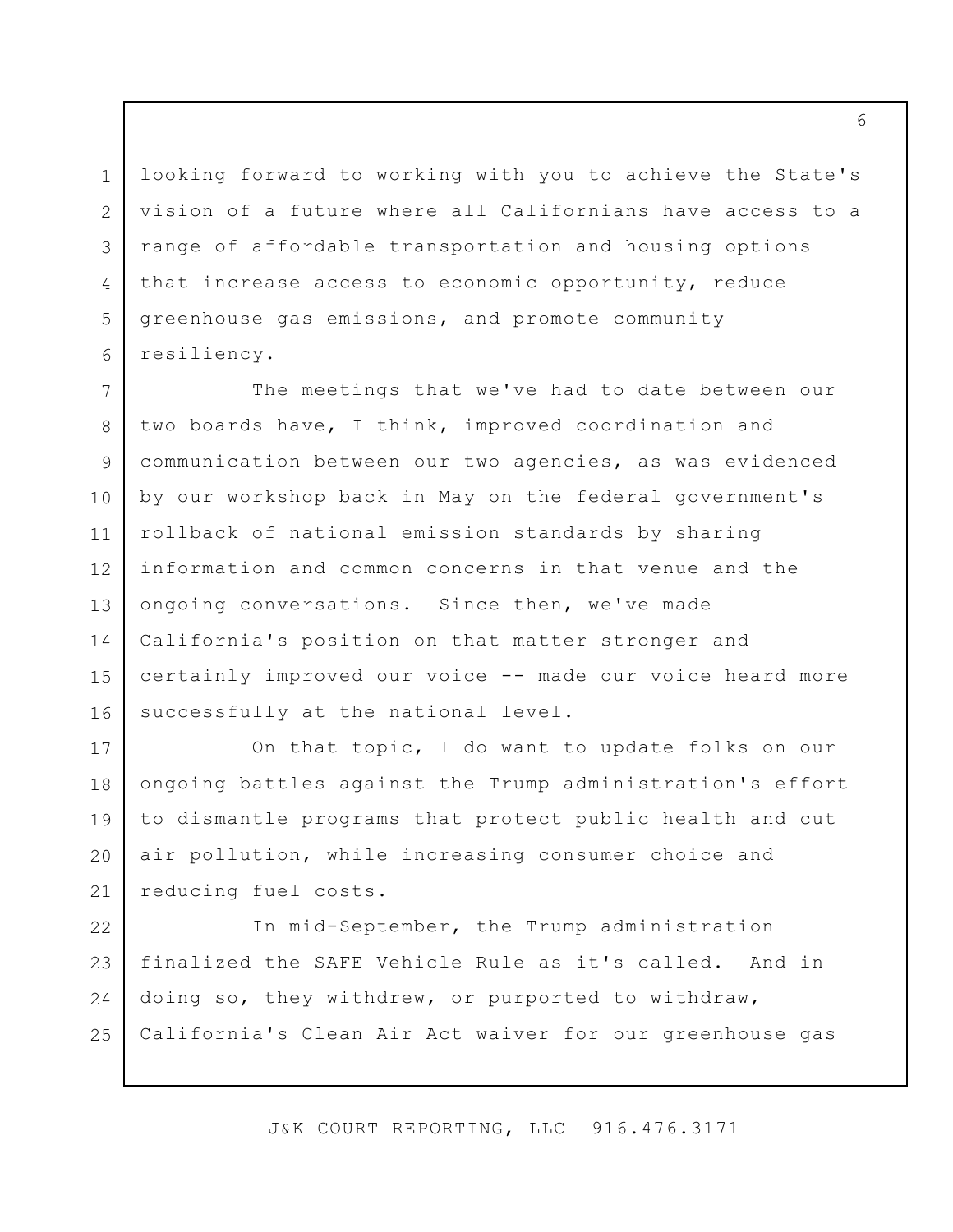looking forward to working with you to achieve the State's vision of a future where all Californians have access to a range of affordable transportation and housing options that increase access to economic opportunity, reduce greenhouse gas emissions, and promote community resiliency.

The meetings that we've had to date between our two boards have, I think, improved coordination and communication between our two agencies, as was evidenced by our workshop back in May on the federal government's rollback of national emission standards by sharing information and common concerns in that venue and the ongoing conversations. Since then, we've made California's position on that matter stronger and certainly improved our voice -- made our voice heard more successfully at the national level.

On that topic, I do want to update folks on our ongoing battles against the Trump administration's effort to dismantle programs that protect public health and cut air pollution, while increasing consumer choice and reducing fuel costs.

In mid-September, the Trump administration finalized the SAFE Vehicle Rule as it's called. And in doing so, they withdrew, or purported to withdraw, California's Clean Air Act waiver for our greenhouse gas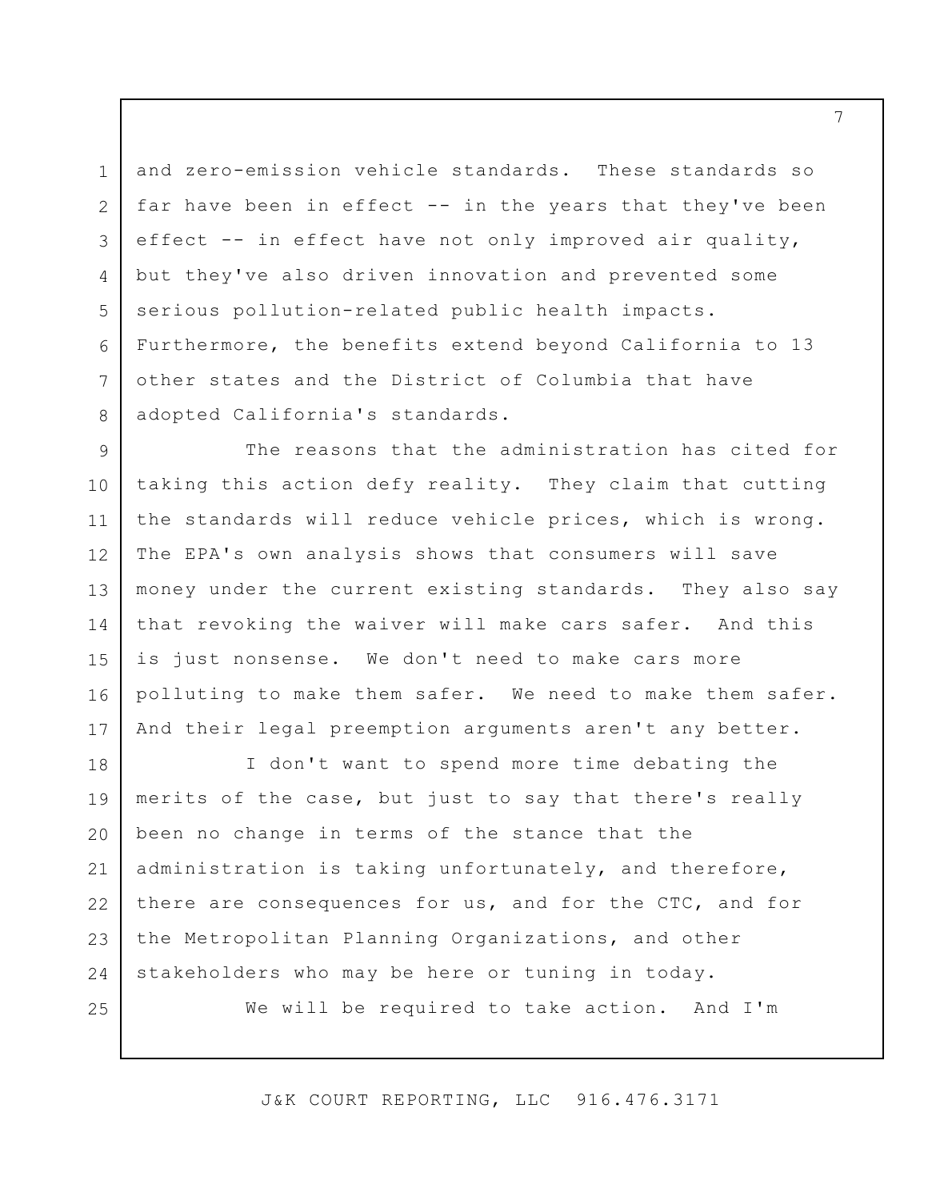and zero-emission vehicle standards. These standards so far have been in effect -- in the years that they've been effect -- in effect have not only improved air quality, but they've also driven innovation and prevented some serious pollution-related public health impacts. Furthermore, the benefits extend beyond California to 13 other states and the District of Columbia that have adopted California's standards.

The reasons that the administration has cited for taking this action defy reality. They claim that cutting the standards will reduce vehicle prices, which is wrong. The EPA's own analysis shows that consumers will save money under the current existing standards. They also say that revoking the waiver will make cars safer. And this is just nonsense. We don't need to make cars more polluting to make them safer. We need to make them safer. And their legal preemption arguments aren't any better.

I don't want to spend more time debating the merits of the case, but just to say that there's really been no change in terms of the stance that the administration is taking unfortunately, and therefore, there are consequences for us, and for the CTC, and for the Metropolitan Planning Organizations, and other stakeholders who may be here or tuning in today.

We will be required to take action. And I'm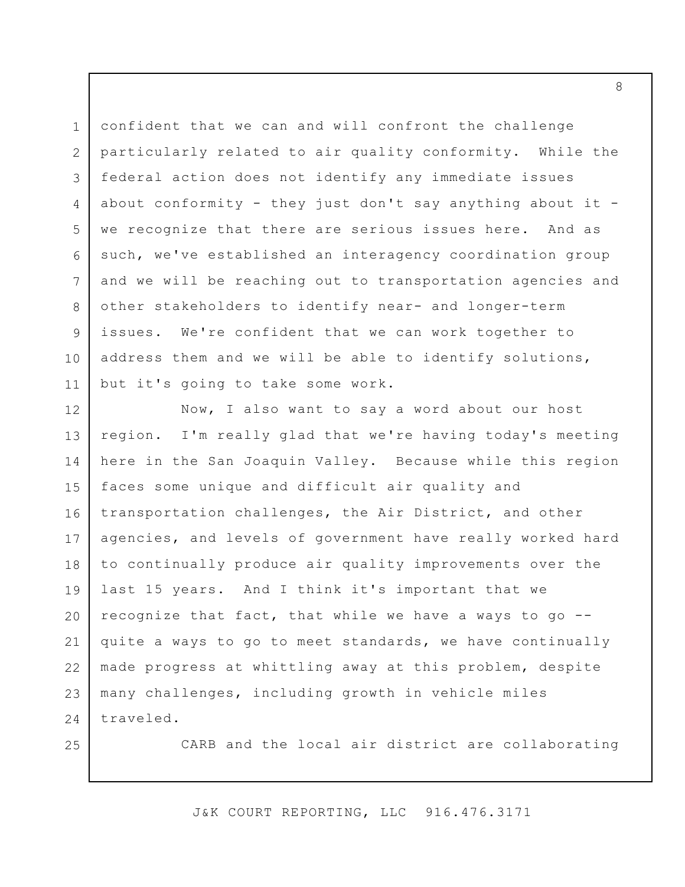confident that we can and will confront the challenge particularly related to air quality conformity. While the federal action does not identify any immediate issues about conformity - they just don't say anything about it - we recognize that there are serious issues here. And as such, we've established an interagency coordination group and we will be reaching out to transportation agencies and other stakeholders to identify near- and longer-term issues. We're confident that we can work together to address them and we will be able to identify solutions, but it's going to take some work.

Now, I also want to say a word about our host region. I'm really glad that we're having today's meeting here in the San Joaquin Valley. Because while this region faces some unique and difficult air quality and transportation challenges, the Air District, and other agencies, and levels of government have really worked hard to continually produce air quality improvements over the last 15 years. And I think it's important that we recognize that fact, that while we have a ways to go -- quite a ways to go to meet standards, we have continually made progress at whittling away at this problem, despite many challenges, including growth in vehicle miles traveled.

CARB and the local air district are collaborating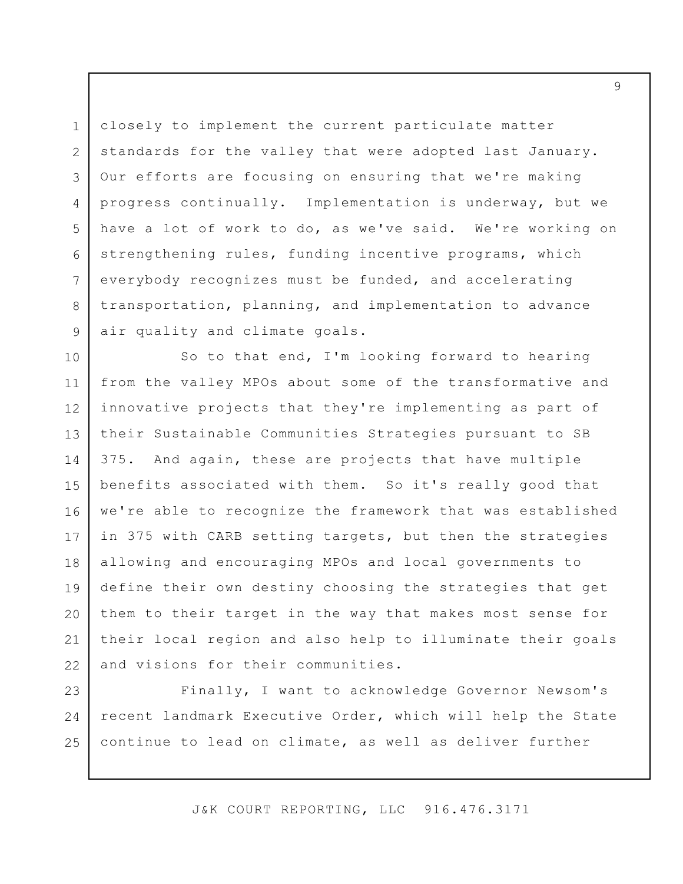closely to implement the current particulate matter standards for the valley that were adopted last January. Our efforts are focusing on ensuring that we're making progress continually. Implementation is underway, but we have a lot of work to do, as we've said. We're working on strengthening rules, funding incentive programs, which everybody recognizes must be funded, and accelerating transportation, planning, and implementation to advance air quality and climate goals.

So to that end, I'm looking forward to hearing from the valley MPOs about some of the transformative and innovative projects that they're implementing as part of their Sustainable Communities Strategies pursuant to SB 375. And again, these are projects that have multiple benefits associated with them. So it's really good that we're able to recognize the framework that was established in 375 with CARB setting targets, but then the strategies allowing and encouraging MPOs and local governments to define their own destiny choosing the strategies that get them to their target in the way that makes most sense for their local region and also help to illuminate their goals and visions for their communities.

Finally, I want to acknowledge Governor Newsom's recent landmark Executive Order, which will help the State continue to lead on climate, as well as deliver further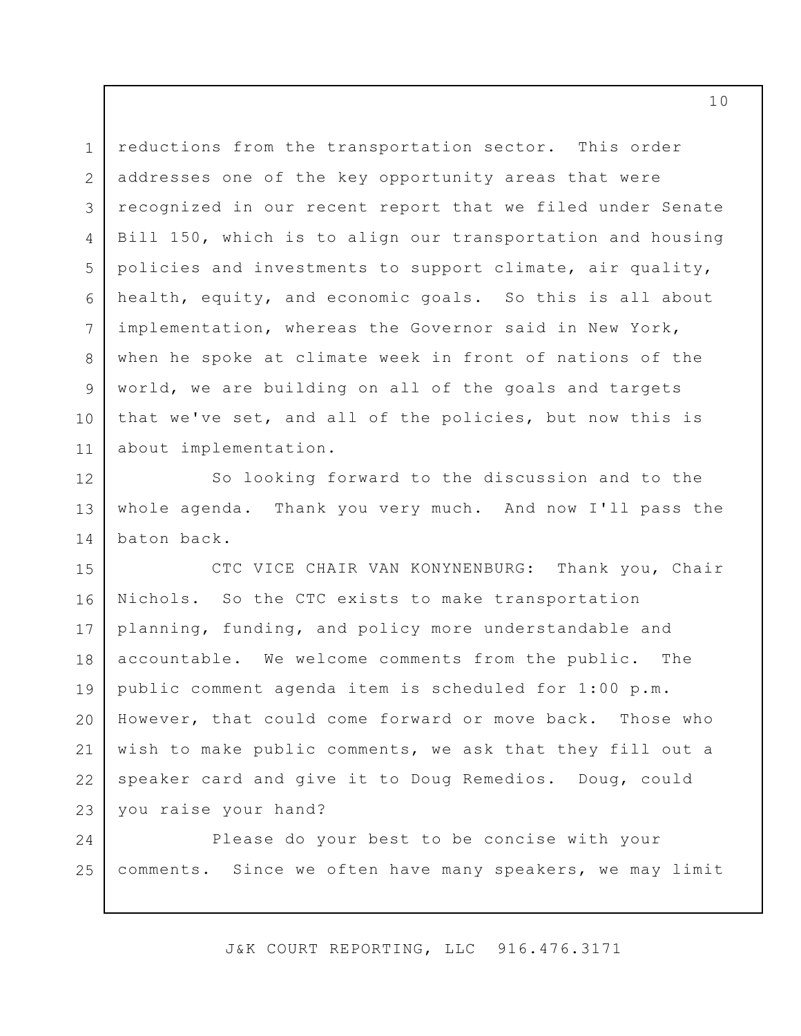reductions from the transportation sector. This order addresses one of the key opportunity areas that were recognized in our recent report that we filed under Senate Bill 150, which is to align our transportation and housing policies and investments to support climate, air quality, health, equity, and economic goals. So this is all about implementation, whereas the Governor said in New York, when he spoke at climate week in front of nations of the world, we are building on all of the goals and targets that we've set, and all of the policies, but now this is about implementation.

So looking forward to the discussion and to the whole agenda. Thank you very much. And now I'll pass the baton back.

CTC VICE CHAIR VAN KONYNENBURG: Thank you, Chair Nichols. So the CTC exists to make transportation planning, funding, and policy more understandable and accountable. We welcome comments from the public. The public comment agenda item is scheduled for 1:00 p.m. However, that could come forward or move back. Those who wish to make public comments, we ask that they fill out a speaker card and give it to Doug Remedios. Doug, could you raise your hand?

Please do your best to be concise with your comments. Since we often have many speakers, we may limit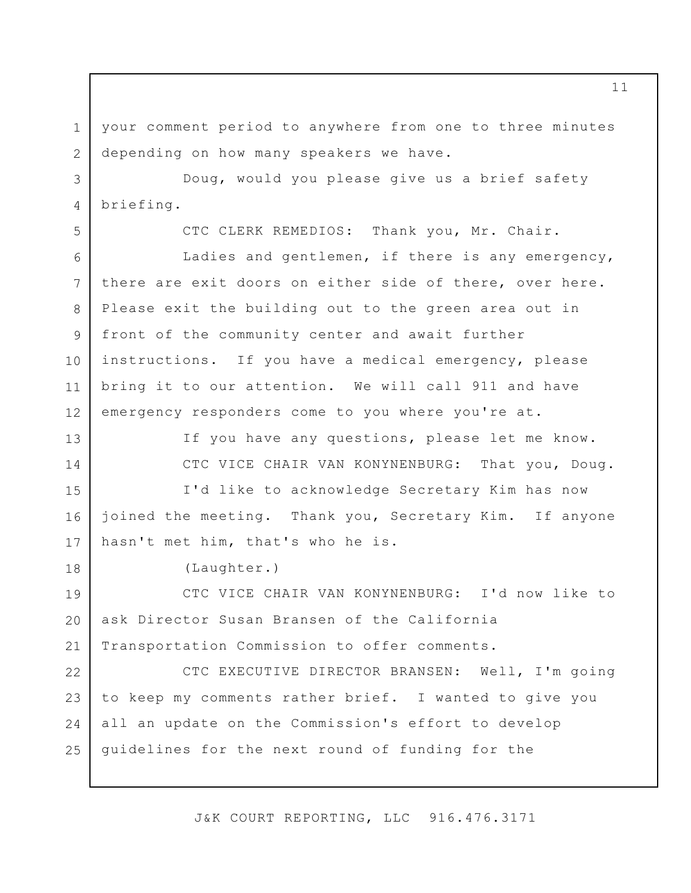your comment period to anywhere from one to three minutes depending on how many speakers we have.

Doug, would you please give us a brief safety briefing.

CTC CLERK REMEDIOS: Thank you, Mr. Chair.

Ladies and gentlemen, if there is any emergency, there are exit doors on either side of there, over here. Please exit the building out to the green area out in front of the community center and await further instructions. If you have a medical emergency, please bring it to our attention. We will call 911 and have emergency responders come to you where you're at.

If you have any questions, please let me know.

CTC VICE CHAIR VAN KONYNENBURG: That you, Doug.

I'd like to acknowledge Secretary Kim has now joined the meeting. Thank you, Secretary Kim. If anyone hasn't met him, that's who he is.

(Laughter.)

CTC VICE CHAIR VAN KONYNENBURG: I'd now like to ask Director Susan Bransen of the California Transportation Commission to offer comments.

CTC EXECUTIVE DIRECTOR BRANSEN: Well, I'm going to keep my comments rather brief. I wanted to give you all an update on the Commission's effort to develop guidelines for the next round of funding for the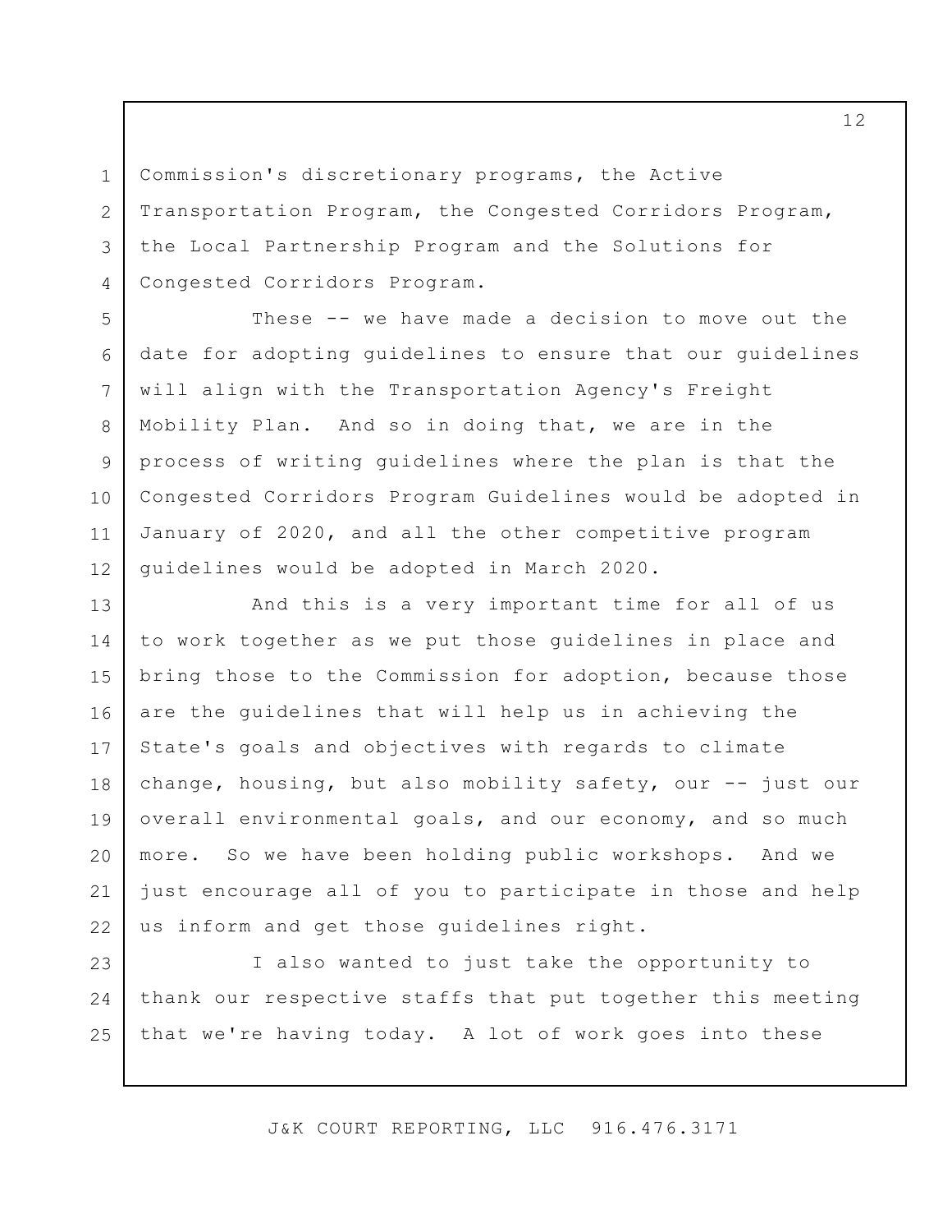Commission's discretionary programs, the Active Transportation Program, the Congested Corridors Program, the Local Partnership Program and the Solutions for Congested Corridors Program.

These -- we have made a decision to move out the date for adopting guidelines to ensure that our guidelines will align with the Transportation Agency's Freight Mobility Plan. And so in doing that, we are in the process of writing guidelines where the plan is that the Congested Corridors Program Guidelines would be adopted in January of 2020, and all the other competitive program guidelines would be adopted in March 2020.

And this is a very important time for all of us to work together as we put those guidelines in place and bring those to the Commission for adoption, because those are the guidelines that will help us in achieving the State's goals and objectives with regards to climate change, housing, but also mobility safety, our -- just our overall environmental goals, and our economy, and so much more. So we have been holding public workshops. And we just encourage all of you to participate in those and help us inform and get those guidelines right.

I also wanted to just take the opportunity to thank our respective staffs that put together this meeting that we're having today. A lot of work goes into these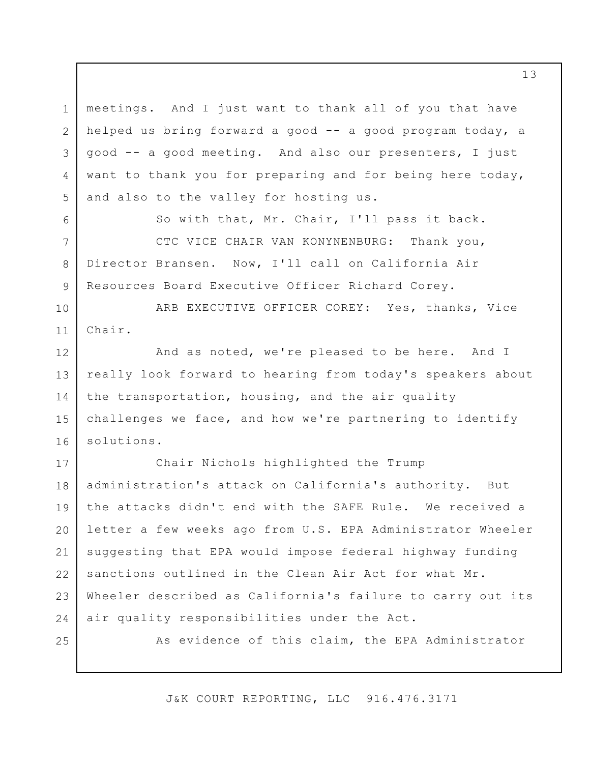meetings. And I just want to thank all of you that have helped us bring forward a good -- a good program today, a good -- a good meeting. And also our presenters, I just want to thank you for preparing and for being here today, and also to the valley for hosting us.

So with that, Mr. Chair, I'll pass it back.

CTC VICE CHAIR VAN KONYNENBURG: Thank you, Director Bransen. Now, I'll call on California Air Resources Board Executive Officer Richard Corey.

ARB EXECUTIVE OFFICER COREY: Yes, thanks, Vice Chair.

And as noted, we're pleased to be here. And I really look forward to hearing from today's speakers about the transportation, housing, and the air quality challenges we face, and how we're partnering to identify solutions.

Chair Nichols highlighted the Trump administration's attack on California's authority. But the attacks didn't end with the SAFE Rule. We received a letter a few weeks ago from U.S. EPA Administrator Wheeler suggesting that EPA would impose federal highway funding sanctions outlined in the Clean Air Act for what Mr. Wheeler described as California's failure to carry out its air quality responsibilities under the Act.

As evidence of this claim, the EPA Administrator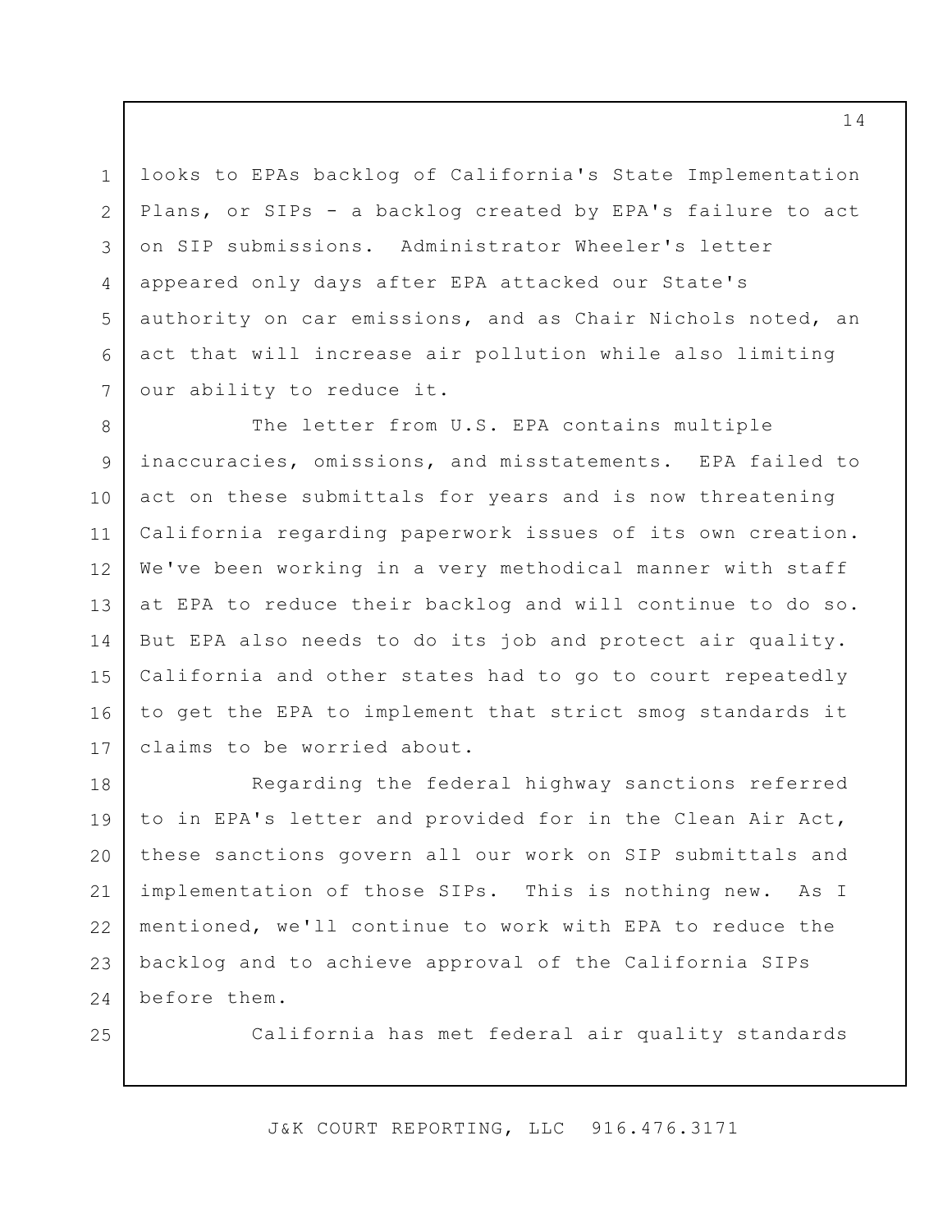looks to EPAs backlog of California's State Implementation Plans, or SIPs - a backlog created by EPA's failure to act on SIP submissions. Administrator Wheeler's letter appeared only days after EPA attacked our State's authority on car emissions, and as Chair Nichols noted, an act that will increase air pollution while also limiting our ability to reduce it.

The letter from U.S. EPA contains multiple inaccuracies, omissions, and misstatements. EPA failed to act on these submittals for years and is now threatening California regarding paperwork issues of its own creation. We've been working in a very methodical manner with staff at EPA to reduce their backlog and will continue to do so. But EPA also needs to do its job and protect air quality. California and other states had to go to court repeatedly to get the EPA to implement that strict smog standards it claims to be worried about.

Regarding the federal highway sanctions referred to in EPA's letter and provided for in the Clean Air Act, these sanctions govern all our work on SIP submittals and implementation of those SIPs. This is nothing new. As I mentioned, we'll continue to work with EPA to reduce the backlog and to achieve approval of the California SIPs before them.

California has met federal air quality standards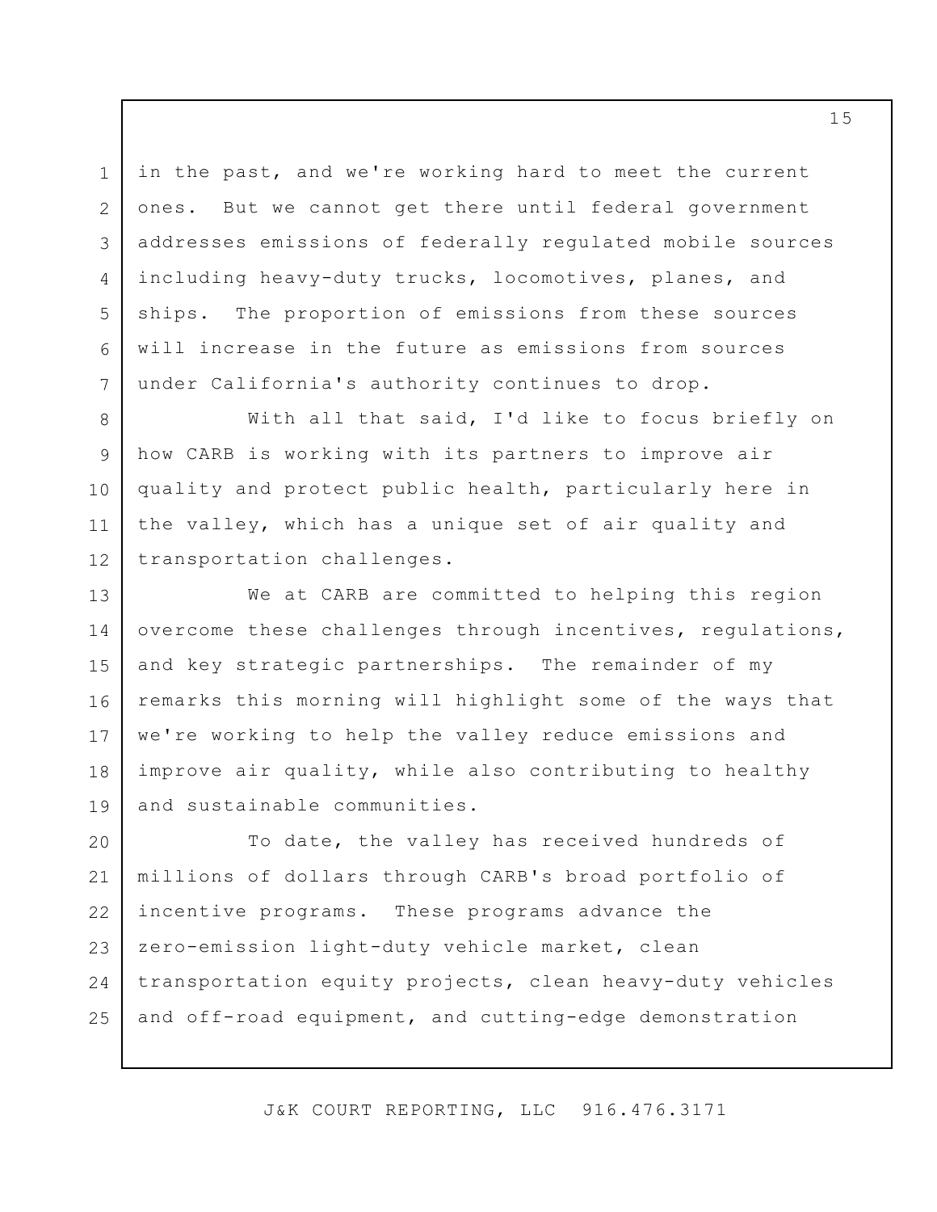in the past, and we're working hard to meet the current ones. But we cannot get there until federal government addresses emissions of federally regulated mobile sources including heavy-duty trucks, locomotives, planes, and ships. The proportion of emissions from these sources will increase in the future as emissions from sources under California's authority continues to drop.

With all that said, I'd like to focus briefly on how CARB is working with its partners to improve air quality and protect public health, particularly here in the valley, which has a unique set of air quality and transportation challenges.

We at CARB are committed to helping this region overcome these challenges through incentives, regulations, and key strategic partnerships. The remainder of my remarks this morning will highlight some of the ways that we're working to help the valley reduce emissions and improve air quality, while also contributing to healthy and sustainable communities.

To date, the valley has received hundreds of millions of dollars through CARB's broad portfolio of incentive programs. These programs advance the zero-emission light-duty vehicle market, clean transportation equity projects, clean heavy-duty vehicles and off-road equipment, and cutting-edge demonstration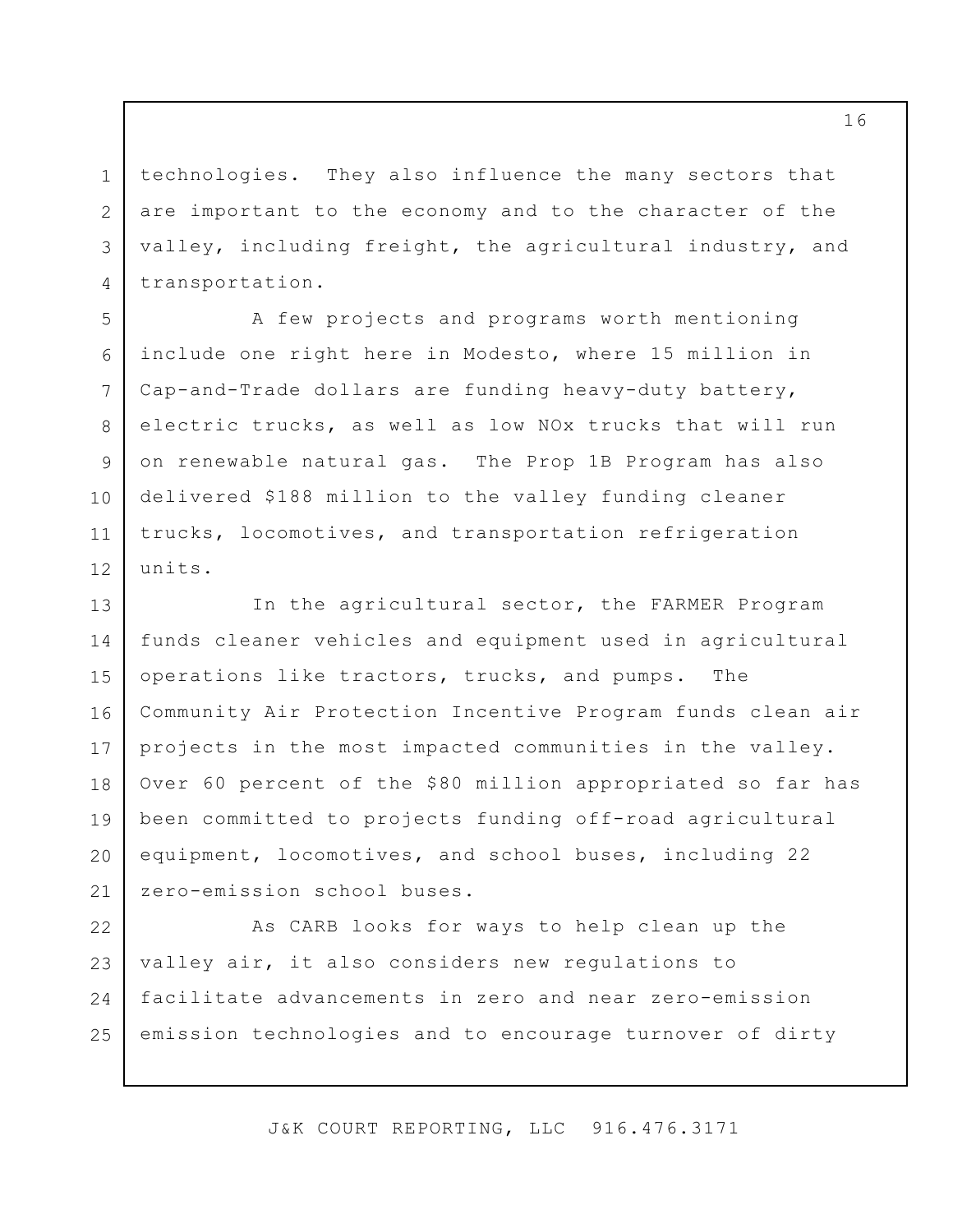technologies. They also influence the many sectors that are important to the economy and to the character of the valley, including freight, the agricultural industry, and transportation.

A few projects and programs worth mentioning include one right here in Modesto, where 15 million in Cap-and-Trade dollars are funding heavy-duty battery, electric trucks, as well as low NOx trucks that will run on renewable natural gas. The Prop 1B Program has also delivered $188 million to the valley funding cleaner trucks, locomotives, and transportation refrigeration units.

In the agricultural sector, the FARMER Program funds cleaner vehicles and equipment used in agricultural operations like tractors, trucks, and pumps. The Community Air Protection Incentive Program funds clean air projects in the most impacted communities in the valley. Over 60 percent of the $80 million appropriated so far has been committed to projects funding off-road agricultural equipment, locomotives, and school buses, including 22 zero-emission school buses.

As CARB looks for ways to help clean up the valley air, it also considers new regulations to facilitate advancements in zero and near zero-emission emission technologies and to encourage turnover of dirty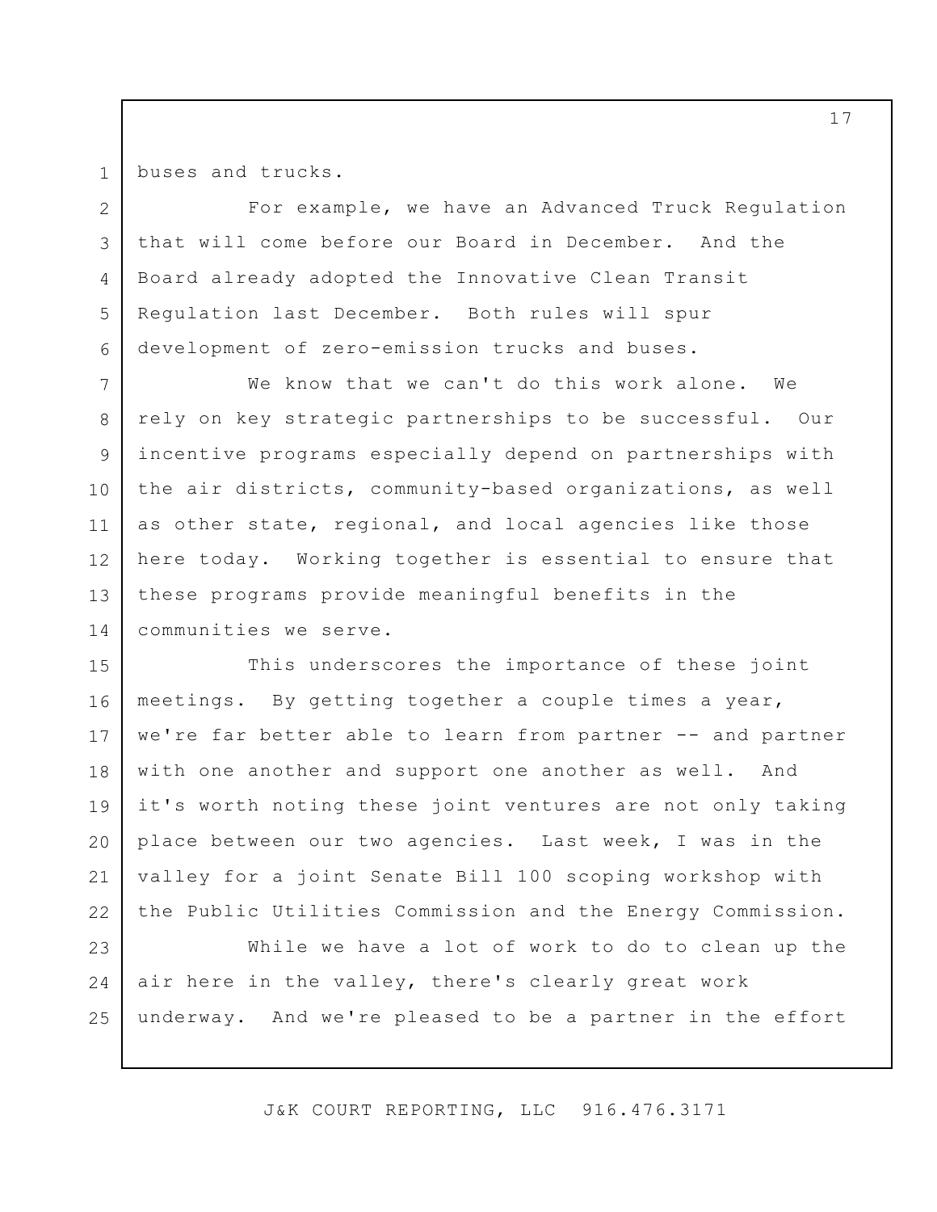buses and trucks.

For example, we have an Advanced Truck Regulation that will come before our Board in December. And the Board already adopted the Innovative Clean Transit Regulation last December. Both rules will spur development of zero-emission trucks and buses.

We know that we can't do this work alone. We rely on key strategic partnerships to be successful. Our incentive programs especially depend on partnerships with the air districts, community-based organizations, as well as other state, regional, and local agencies like those here today. Working together is essential to ensure that these programs provide meaningful benefits in the communities we serve.

This underscores the importance of these joint meetings. By getting together a couple times a year, we're far better able to learn from partner -- and partner with one another and support one another as well. And it's worth noting these joint ventures are not only taking place between our two agencies. Last week, I was in the valley for a joint Senate Bill 100 scoping workshop with the Public Utilities Commission and the Energy Commission.

While we have a lot of work to do to clean up the air here in the valley, there's clearly great work underway. And we're pleased to be a partner in the effort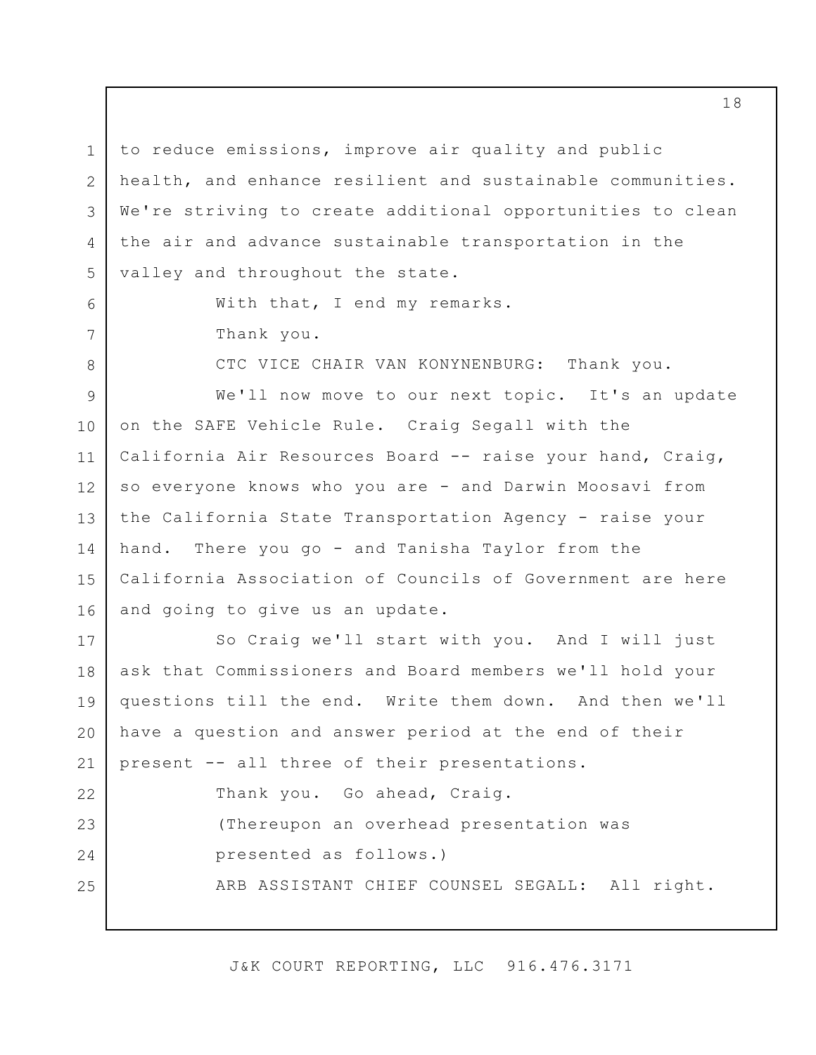to reduce emissions, improve air quality and public health, and enhance resilient and sustainable communities. We're striving to create additional opportunities to clean the air and advance sustainable transportation in the valley and throughout the state.

With that, I end my remarks.

Thank you.

CTC VICE CHAIR VAN KONYNENBURG: Thank you.

We'll now move to our next topic. It's an update on the SAFE Vehicle Rule. Craig Segall with the California Air Resources Board -- raise your hand, Craig, so everyone knows who you are - and Darwin Moosavi from the California State Transportation Agency - raise your hand. There you go - and Tanisha Taylor from the California Association of Councils of Government are here and going to give us an update.

So Craig we'll start with you. And I will just ask that Commissioners and Board members we'll hold your questions till the end. Write them down. And then we'll have a question and answer period at the end of their present -- all three of their presentations.

Thank you. Go ahead, Craig.

(Thereupon an overhead presentation was presented as follows.)

ARB ASSISTANT CHIEF COUNSEL SEGALL: All right.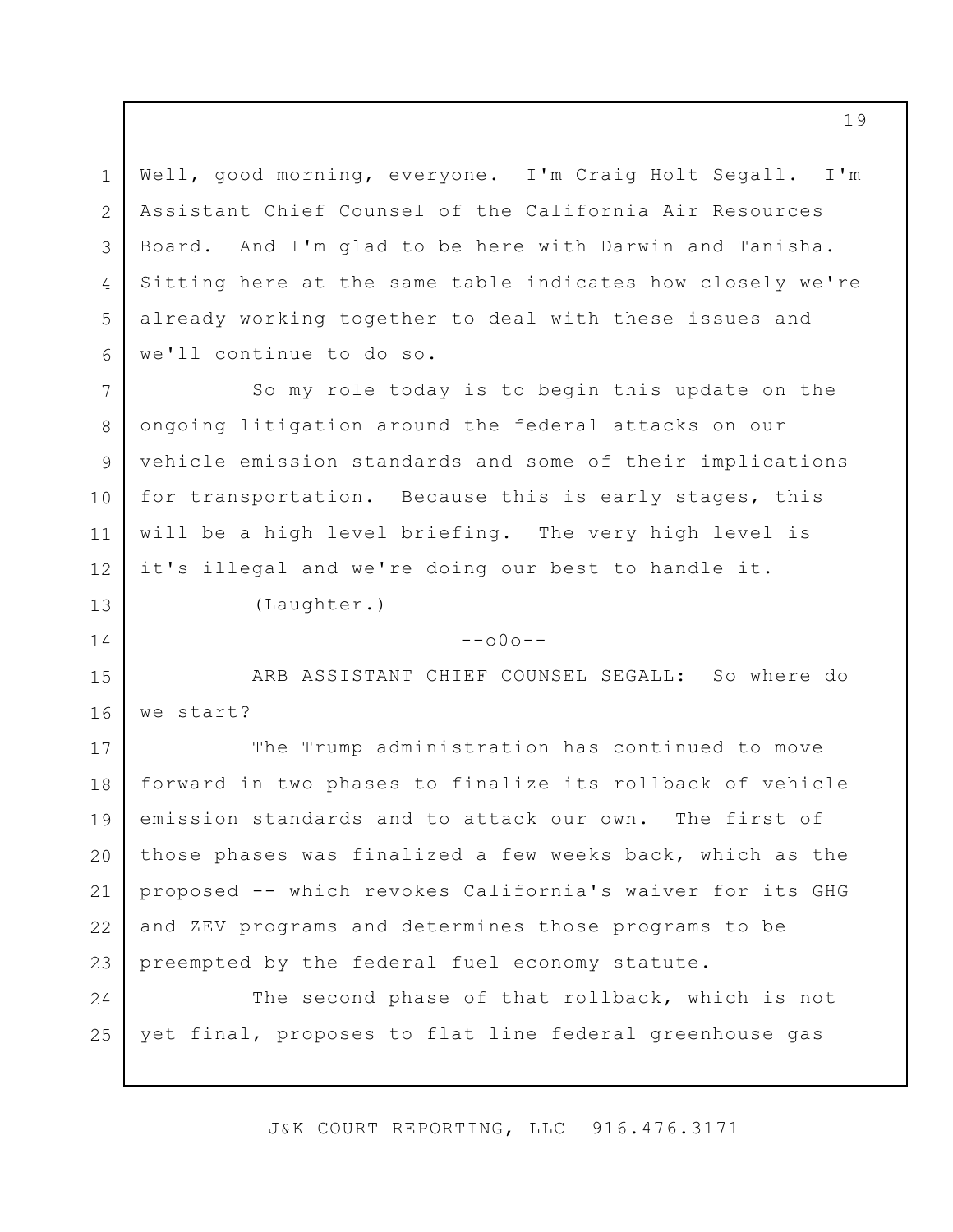Well, good morning, everyone. I'm Craig Holt Segall. I'm Assistant Chief Counsel of the California Air Resources Board. And I'm glad to be here with Darwin and Tanisha. Sitting here at the same table indicates how closely we're already working together to deal with these issues and we'll continue to do so.

So my role today is to begin this update on the ongoing litigation around the federal attacks on our vehicle emission standards and some of their implications for transportation. Because this is early stages, this will be a high level briefing. The very high level is it's illegal and we're doing our best to handle it.

(Laughter.)

--o0o--

ARB ASSISTANT CHIEF COUNSEL SEGALL: So where do we start?

The Trump administration has continued to move forward in two phases to finalize its rollback of vehicle emission standards and to attack our own. The first of those phases was finalized a few weeks back, which as the proposed -- which revokes California's waiver for its GHG and ZEV programs and determines those programs to be preempted by the federal fuel economy statute.

The second phase of that rollback, which is not yet final, proposes to flat line federal greenhouse gas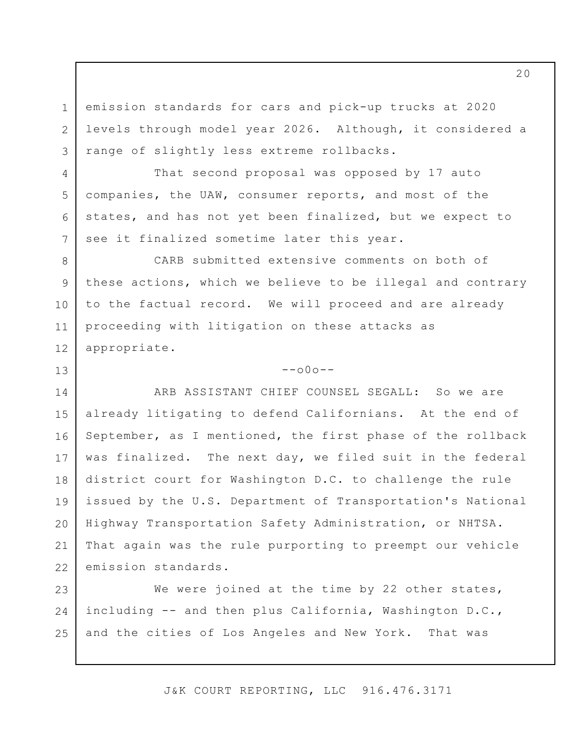emission standards for cars and pick-up trucks at 2020 levels through model year 2026. Although, it considered a range of slightly less extreme rollbacks.

That second proposal was opposed by 17 auto companies, the UAW, consumer reports, and most of the states, and has not yet been finalized, but we expect to see it finalized sometime later this year.

CARB submitted extensive comments on both of these actions, which we believe to be illegal and contrary to the factual record. We will proceed and are already proceeding with litigation on these attacks as appropriate.

--o0o--

ARB ASSISTANT CHIEF COUNSEL SEGALL: So we are already litigating to defend Californians. At the end of September, as I mentioned, the first phase of the rollback was finalized. The next day, we filed suit in the federal district court for Washington D.C. to challenge the rule issued by the U.S. Department of Transportation's National Highway Transportation Safety Administration, or NHTSA. That again was the rule purporting to preempt our vehicle emission standards.

We were joined at the time by 22 other states, including -- and then plus California, Washington D.C., and the cities of Los Angeles and New York. That was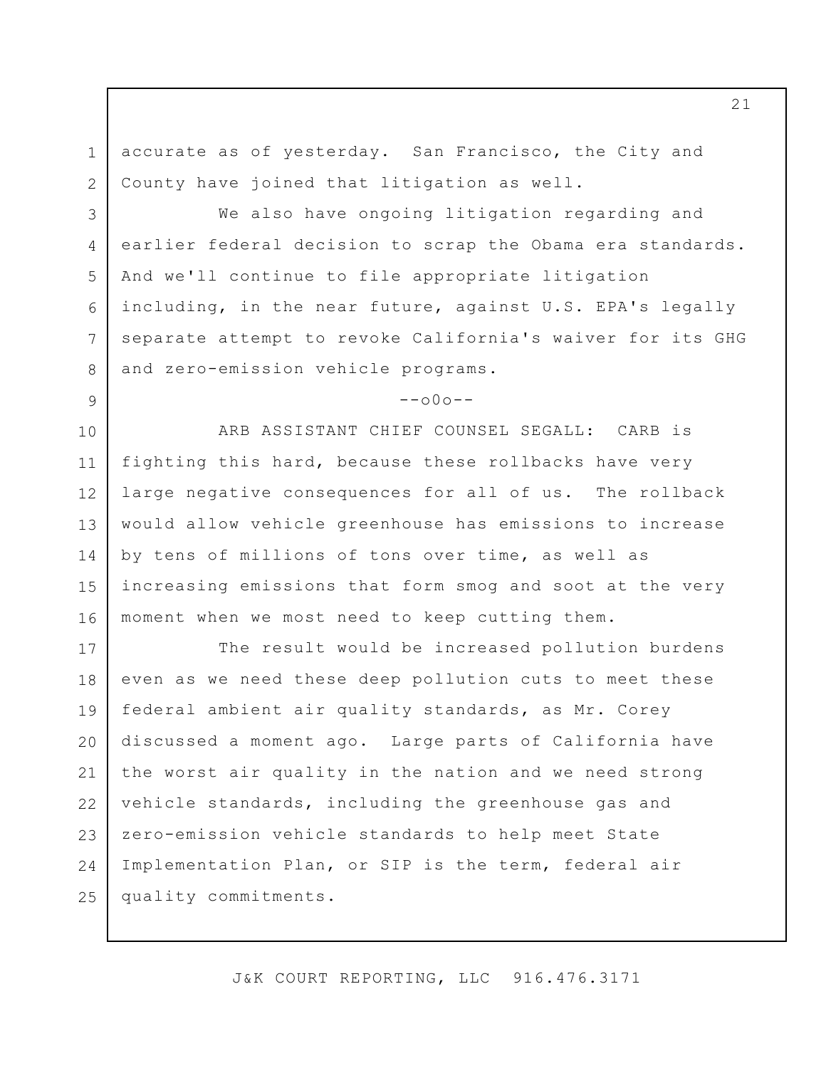accurate as of yesterday. San Francisco, the City and County have joined that litigation as well.

We also have ongoing litigation regarding and earlier federal decision to scrap the Obama era standards. And we'll continue to file appropriate litigation including, in the near future, against U.S. EPA's legally separate attempt to revoke California's waiver for its GHG and zero-emission vehicle programs.

--o0o--

ARB ASSISTANT CHIEF COUNSEL SEGALL: CARB is fighting this hard, because these rollbacks have very large negative consequences for all of us. The rollback would allow vehicle greenhouse has emissions to increase by tens of millions of tons over time, as well as increasing emissions that form smog and soot at the very moment when we most need to keep cutting them.

The result would be increased pollution burdens even as we need these deep pollution cuts to meet these federal ambient air quality standards, as Mr. Corey discussed a moment ago. Large parts of California have the worst air quality in the nation and we need strong vehicle standards, including the greenhouse gas and zero-emission vehicle standards to help meet State Implementation Plan, or SIP is the term, federal air quality commitments.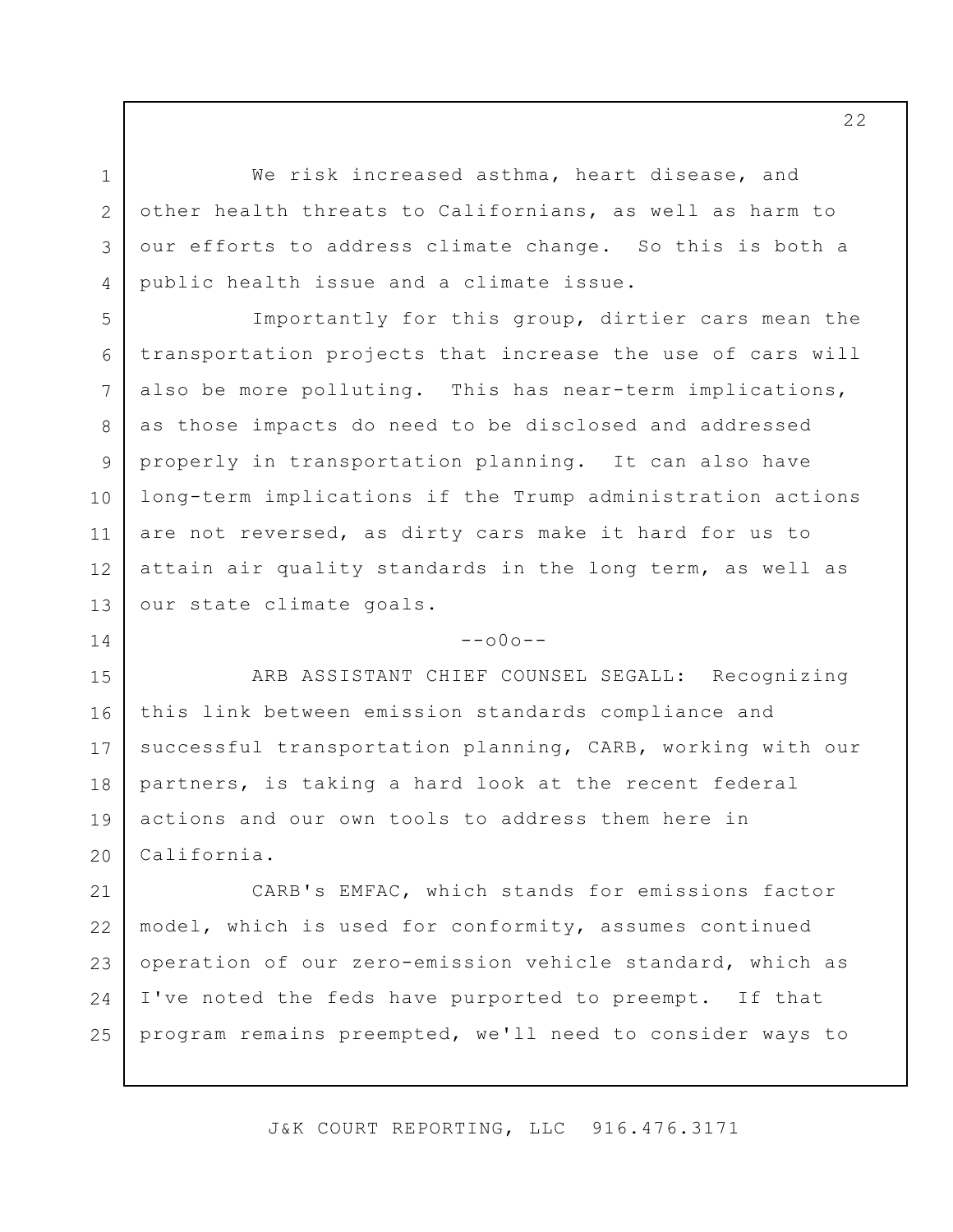We risk increased asthma, heart disease, and other health threats to Californians, as well as harm to our efforts to address climate change. So this is both a public health issue and a climate issue.

Importantly for this group, dirtier cars mean the transportation projects that increase the use of cars will also be more polluting. This has near-term implications, as those impacts do need to be disclosed and addressed properly in transportation planning. It can also have long-term implications if the Trump administration actions are not reversed, as dirty cars make it hard for us to attain air quality standards in the long term, as well as our state climate goals.

--o0o--

ARB ASSISTANT CHIEF COUNSEL SEGALL: Recognizing this link between emission standards compliance and successful transportation planning, CARB, working with our partners, is taking a hard look at the recent federal actions and our own tools to address them here in California.

CARB's EMFAC, which stands for emissions factor model, which is used for conformity, assumes continued operation of our zero-emission vehicle standard, which as I've noted the feds have purported to preempt. If that program remains preempted, we'll need to consider ways to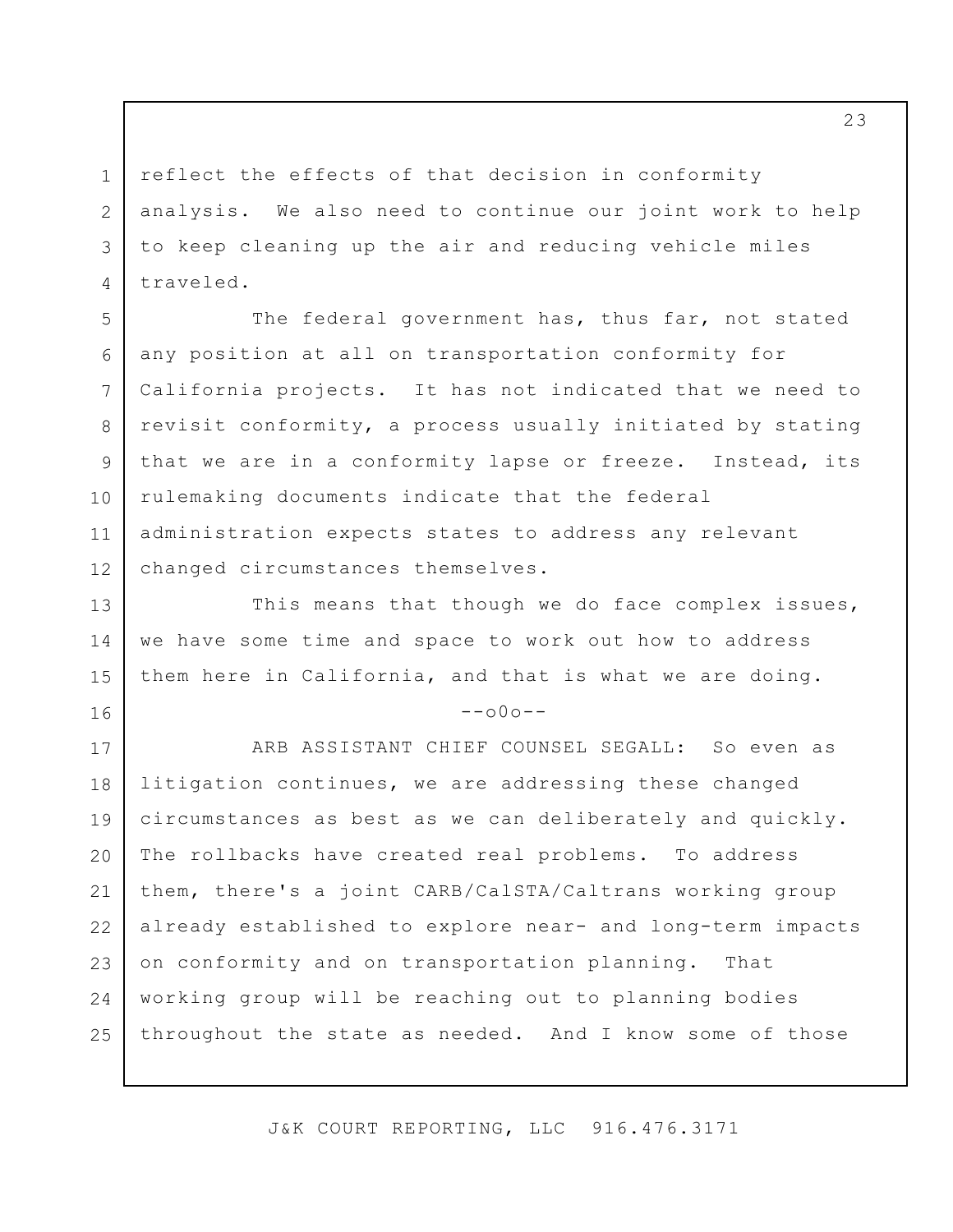reflect the effects of that decision in conformity analysis. We also need to continue our joint work to help to keep cleaning up the air and reducing vehicle miles traveled.

The federal government has, thus far, not stated any position at all on transportation conformity for California projects. It has not indicated that we need to revisit conformity, a process usually initiated by stating that we are in a conformity lapse or freeze. Instead, its rulemaking documents indicate that the federal administration expects states to address any relevant changed circumstances themselves.

This means that though we do face complex issues, we have some time and space to work out how to address them here in California, and that is what we are doing.

--o0o--

ARB ASSISTANT CHIEF COUNSEL SEGALL: So even as litigation continues, we are addressing these changed circumstances as best as we can deliberately and quickly. The rollbacks have created real problems. To address them, there's a joint CARB/CalSTA/Caltrans working group already established to explore near- and long-term impacts on conformity and on transportation planning. That working group will be reaching out to planning bodies throughout the state as needed. And I know some of those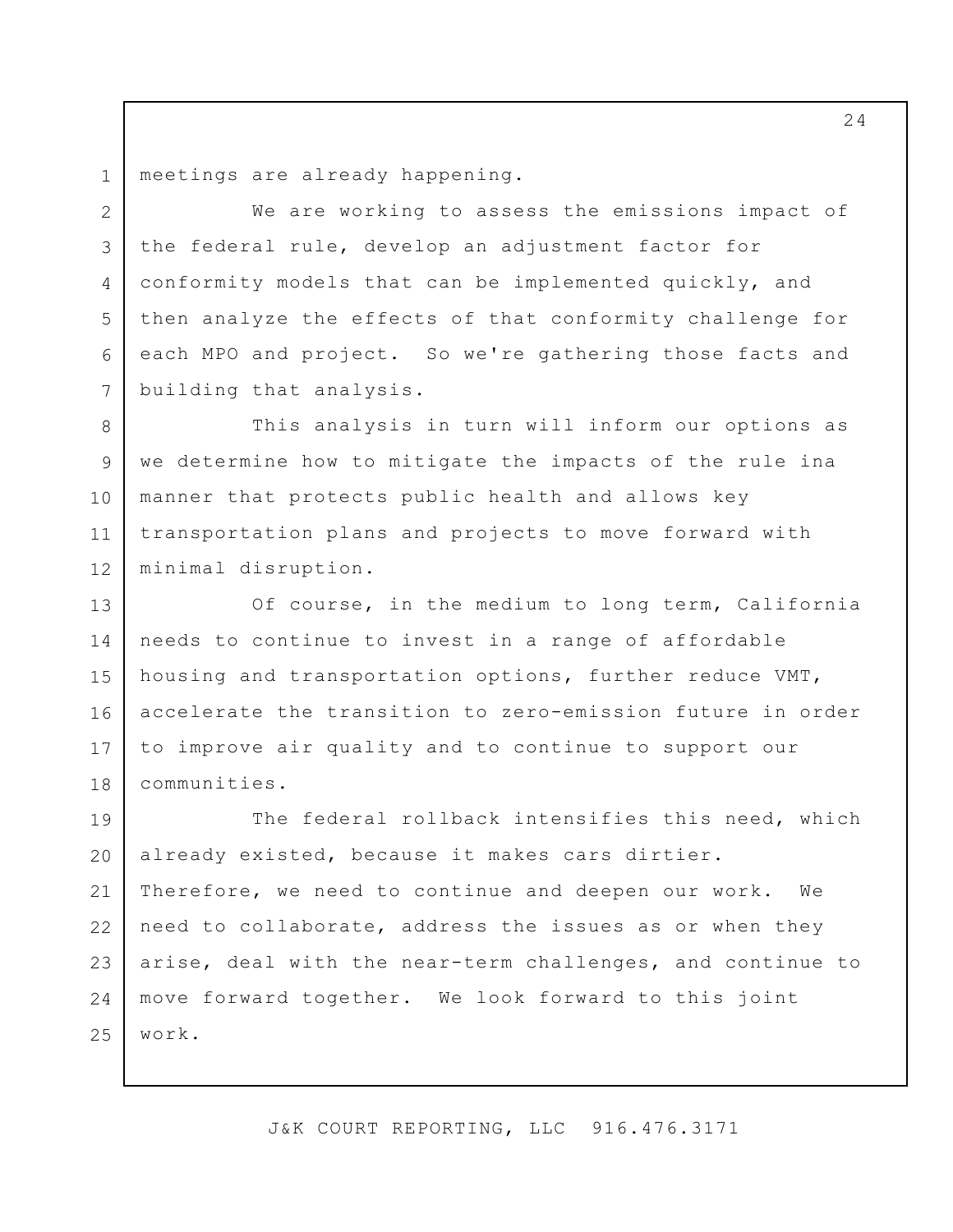meetings are already happening.

We are working to assess the emissions impact of the federal rule, develop an adjustment factor for conformity models that can be implemented quickly, and then analyze the effects of that conformity challenge for each MPO and project. So we're gathering those facts and building that analysis.

This analysis in turn will inform our options as we determine how to mitigate the impacts of the rule ina manner that protects public health and allows key transportation plans and projects to move forward with minimal disruption.

Of course, in the medium to long term, California needs to continue to invest in a range of affordable housing and transportation options, further reduce VMT, accelerate the transition to zero-emission future in order to improve air quality and to continue to support our communities.

The federal rollback intensifies this need, which already existed, because it makes cars dirtier. Therefore, we need to continue and deepen our work. We need to collaborate, address the issues as or when they arise, deal with the near-term challenges, and continue to move forward together. We look forward to this joint work.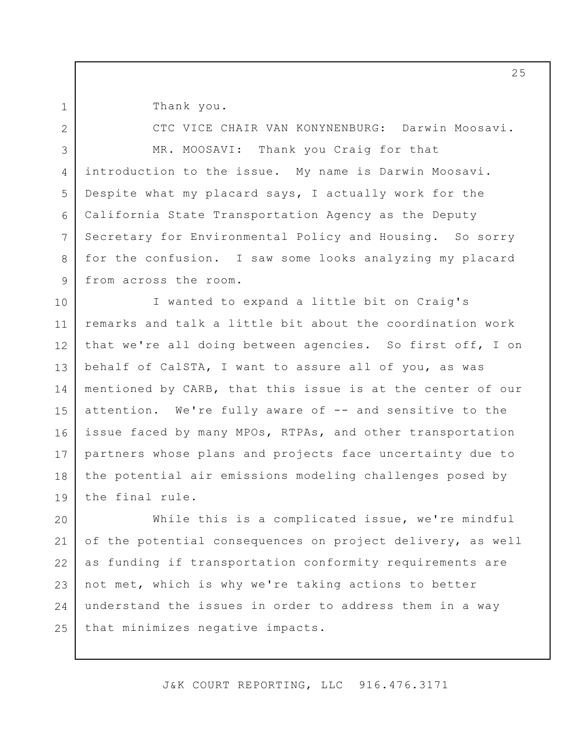Thank you.

CTC VICE CHAIR VAN KONYNENBURG: Darwin Moosavi.

MR. MOOSAVI: Thank you Craig for that introduction to the issue. My name is Darwin Moosavi. Despite what my placard says, I actually work for the California State Transportation Agency as the Deputy Secretary for Environmental Policy and Housing. So sorry for the confusion. I saw some looks analyzing my placard from across the room.

I wanted to expand a little bit on Craig's remarks and talk a little bit about the coordination work that we're all doing between agencies. So first off, I on behalf of CalSTA, I want to assure all of you, as was mentioned by CARB, that this issue is at the center of our attention. We're fully aware of -- and sensitive to the issue faced by many MPOs, RTPAs, and other transportation partners whose plans and projects face uncertainty due to the potential air emissions modeling challenges posed by the final rule.

While this is a complicated issue, we're mindful of the potential consequences on project delivery, as well as funding if transportation conformity requirements are not met, which is why we're taking actions to better understand the issues in order to address them in a way that minimizes negative impacts.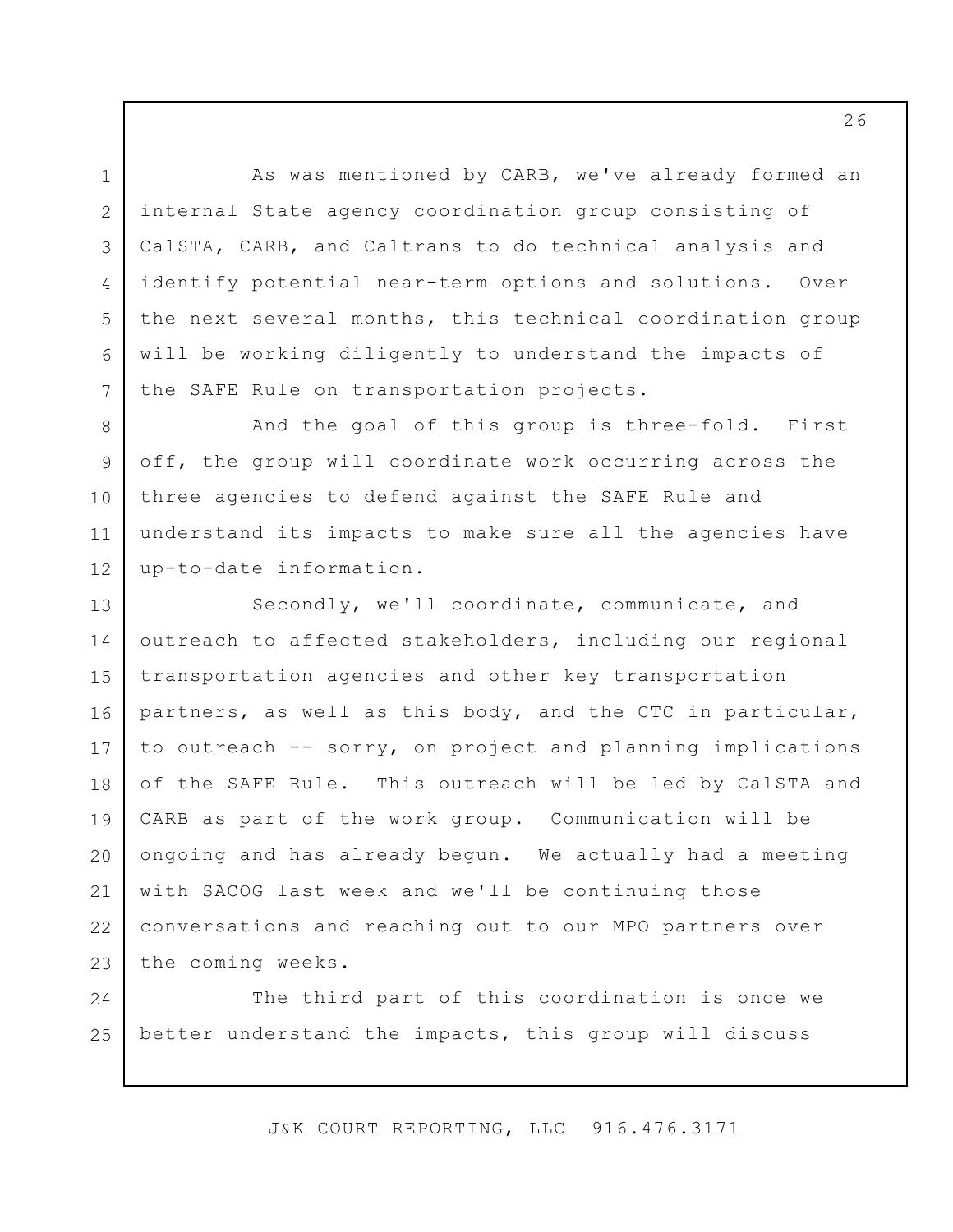As was mentioned by CARB, we've already formed an internal State agency coordination group consisting of CalSTA, CARB, and Caltrans to do technical analysis and identify potential near-term options and solutions. Over the next several months, this technical coordination group will be working diligently to understand the impacts of the SAFE Rule on transportation projects.

And the goal of this group is three-fold. First off, the group will coordinate work occurring across the three agencies to defend against the SAFE Rule and understand its impacts to make sure all the agencies have up-to-date information.

Secondly, we'll coordinate, communicate, and outreach to affected stakeholders, including our regional transportation agencies and other key transportation partners, as well as this body, and the CTC in particular, to outreach -- sorry, on project and planning implications of the SAFE Rule. This outreach will be led by CalSTA and CARB as part of the work group. Communication will be ongoing and has already begun. We actually had a meeting with SACOG last week and we'll be continuing those conversations and reaching out to our MPO partners over the coming weeks.

The third part of this coordination is once we better understand the impacts, this group will discuss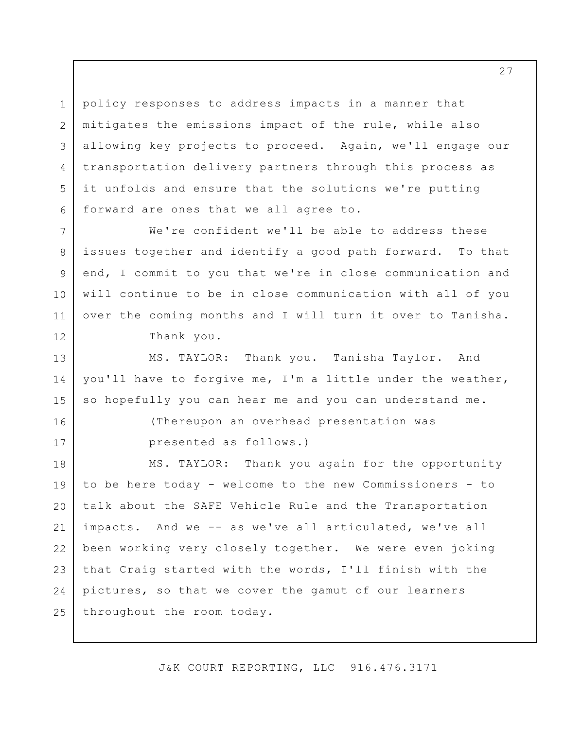policy responses to address impacts in a manner that mitigates the emissions impact of the rule, while also allowing key projects to proceed. Again, we'll engage our transportation delivery partners through this process as it unfolds and ensure that the solutions we're putting forward are ones that we all agree to.

We're confident we'll be able to address these issues together and identify a good path forward. To that end, I commit to you that we're in close communication and will continue to be in close communication with all of you over the coming months and I will turn it over to Tanisha.

Thank you.

MS. TAYLOR: Thank you. Tanisha Taylor. And you'll have to forgive me, I'm a little under the weather, so hopefully you can hear me and you can understand me.

(Thereupon an overhead presentation was presented as follows.)

MS. TAYLOR: Thank you again for the opportunity to be here today - welcome to the new Commissioners - to talk about the SAFE Vehicle Rule and the Transportation impacts. And we -- as we've all articulated, we've all been working very closely together. We were even joking that Craig started with the words, I'll finish with the pictures, so that we cover the gamut of our learners throughout the room today.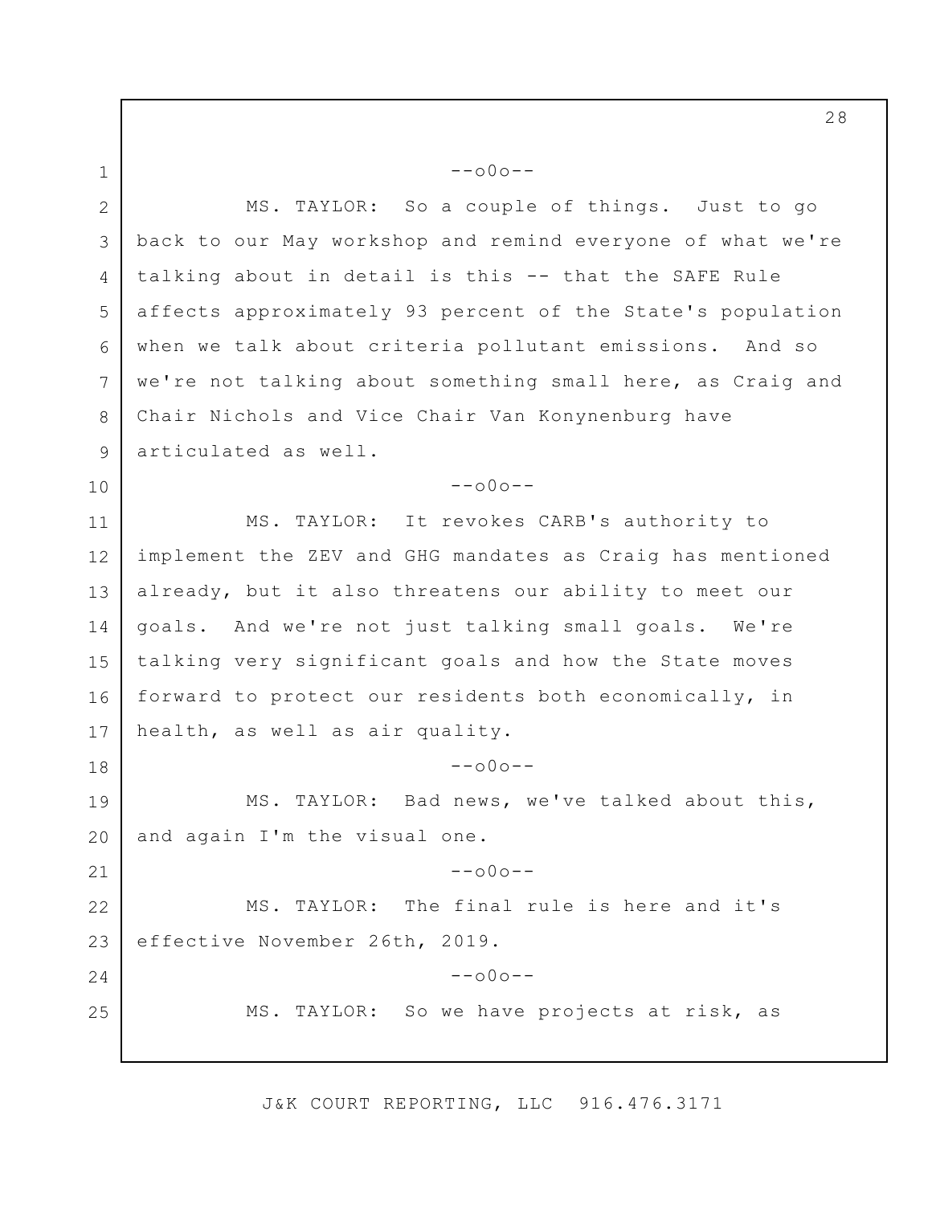--o0o--

MS. TAYLOR: So a couple of things. Just to go back to our May workshop and remind everyone of what we're talking about in detail is this -- that the SAFE Rule affects approximately 93 percent of the State's population when we talk about criteria pollutant emissions. And so we're not talking about something small here, as Craig and Chair Nichols and Vice Chair Van Konynenburg have articulated as well.

--o0o--

MS. TAYLOR: It revokes CARB's authority to implement the ZEV and GHG mandates as Craig has mentioned already, but it also threatens our ability to meet our goals. And we're not just talking small goals. We're talking very significant goals and how the State moves forward to protect our residents both economically, in health, as well as air quality.

--o0o--

MS. TAYLOR: Bad news, we've talked about this, and again I'm the visual one.

--o0o--

MS. TAYLOR: The final rule is here and it's effective November 26th, 2019.

--o0o--

MS. TAYLOR: So we have projects at risk, as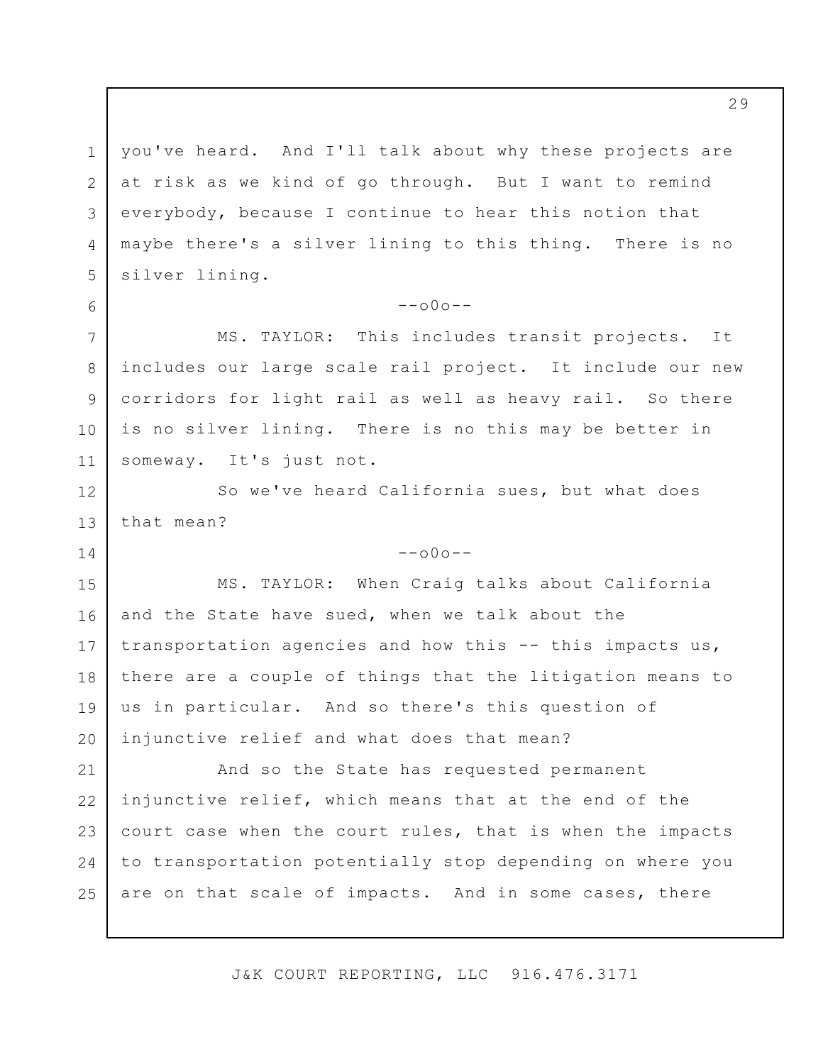you've heard. And I'll talk about why these projects are at risk as we kind of go through. But I want to remind everybody, because I continue to hear this notion that maybe there's a silver lining to this thing. There is no silver lining.

--o0o--

MS. TAYLOR: This includes transit projects. It includes our large scale rail project. It include our new corridors for light rail as well as heavy rail. So there is no silver lining. There is no this may be better in someway. It's just not.

So we've heard California sues, but what does that mean?

--o0o--

MS. TAYLOR: When Craig talks about California and the State have sued, when we talk about the transportation agencies and how this -- this impacts us, there are a couple of things that the litigation means to us in particular. And so there's this question of injunctive relief and what does that mean?

And so the State has requested permanent injunctive relief, which means that at the end of the court case when the court rules, that is when the impacts to transportation potentially stop depending on where you are on that scale of impacts. And in some cases, there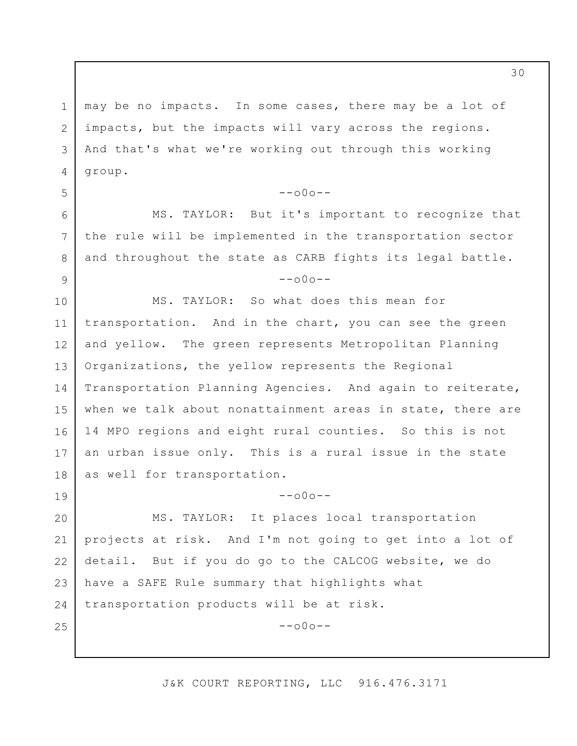may be no impacts. In some cases, there may be a lot of impacts, but the impacts will vary across the regions. And that's what we're working out through this working group.

--o0o--

MS. TAYLOR: But it's important to recognize that the rule will be implemented in the transportation sector and throughout the state as CARB fights its legal battle.

--o0o--

MS. TAYLOR: So what does this mean for transportation. And in the chart, you can see the green and yellow. The green represents Metropolitan Planning Organizations, the yellow represents the Regional Transportation Planning Agencies. And again to reiterate, when we talk about nonattainment areas in state, there are 14 MPO regions and eight rural counties. So this is not an urban issue only. This is a rural issue in the state as well for transportation.

--o0o--

MS. TAYLOR: It places local transportation projects at risk. And I'm not going to get into a lot of detail. But if you do go to the CALCOG website, we do have a SAFE Rule summary that highlights what transportation products will be at risk.

--o0o--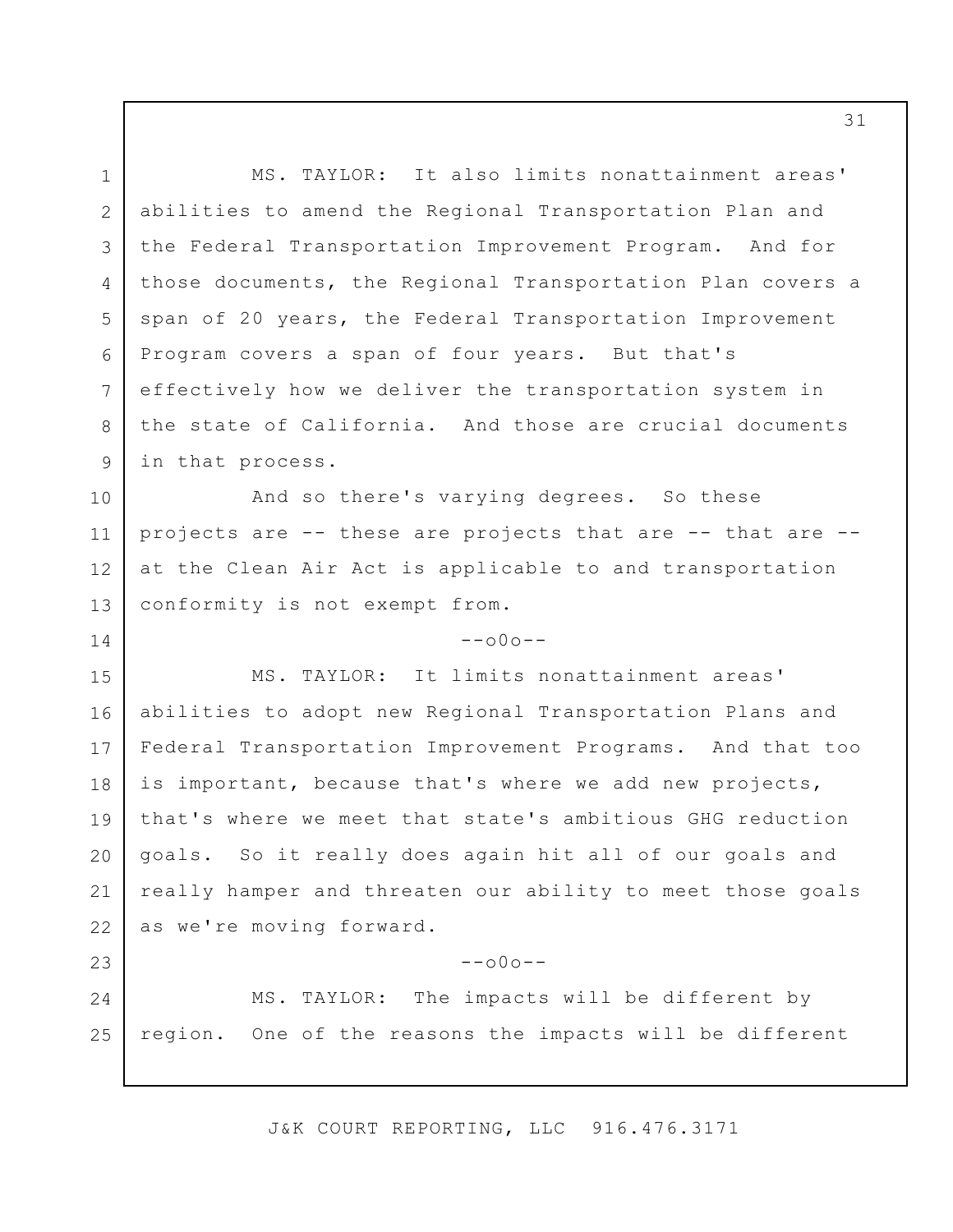MS. TAYLOR: It also limits nonattainment areas' abilities to amend the Regional Transportation Plan and the Federal Transportation Improvement Program. And for those documents, the Regional Transportation Plan covers a span of 20 years, the Federal Transportation Improvement Program covers a span of four years. But that's effectively how we deliver the transportation system in the state of California. And those are crucial documents in that process.

And so there's varying degrees. So these projects are -- these are projects that are -- that are -- at the Clean Air Act is applicable to and transportation conformity is not exempt from.

--o0o--

MS. TAYLOR: It limits nonattainment areas' abilities to adopt new Regional Transportation Plans and Federal Transportation Improvement Programs. And that too is important, because that's where we add new projects, that's where we meet that state's ambitious GHG reduction goals. So it really does again hit all of our goals and really hamper and threaten our ability to meet those goals as we're moving forward.

--o0o--

MS. TAYLOR: The impacts will be different by region. One of the reasons the impacts will be different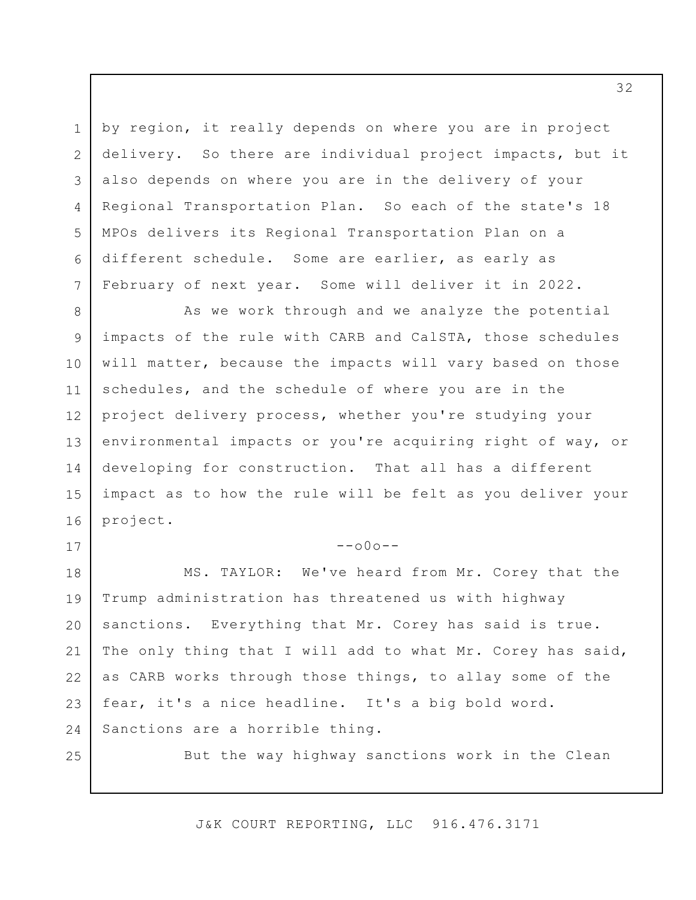by region, it really depends on where you are in project delivery. So there are individual project impacts, but it also depends on where you are in the delivery of your Regional Transportation Plan. So each of the state's 18 MPOs delivers its Regional Transportation Plan on a different schedule. Some are earlier, as early as February of next year. Some will deliver it in 2022.

As we work through and we analyze the potential impacts of the rule with CARB and CalSTA, those schedules will matter, because the impacts will vary based on those schedules, and the schedule of where you are in the project delivery process, whether you're studying your environmental impacts or you're acquiring right of way, or developing for construction. That all has a different impact as to how the rule will be felt as you deliver your project.

--o0o--

MS. TAYLOR: We've heard from Mr. Corey that the Trump administration has threatened us with highway sanctions. Everything that Mr. Corey has said is true. The only thing that I will add to what Mr. Corey has said, as CARB works through those things, to allay some of the fear, it's a nice headline. It's a big bold word. Sanctions are a horrible thing.

But the way highway sanctions work in the Clean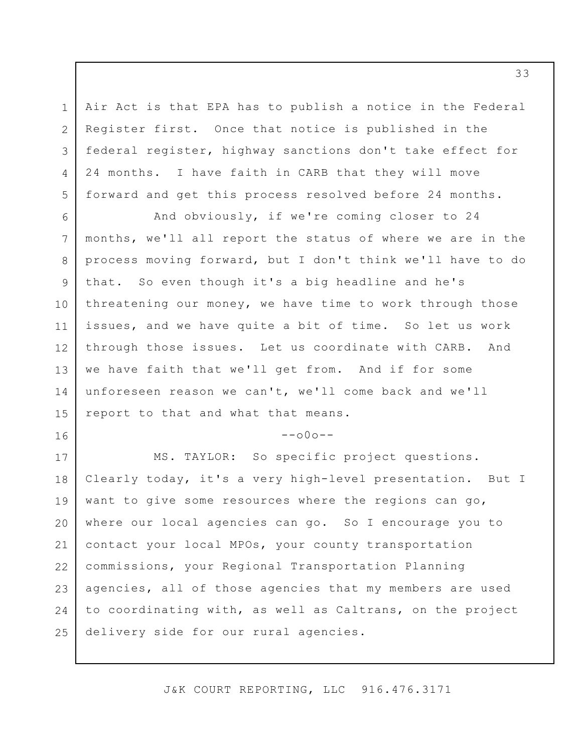Air Act is that EPA has to publish a notice in the Federal Register first. Once that notice is published in the federal register, highway sanctions don't take effect for 24 months. I have faith in CARB that they will move forward and get this process resolved before 24 months.

And obviously, if we're coming closer to 24 months, we'll all report the status of where we are in the process moving forward, but I don't think we'll have to do that. So even though it's a big headline and he's threatening our money, we have time to work through those issues, and we have quite a bit of time. So let us work through those issues. Let us coordinate with CARB. And we have faith that we'll get from. And if for some unforeseen reason we can't, we'll come back and we'll report to that and what that means.

--o0o--

MS. TAYLOR: So specific project questions. Clearly today, it's a very high-level presentation. But I want to give some resources where the regions can go, where our local agencies can go. So I encourage you to contact your local MPOs, your county transportation commissions, your Regional Transportation Planning agencies, all of those agencies that my members are used to coordinating with, as well as Caltrans, on the project delivery side for our rural agencies.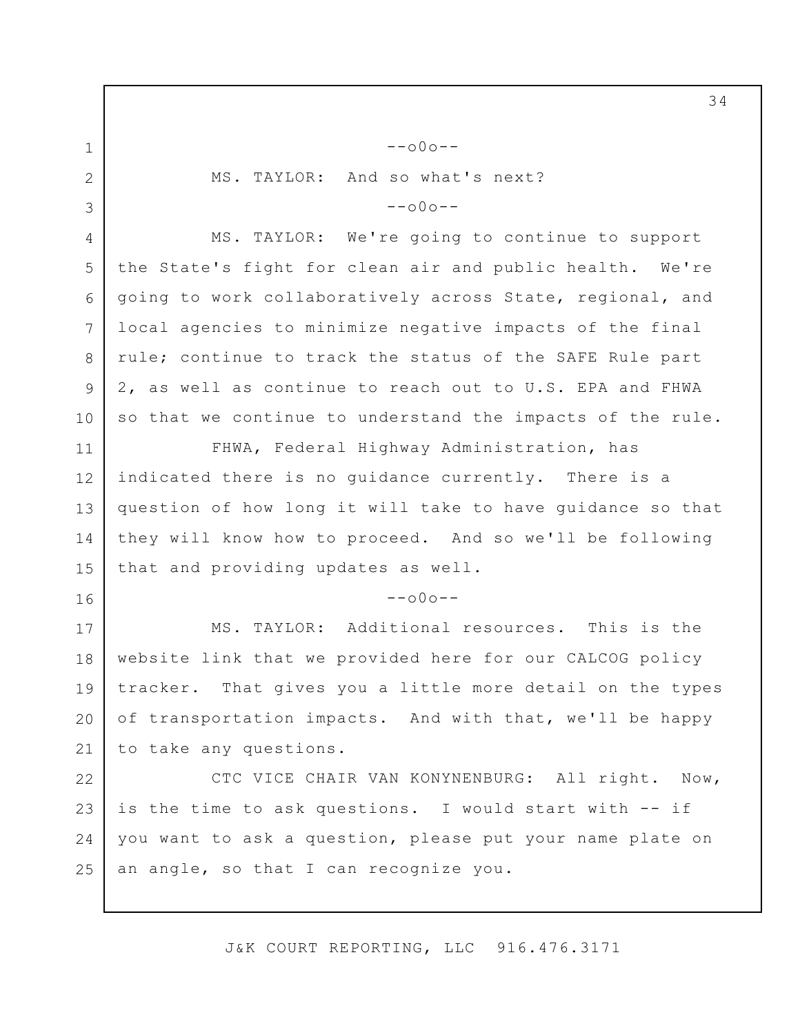--o0o--

MS. TAYLOR: And so what's next?

--o0o--

MS. TAYLOR: We're going to continue to support the State's fight for clean air and public health. We're going to work collaboratively across State, regional, and local agencies to minimize negative impacts of the final rule; continue to track the status of the SAFE Rule part 2, as well as continue to reach out to U.S. EPA and FHWA so that we continue to understand the impacts of the rule.

FHWA, Federal Highway Administration, has indicated there is no guidance currently. There is a question of how long it will take to have guidance so that they will know how to proceed. And so we'll be following that and providing updates as well.

--o0o--

MS. TAYLOR: Additional resources. This is the website link that we provided here for our CALCOG policy tracker. That gives you a little more detail on the types of transportation impacts. And with that, we'll be happy to take any questions.

CTC VICE CHAIR VAN KONYNENBURG: All right. Now, is the time to ask questions. I would start with -- if you want to ask a question, please put your name plate on an angle, so that I can recognize you.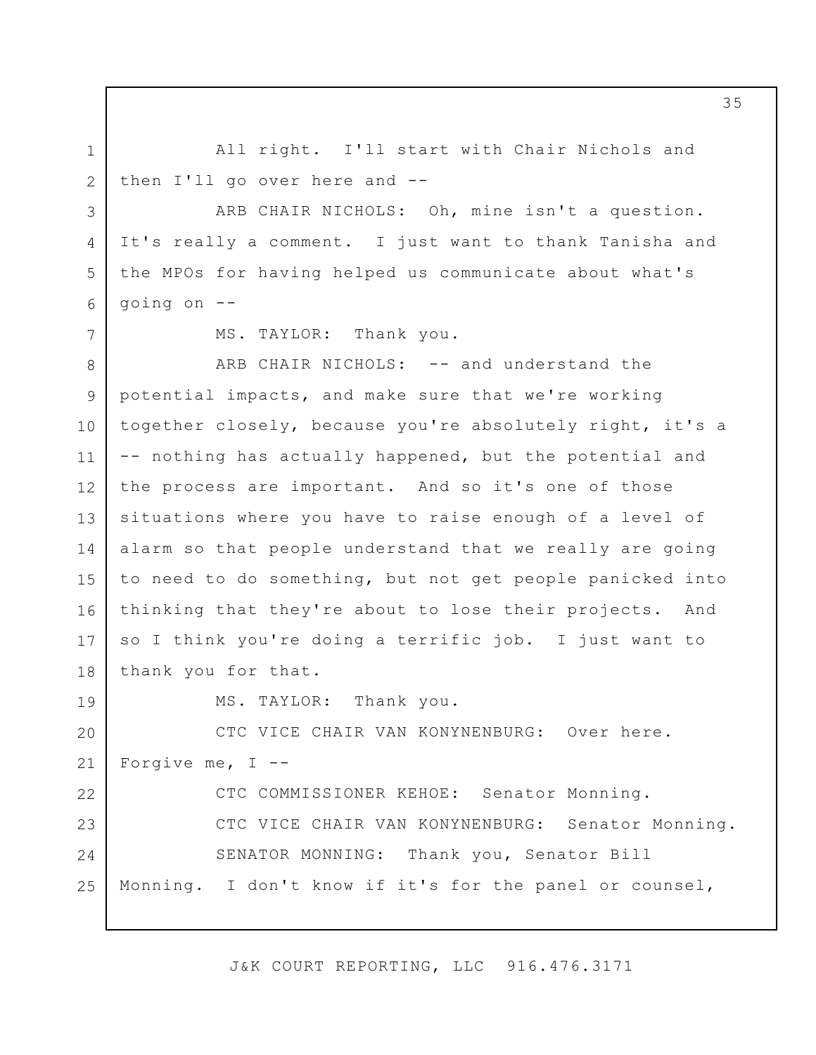All right. I'll start with Chair Nichols and then I'll go over here and --

ARB CHAIR NICHOLS: Oh, mine isn't a question. It's really a comment. I just want to thank Tanisha and the MPOs for having helped us communicate about what's going on --

MS. TAYLOR: Thank you.

ARB CHAIR NICHOLS: -- and understand the potential impacts, and make sure that we're working together closely, because you're absolutely right, it's a -- nothing has actually happened, but the potential and the process are important. And so it's one of those situations where you have to raise enough of a level of alarm so that people understand that we really are going to need to do something, but not get people panicked into thinking that they're about to lose their projects. And so I think you're doing a terrific job. I just want to thank you for that.

MS. TAYLOR: Thank you.

CTC VICE CHAIR VAN KONYNENBURG: Over here. Forgive me, I --

CTC COMMISSIONER KEHOE: Senator Monning.

CTC VICE CHAIR VAN KONYNENBURG: Senator Monning.

SENATOR MONNING: Thank you, Senator Bill Monning. I don't know if it's for the panel or counsel,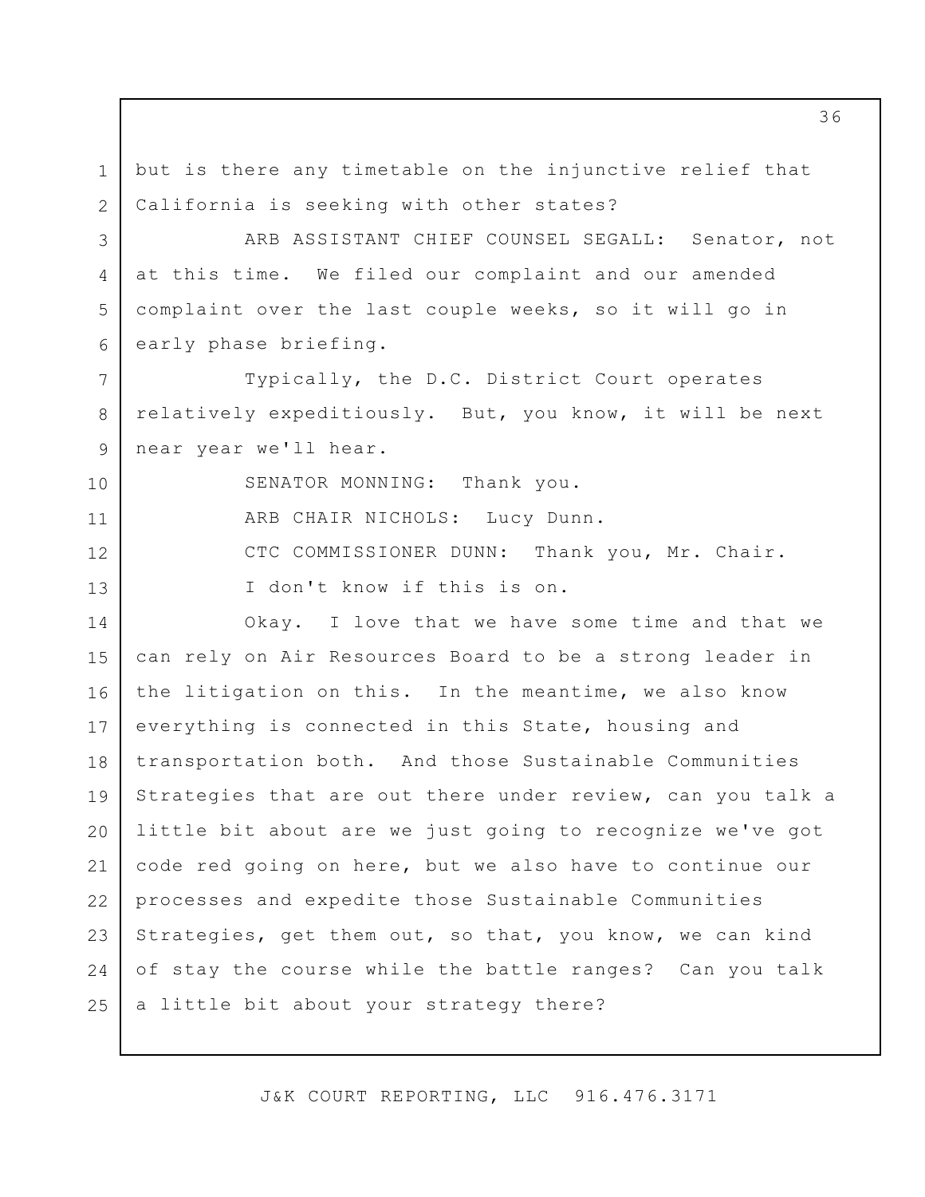but is there any timetable on the injunctive relief that California is seeking with other states?

ARB ASSISTANT CHIEF COUNSEL SEGALL: Senator, not at this time. We filed our complaint and our amended complaint over the last couple weeks, so it will go in early phase briefing.

Typically, the D.C. District Court operates relatively expeditiously. But, you know, it will be next near year we'll hear.

SENATOR MONNING: Thank you.

ARB CHAIR NICHOLS: Lucy Dunn.

CTC COMMISSIONER DUNN: Thank you, Mr. Chair.

I don't know if this is on.

Okay. I love that we have some time and that we can rely on Air Resources Board to be a strong leader in the litigation on this. In the meantime, we also know everything is connected in this State, housing and transportation both. And those Sustainable Communities Strategies that are out there under review, can you talk a little bit about are we just going to recognize we've got code red going on here, but we also have to continue our processes and expedite those Sustainable Communities Strategies, get them out, so that, you know, we can kind of stay the course while the battle ranges? Can you talk a little bit about your strategy there?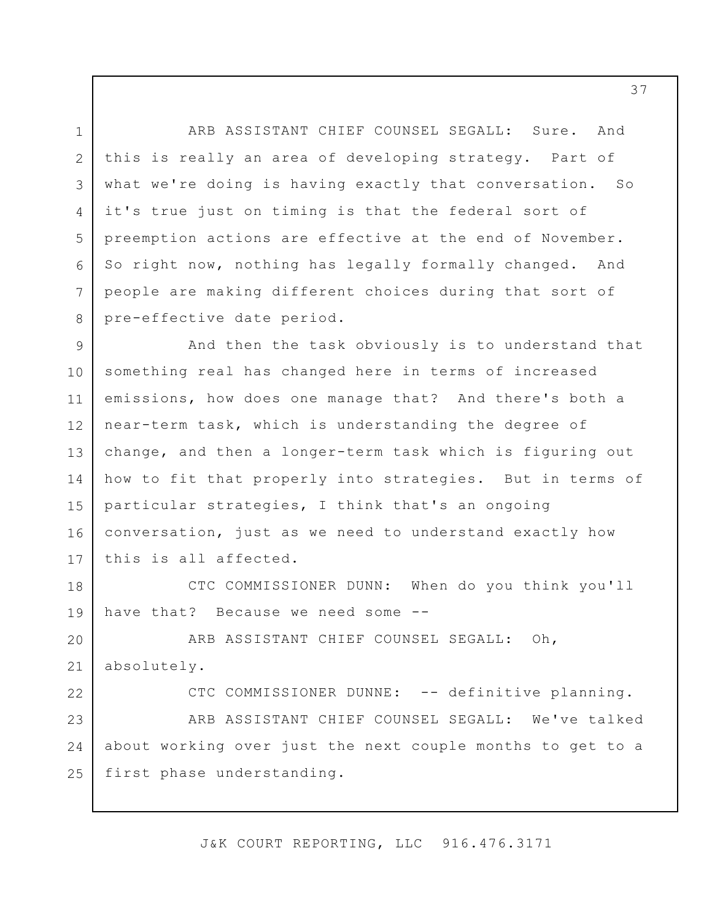ARB ASSISTANT CHIEF COUNSEL SEGALL: Sure. And this is really an area of developing strategy. Part of what we're doing is having exactly that conversation. So it's true just on timing is that the federal sort of preemption actions are effective at the end of November. So right now, nothing has legally formally changed. And people are making different choices during that sort of pre-effective date period.

And then the task obviously is to understand that something real has changed here in terms of increased emissions, how does one manage that? And there's both a near-term task, which is understanding the degree of change, and then a longer-term task which is figuring out how to fit that properly into strategies. But in terms of particular strategies, I think that's an ongoing conversation, just as we need to understand exactly how this is all affected.

CTC COMMISSIONER DUNN: When do you think you'll have that? Because we need some --

ARB ASSISTANT CHIEF COUNSEL SEGALL: Oh, absolutely.

CTC COMMISSIONER DUNNE: -- definitive planning.

ARB ASSISTANT CHIEF COUNSEL SEGALL: We've talked about working over just the next couple months to get to a first phase understanding.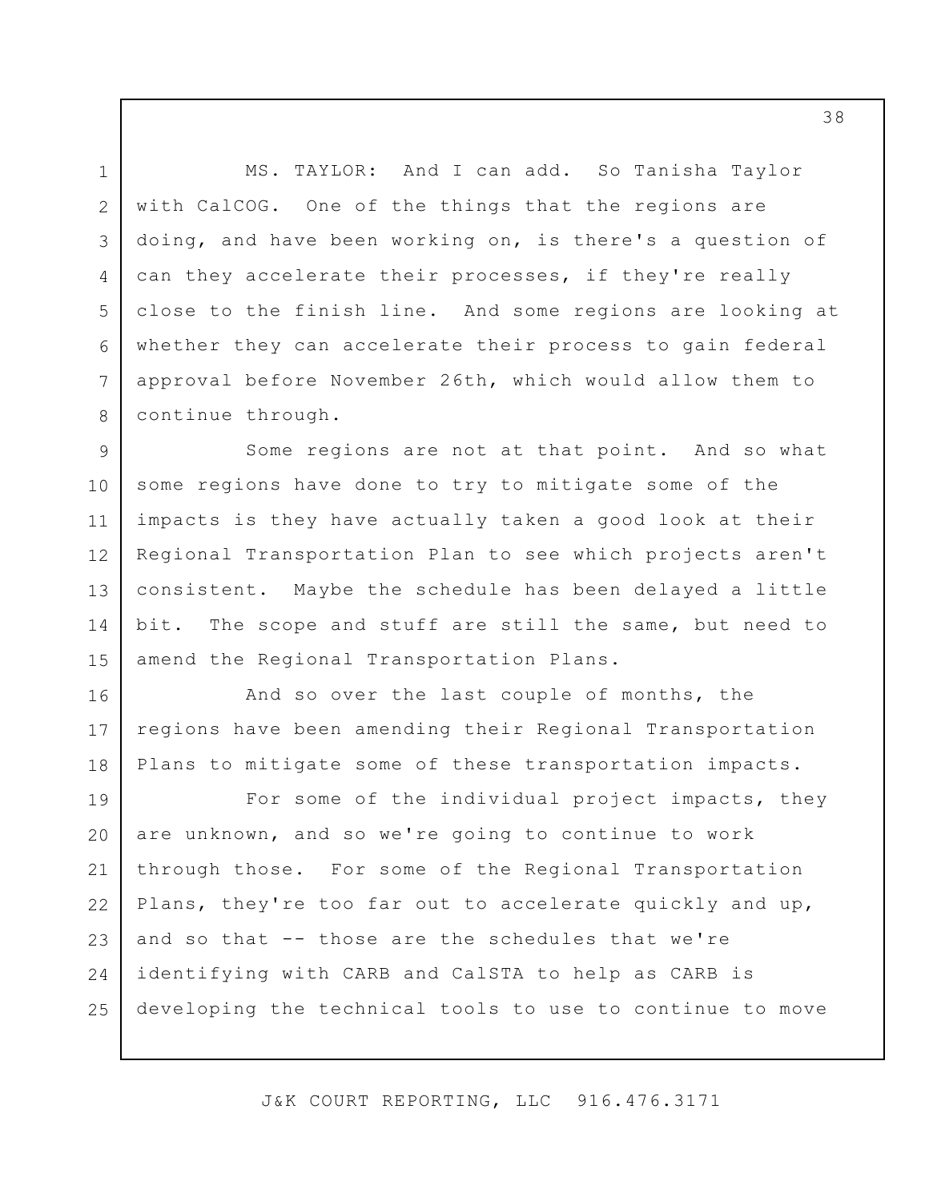MS. TAYLOR: And I can add. So Tanisha Taylor with CalCOG. One of the things that the regions are doing, and have been working on, is there's a question of can they accelerate their processes, if they're really close to the finish line. And some regions are looking at whether they can accelerate their process to gain federal approval before November 26th, which would allow them to continue through.

Some regions are not at that point. And so what some regions have done to try to mitigate some of the impacts is they have actually taken a good look at their Regional Transportation Plan to see which projects aren't consistent. Maybe the schedule has been delayed a little bit. The scope and stuff are still the same, but need to amend the Regional Transportation Plans.

And so over the last couple of months, the regions have been amending their Regional Transportation Plans to mitigate some of these transportation impacts.

For some of the individual project impacts, they are unknown, and so we're going to continue to work through those. For some of the Regional Transportation Plans, they're too far out to accelerate quickly and up, and so that -- those are the schedules that we're identifying with CARB and CalSTA to help as CARB is developing the technical tools to use to continue to move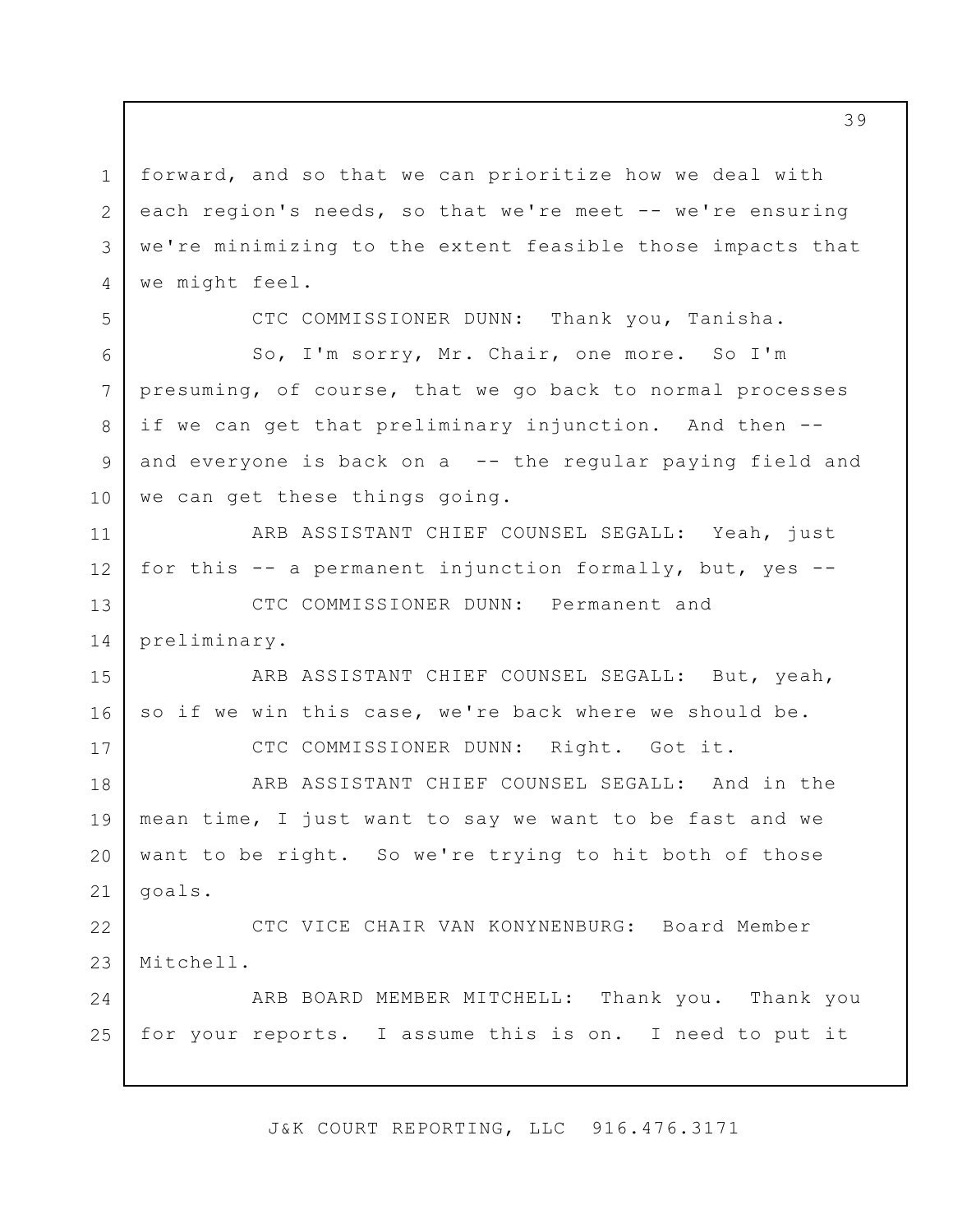forward, and so that we can prioritize how we deal with each region's needs, so that we're meet -- we're ensuring we're minimizing to the extent feasible those impacts that we might feel.

CTC COMMISSIONER DUNN: Thank you, Tanisha.

So, I'm sorry, Mr. Chair, one more. So I'm presuming, of course, that we go back to normal processes if we can get that preliminary injunction. And then -- and everyone is back on a -- the regular paying field and we can get these things going.

ARB ASSISTANT CHIEF COUNSEL SEGALL: Yeah, just for this -- a permanent injunction formally, but, yes --

CTC COMMISSIONER DUNN: Permanent and preliminary.

ARB ASSISTANT CHIEF COUNSEL SEGALL: But, yeah, so if we win this case, we're back where we should be.

CTC COMMISSIONER DUNN: Right. Got it.

ARB ASSISTANT CHIEF COUNSEL SEGALL: And in the mean time, I just want to say we want to be fast and we want to be right. So we're trying to hit both of those goals.

CTC VICE CHAIR VAN KONYNENBURG: Board Member Mitchell.

ARB BOARD MEMBER MITCHELL: Thank you. Thank you for your reports. I assume this is on. I need to put it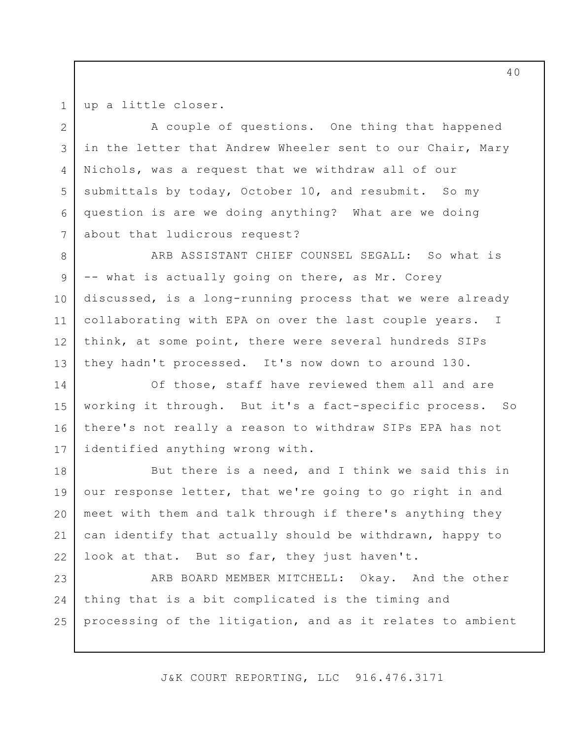up a little closer.

A couple of questions. One thing that happened in the letter that Andrew Wheeler sent to our Chair, Mary Nichols, was a request that we withdraw all of our submittals by today, October 10, and resubmit. So my question is are we doing anything? What are we doing about that ludicrous request?

ARB ASSISTANT CHIEF COUNSEL SEGALL: So what is -- what is actually going on there, as Mr. Corey discussed, is a long-running process that we were already collaborating with EPA on over the last couple years. I think, at some point, there were several hundreds SIPs they hadn't processed. It's now down to around 130.

Of those, staff have reviewed them all and are working it through. But it's a fact-specific process. So there's not really a reason to withdraw SIPs EPA has not identified anything wrong with.

But there is a need, and I think we said this in our response letter, that we're going to go right in and meet with them and talk through if there's anything they can identify that actually should be withdrawn, happy to look at that. But so far, they just haven't.

ARB BOARD MEMBER MITCHELL: Okay. And the other thing that is a bit complicated is the timing and processing of the litigation, and as it relates to ambient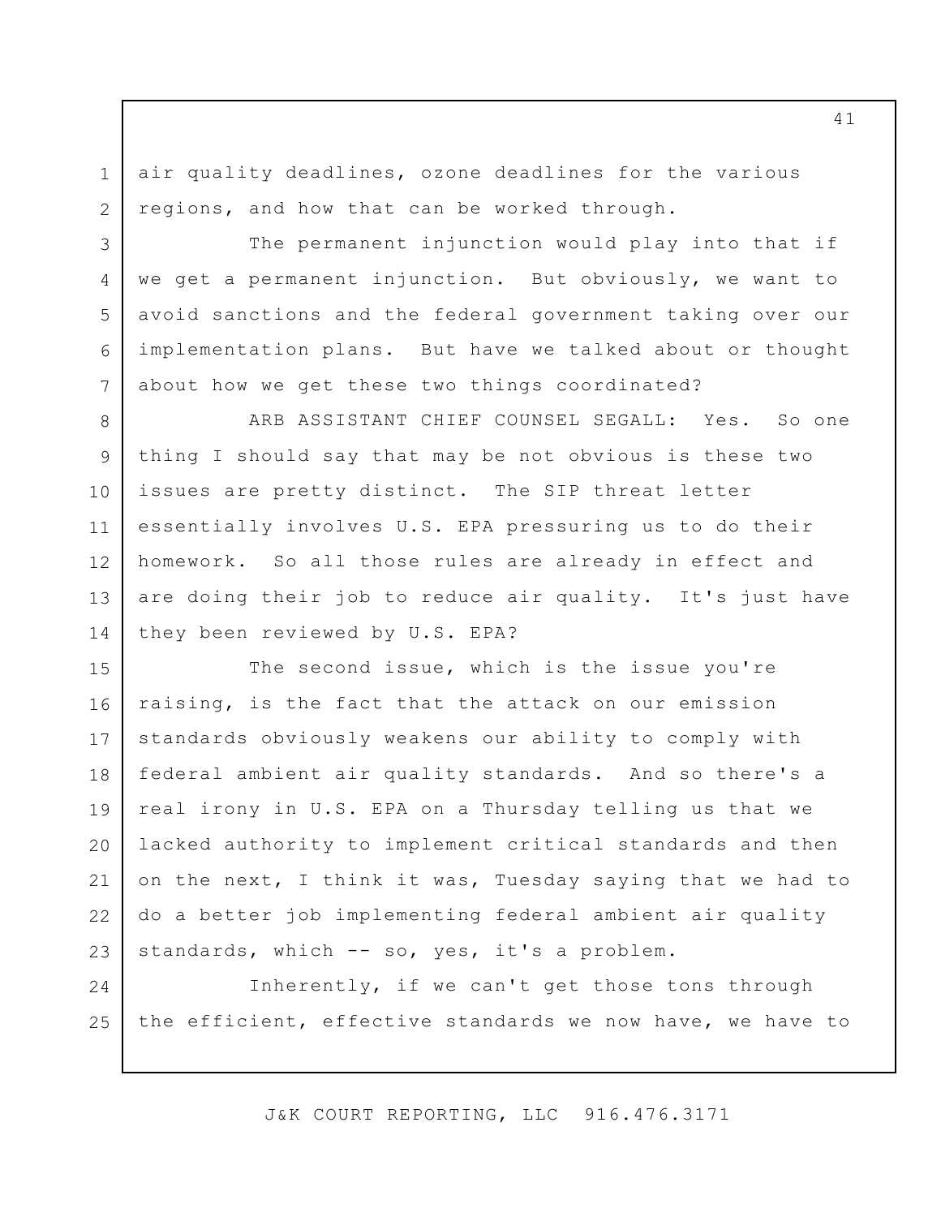air quality deadlines, ozone deadlines for the various regions, and how that can be worked through.

The permanent injunction would play into that if we get a permanent injunction. But obviously, we want to avoid sanctions and the federal government taking over our implementation plans. But have we talked about or thought about how we get these two things coordinated?

ARB ASSISTANT CHIEF COUNSEL SEGALL: Yes. So one thing I should say that may be not obvious is these two issues are pretty distinct. The SIP threat letter essentially involves U.S. EPA pressuring us to do their homework. So all those rules are already in effect and are doing their job to reduce air quality. It's just have they been reviewed by U.S. EPA?

The second issue, which is the issue you're raising, is the fact that the attack on our emission standards obviously weakens our ability to comply with federal ambient air quality standards. And so there's a real irony in U.S. EPA on a Thursday telling us that we lacked authority to implement critical standards and then on the next, I think it was, Tuesday saying that we had to do a better job implementing federal ambient air quality standards, which -- so, yes, it's a problem.

Inherently, if we can't get those tons through the efficient, effective standards we now have, we have to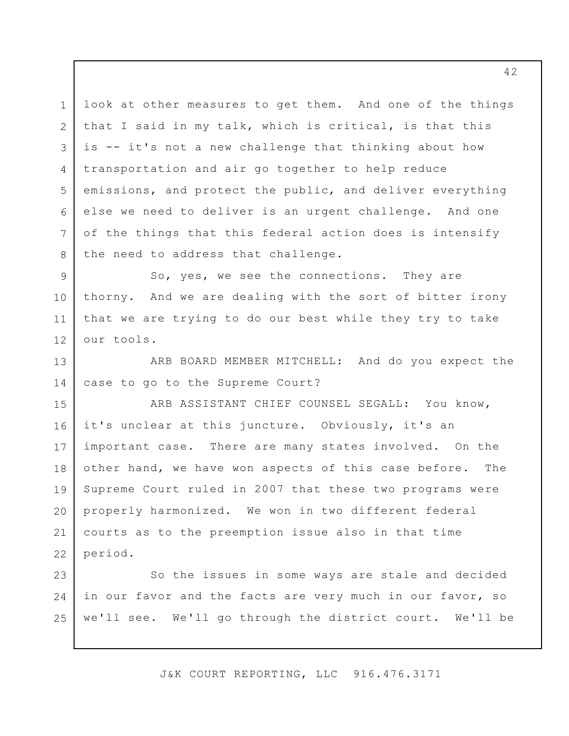look at other measures to get them. And one of the things that I said in my talk, which is critical, is that this is -- it's not a new challenge that thinking about how transportation and air go together to help reduce emissions, and protect the public, and deliver everything else we need to deliver is an urgent challenge. And one of the things that this federal action does is intensify the need to address that challenge.

So, yes, we see the connections. They are thorny. And we are dealing with the sort of bitter irony that we are trying to do our best while they try to take our tools.

ARB BOARD MEMBER MITCHELL: And do you expect the case to go to the Supreme Court?

ARB ASSISTANT CHIEF COUNSEL SEGALL: You know, it's unclear at this juncture. Obviously, it's an important case. There are many states involved. On the other hand, we have won aspects of this case before. The Supreme Court ruled in 2007 that these two programs were properly harmonized. We won in two different federal courts as to the preemption issue also in that time period.

So the issues in some ways are stale and decided in our favor and the facts are very much in our favor, so we'll see. We'll go through the district court. We'll be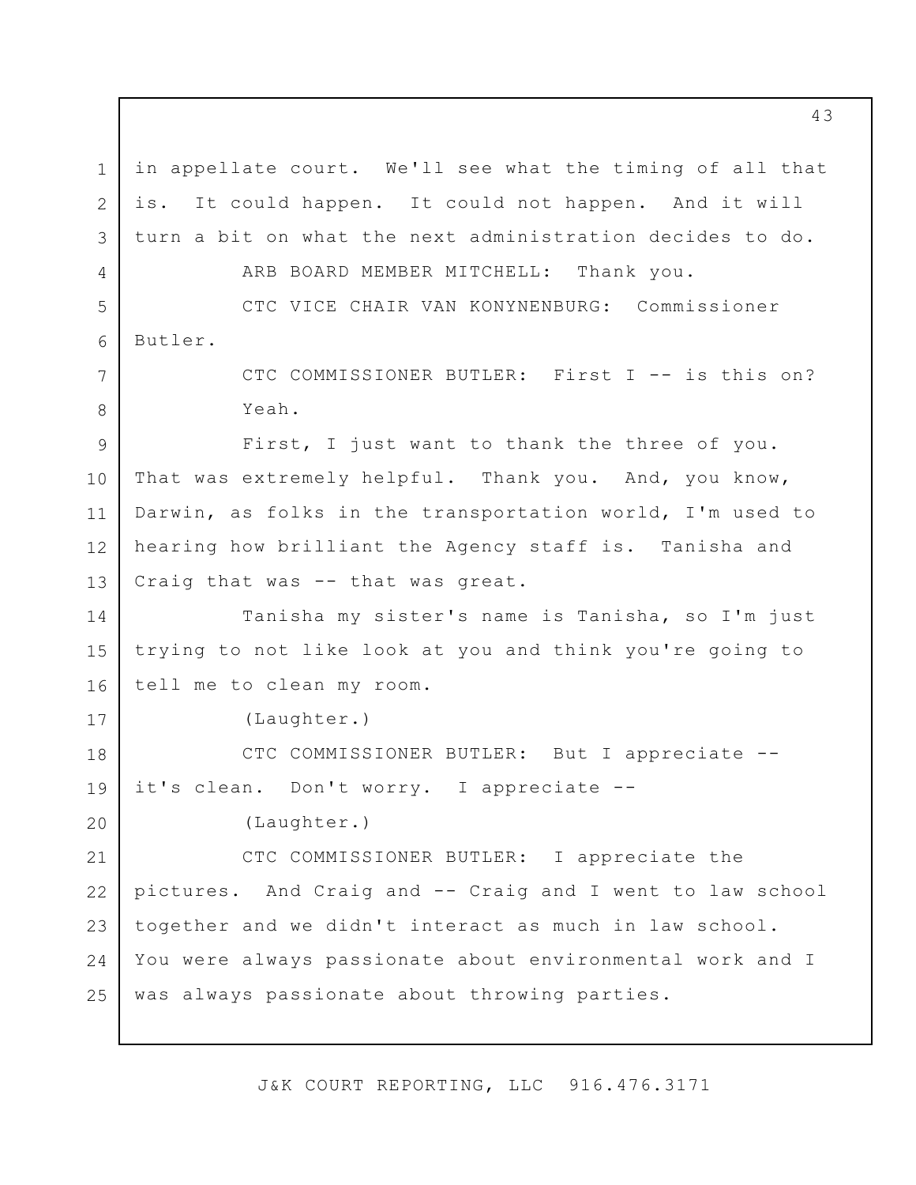in appellate court. We'll see what the timing of all that is. It could happen. It could not happen. And it will turn a bit on what the next administration decides to do.

ARB BOARD MEMBER MITCHELL: Thank you.

CTC VICE CHAIR VAN KONYNENBURG: Commissioner Butler.

CTC COMMISSIONER BUTLER: First I -- is this on? Yeah.

First, I just want to thank the three of you. That was extremely helpful. Thank you. And, you know, Darwin, as folks in the transportation world, I'm used to hearing how brilliant the Agency staff is. Tanisha and Craig that was -- that was great.

Tanisha my sister's name is Tanisha, so I'm just trying to not like look at you and think you're going to tell me to clean my room.

(Laughter.)

CTC COMMISSIONER BUTLER: But I appreciate -- it's clean. Don't worry. I appreciate --

(Laughter.)

CTC COMMISSIONER BUTLER: I appreciate the pictures. And Craig and -- Craig and I went to law school together and we didn't interact as much in law school. You were always passionate about environmental work and I was always passionate about throwing parties.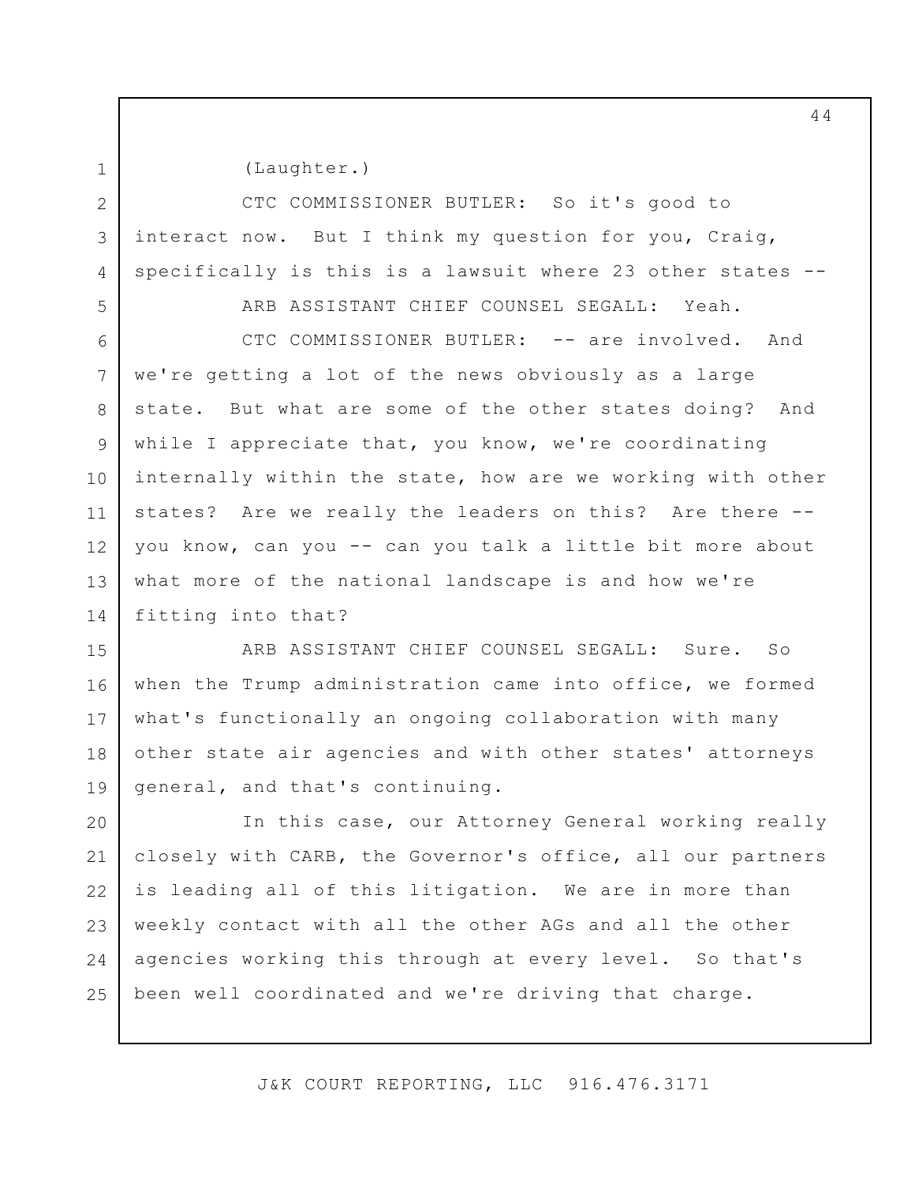(Laughter.)

CTC COMMISSIONER BUTLER: So it's good to interact now. But I think my question for you, Craig, specifically is this is a lawsuit where 23 other states --

ARB ASSISTANT CHIEF COUNSEL SEGALL: Yeah.

CTC COMMISSIONER BUTLER: -- are involved. And we're getting a lot of the news obviously as a large state. But what are some of the other states doing? And while I appreciate that, you know, we're coordinating internally within the state, how are we working with other states? Are we really the leaders on this? Are there -- you know, can you -- can you talk a little bit more about what more of the national landscape is and how we're fitting into that?

ARB ASSISTANT CHIEF COUNSEL SEGALL: Sure. So when the Trump administration came into office, we formed what's functionally an ongoing collaboration with many other state air agencies and with other states' attorneys general, and that's continuing.

In this case, our Attorney General working really closely with CARB, the Governor's office, all our partners is leading all of this litigation. We are in more than weekly contact with all the other AGs and all the other agencies working this through at every level. So that's been well coordinated and we're driving that charge.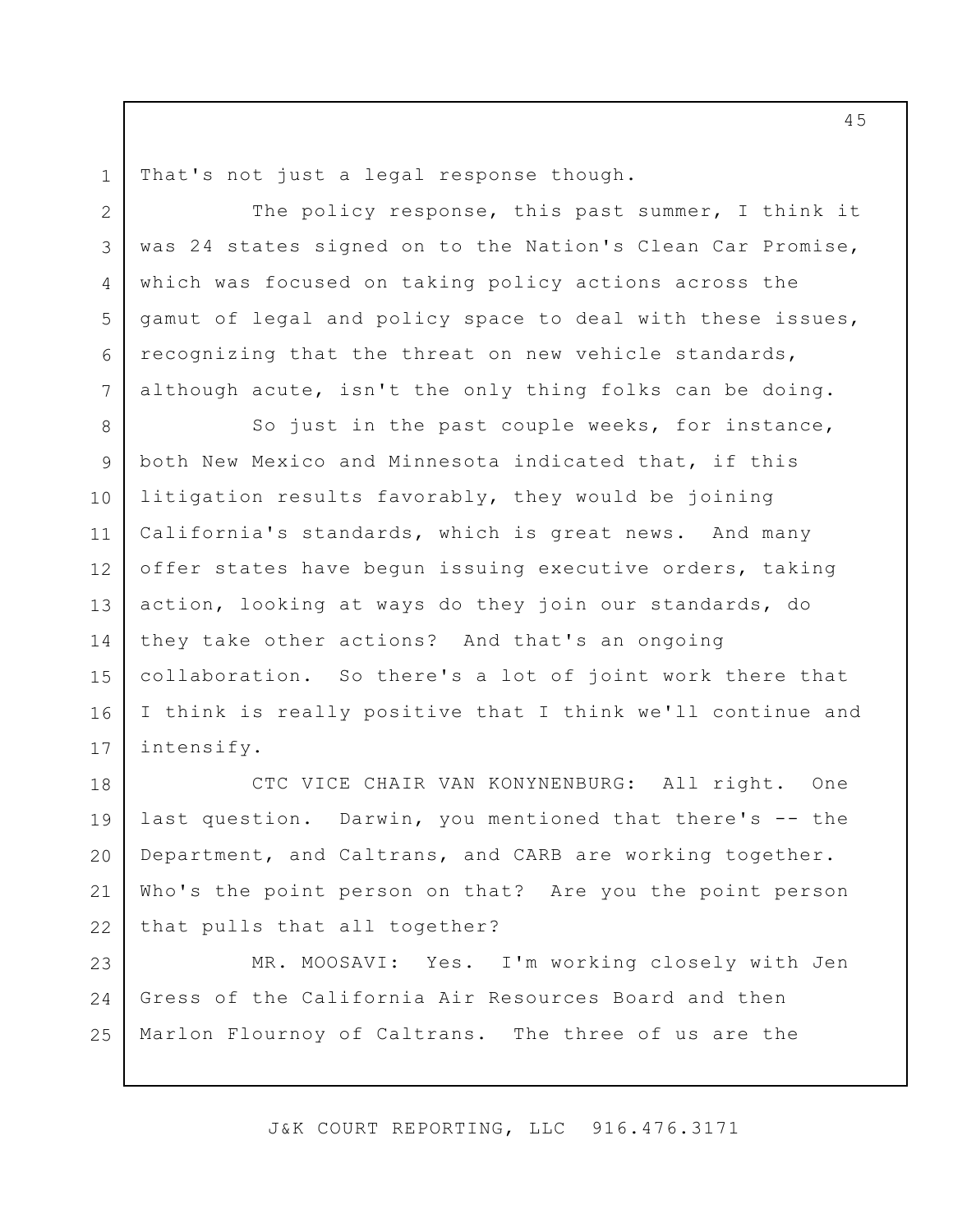That's not just a legal response though.

The policy response, this past summer, I think it was 24 states signed on to the Nation's Clean Car Promise, which was focused on taking policy actions across the gamut of legal and policy space to deal with these issues, recognizing that the threat on new vehicle standards, although acute, isn't the only thing folks can be doing.

So just in the past couple weeks, for instance, both New Mexico and Minnesota indicated that, if this litigation results favorably, they would be joining California's standards, which is great news. And many offer states have begun issuing executive orders, taking action, looking at ways do they join our standards, do they take other actions? And that's an ongoing collaboration. So there's a lot of joint work there that I think is really positive that I think we'll continue and intensify.

CTC VICE CHAIR VAN KONYNENBURG: All right. One last question. Darwin, you mentioned that there's -- the Department, and Caltrans, and CARB are working together. Who's the point person on that? Are you the point person that pulls that all together?

MR. MOOSAVI: Yes. I'm working closely with Jen Gress of the California Air Resources Board and then Marlon Flournoy of Caltrans. The three of us are the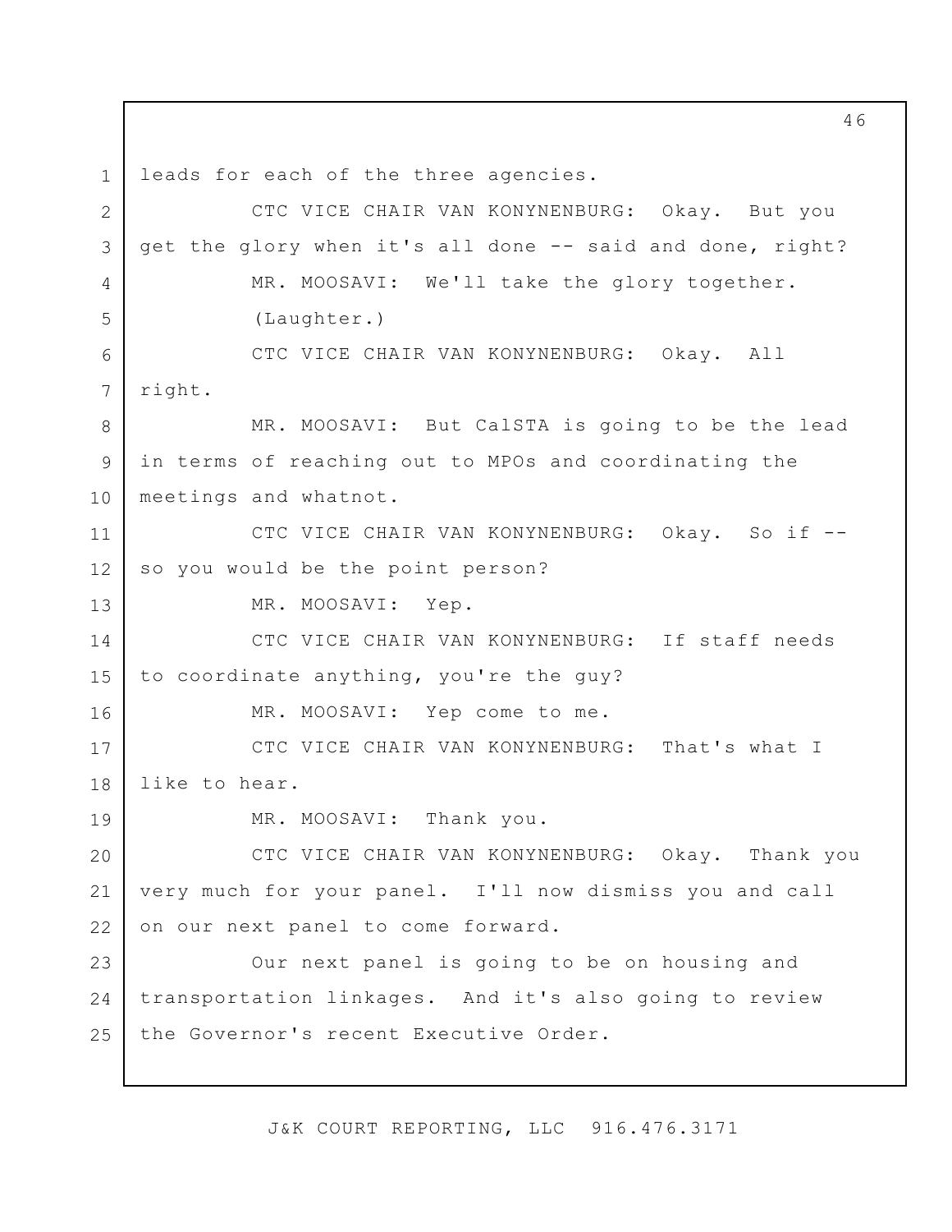leads for each of the three agencies.

CTC VICE CHAIR VAN KONYNENBURG: Okay. But you get the glory when it's all done -- said and done, right?

MR. MOOSAVI: We'll take the glory together.

(Laughter.)

CTC VICE CHAIR VAN KONYNENBURG: Okay. All right.

MR. MOOSAVI: But CalSTA is going to be the lead in terms of reaching out to MPOs and coordinating the meetings and whatnot.

CTC VICE CHAIR VAN KONYNENBURG: Okay. So if -- so you would be the point person?

MR. MOOSAVI: Yep.

CTC VICE CHAIR VAN KONYNENBURG: If staff needs to coordinate anything, you're the guy?

MR. MOOSAVI: Yep come to me.

CTC VICE CHAIR VAN KONYNENBURG: That's what I like to hear.

MR. MOOSAVI: Thank you.

CTC VICE CHAIR VAN KONYNENBURG: Okay. Thank you very much for your panel. I'll now dismiss you and call on our next panel to come forward.

Our next panel is going to be on housing and transportation linkages. And it's also going to review the Governor's recent Executive Order.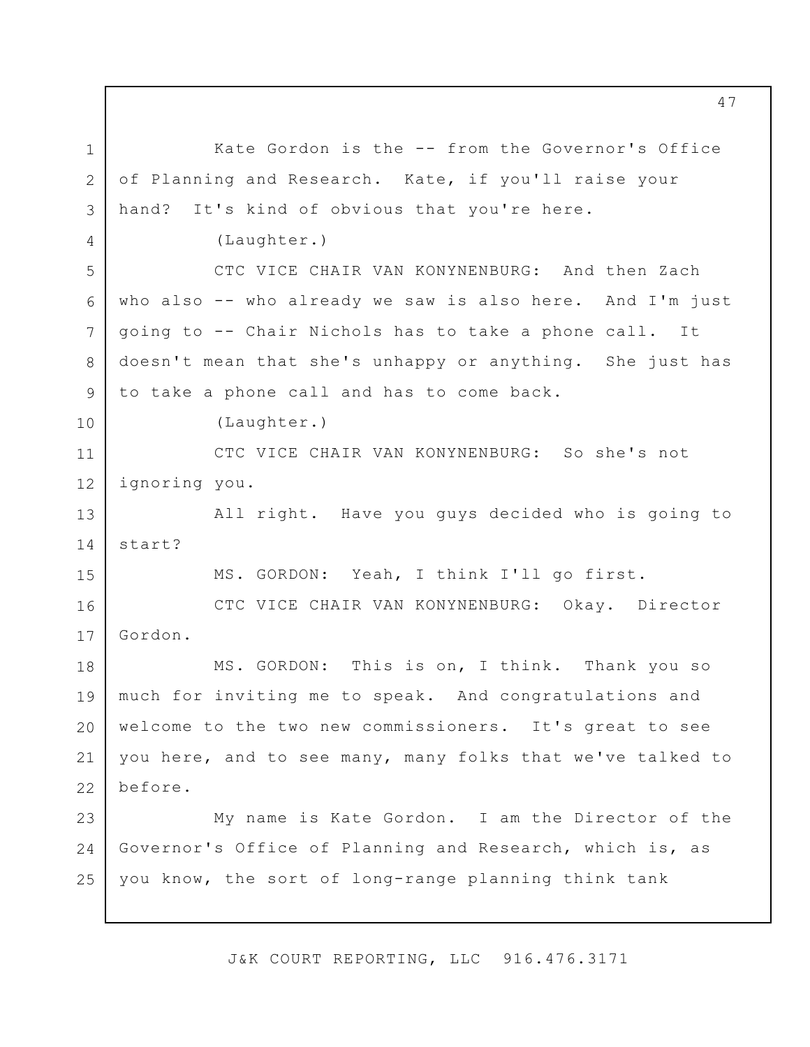Kate Gordon is the -- from the Governor's Office of Planning and Research. Kate, if you'll raise your hand? It's kind of obvious that you're here.

(Laughter.)

CTC VICE CHAIR VAN KONYNENBURG: And then Zach who also -- who already we saw is also here. And I'm just going to -- Chair Nichols has to take a phone call. It doesn't mean that she's unhappy or anything. She just has to take a phone call and has to come back.

(Laughter.)

CTC VICE CHAIR VAN KONYNENBURG: So she's not ignoring you.

All right. Have you guys decided who is going to start?

MS. GORDON: Yeah, I think I'll go first.

CTC VICE CHAIR VAN KONYNENBURG: Okay. Director Gordon.

MS. GORDON: This is on, I think. Thank you so much for inviting me to speak. And congratulations and welcome to the two new commissioners. It's great to see you here, and to see many, many folks that we've talked to before.

My name is Kate Gordon. I am the Director of the Governor's Office of Planning and Research, which is, as you know, the sort of long-range planning think tank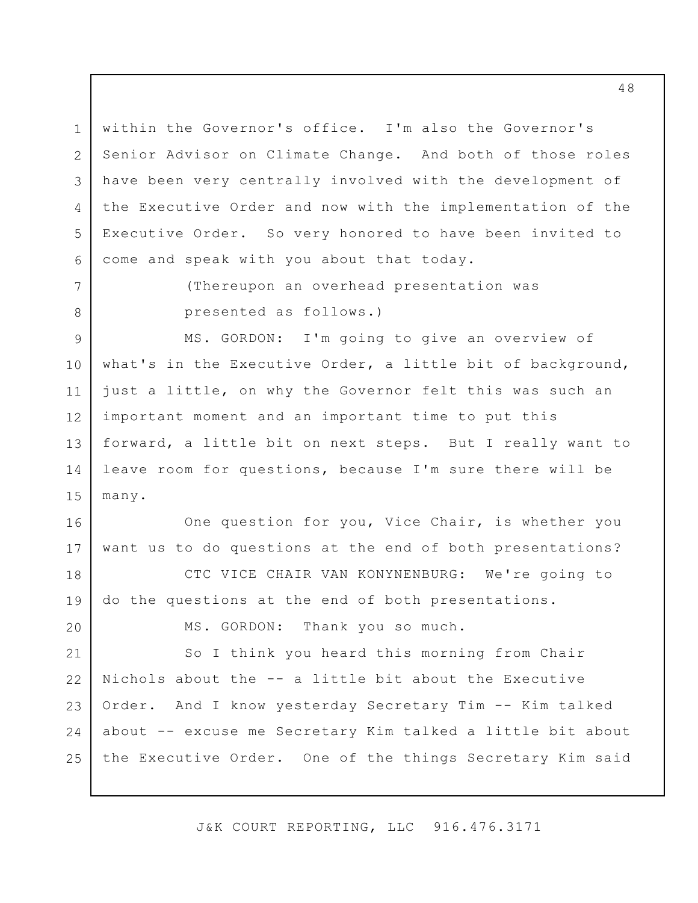within the Governor's office. I'm also the Governor's Senior Advisor on Climate Change. And both of those roles have been very centrally involved with the development of the Executive Order and now with the implementation of the Executive Order. So very honored to have been invited to come and speak with you about that today.

(Thereupon an overhead presentation was presented as follows.)

MS. GORDON: I'm going to give an overview of what's in the Executive Order, a little bit of background, just a little, on why the Governor felt this was such an important moment and an important time to put this forward, a little bit on next steps. But I really want to leave room for questions, because I'm sure there will be many.

One question for you, Vice Chair, is whether you want us to do questions at the end of both presentations?

CTC VICE CHAIR VAN KONYNENBURG: We're going to do the questions at the end of both presentations.

MS. GORDON: Thank you so much.

So I think you heard this morning from Chair Nichols about the -- a little bit about the Executive Order. And I know yesterday Secretary Tim -- Kim talked about -- excuse me Secretary Kim talked a little bit about the Executive Order. One of the things Secretary Kim said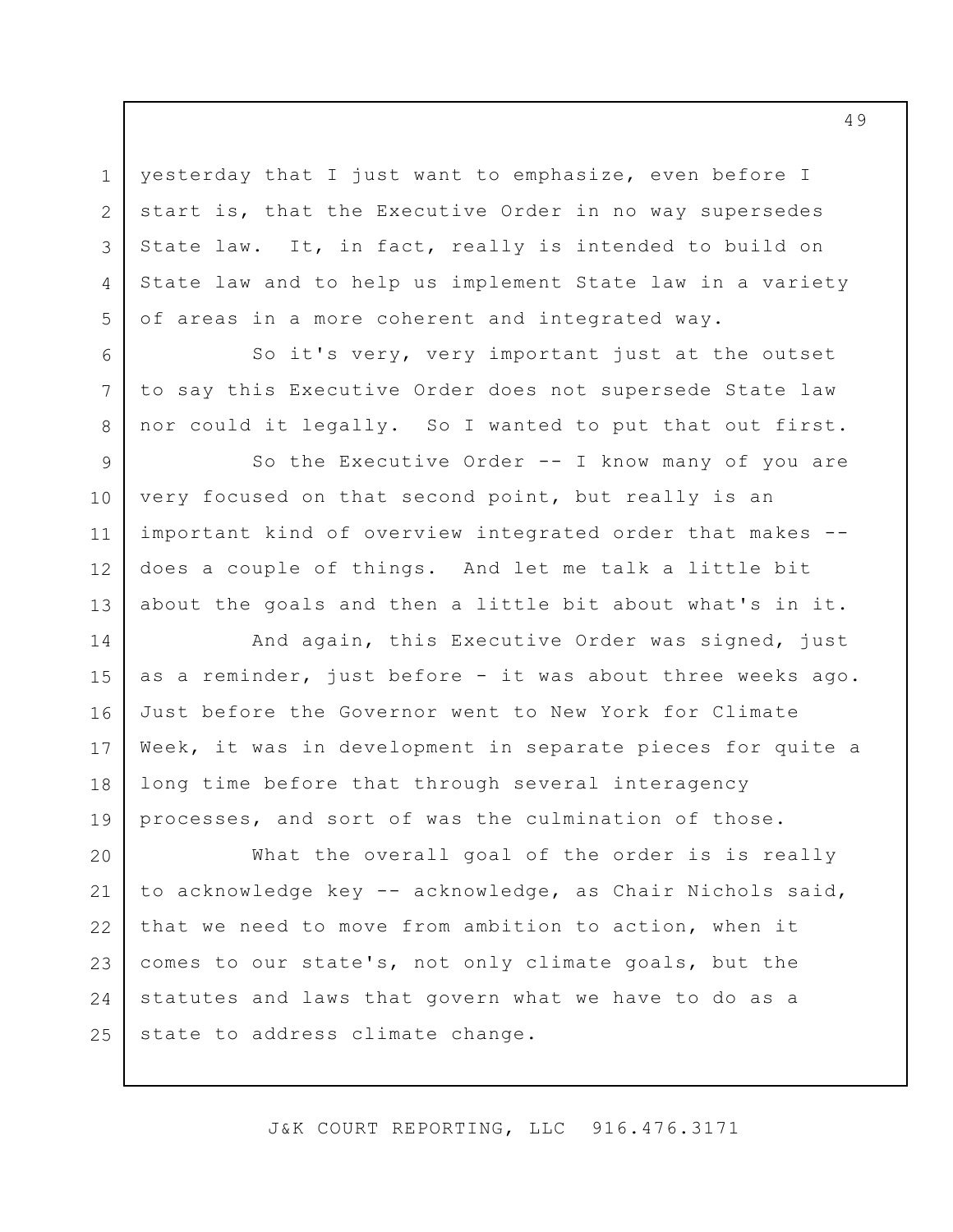yesterday that I just want to emphasize, even before I start is, that the Executive Order in no way supersedes State law. It, in fact, really is intended to build on State law and to help us implement State law in a variety of areas in a more coherent and integrated way.

So it's very, very important just at the outset to say this Executive Order does not supersede State law nor could it legally. So I wanted to put that out first.

So the Executive Order -- I know many of you are very focused on that second point, but really is an important kind of overview integrated order that makes -- does a couple of things. And let me talk a little bit about the goals and then a little bit about what's in it.

And again, this Executive Order was signed, just as a reminder, just before - it was about three weeks ago. Just before the Governor went to New York for Climate Week, it was in development in separate pieces for quite a long time before that through several interagency processes, and sort of was the culmination of those.

What the overall goal of the order is is really to acknowledge key -- acknowledge, as Chair Nichols said, that we need to move from ambition to action, when it comes to our state's, not only climate goals, but the statutes and laws that govern what we have to do as a state to address climate change.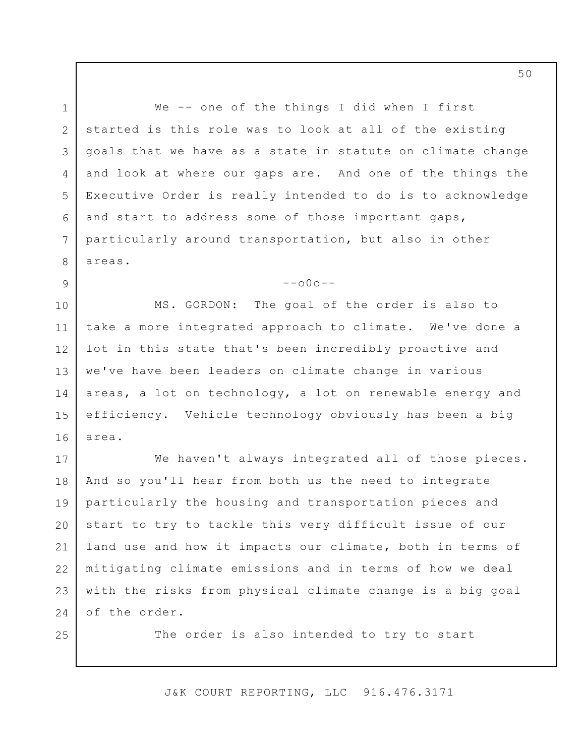We -- one of the things I did when I first started is this role was to look at all of the existing goals that we have as a state in statute on climate change and look at where our gaps are. And one of the things the Executive Order is really intended to do is to acknowledge and start to address some of those important gaps, particularly around transportation, but also in other areas.

--o0o--

MS. GORDON: The goal of the order is also to take a more integrated approach to climate. We've done a lot in this state that's been incredibly proactive and we've have been leaders on climate change in various areas, a lot on technology, a lot on renewable energy and efficiency. Vehicle technology obviously has been a big area.

We haven't always integrated all of those pieces. And so you'll hear from both us the need to integrate particularly the housing and transportation pieces and start to try to tackle this very difficult issue of our land use and how it impacts our climate, both in terms of mitigating climate emissions and in terms of how we deal with the risks from physical climate change is a big goal of the order.

The order is also intended to try to start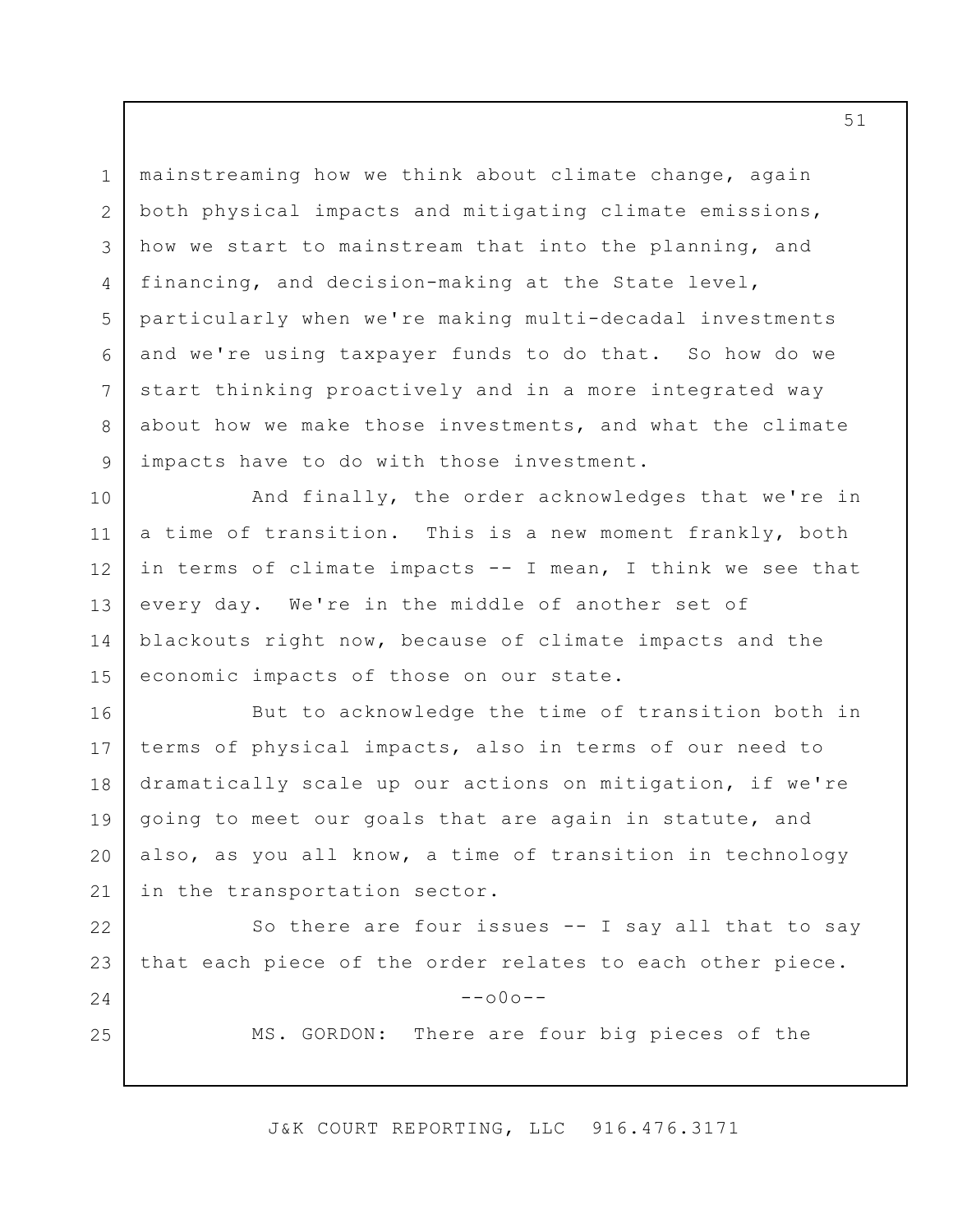mainstreaming how we think about climate change, again both physical impacts and mitigating climate emissions, how we start to mainstream that into the planning, and financing, and decision-making at the State level, particularly when we're making multi-decadal investments and we're using taxpayer funds to do that. So how do we start thinking proactively and in a more integrated way about how we make those investments, and what the climate impacts have to do with those investment.

And finally, the order acknowledges that we're in a time of transition. This is a new moment frankly, both in terms of climate impacts -- I mean, I think we see that every day. We're in the middle of another set of blackouts right now, because of climate impacts and the economic impacts of those on our state.

But to acknowledge the time of transition both in terms of physical impacts, also in terms of our need to dramatically scale up our actions on mitigation, if we're going to meet our goals that are again in statute, and also, as you all know, a time of transition in technology in the transportation sector.

So there are four issues -- I say all that to say that each piece of the order relates to each other piece.

--o0o--

MS. GORDON: There are four big pieces of the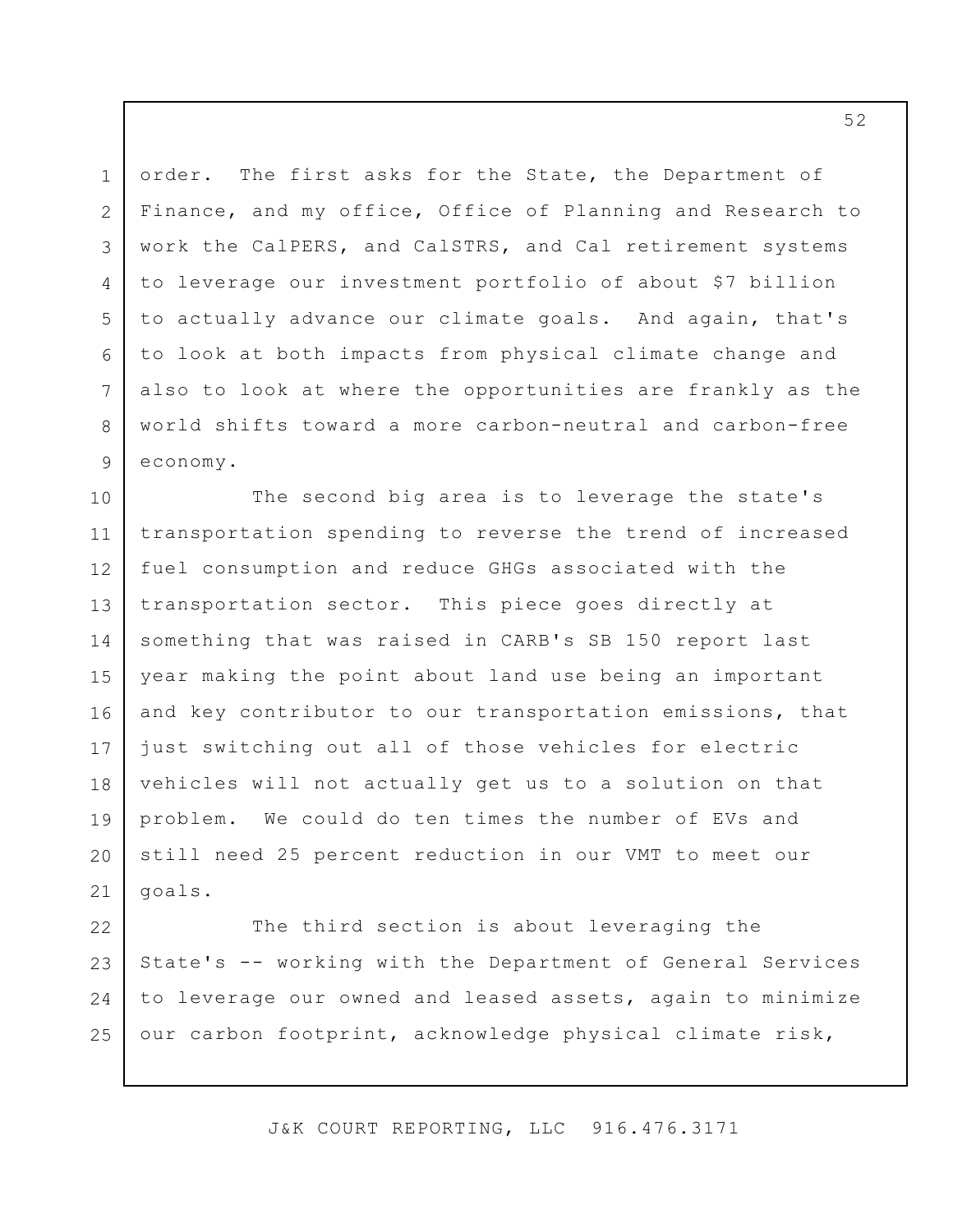order. The first asks for the State, the Department of Finance, and my office, Office of Planning and Research to work the CalPERS, and CalSTRS, and Cal retirement systems to leverage our investment portfolio of about $7 billion to actually advance our climate goals. And again, that's to look at both impacts from physical climate change and also to look at where the opportunities are frankly as the world shifts toward a more carbon-neutral and carbon-free economy.

The second big area is to leverage the state's transportation spending to reverse the trend of increased fuel consumption and reduce GHGs associated with the transportation sector. This piece goes directly at something that was raised in CARB's SB 150 report last year making the point about land use being an important and key contributor to our transportation emissions, that just switching out all of those vehicles for electric vehicles will not actually get us to a solution on that problem. We could do ten times the number of EVs and still need 25 percent reduction in our VMT to meet our goals.

The third section is about leveraging the State's -- working with the Department of General Services to leverage our owned and leased assets, again to minimize our carbon footprint, acknowledge physical climate risk,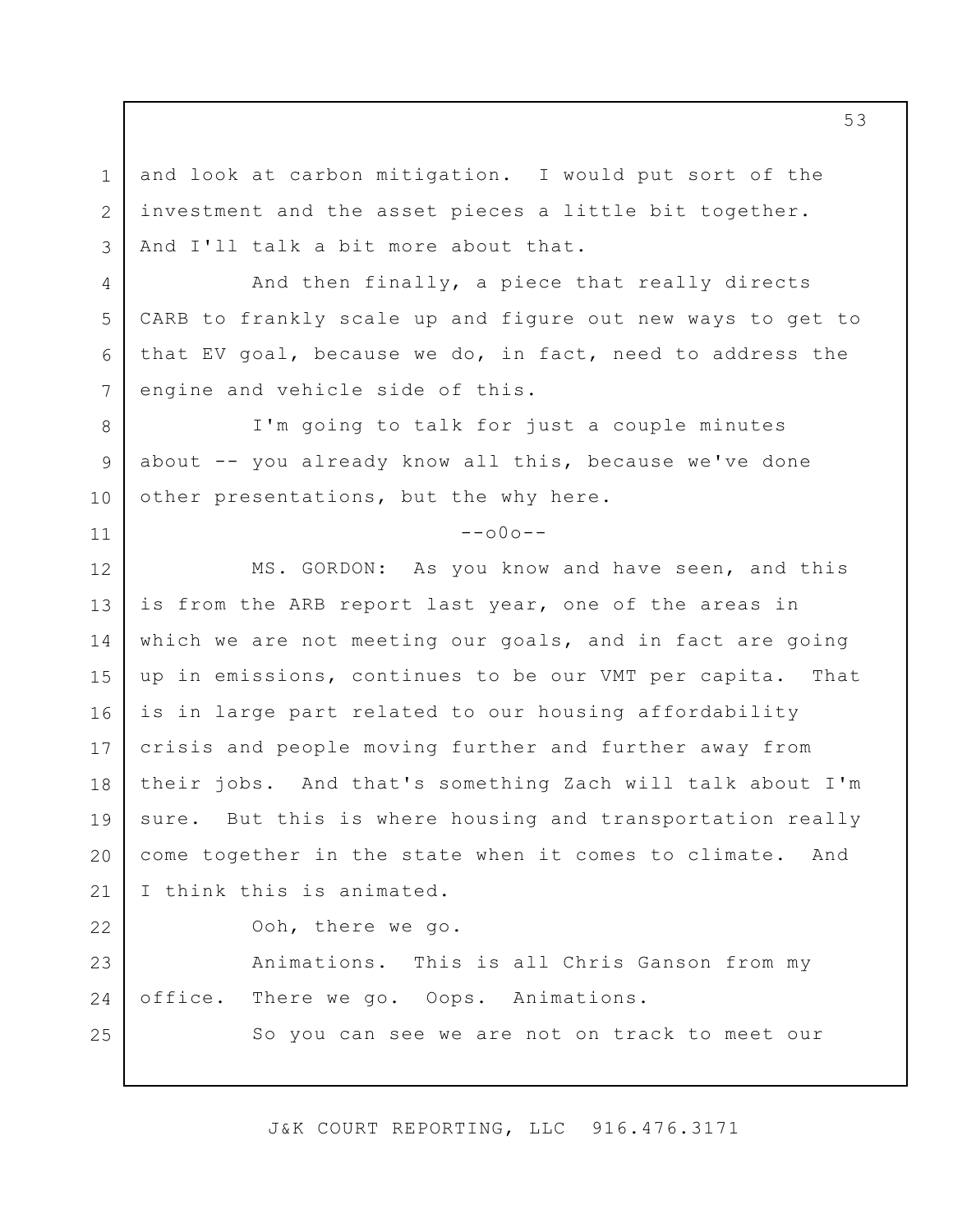and look at carbon mitigation. I would put sort of the investment and the asset pieces a little bit together. And I'll talk a bit more about that.

And then finally, a piece that really directs CARB to frankly scale up and figure out new ways to get to that EV goal, because we do, in fact, need to address the engine and vehicle side of this.

I'm going to talk for just a couple minutes about -- you already know all this, because we've done other presentations, but the why here.

--o0o--

MS. GORDON: As you know and have seen, and this is from the ARB report last year, one of the areas in which we are not meeting our goals, and in fact are going up in emissions, continues to be our VMT per capita. That is in large part related to our housing affordability crisis and people moving further and further away from their jobs. And that's something Zach will talk about I'm sure. But this is where housing and transportation really come together in the state when it comes to climate. And I think this is animated.

Ooh, there we go.

Animations. This is all Chris Ganson from my office. There we go. Oops. Animations.

So you can see we are not on track to meet our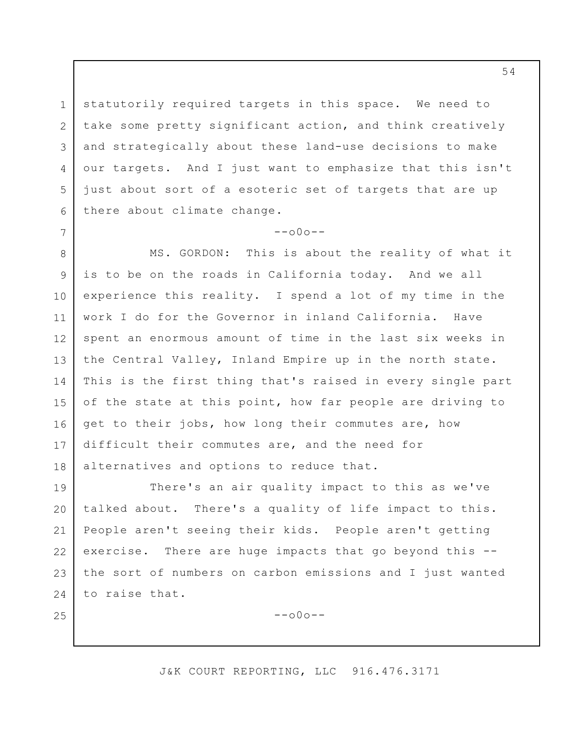statutorily required targets in this space. We need to take some pretty significant action, and think creatively and strategically about these land-use decisions to make our targets. And I just want to emphasize that this isn't just about sort of a esoteric set of targets that are up there about climate change.

--o0o--

MS. GORDON: This is about the reality of what it is to be on the roads in California today. And we all experience this reality. I spend a lot of my time in the work I do for the Governor in inland California. Have spent an enormous amount of time in the last six weeks in the Central Valley, Inland Empire up in the north state. This is the first thing that's raised in every single part of the state at this point, how far people are driving to get to their jobs, how long their commutes are, how difficult their commutes are, and the need for alternatives and options to reduce that.

There's an air quality impact to this as we've talked about. There's a quality of life impact to this. People aren't seeing their kids. People aren't getting exercise. There are huge impacts that go beyond this -- the sort of numbers on carbon emissions and I just wanted to raise that.

--o0o--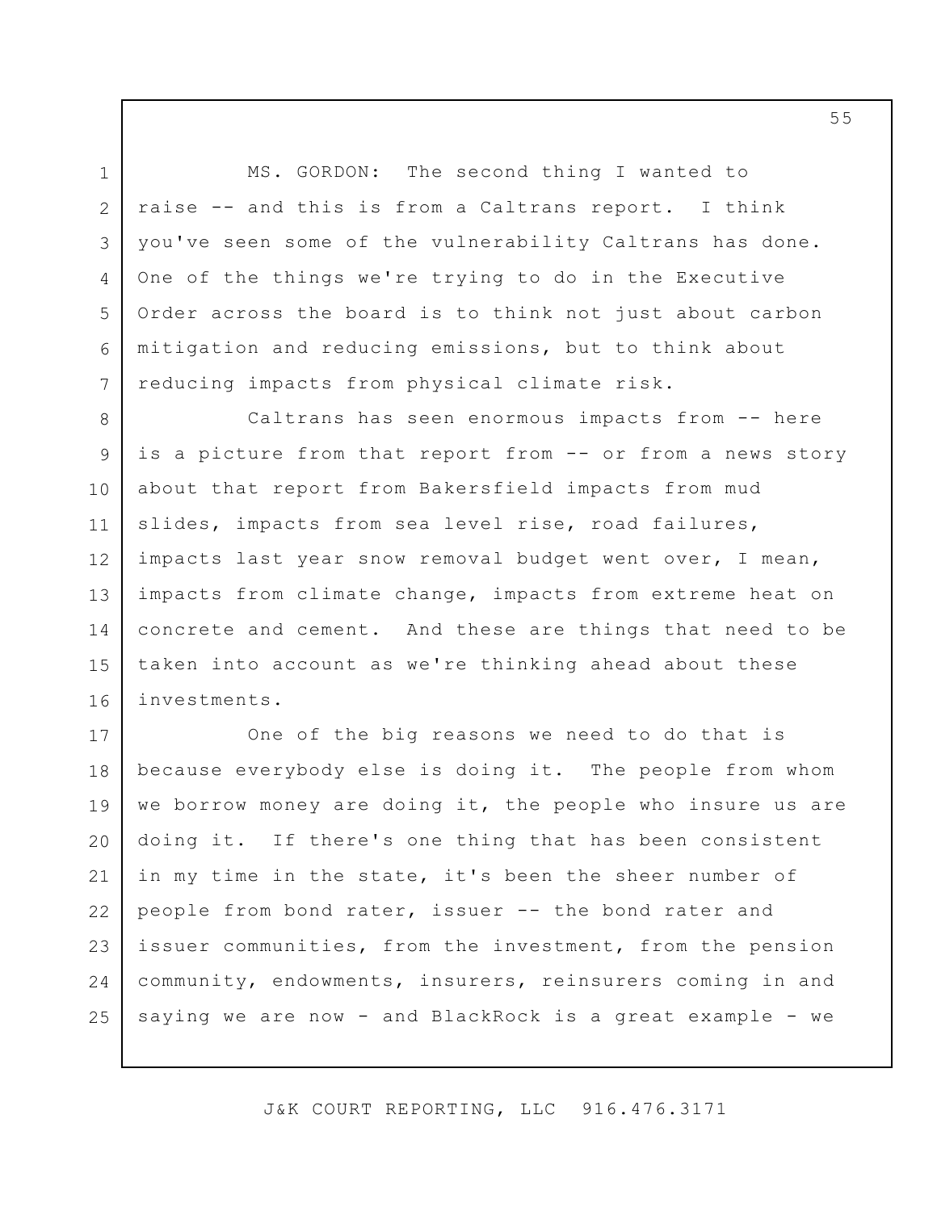MS. GORDON: The second thing I wanted to raise -- and this is from a Caltrans report. I think you've seen some of the vulnerability Caltrans has done. One of the things we're trying to do in the Executive Order across the board is to think not just about carbon mitigation and reducing emissions, but to think about reducing impacts from physical climate risk.

Caltrans has seen enormous impacts from -- here is a picture from that report from -- or from a news story about that report from Bakersfield impacts from mud slides, impacts from sea level rise, road failures, impacts last year snow removal budget went over, I mean, impacts from climate change, impacts from extreme heat on concrete and cement. And these are things that need to be taken into account as we're thinking ahead about these investments.

One of the big reasons we need to do that is because everybody else is doing it. The people from whom we borrow money are doing it, the people who insure us are doing it. If there's one thing that has been consistent in my time in the state, it's been the sheer number of people from bond rater, issuer -- the bond rater and issuer communities, from the investment, from the pension community, endowments, insurers, reinsurers coming in and saying we are now - and BlackRock is a great example - we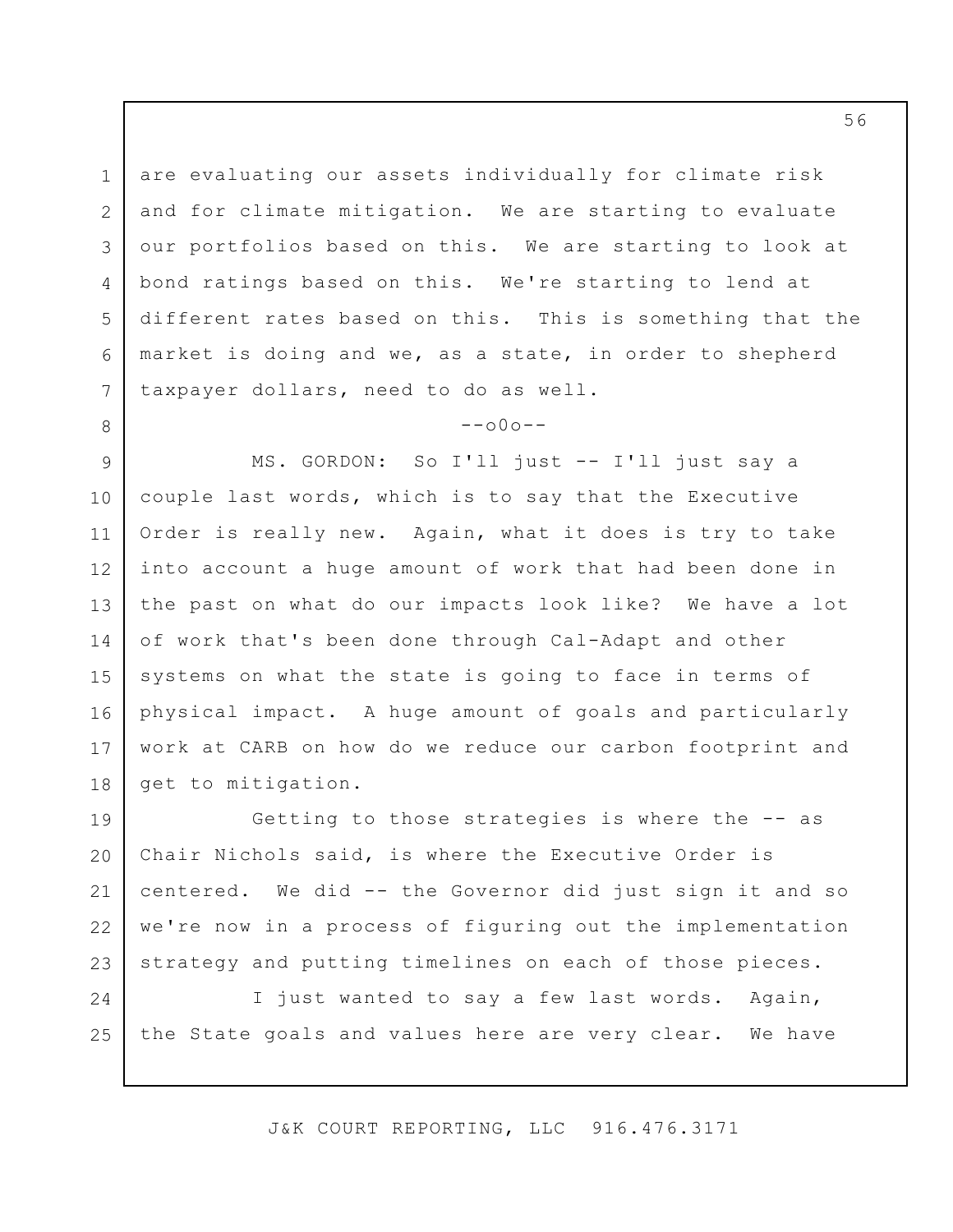are evaluating our assets individually for climate risk and for climate mitigation. We are starting to evaluate our portfolios based on this. We are starting to look at bond ratings based on this. We're starting to lend at different rates based on this. This is something that the market is doing and we, as a state, in order to shepherd taxpayer dollars, need to do as well.

--o0o--

MS. GORDON: So I'll just -- I'll just say a couple last words, which is to say that the Executive Order is really new. Again, what it does is try to take into account a huge amount of work that had been done in the past on what do our impacts look like? We have a lot of work that's been done through Cal-Adapt and other systems on what the state is going to face in terms of physical impact. A huge amount of goals and particularly work at CARB on how do we reduce our carbon footprint and get to mitigation.

Getting to those strategies is where the -- as Chair Nichols said, is where the Executive Order is centered. We did -- the Governor did just sign it and so we're now in a process of figuring out the implementation strategy and putting timelines on each of those pieces.

I just wanted to say a few last words. Again, the State goals and values here are very clear. We have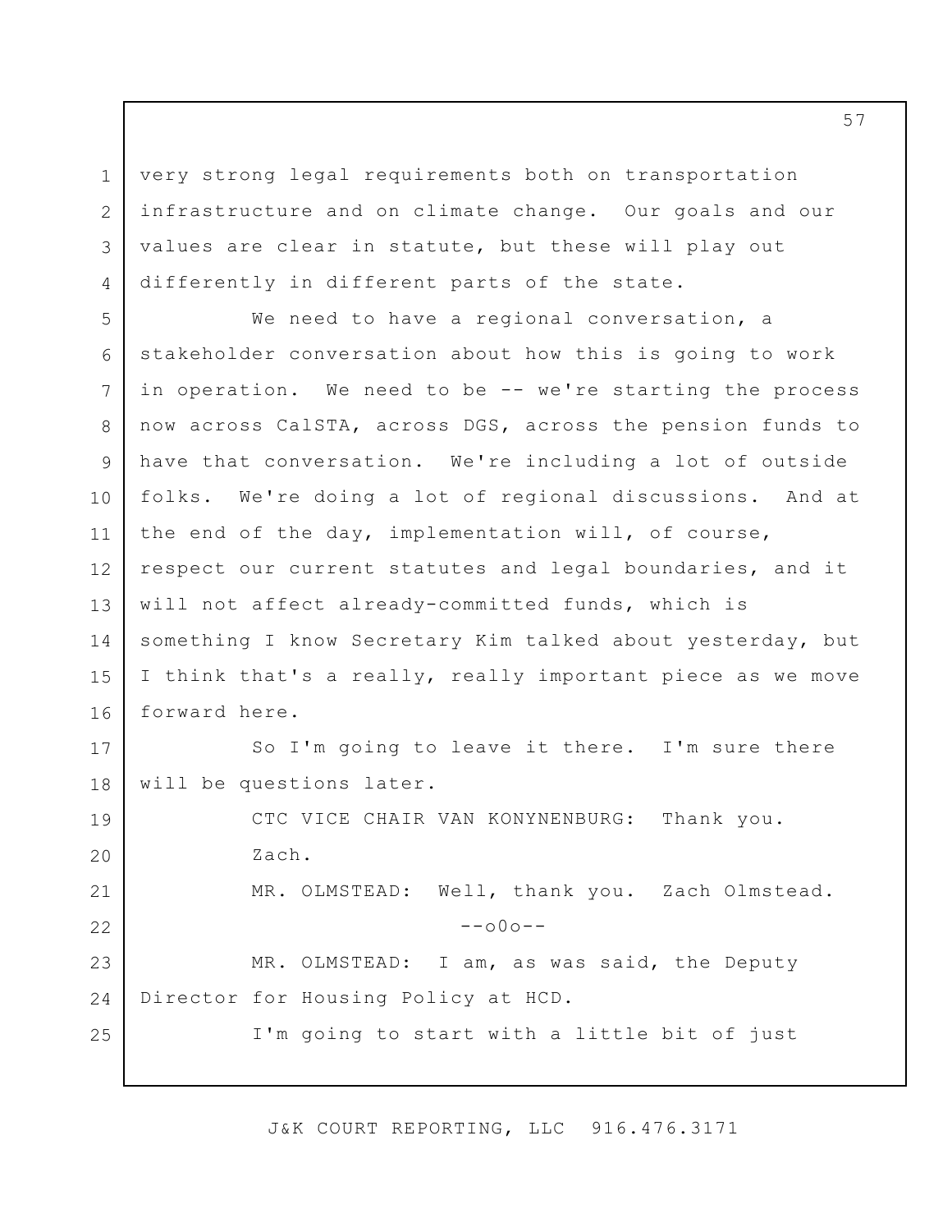very strong legal requirements both on transportation infrastructure and on climate change. Our goals and our values are clear in statute, but these will play out differently in different parts of the state.

We need to have a regional conversation, a stakeholder conversation about how this is going to work in operation. We need to be -- we're starting the process now across CalSTA, across DGS, across the pension funds to have that conversation. We're including a lot of outside folks. We're doing a lot of regional discussions. And at the end of the day, implementation will, of course, respect our current statutes and legal boundaries, and it will not affect already-committed funds, which is something I know Secretary Kim talked about yesterday, but I think that's a really, really important piece as we move forward here.

So I'm going to leave it there. I'm sure there will be questions later.

CTC VICE CHAIR VAN KONYNENBURG: Thank you.

Zach.

MR. OLMSTEAD: Well, thank you. Zach Olmstead.

--o0o--

MR. OLMSTEAD: I am, as was said, the Deputy Director for Housing Policy at HCD.

I'm going to start with a little bit of just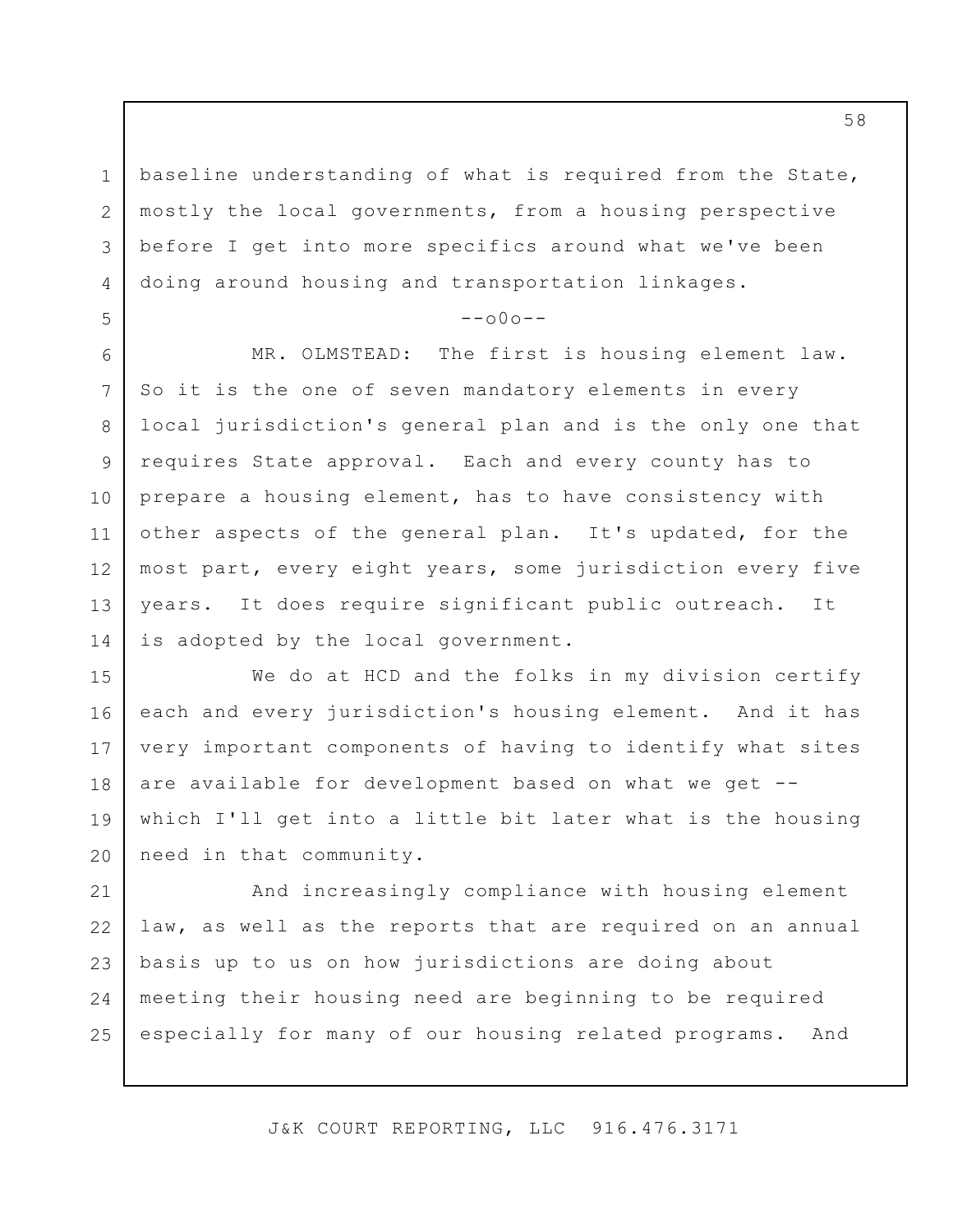baseline understanding of what is required from the State, mostly the local governments, from a housing perspective before I get into more specifics around what we've been doing around housing and transportation linkages.

--o0o--

MR. OLMSTEAD: The first is housing element law. So it is the one of seven mandatory elements in every local jurisdiction's general plan and is the only one that requires State approval. Each and every county has to prepare a housing element, has to have consistency with other aspects of the general plan. It's updated, for the most part, every eight years, some jurisdiction every five years. It does require significant public outreach. It is adopted by the local government.

We do at HCD and the folks in my division certify each and every jurisdiction's housing element. And it has very important components of having to identify what sites are available for development based on what we get -- which I'll get into a little bit later what is the housing need in that community.

And increasingly compliance with housing element law, as well as the reports that are required on an annual basis up to us on how jurisdictions are doing about meeting their housing need are beginning to be required especially for many of our housing related programs. And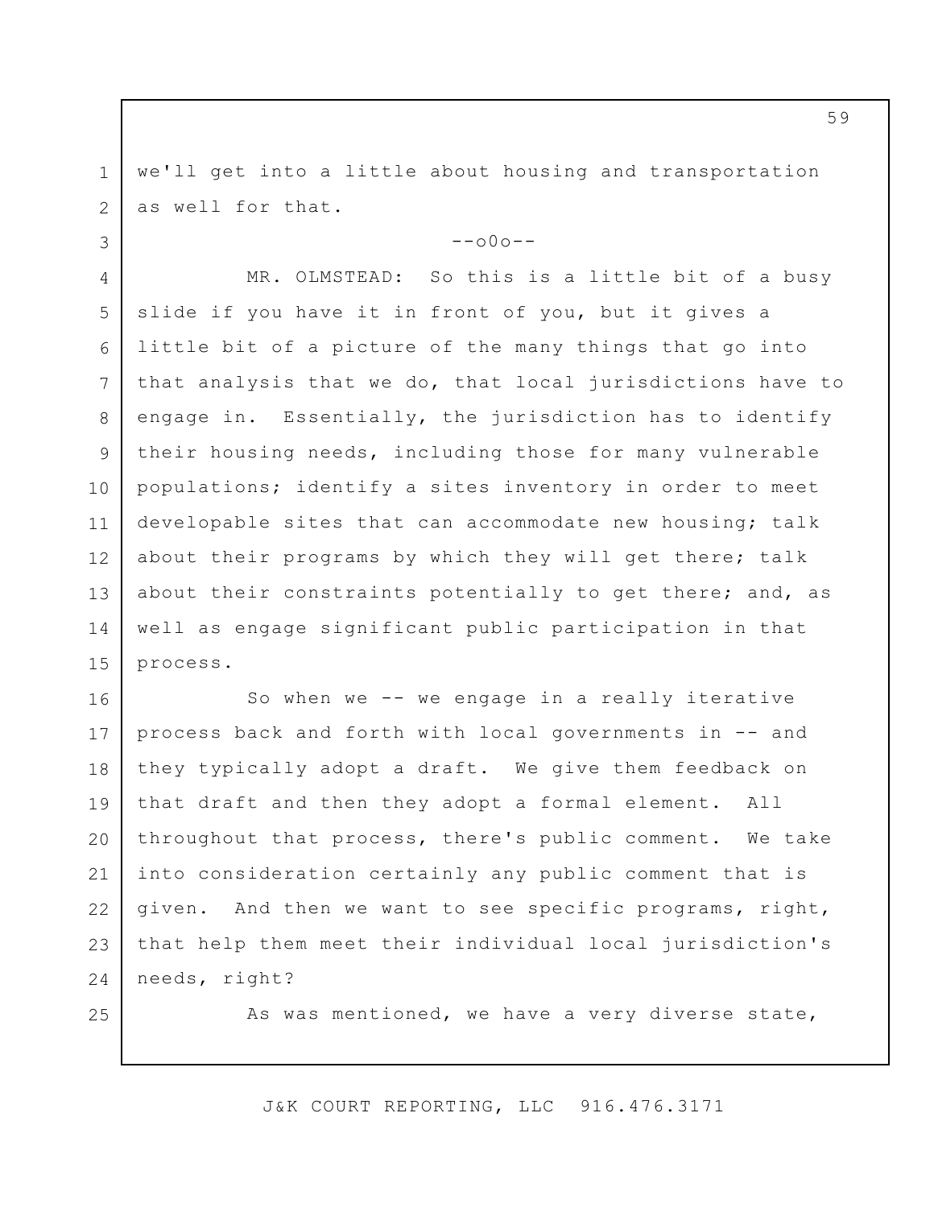we'll get into a little about housing and transportation as well for that.

--o0o--

MR. OLMSTEAD: So this is a little bit of a busy slide if you have it in front of you, but it gives a little bit of a picture of the many things that go into that analysis that we do, that local jurisdictions have to engage in. Essentially, the jurisdiction has to identify their housing needs, including those for many vulnerable populations; identify a sites inventory in order to meet developable sites that can accommodate new housing; talk about their programs by which they will get there; talk about their constraints potentially to get there; and, as well as engage significant public participation in that process.

So when we -- we engage in a really iterative process back and forth with local governments in -- and they typically adopt a draft. We give them feedback on that draft and then they adopt a formal element. All throughout that process, there's public comment. We take into consideration certainly any public comment that is given. And then we want to see specific programs, right, that help them meet their individual local jurisdiction's needs, right?

As was mentioned, we have a very diverse state,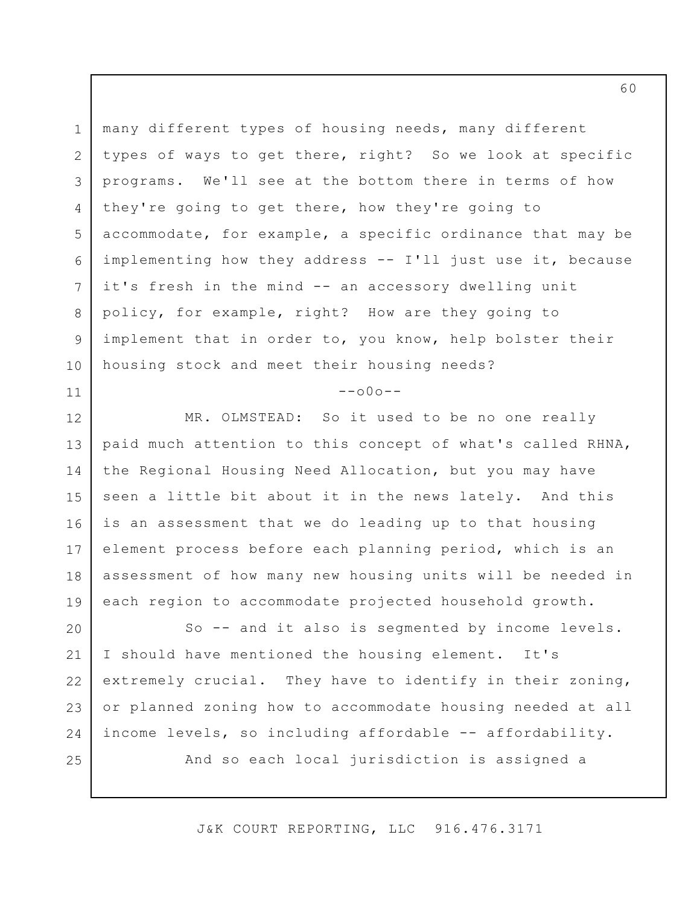many different types of housing needs, many different types of ways to get there, right? So we look at specific programs. We'll see at the bottom there in terms of how they're going to get there, how they're going to accommodate, for example, a specific ordinance that may be implementing how they address -- I'll just use it, because it's fresh in the mind -- an accessory dwelling unit policy, for example, right? How are they going to implement that in order to, you know, help bolster their housing stock and meet their housing needs?

--o0o--

MR. OLMSTEAD: So it used to be no one really paid much attention to this concept of what's called RHNA, the Regional Housing Need Allocation, but you may have seen a little bit about it in the news lately. And this is an assessment that we do leading up to that housing element process before each planning period, which is an assessment of how many new housing units will be needed in each region to accommodate projected household growth.

So -- and it also is segmented by income levels. I should have mentioned the housing element. It's extremely crucial. They have to identify in their zoning, or planned zoning how to accommodate housing needed at all income levels, so including affordable -- affordability.

And so each local jurisdiction is assigned a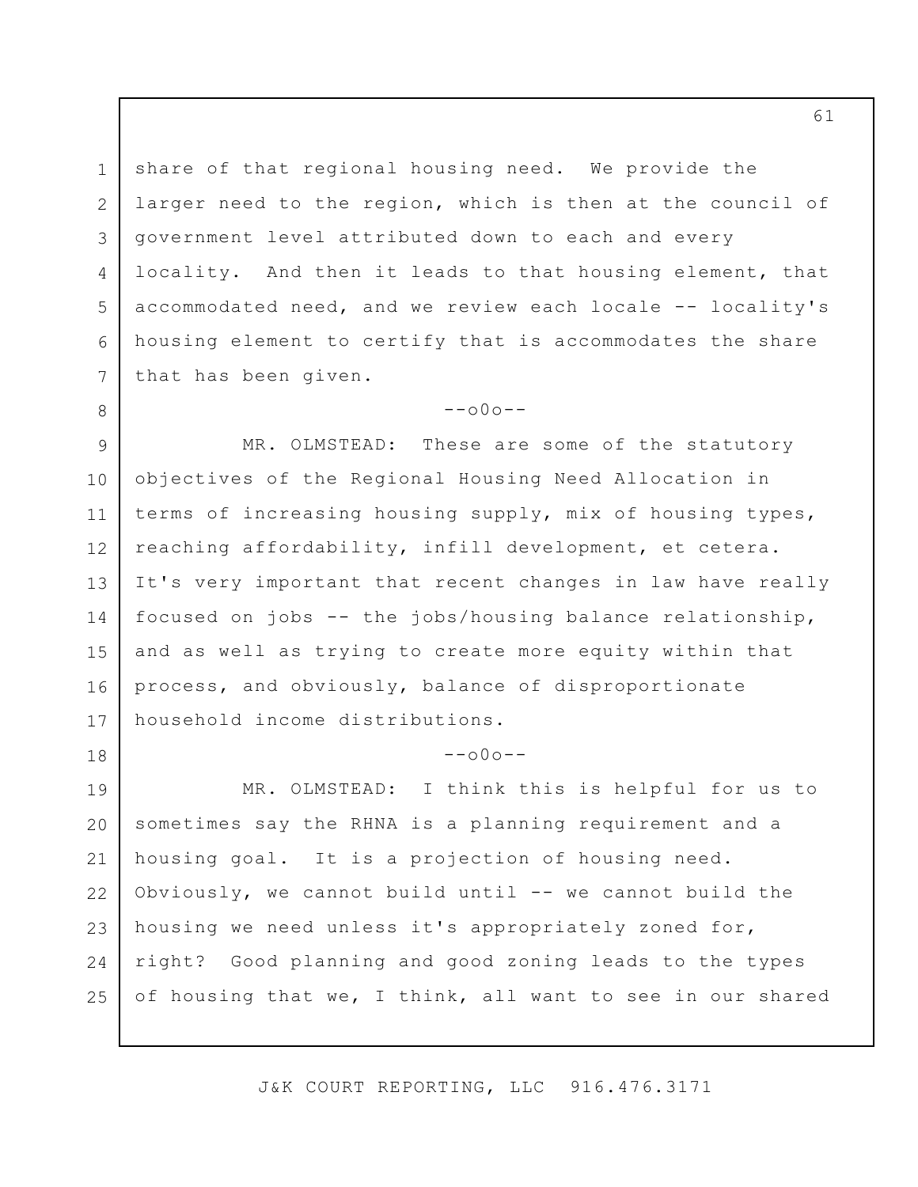share of that regional housing need. We provide the larger need to the region, which is then at the council of government level attributed down to each and every locality. And then it leads to that housing element, that accommodated need, and we review each locale -- locality's housing element to certify that is accommodates the share that has been given.

--o0o--

MR. OLMSTEAD: These are some of the statutory objectives of the Regional Housing Need Allocation in terms of increasing housing supply, mix of housing types, reaching affordability, infill development, et cetera. It's very important that recent changes in law have really focused on jobs -- the jobs/housing balance relationship, and as well as trying to create more equity within that process, and obviously, balance of disproportionate household income distributions.

--o0o--

MR. OLMSTEAD: I think this is helpful for us to sometimes say the RHNA is a planning requirement and a housing goal. It is a projection of housing need. Obviously, we cannot build until -- we cannot build the housing we need unless it's appropriately zoned for, right? Good planning and good zoning leads to the types of housing that we, I think, all want to see in our shared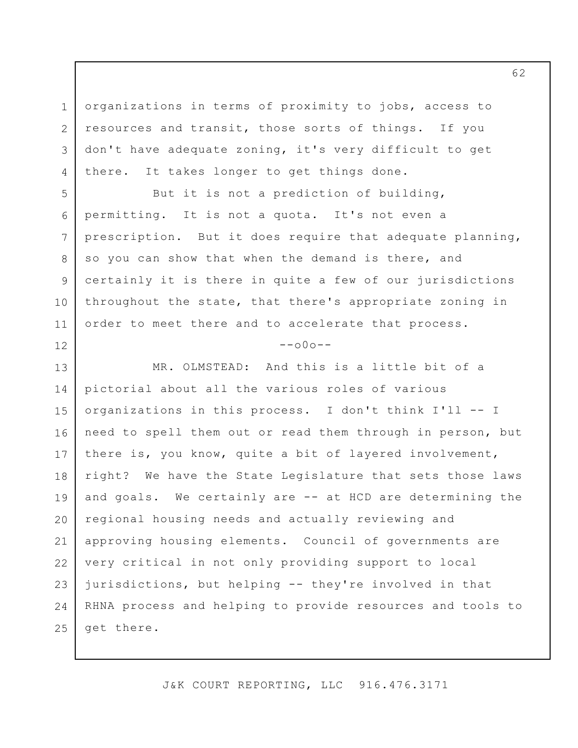organizations in terms of proximity to jobs, access to resources and transit, those sorts of things. If you don't have adequate zoning, it's very difficult to get there. It takes longer to get things done.

But it is not a prediction of building, permitting. It is not a quota. It's not even a prescription. But it does require that adequate planning, so you can show that when the demand is there, and certainly it is there in quite a few of our jurisdictions throughout the state, that there's appropriate zoning in order to meet there and to accelerate that process.

--o0o--

MR. OLMSTEAD: And this is a little bit of a pictorial about all the various roles of various organizations in this process. I don't think I'll -- I need to spell them out or read them through in person, but there is, you know, quite a bit of layered involvement, right? We have the State Legislature that sets those laws and goals. We certainly are -- at HCD are determining the regional housing needs and actually reviewing and approving housing elements. Council of governments are very critical in not only providing support to local jurisdictions, but helping -- they're involved in that RHNA process and helping to provide resources and tools to get there.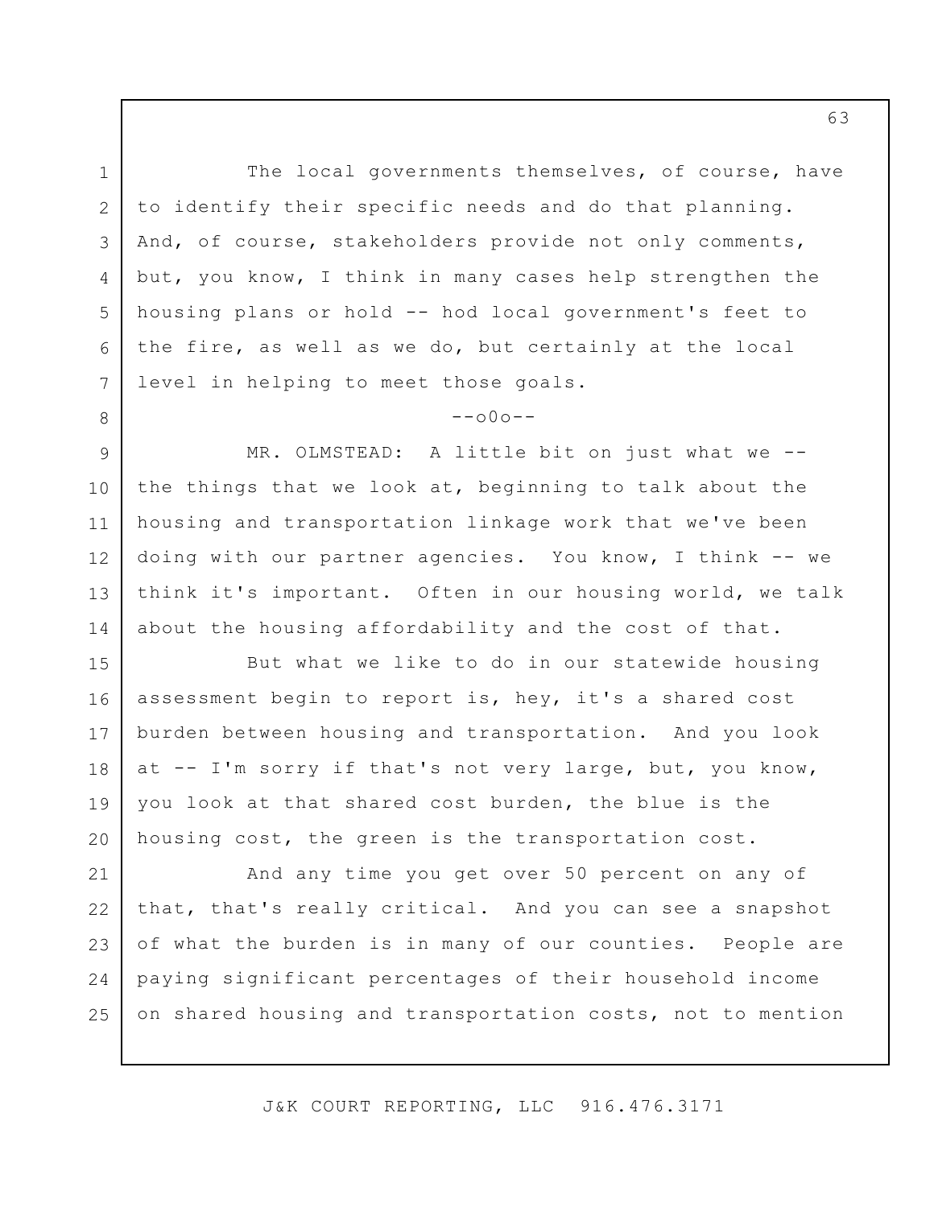The local governments themselves, of course, have to identify their specific needs and do that planning. And, of course, stakeholders provide not only comments, but, you know, I think in many cases help strengthen the housing plans or hold -- hod local government's feet to the fire, as well as we do, but certainly at the local level in helping to meet those goals.

--o0o--

MR. OLMSTEAD: A little bit on just what we -- the things that we look at, beginning to talk about the housing and transportation linkage work that we've been doing with our partner agencies. You know, I think -- we think it's important. Often in our housing world, we talk about the housing affordability and the cost of that.

But what we like to do in our statewide housing assessment begin to report is, hey, it's a shared cost burden between housing and transportation. And you look at -- I'm sorry if that's not very large, but, you know, you look at that shared cost burden, the blue is the housing cost, the green is the transportation cost.

And any time you get over 50 percent on any of that, that's really critical. And you can see a snapshot of what the burden is in many of our counties. People are paying significant percentages of their household income on shared housing and transportation costs, not to mention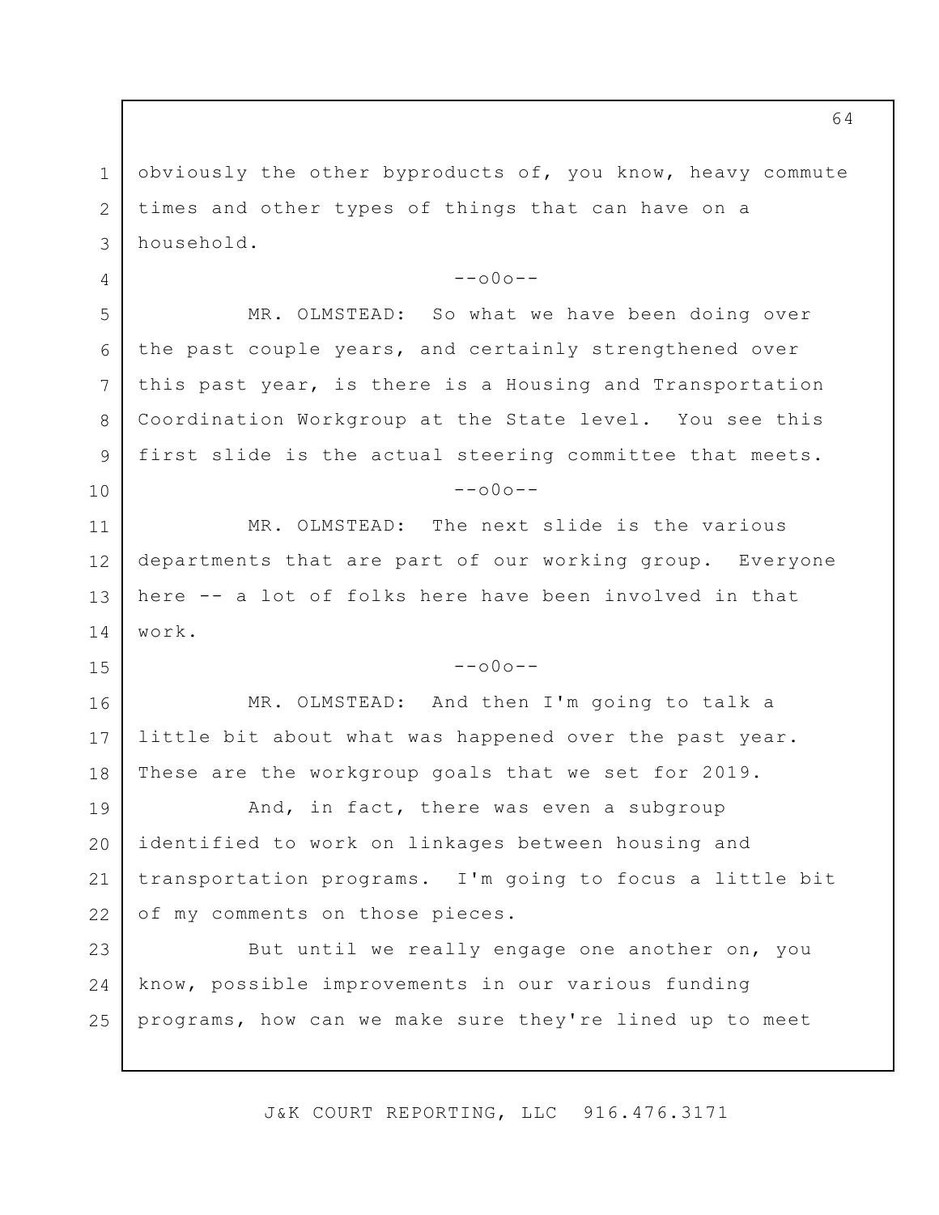obviously the other byproducts of, you know, heavy commute times and other types of things that can have on a household.

--o0o--

MR. OLMSTEAD: So what we have been doing over the past couple years, and certainly strengthened over this past year, is there is a Housing and Transportation Coordination Workgroup at the State level. You see this first slide is the actual steering committee that meets.

--o0o--

MR. OLMSTEAD: The next slide is the various departments that are part of our working group. Everyone here -- a lot of folks here have been involved in that work.

--o0o--

MR. OLMSTEAD: And then I'm going to talk a little bit about what was happened over the past year. These are the workgroup goals that we set for 2019.

And, in fact, there was even a subgroup identified to work on linkages between housing and transportation programs. I'm going to focus a little bit of my comments on those pieces.

But until we really engage one another on, you know, possible improvements in our various funding programs, how can we make sure they're lined up to meet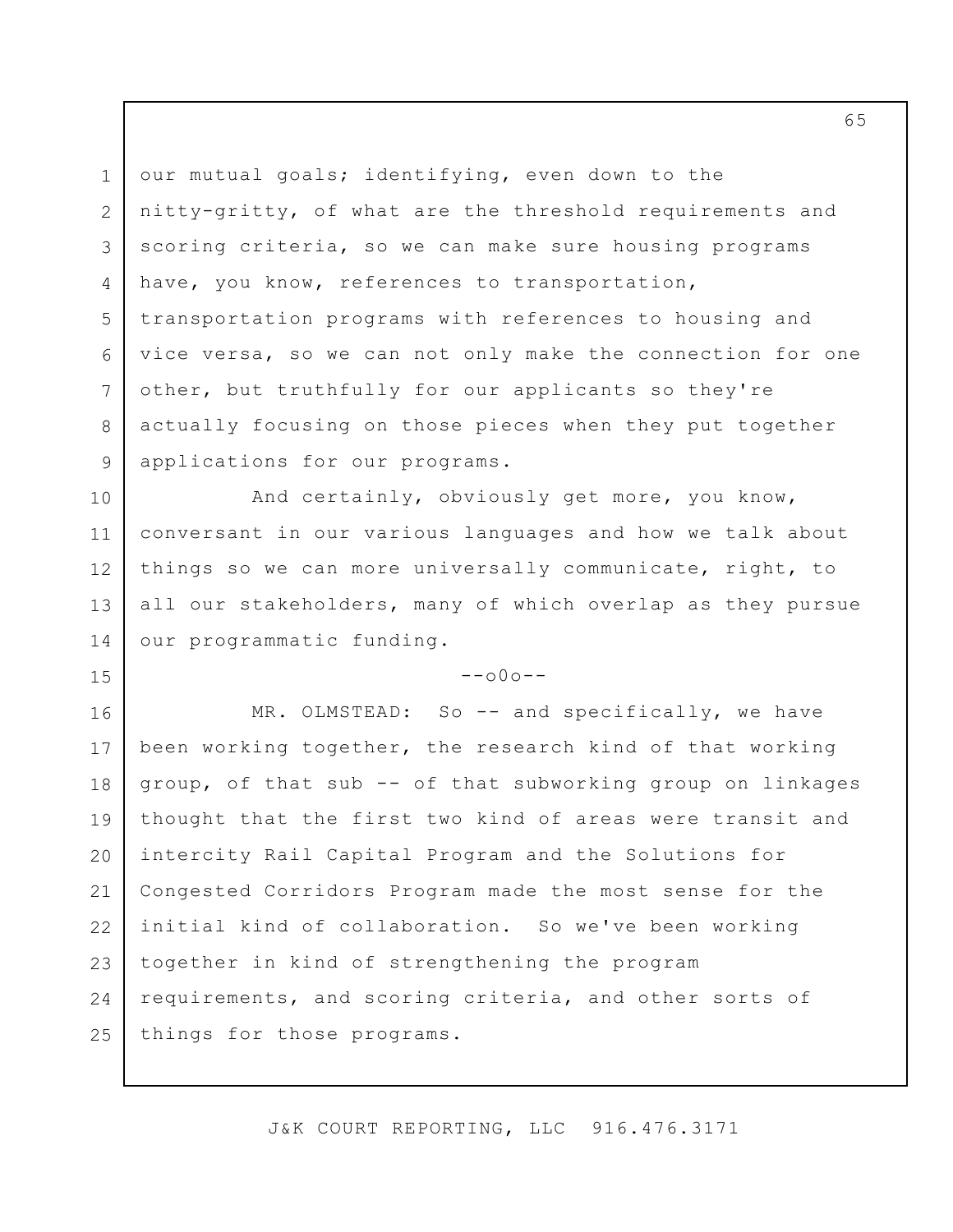our mutual goals; identifying, even down to the nitty-gritty, of what are the threshold requirements and scoring criteria, so we can make sure housing programs have, you know, references to transportation, transportation programs with references to housing and vice versa, so we can not only make the connection for one other, but truthfully for our applicants so they're actually focusing on those pieces when they put together applications for our programs.

And certainly, obviously get more, you know, conversant in our various languages and how we talk about things so we can more universally communicate, right, to all our stakeholders, many of which overlap as they pursue our programmatic funding.

--o0o--

MR. OLMSTEAD: So -- and specifically, we have been working together, the research kind of that working group, of that sub -- of that subworking group on linkages thought that the first two kind of areas were transit and intercity Rail Capital Program and the Solutions for Congested Corridors Program made the most sense for the initial kind of collaboration. So we've been working together in kind of strengthening the program requirements, and scoring criteria, and other sorts of things for those programs.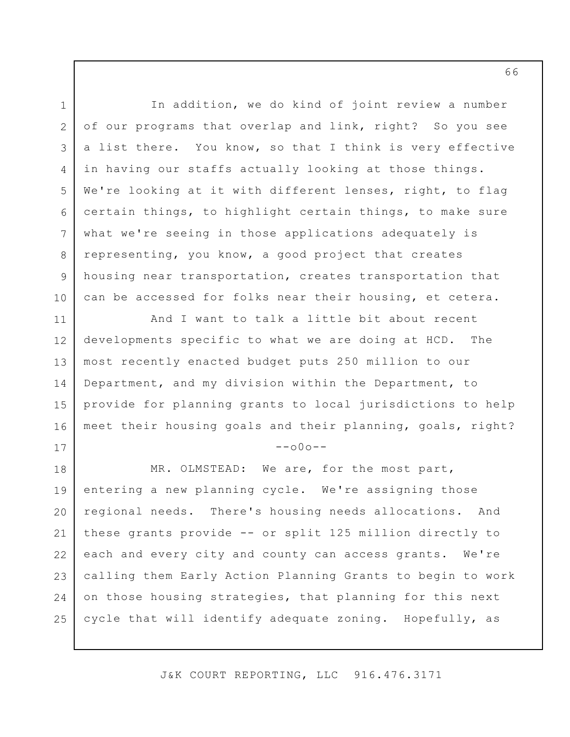In addition, we do kind of joint review a number of our programs that overlap and link, right? So you see a list there. You know, so that I think is very effective in having our staffs actually looking at those things. We're looking at it with different lenses, right, to flag certain things, to highlight certain things, to make sure what we're seeing in those applications adequately is representing, you know, a good project that creates housing near transportation, creates transportation that can be accessed for folks near their housing, et cetera.

And I want to talk a little bit about recent developments specific to what we are doing at HCD. The most recently enacted budget puts 250 million to our Department, and my division within the Department, to provide for planning grants to local jurisdictions to help meet their housing goals and their planning, goals, right?

--o0o--

MR. OLMSTEAD: We are, for the most part, entering a new planning cycle. We're assigning those regional needs. There's housing needs allocations. And these grants provide -- or split 125 million directly to each and every city and county can access grants. We're calling them Early Action Planning Grants to begin to work on those housing strategies, that planning for this next cycle that will identify adequate zoning. Hopefully, as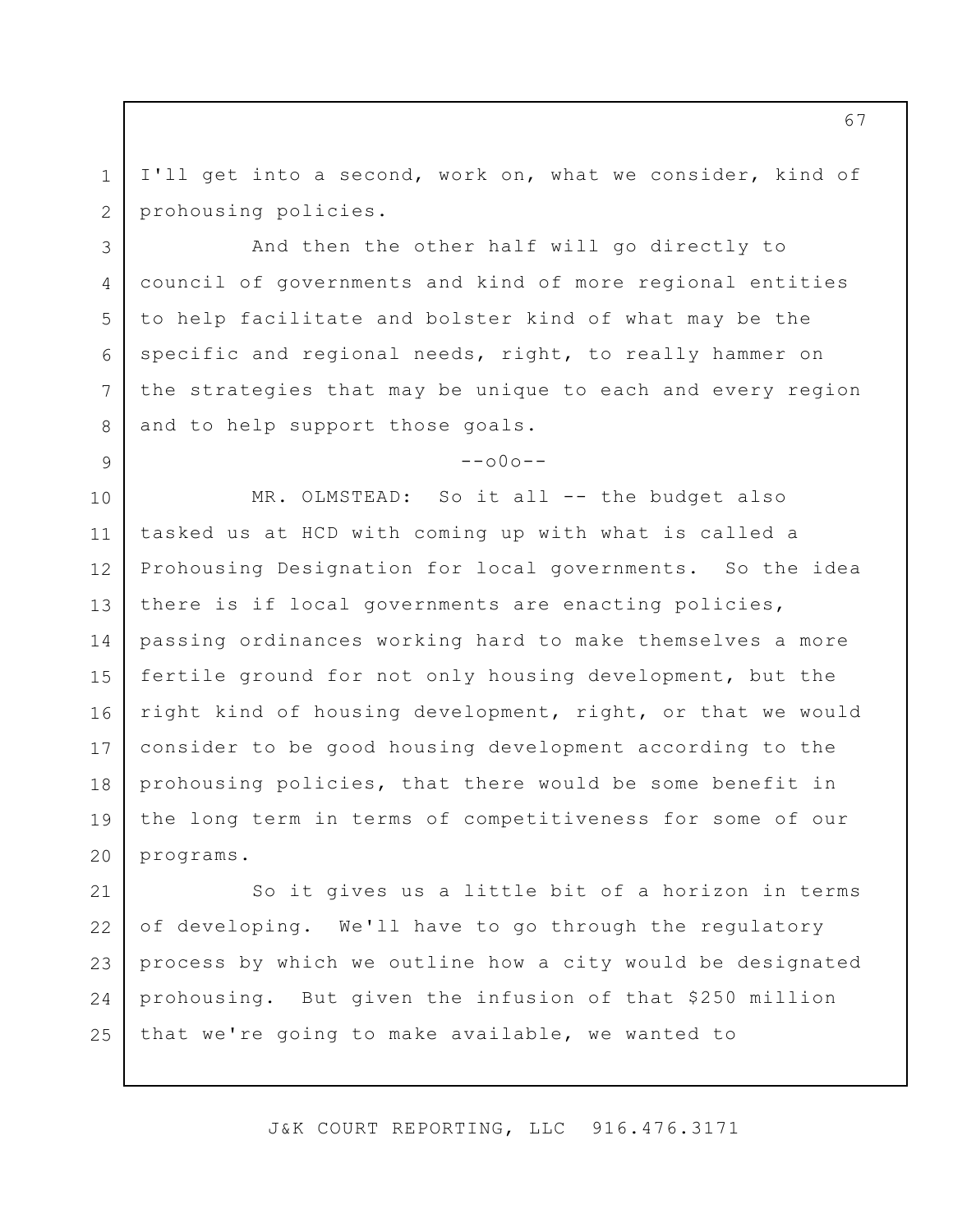I'll get into a second, work on, what we consider, kind of prohousing policies.

And then the other half will go directly to council of governments and kind of more regional entities to help facilitate and bolster kind of what may be the specific and regional needs, right, to really hammer on the strategies that may be unique to each and every region and to help support those goals.

--o0o--

MR. OLMSTEAD: So it all -- the budget also tasked us at HCD with coming up with what is called a Prohousing Designation for local governments. So the idea there is if local governments are enacting policies, passing ordinances working hard to make themselves a more fertile ground for not only housing development, but the right kind of housing development, right, or that we would consider to be good housing development according to the prohousing policies, that there would be some benefit in the long term in terms of competitiveness for some of our programs.

So it gives us a little bit of a horizon in terms of developing. We'll have to go through the regulatory process by which we outline how a city would be designated prohousing. But given the infusion of that $250 million that we're going to make available, we wanted to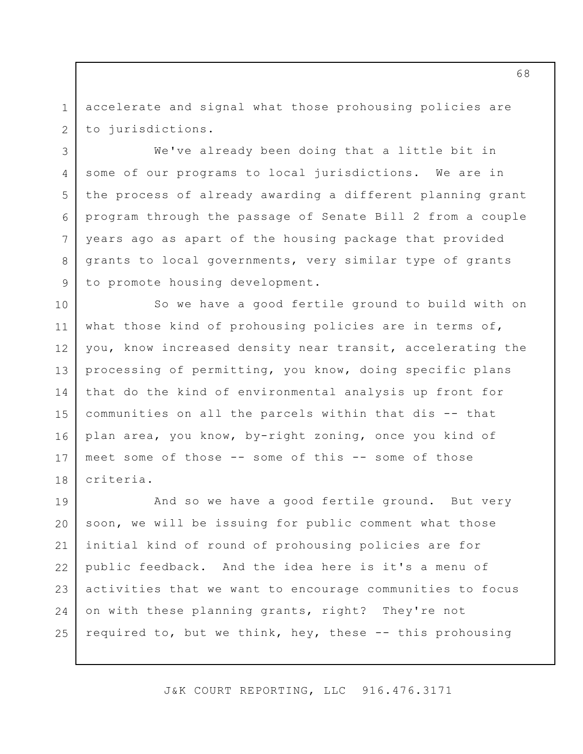accelerate and signal what those prohousing policies are to jurisdictions.

We've already been doing that a little bit in some of our programs to local jurisdictions. We are in the process of already awarding a different planning grant program through the passage of Senate Bill 2 from a couple years ago as apart of the housing package that provided grants to local governments, very similar type of grants to promote housing development.

So we have a good fertile ground to build with on what those kind of prohousing policies are in terms of, you, know increased density near transit, accelerating the processing of permitting, you know, doing specific plans that do the kind of environmental analysis up front for communities on all the parcels within that dis -- that plan area, you know, by-right zoning, once you kind of meet some of those -- some of this -- some of those criteria.

And so we have a good fertile ground. But very soon, we will be issuing for public comment what those initial kind of round of prohousing policies are for public feedback. And the idea here is it's a menu of activities that we want to encourage communities to focus on with these planning grants, right? They're not required to, but we think, hey, these -- this prohousing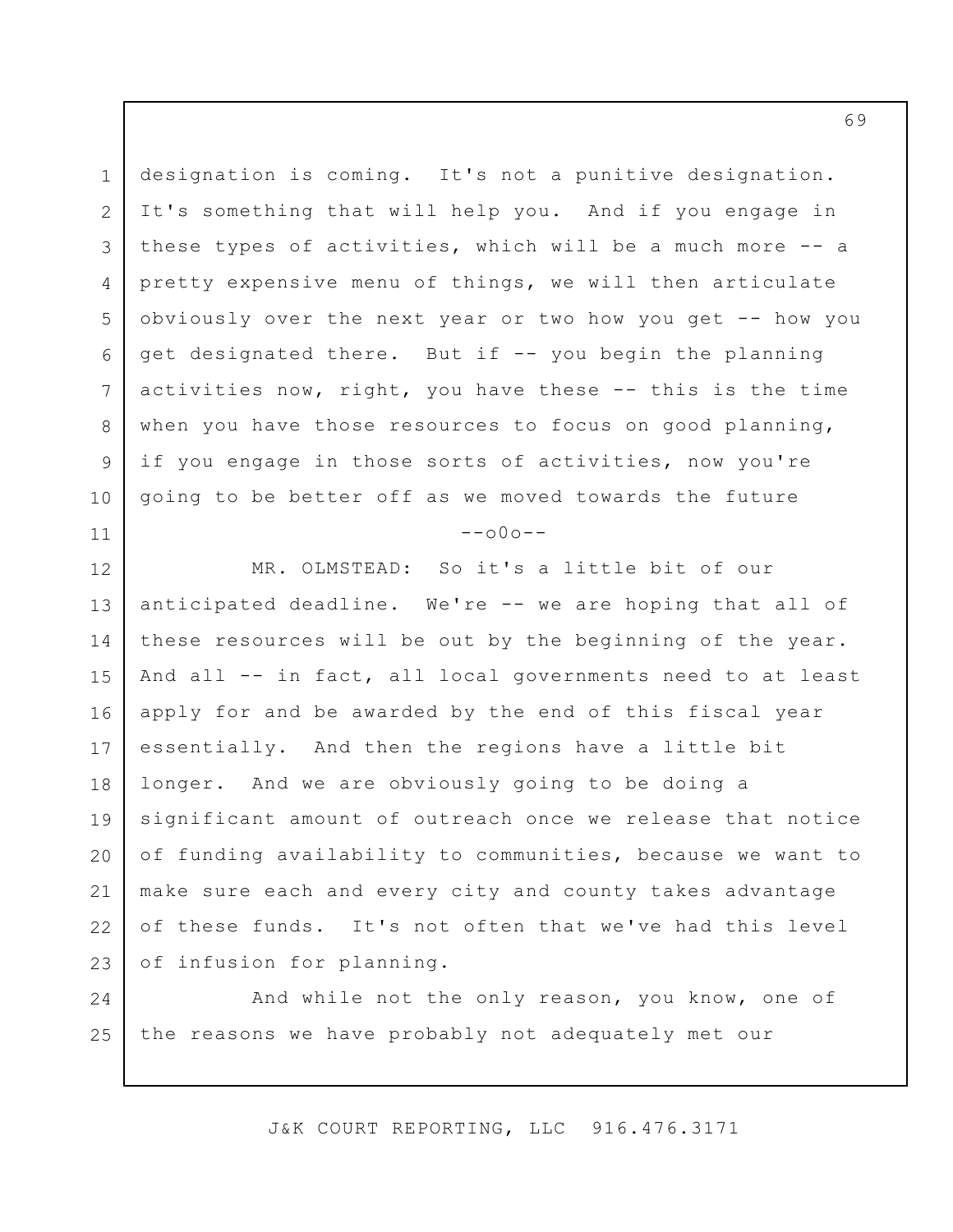designation is coming. It's not a punitive designation. It's something that will help you. And if you engage in these types of activities, which will be a much more -- a pretty expensive menu of things, we will then articulate obviously over the next year or two how you get -- how you get designated there. But if -- you begin the planning activities now, right, you have these -- this is the time when you have those resources to focus on good planning, if you engage in those sorts of activities, now you're going to be better off as we moved towards the future

--o0o--

MR. OLMSTEAD: So it's a little bit of our anticipated deadline. We're -- we are hoping that all of these resources will be out by the beginning of the year. And all -- in fact, all local governments need to at least apply for and be awarded by the end of this fiscal year essentially. And then the regions have a little bit longer. And we are obviously going to be doing a significant amount of outreach once we release that notice of funding availability to communities, because we want to make sure each and every city and county takes advantage of these funds. It's not often that we've had this level of infusion for planning.

And while not the only reason, you know, one of the reasons we have probably not adequately met our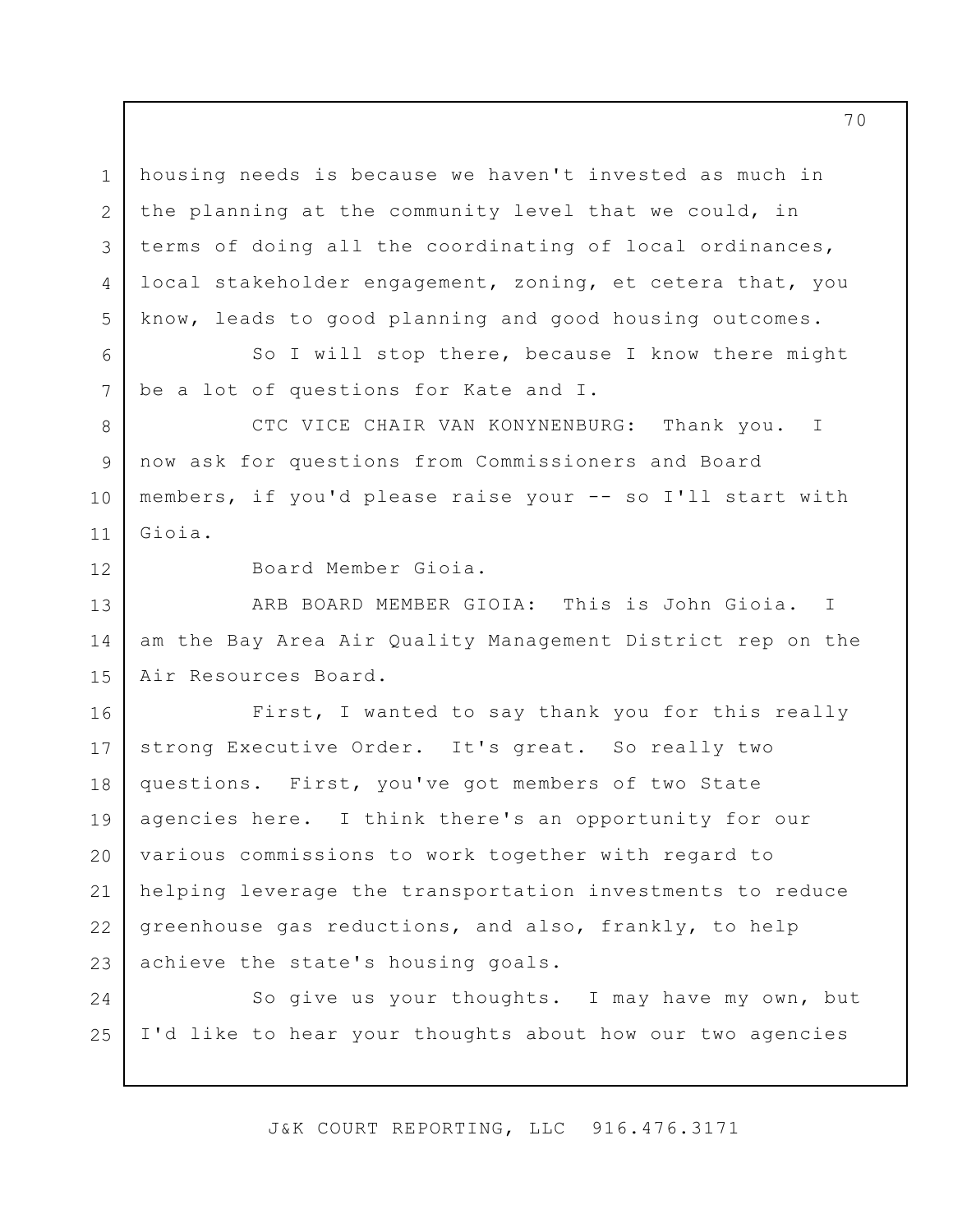housing needs is because we haven't invested as much in the planning at the community level that we could, in terms of doing all the coordinating of local ordinances, local stakeholder engagement, zoning, et cetera that, you know, leads to good planning and good housing outcomes.

So I will stop there, because I know there might be a lot of questions for Kate and I.

CTC VICE CHAIR VAN KONYNENBURG: Thank you. I now ask for questions from Commissioners and Board members, if you'd please raise your -- so I'll start with Gioia.

Board Member Gioia.

ARB BOARD MEMBER GIOIA: This is John Gioia. I am the Bay Area Air Quality Management District rep on the Air Resources Board.

First, I wanted to say thank you for this really strong Executive Order. It's great. So really two questions. First, you've got members of two State agencies here. I think there's an opportunity for our various commissions to work together with regard to helping leverage the transportation investments to reduce greenhouse gas reductions, and also, frankly, to help achieve the state's housing goals.

So give us your thoughts. I may have my own, but I'd like to hear your thoughts about how our two agencies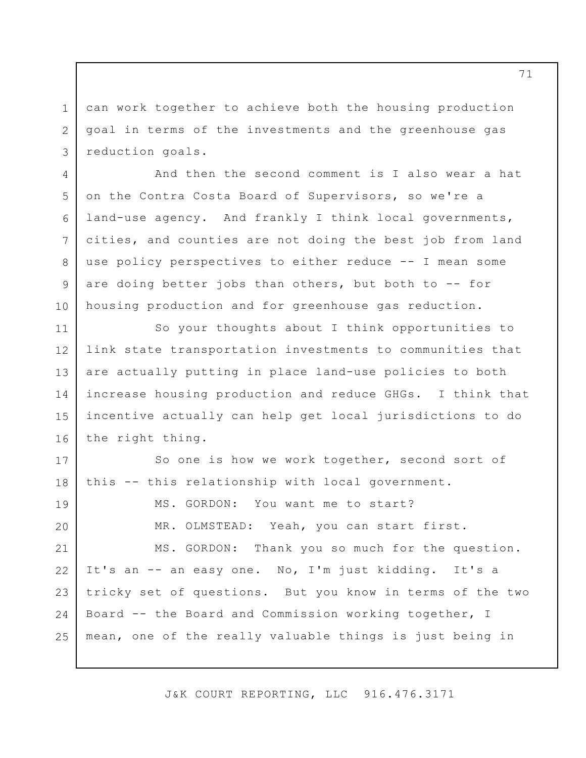can work together to achieve both the housing production goal in terms of the investments and the greenhouse gas reduction goals.

And then the second comment is I also wear a hat on the Contra Costa Board of Supervisors, so we're a land-use agency. And frankly I think local governments, cities, and counties are not doing the best job from land use policy perspectives to either reduce -- I mean some are doing better jobs than others, but both to -- for housing production and for greenhouse gas reduction.

So your thoughts about I think opportunities to link state transportation investments to communities that are actually putting in place land-use policies to both increase housing production and reduce GHGs. I think that incentive actually can help get local jurisdictions to do the right thing.

So one is how we work together, second sort of this -- this relationship with local government.

MS. GORDON: You want me to start?

MR. OLMSTEAD: Yeah, you can start first.

MS. GORDON: Thank you so much for the question. It's an -- an easy one. No, I'm just kidding. It's a tricky set of questions. But you know in terms of the two Board -- the Board and Commission working together, I mean, one of the really valuable things is just being in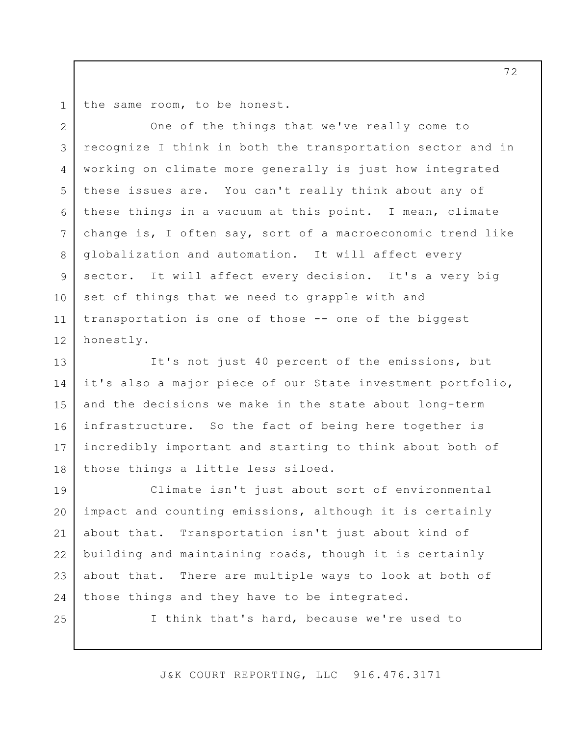the same room, to be honest.

One of the things that we've really come to recognize I think in both the transportation sector and in working on climate more generally is just how integrated these issues are. You can't really think about any of these things in a vacuum at this point. I mean, climate change is, I often say, sort of a macroeconomic trend like globalization and automation. It will affect every sector. It will affect every decision. It's a very big set of things that we need to grapple with and transportation is one of those -- one of the biggest honestly.

It's not just 40 percent of the emissions, but it's also a major piece of our State investment portfolio, and the decisions we make in the state about long-term infrastructure. So the fact of being here together is incredibly important and starting to think about both of those things a little less siloed.

Climate isn't just about sort of environmental impact and counting emissions, although it is certainly about that. Transportation isn't just about kind of building and maintaining roads, though it is certainly about that. There are multiple ways to look at both of those things and they have to be integrated.

I think that's hard, because we're used to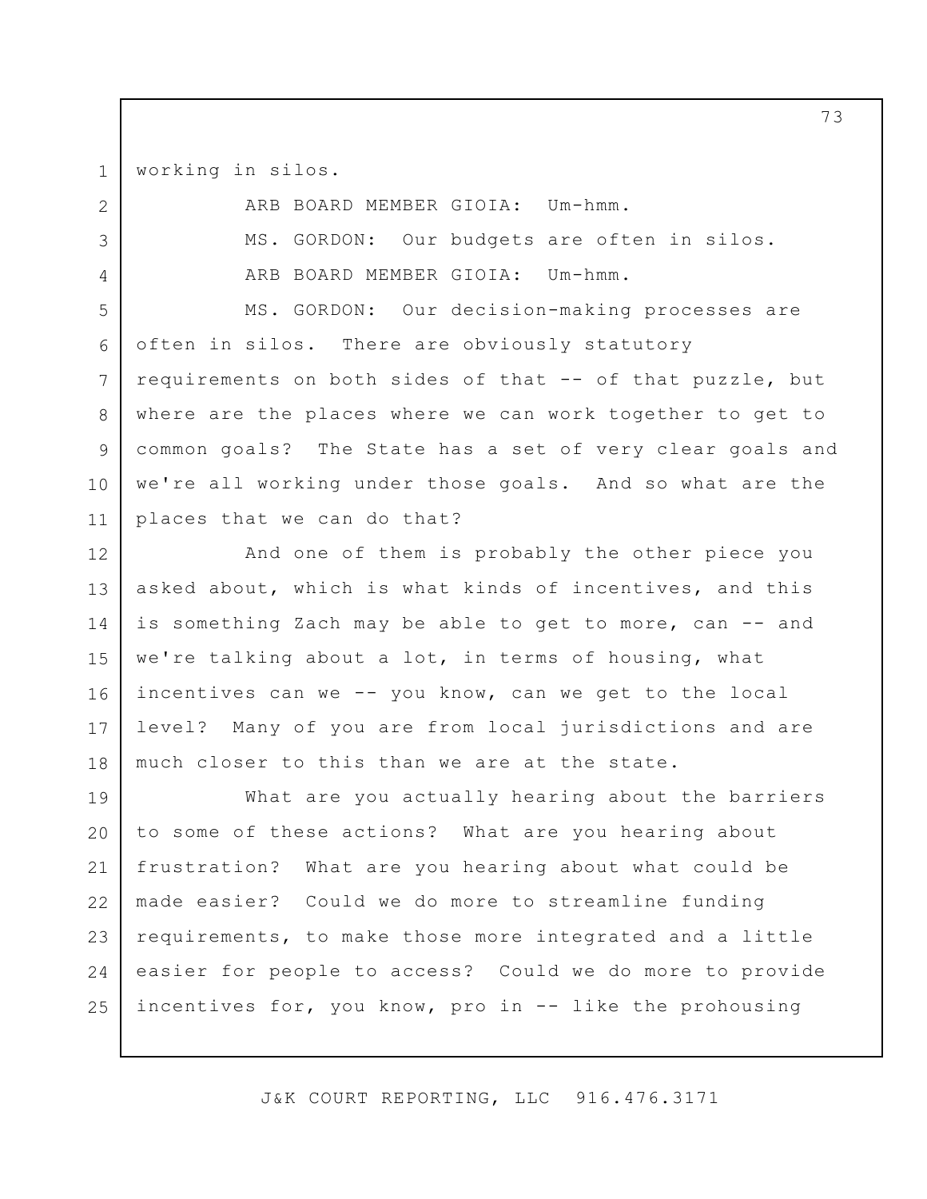working in silos.

ARB BOARD MEMBER GIOIA: Um-hmm.

MS. GORDON: Our budgets are often in silos.

ARB BOARD MEMBER GIOIA: Um-hmm.

MS. GORDON: Our decision-making processes are often in silos. There are obviously statutory requirements on both sides of that -- of that puzzle, but where are the places where we can work together to get to common goals? The State has a set of very clear goals and we're all working under those goals. And so what are the places that we can do that?

And one of them is probably the other piece you asked about, which is what kinds of incentives, and this is something Zach may be able to get to more, can -- and we're talking about a lot, in terms of housing, what incentives can we -- you know, can we get to the local level? Many of you are from local jurisdictions and are much closer to this than we are at the state.

What are you actually hearing about the barriers to some of these actions? What are you hearing about frustration? What are you hearing about what could be made easier? Could we do more to streamline funding requirements, to make those more integrated and a little easier for people to access? Could we do more to provide incentives for, you know, pro in -- like the prohousing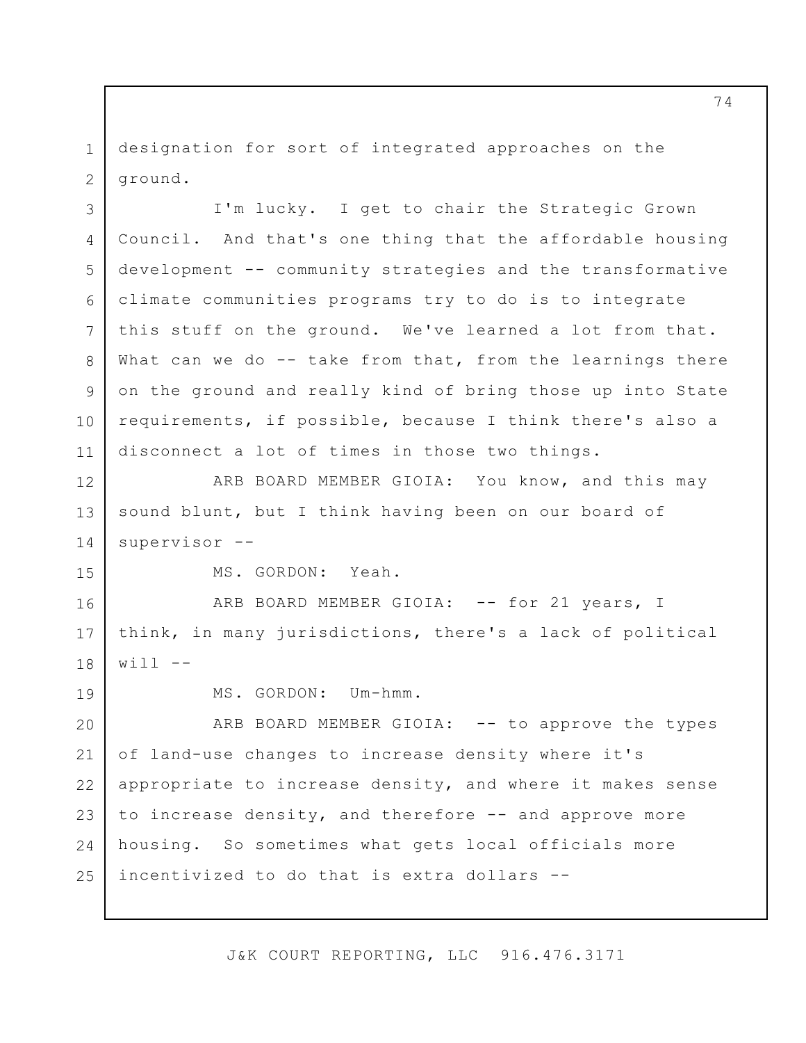designation for sort of integrated approaches on the ground.

I'm lucky. I get to chair the Strategic Grown Council. And that's one thing that the affordable housing development -- community strategies and the transformative climate communities programs try to do is to integrate this stuff on the ground. We've learned a lot from that. What can we do -- take from that, from the learnings there on the ground and really kind of bring those up into State requirements, if possible, because I think there's also a disconnect a lot of times in those two things.

ARB BOARD MEMBER GIOIA: You know, and this may sound blunt, but I think having been on our board of supervisor --

MS. GORDON: Yeah.

ARB BOARD MEMBER GIOIA: -- for 21 years, I think, in many jurisdictions, there's a lack of political will --

MS. GORDON: Um-hmm.

ARB BOARD MEMBER GIOIA: -- to approve the types of land-use changes to increase density where it's appropriate to increase density, and where it makes sense to increase density, and therefore -- and approve more housing. So sometimes what gets local officials more incentivized to do that is extra dollars --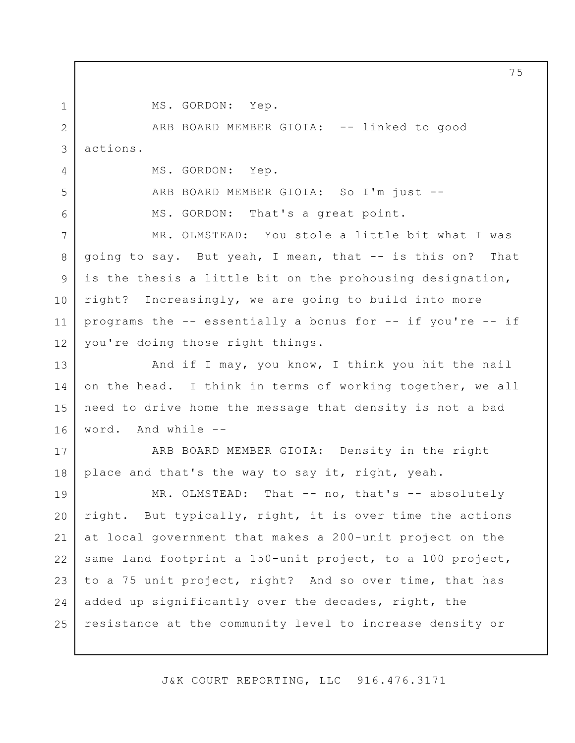MS. GORDON: Yep.

ARB BOARD MEMBER GIOIA: -- linked to good actions.

MS. GORDON: Yep.

ARB BOARD MEMBER GIOIA: So I'm just --

MS. GORDON: That's a great point.

MR. OLMSTEAD: You stole a little bit what I was going to say. But yeah, I mean, that -- is this on? That is the thesis a little bit on the prohousing designation, right? Increasingly, we are going to build into more programs the -- essentially a bonus for -- if you're -- if you're doing those right things.

And if I may, you know, I think you hit the nail on the head. I think in terms of working together, we all need to drive home the message that density is not a bad word. And while --

ARB BOARD MEMBER GIOIA: Density in the right place and that's the way to say it, right, yeah.

MR. OLMSTEAD: That -- no, that's -- absolutely right. But typically, right, it is over time the actions at local government that makes a 200-unit project on the same land footprint a 150-unit project, to a 100 project, to a 75 unit project, right? And so over time, that has added up significantly over the decades, right, the resistance at the community level to increase density or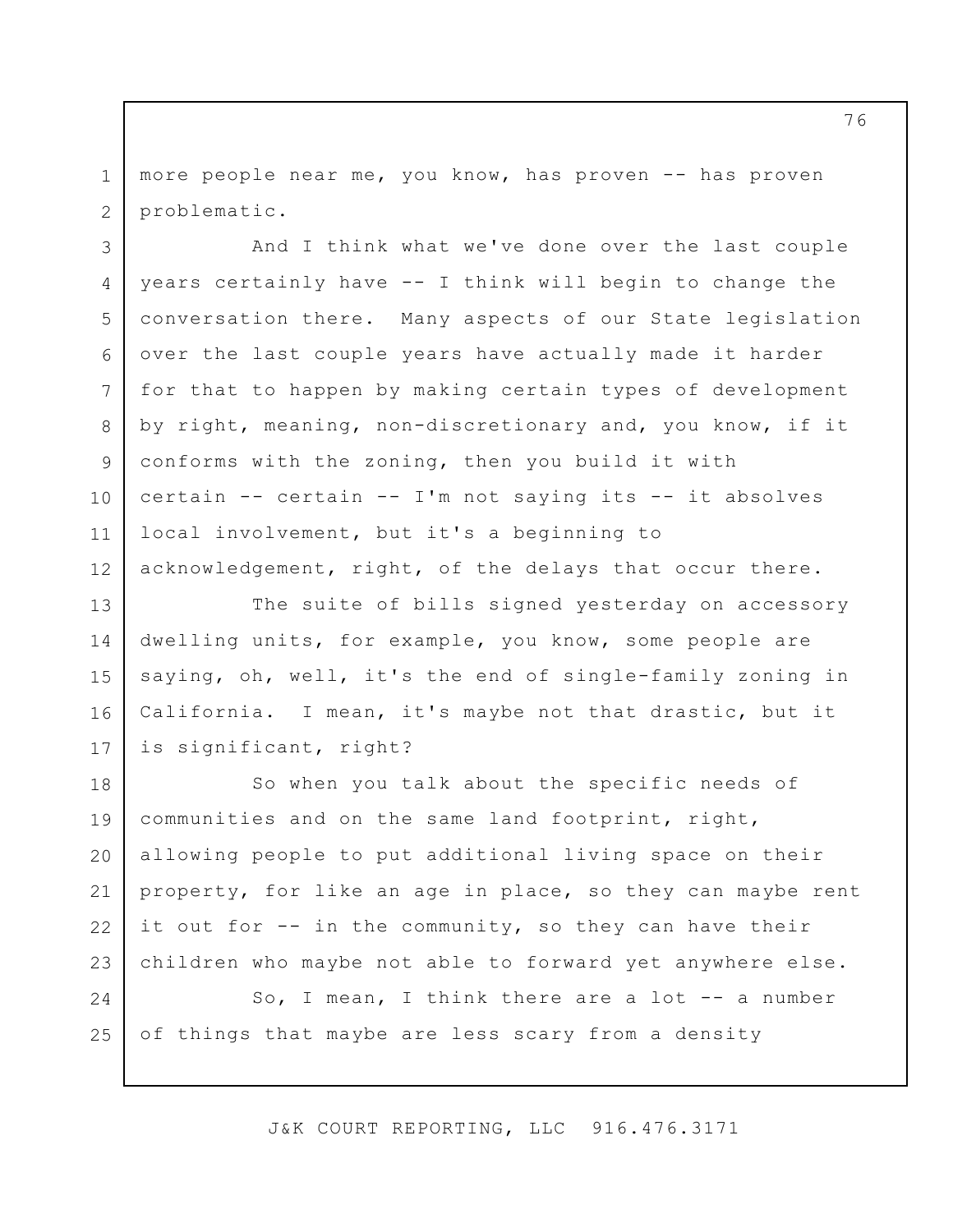more people near me, you know, has proven -- has proven problematic.

And I think what we've done over the last couple years certainly have -- I think will begin to change the conversation there. Many aspects of our State legislation over the last couple years have actually made it harder for that to happen by making certain types of development by right, meaning, non-discretionary and, you know, if it conforms with the zoning, then you build it with certain -- certain -- I'm not saying its -- it absolves local involvement, but it's a beginning to acknowledgement, right, of the delays that occur there.

The suite of bills signed yesterday on accessory dwelling units, for example, you know, some people are saying, oh, well, it's the end of single-family zoning in California. I mean, it's maybe not that drastic, but it is significant, right?

So when you talk about the specific needs of communities and on the same land footprint, right, allowing people to put additional living space on their property, for like an age in place, so they can maybe rent it out for -- in the community, so they can have their children who maybe not able to forward yet anywhere else.

So, I mean, I think there are a lot -- a number of things that maybe are less scary from a density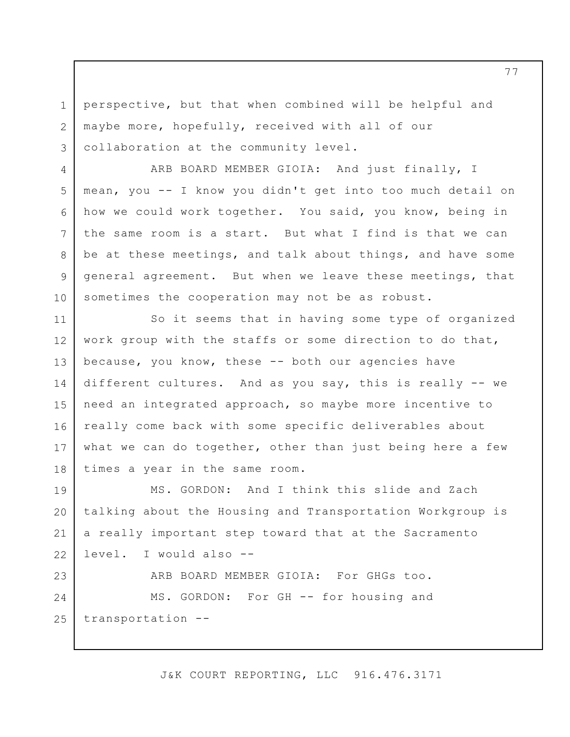perspective, but that when combined will be helpful and maybe more, hopefully, received with all of our collaboration at the community level.

ARB BOARD MEMBER GIOIA: And just finally, I mean, you -- I know you didn't get into too much detail on how we could work together. You said, you know, being in the same room is a start. But what I find is that we can be at these meetings, and talk about things, and have some general agreement. But when we leave these meetings, that sometimes the cooperation may not be as robust.

So it seems that in having some type of organized work group with the staffs or some direction to do that, because, you know, these -- both our agencies have different cultures. And as you say, this is really -- we need an integrated approach, so maybe more incentive to really come back with some specific deliverables about what we can do together, other than just being here a few times a year in the same room.

MS. GORDON: And I think this slide and Zach talking about the Housing and Transportation Workgroup is a really important step toward that at the Sacramento level. I would also --

ARB BOARD MEMBER GIOIA: For GHGs too.

MS. GORDON: For GH -- for housing and transportation --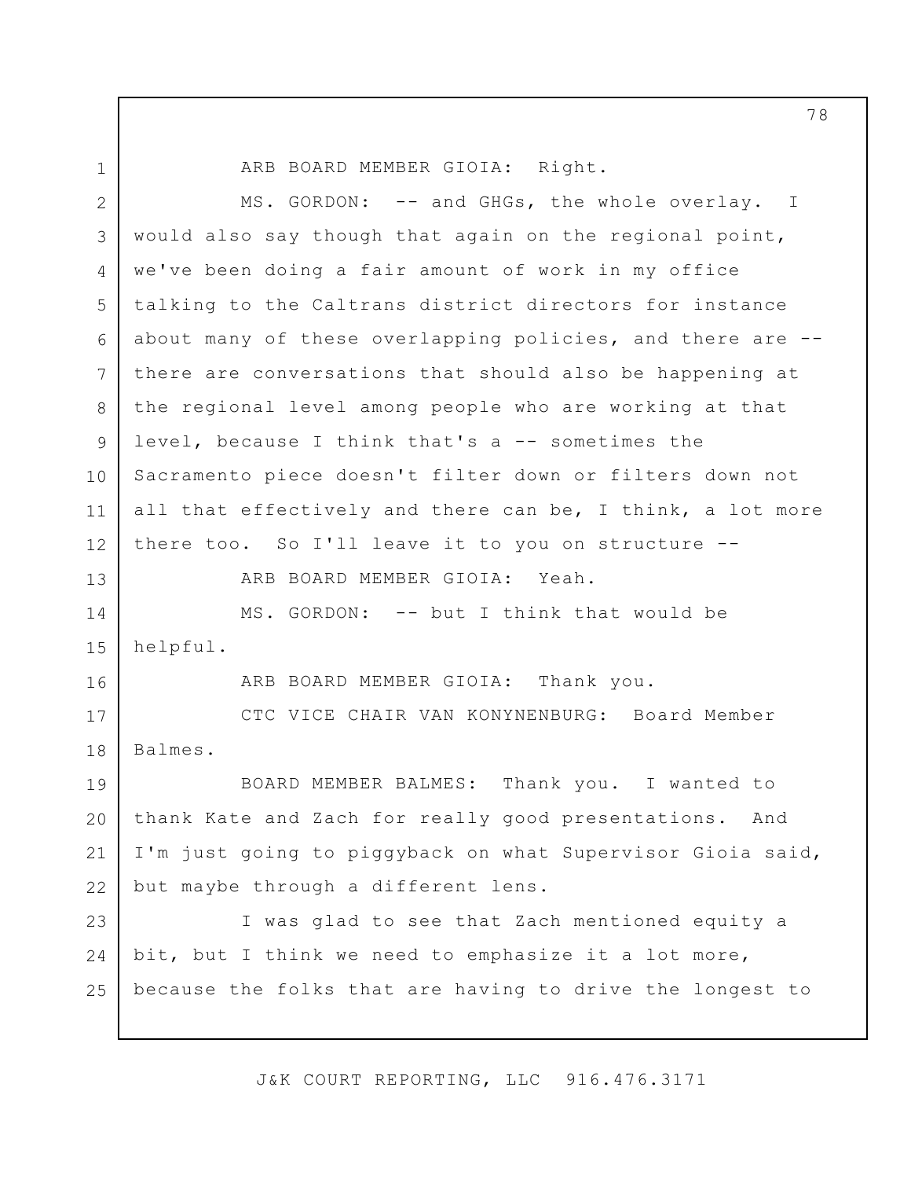ARB BOARD MEMBER GIOIA: Right.

MS. GORDON: -- and GHGs, the whole overlay. I would also say though that again on the regional point, we've been doing a fair amount of work in my office talking to the Caltrans district directors for instance about many of these overlapping policies, and there are -- there are conversations that should also be happening at the regional level among people who are working at that level, because I think that's a -- sometimes the Sacramento piece doesn't filter down or filters down not all that effectively and there can be, I think, a lot more there too. So I'll leave it to you on structure --

ARB BOARD MEMBER GIOIA: Yeah.

MS. GORDON: -- but I think that would be helpful.

ARB BOARD MEMBER GIOIA: Thank you.

CTC VICE CHAIR VAN KONYNENBURG: Board Member Balmes.

BOARD MEMBER BALMES: Thank you. I wanted to thank Kate and Zach for really good presentations. And I'm just going to piggyback on what Supervisor Gioia said, but maybe through a different lens.

I was glad to see that Zach mentioned equity a bit, but I think we need to emphasize it a lot more, because the folks that are having to drive the longest to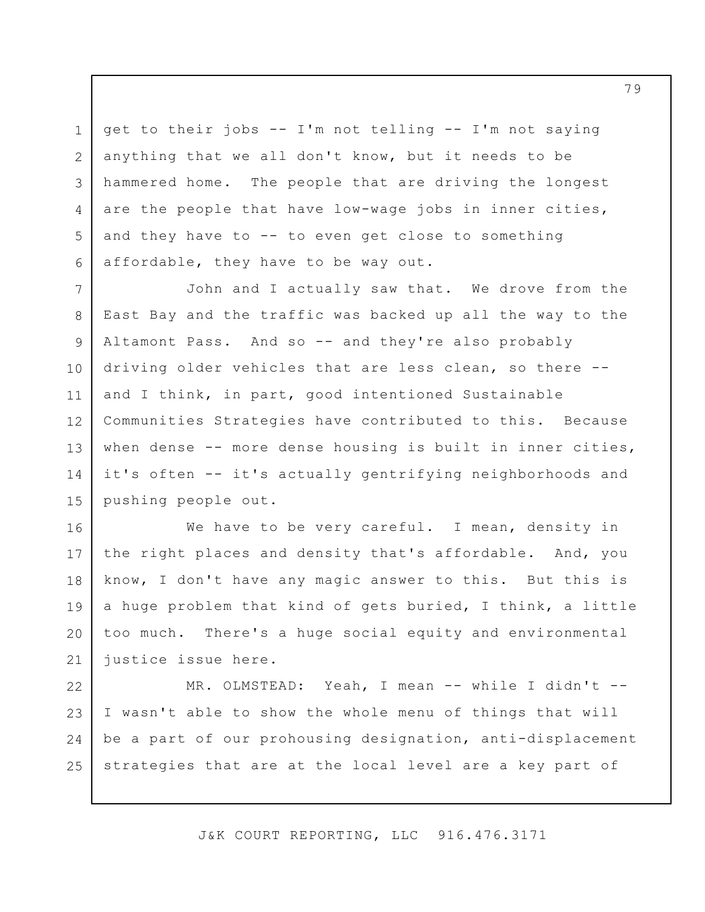get to their jobs -- I'm not telling -- I'm not saying anything that we all don't know, but it needs to be hammered home. The people that are driving the longest are the people that have low-wage jobs in inner cities, and they have to -- to even get close to something affordable, they have to be way out.

John and I actually saw that. We drove from the East Bay and the traffic was backed up all the way to the Altamont Pass. And so -- and they're also probably driving older vehicles that are less clean, so there -- and I think, in part, good intentioned Sustainable Communities Strategies have contributed to this. Because when dense -- more dense housing is built in inner cities, it's often -- it's actually gentrifying neighborhoods and pushing people out.

We have to be very careful. I mean, density in the right places and density that's affordable. And, you know, I don't have any magic answer to this. But this is a huge problem that kind of gets buried, I think, a little too much. There's a huge social equity and environmental justice issue here.

MR. OLMSTEAD: Yeah, I mean -- while I didn't -- I wasn't able to show the whole menu of things that will be a part of our prohousing designation, anti-displacement strategies that are at the local level are a key part of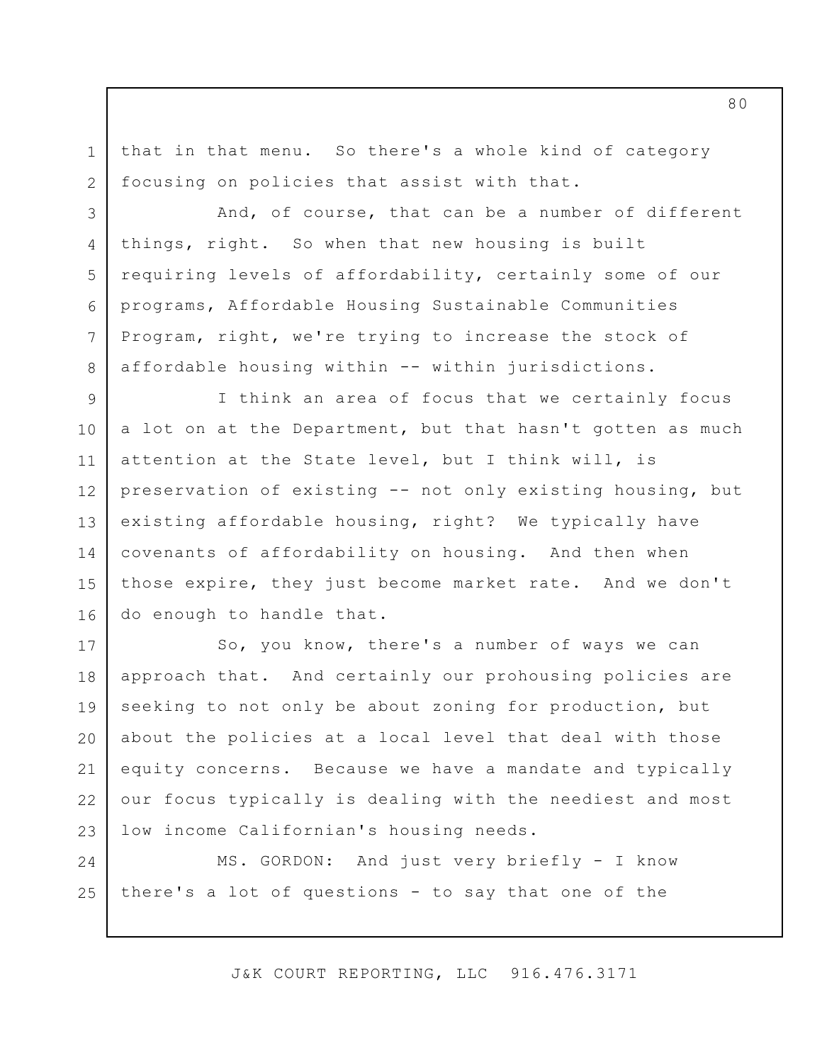that in that menu. So there's a whole kind of category focusing on policies that assist with that.

And, of course, that can be a number of different things, right. So when that new housing is built requiring levels of affordability, certainly some of our programs, Affordable Housing Sustainable Communities Program, right, we're trying to increase the stock of affordable housing within -- within jurisdictions.

I think an area of focus that we certainly focus a lot on at the Department, but that hasn't gotten as much attention at the State level, but I think will, is preservation of existing -- not only existing housing, but existing affordable housing, right? We typically have covenants of affordability on housing. And then when those expire, they just become market rate. And we don't do enough to handle that.

So, you know, there's a number of ways we can approach that. And certainly our prohousing policies are seeking to not only be about zoning for production, but about the policies at a local level that deal with those equity concerns. Because we have a mandate and typically our focus typically is dealing with the neediest and most low income Californian's housing needs.

MS. GORDON: And just very briefly - I know there's a lot of questions - to say that one of the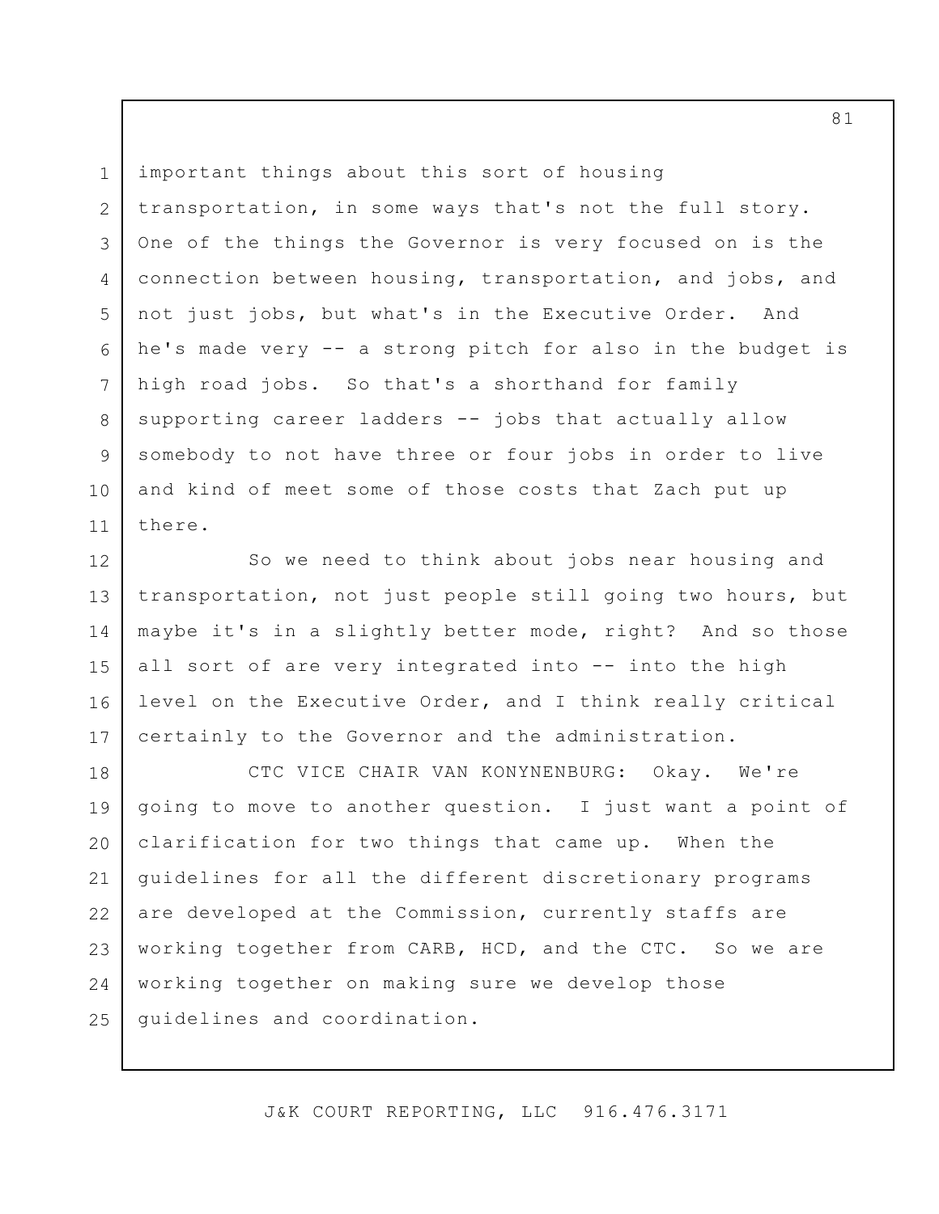important things about this sort of housing transportation, in some ways that's not the full story. One of the things the Governor is very focused on is the connection between housing, transportation, and jobs, and not just jobs, but what's in the Executive Order. And he's made very -- a strong pitch for also in the budget is high road jobs. So that's a shorthand for family supporting career ladders -- jobs that actually allow somebody to not have three or four jobs in order to live and kind of meet some of those costs that Zach put up there.

So we need to think about jobs near housing and transportation, not just people still going two hours, but maybe it's in a slightly better mode, right? And so those all sort of are very integrated into -- into the high level on the Executive Order, and I think really critical certainly to the Governor and the administration.

CTC VICE CHAIR VAN KONYNENBURG: Okay. We're going to move to another question. I just want a point of clarification for two things that came up. When the guidelines for all the different discretionary programs are developed at the Commission, currently staffs are working together from CARB, HCD, and the CTC. So we are working together on making sure we develop those guidelines and coordination.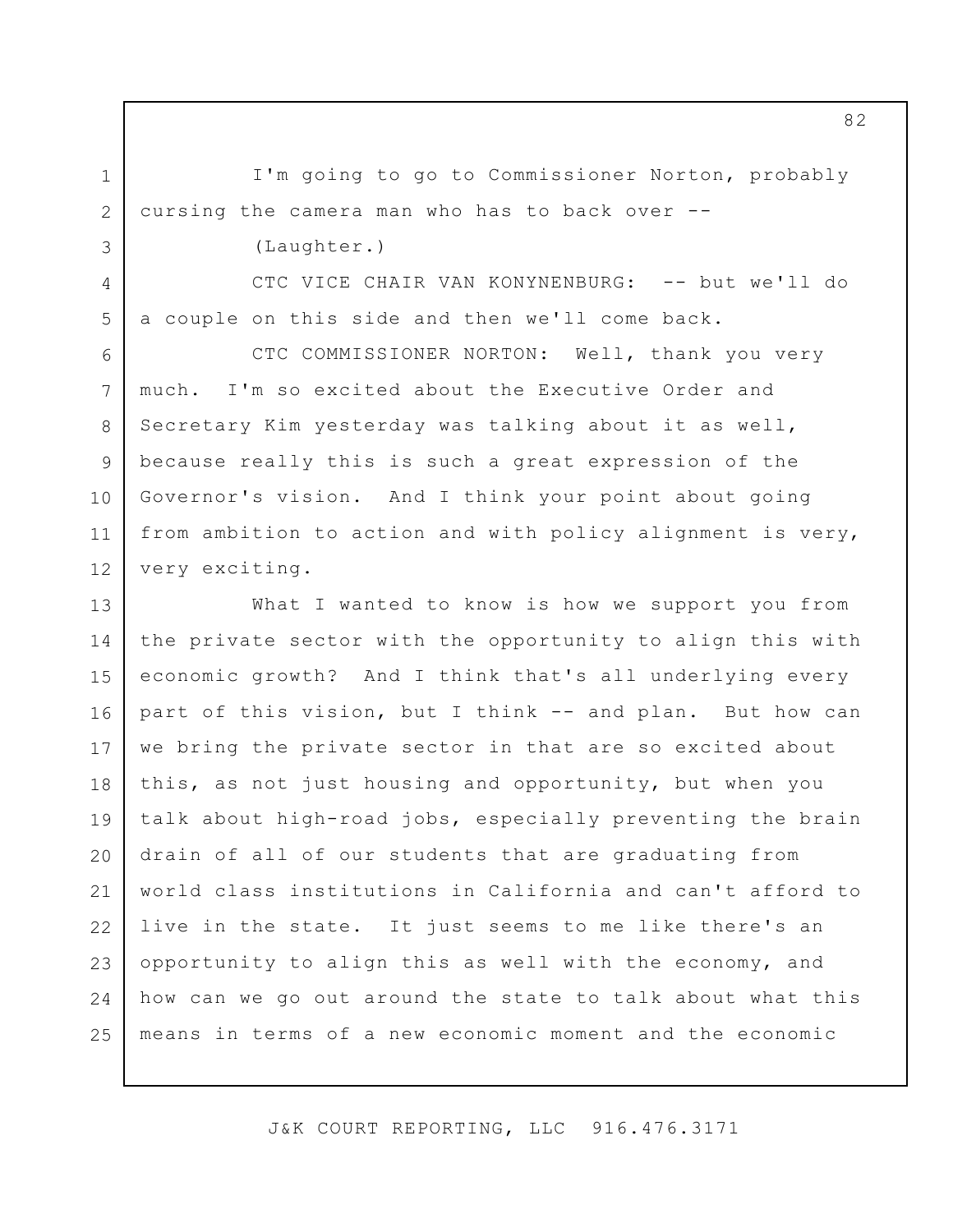I'm going to go to Commissioner Norton, probably cursing the camera man who has to back over --

(Laughter.)

CTC VICE CHAIR VAN KONYNENBURG: -- but we'll do a couple on this side and then we'll come back.

CTC COMMISSIONER NORTON: Well, thank you very much. I'm so excited about the Executive Order and Secretary Kim yesterday was talking about it as well, because really this is such a great expression of the Governor's vision. And I think your point about going from ambition to action and with policy alignment is very, very exciting.

What I wanted to know is how we support you from the private sector with the opportunity to align this with economic growth? And I think that's all underlying every part of this vision, but I think -- and plan. But how can we bring the private sector in that are so excited about this, as not just housing and opportunity, but when you talk about high-road jobs, especially preventing the brain drain of all of our students that are graduating from world class institutions in California and can't afford to live in the state. It just seems to me like there's an opportunity to align this as well with the economy, and how can we go out around the state to talk about what this means in terms of a new economic moment and the economic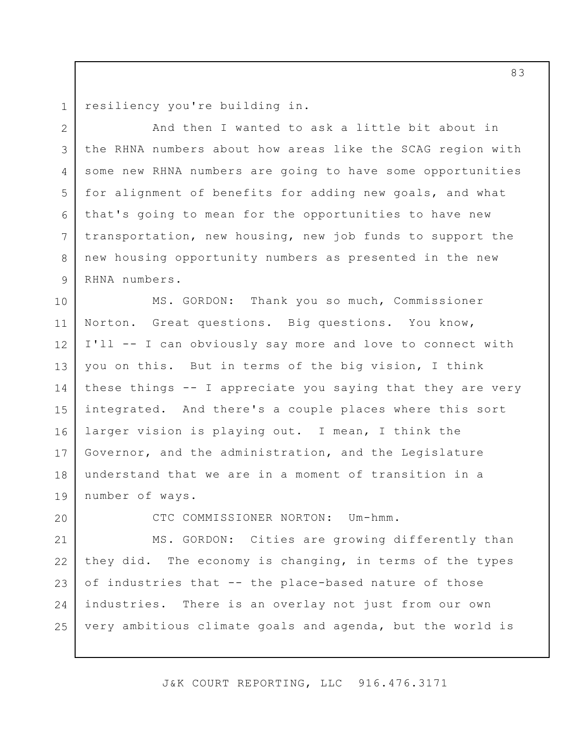resiliency you're building in.

And then I wanted to ask a little bit about in the RHNA numbers about how areas like the SCAG region with some new RHNA numbers are going to have some opportunities for alignment of benefits for adding new goals, and what that's going to mean for the opportunities to have new transportation, new housing, new job funds to support the new housing opportunity numbers as presented in the new RHNA numbers.

MS. GORDON: Thank you so much, Commissioner Norton. Great questions. Big questions. You know, I'll -- I can obviously say more and love to connect with you on this. But in terms of the big vision, I think these things -- I appreciate you saying that they are very integrated. And there's a couple places where this sort larger vision is playing out. I mean, I think the Governor, and the administration, and the Legislature understand that we are in a moment of transition in a number of ways.

CTC COMMISSIONER NORTON: Um-hmm.

MS. GORDON: Cities are growing differently than they did. The economy is changing, in terms of the types of industries that -- the place-based nature of those industries. There is an overlay not just from our own very ambitious climate goals and agenda, but the world is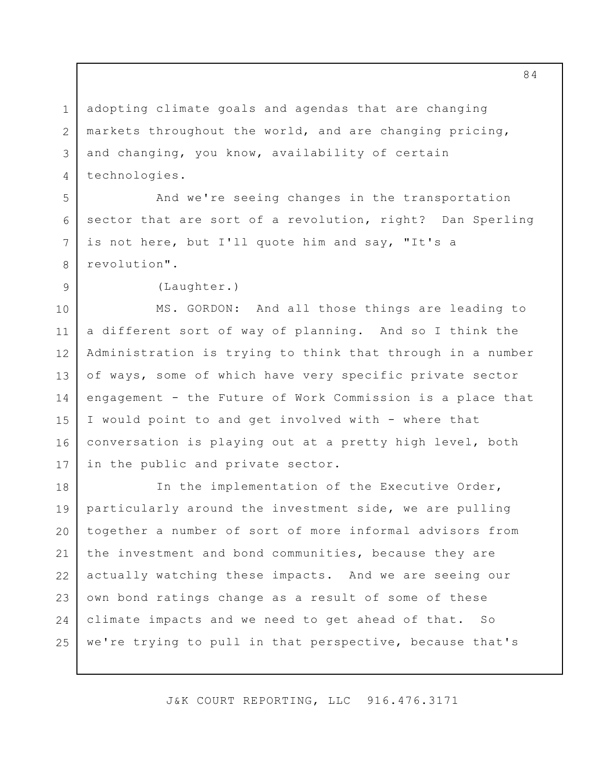adopting climate goals and agendas that are changing markets throughout the world, and are changing pricing, and changing, you know, availability of certain technologies.

And we're seeing changes in the transportation sector that are sort of a revolution, right? Dan Sperling is not here, but I'll quote him and say, "It's a revolution".

(Laughter.)

MS. GORDON: And all those things are leading to a different sort of way of planning. And so I think the Administration is trying to think that through in a number of ways, some of which have very specific private sector engagement - the Future of Work Commission is a place that I would point to and get involved with - where that conversation is playing out at a pretty high level, both in the public and private sector.

In the implementation of the Executive Order, particularly around the investment side, we are pulling together a number of sort of more informal advisors from the investment and bond communities, because they are actually watching these impacts. And we are seeing our own bond ratings change as a result of some of these climate impacts and we need to get ahead of that. So we're trying to pull in that perspective, because that's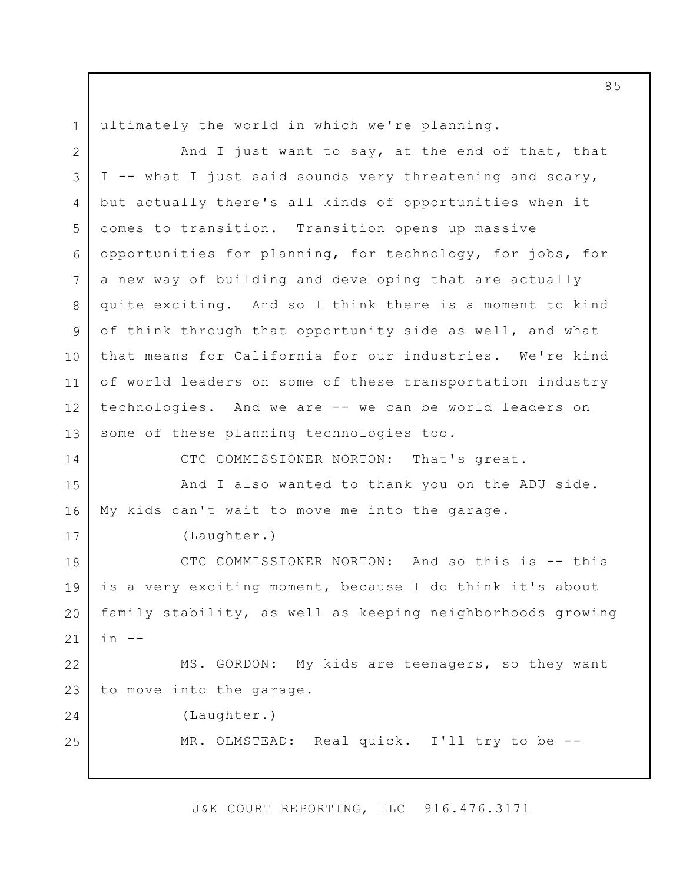ultimately the world in which we're planning.

And I just want to say, at the end of that, that I -- what I just said sounds very threatening and scary, but actually there's all kinds of opportunities when it comes to transition. Transition opens up massive opportunities for planning, for technology, for jobs, for a new way of building and developing that are actually quite exciting. And so I think there is a moment to kind of think through that opportunity side as well, and what that means for California for our industries. We're kind of world leaders on some of these transportation industry technologies. And we are -- we can be world leaders on some of these planning technologies too.

CTC COMMISSIONER NORTON: That's great.

And I also wanted to thank you on the ADU side. My kids can't wait to move me into the garage.

(Laughter.)

CTC COMMISSIONER NORTON: And so this is -- this is a very exciting moment, because I do think it's about family stability, as well as keeping neighborhoods growing in --

MS. GORDON: My kids are teenagers, so they want to move into the garage.

(Laughter.)

MR. OLMSTEAD: Real quick. I'll try to be --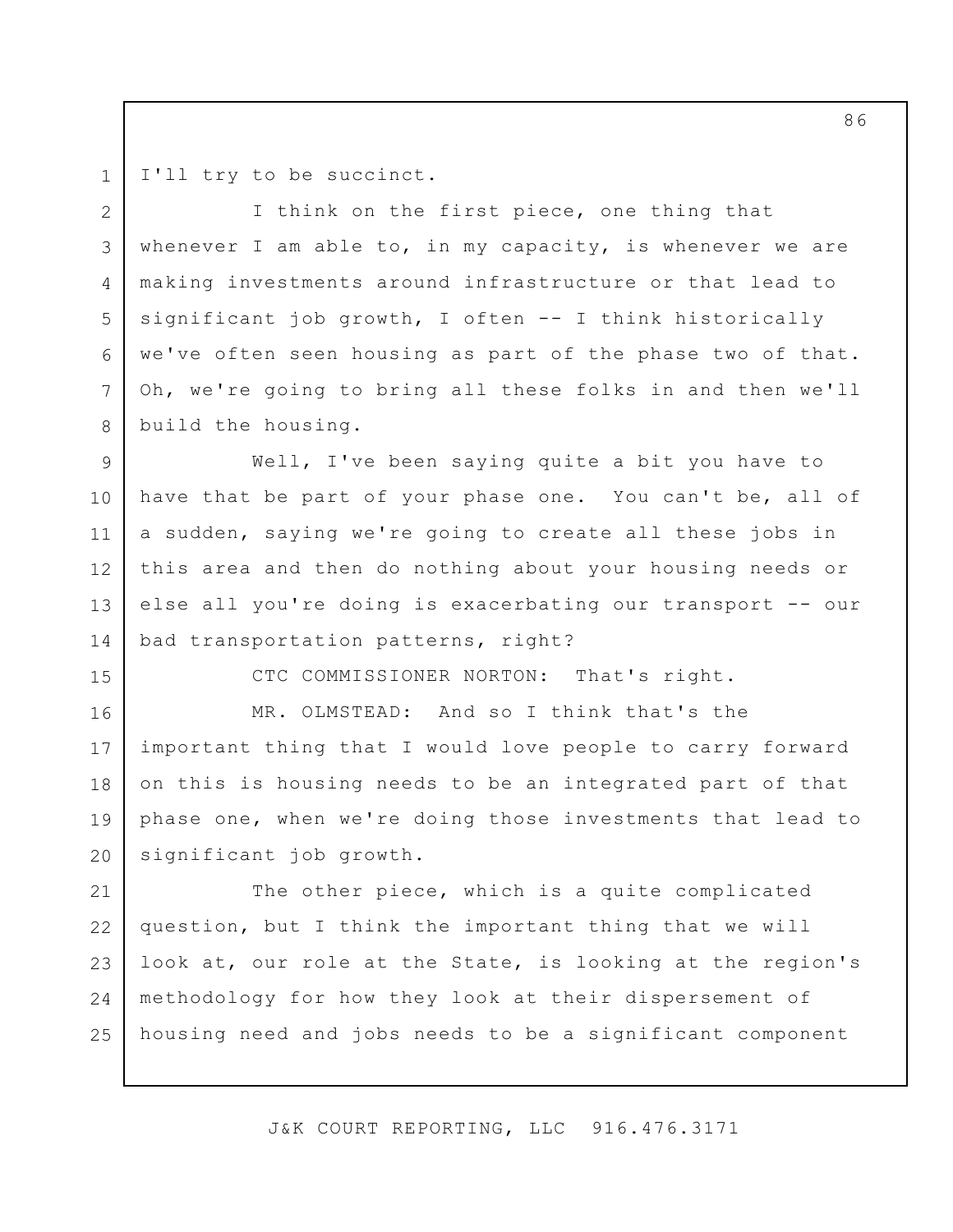I'll try to be succinct.

I think on the first piece, one thing that whenever I am able to, in my capacity, is whenever we are making investments around infrastructure or that lead to significant job growth, I often -- I think historically we've often seen housing as part of the phase two of that. Oh, we're going to bring all these folks in and then we'll build the housing.

Well, I've been saying quite a bit you have to have that be part of your phase one. You can't be, all of a sudden, saying we're going to create all these jobs in this area and then do nothing about your housing needs or else all you're doing is exacerbating our transport -- our bad transportation patterns, right?

CTC COMMISSIONER NORTON: That's right.

MR. OLMSTEAD: And so I think that's the important thing that I would love people to carry forward on this is housing needs to be an integrated part of that phase one, when we're doing those investments that lead to significant job growth.

The other piece, which is a quite complicated question, but I think the important thing that we will look at, our role at the State, is looking at the region's methodology for how they look at their dispersement of housing need and jobs needs to be a significant component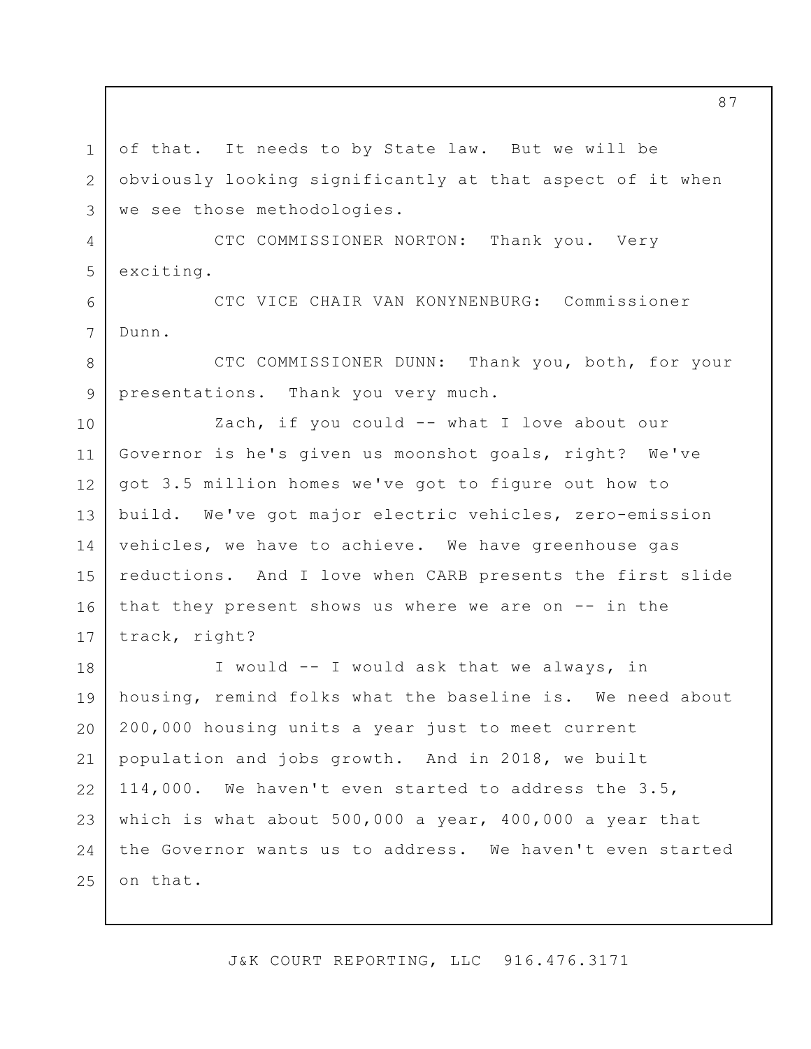of that. It needs to by State law. But we will be obviously looking significantly at that aspect of it when we see those methodologies.

CTC COMMISSIONER NORTON: Thank you. Very exciting.

CTC VICE CHAIR VAN KONYNENBURG: Commissioner Dunn.

CTC COMMISSIONER DUNN: Thank you, both, for your presentations. Thank you very much.

Zach, if you could -- what I love about our Governor is he's given us moonshot goals, right? We've got 3.5 million homes we've got to figure out how to build. We've got major electric vehicles, zero-emission vehicles, we have to achieve. We have greenhouse gas reductions. And I love when CARB presents the first slide that they present shows us where we are on -- in the track, right?

I would -- I would ask that we always, in housing, remind folks what the baseline is. We need about 200,000 housing units a year just to meet current population and jobs growth. And in 2018, we built 114,000. We haven't even started to address the 3.5, which is what about 500,000 a year, 400,000 a year that the Governor wants us to address. We haven't even started on that.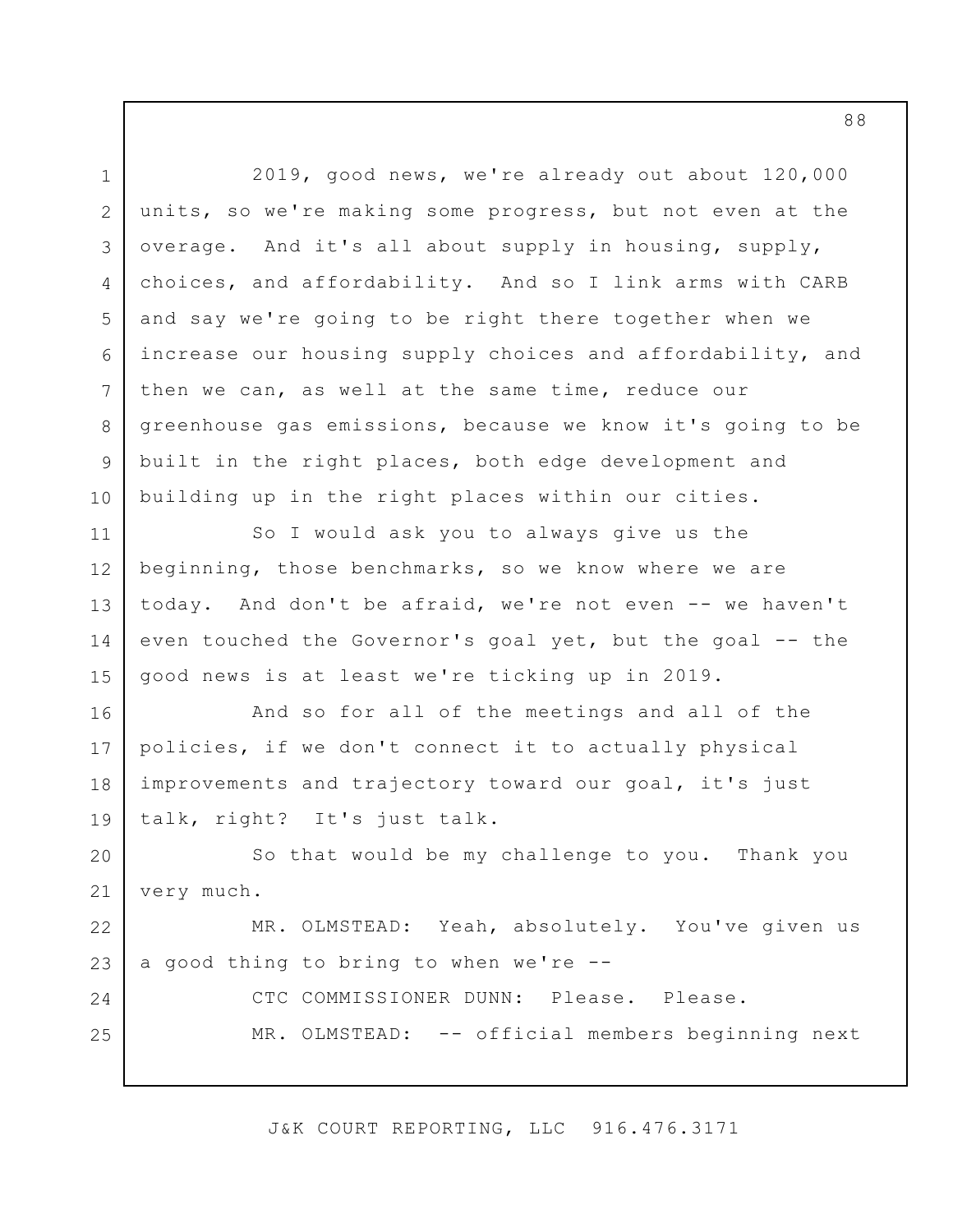2019, good news, we're already out about 120,000 units, so we're making some progress, but not even at the overage. And it's all about supply in housing, supply, choices, and affordability. And so I link arms with CARB and say we're going to be right there together when we increase our housing supply choices and affordability, and then we can, as well at the same time, reduce our greenhouse gas emissions, because we know it's going to be built in the right places, both edge development and building up in the right places within our cities.

So I would ask you to always give us the beginning, those benchmarks, so we know where we are today. And don't be afraid, we're not even -- we haven't even touched the Governor's goal yet, but the goal -- the good news is at least we're ticking up in 2019.

And so for all of the meetings and all of the policies, if we don't connect it to actually physical improvements and trajectory toward our goal, it's just talk, right? It's just talk.

So that would be my challenge to you. Thank you very much.

MR. OLMSTEAD: Yeah, absolutely. You've given us a good thing to bring to when we're --

CTC COMMISSIONER DUNN: Please. Please.

MR. OLMSTEAD: -- official members beginning next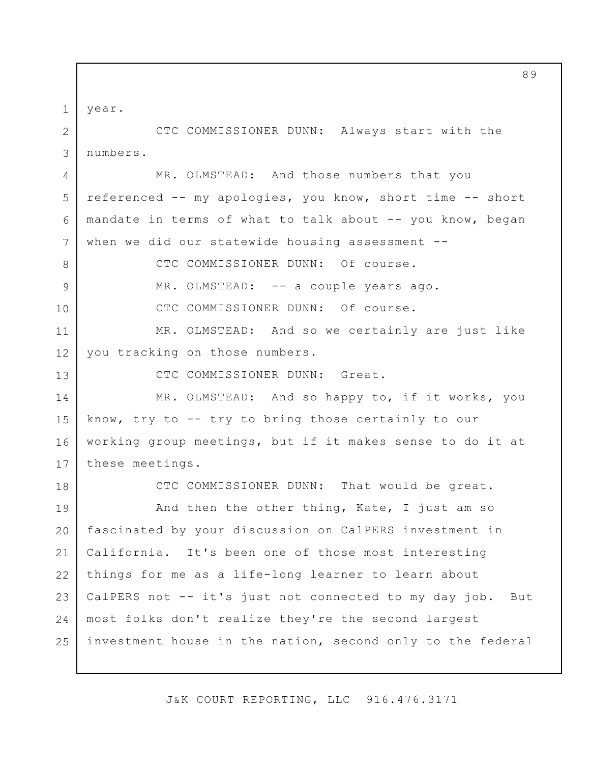year.

CTC COMMISSIONER DUNN: Always start with the numbers.

MR. OLMSTEAD: And those numbers that you referenced -- my apologies, you know, short time -- short mandate in terms of what to talk about -- you know, began when we did our statewide housing assessment --

CTC COMMISSIONER DUNN: Of course.

MR. OLMSTEAD: -- a couple years ago.

CTC COMMISSIONER DUNN: Of course.

MR. OLMSTEAD: And so we certainly are just like you tracking on those numbers.

CTC COMMISSIONER DUNN: Great.

MR. OLMSTEAD: And so happy to, if it works, you know, try to -- try to bring those certainly to our working group meetings, but if it makes sense to do it at these meetings.

CTC COMMISSIONER DUNN: That would be great.

And then the other thing, Kate, I just am so fascinated by your discussion on CalPERS investment in California. It's been one of those most interesting things for me as a life-long learner to learn about CalPERS not -- it's just not connected to my day job. But most folks don't realize they're the second largest investment house in the nation, second only to the federal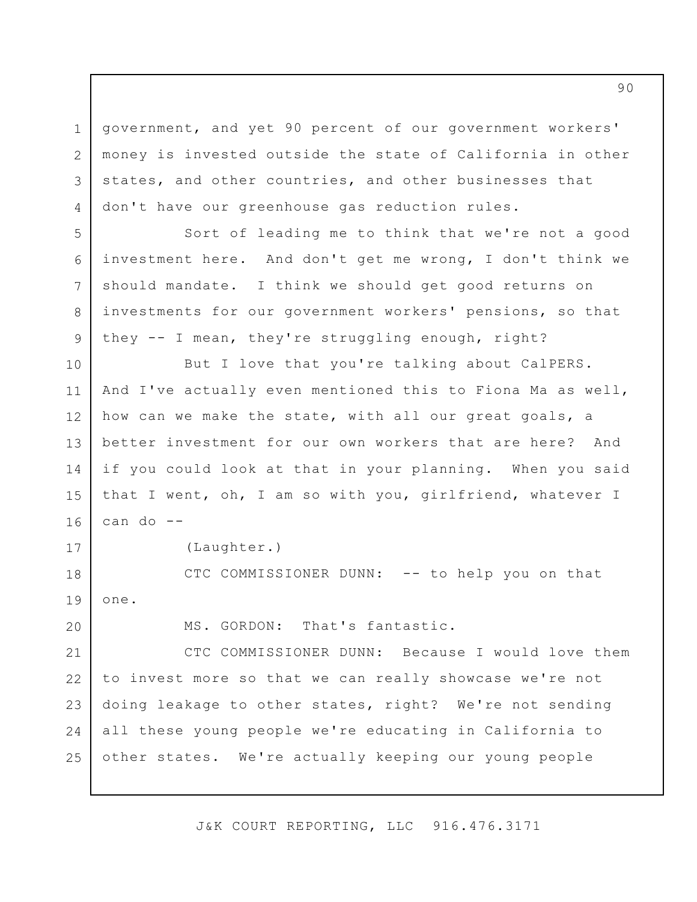government, and yet 90 percent of our government workers' money is invested outside the state of California in other states, and other countries, and other businesses that don't have our greenhouse gas reduction rules.

Sort of leading me to think that we're not a good investment here. And don't get me wrong, I don't think we should mandate. I think we should get good returns on investments for our government workers' pensions, so that they -- I mean, they're struggling enough, right?

But I love that you're talking about CalPERS. And I've actually even mentioned this to Fiona Ma as well, how can we make the state, with all our great goals, a better investment for our own workers that are here? And if you could look at that in your planning. When you said that I went, oh, I am so with you, girlfriend, whatever I can do --

(Laughter.)

CTC COMMISSIONER DUNN: -- to help you on that one.

MS. GORDON: That's fantastic.

CTC COMMISSIONER DUNN: Because I would love them to invest more so that we can really showcase we're not doing leakage to other states, right? We're not sending all these young people we're educating in California to other states. We're actually keeping our young people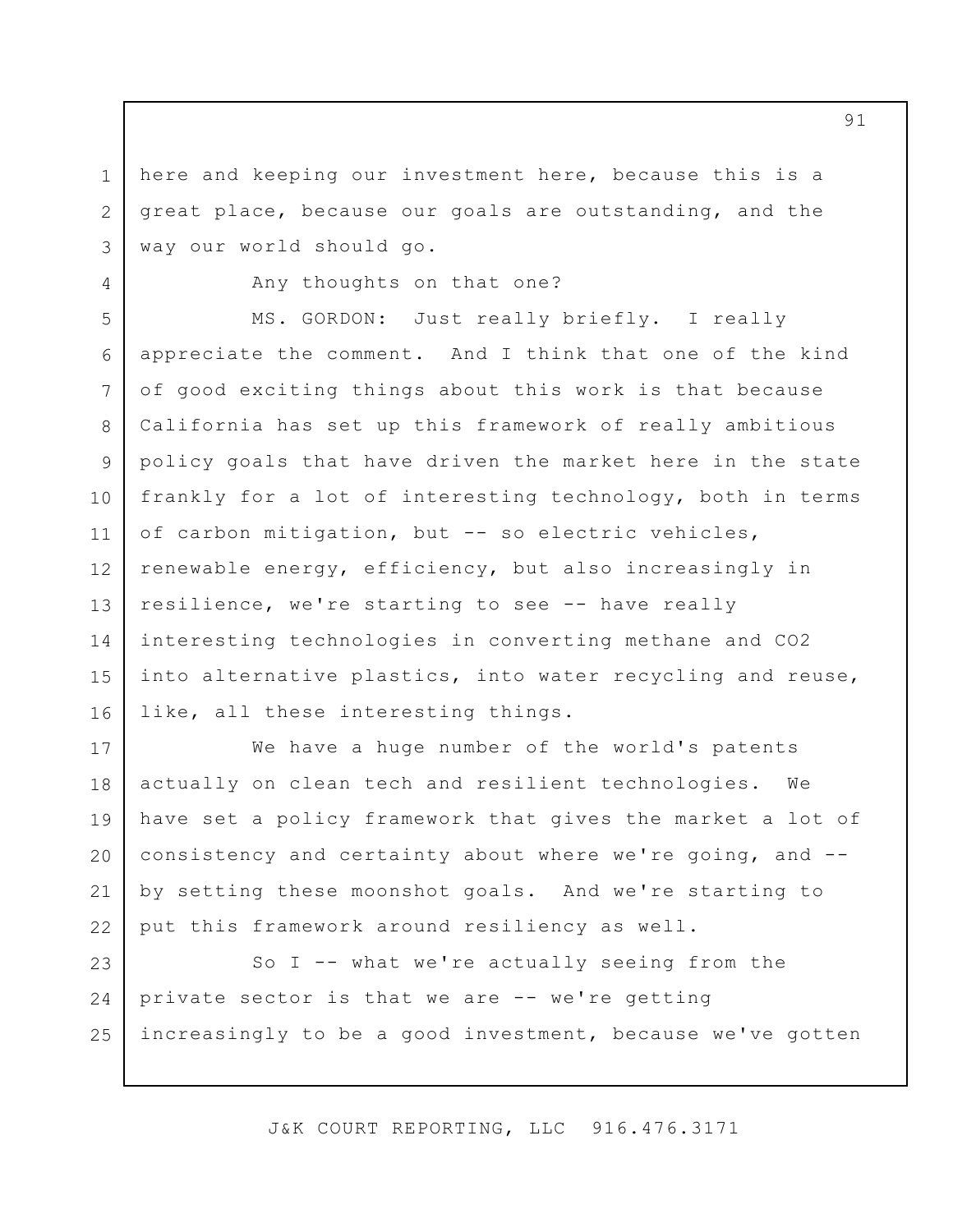here and keeping our investment here, because this is a great place, because our goals are outstanding, and the way our world should go.

Any thoughts on that one?

MS. GORDON: Just really briefly. I really appreciate the comment. And I think that one of the kind of good exciting things about this work is that because California has set up this framework of really ambitious policy goals that have driven the market here in the state frankly for a lot of interesting technology, both in terms of carbon mitigation, but -- so electric vehicles, renewable energy, efficiency, but also increasingly in resilience, we're starting to see -- have really interesting technologies in converting methane and $CO_2$ into alternative plastics, into water recycling and reuse, like, all these interesting things.

We have a huge number of the world's patents actually on clean tech and resilient technologies. We have set a policy framework that gives the market a lot of consistency and certainty about where we're going, and -- by setting these moonshot goals. And we're starting to put this framework around resiliency as well.

So I -- what we're actually seeing from the private sector is that we are -- we're getting increasingly to be a good investment, because we've gotten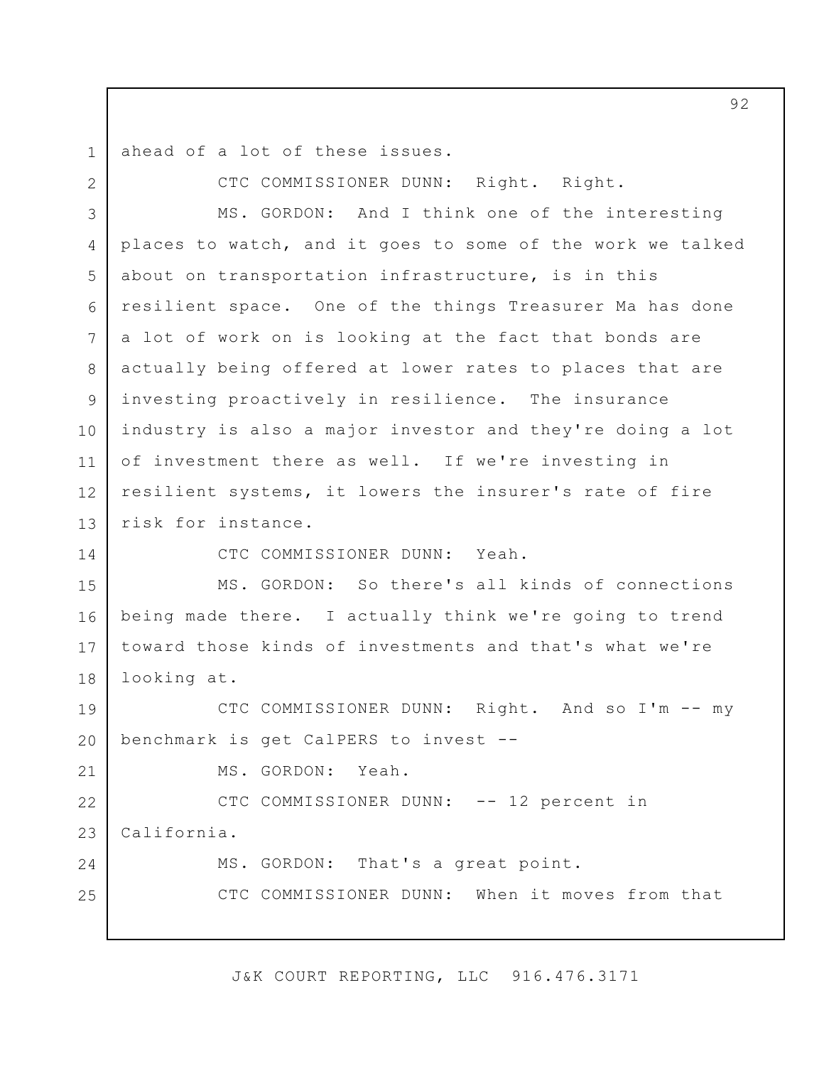ahead of a lot of these issues.

CTC COMMISSIONER DUNN: Right. Right.

MS. GORDON: And I think one of the interesting places to watch, and it goes to some of the work we talked about on transportation infrastructure, is in this resilient space. One of the things Treasurer Ma has done a lot of work on is looking at the fact that bonds are actually being offered at lower rates to places that are investing proactively in resilience. The insurance industry is also a major investor and they're doing a lot of investment there as well. If we're investing in resilient systems, it lowers the insurer's rate of fire risk for instance.

CTC COMMISSIONER DUNN: Yeah.

MS. GORDON: So there's all kinds of connections being made there. I actually think we're going to trend toward those kinds of investments and that's what we're looking at.

CTC COMMISSIONER DUNN: Right. And so I'm -- my benchmark is get CalPERS to invest --

MS. GORDON: Yeah.

CTC COMMISSIONER DUNN: -- 12 percent in California.

MS. GORDON: That's a great point.

CTC COMMISSIONER DUNN: When it moves from that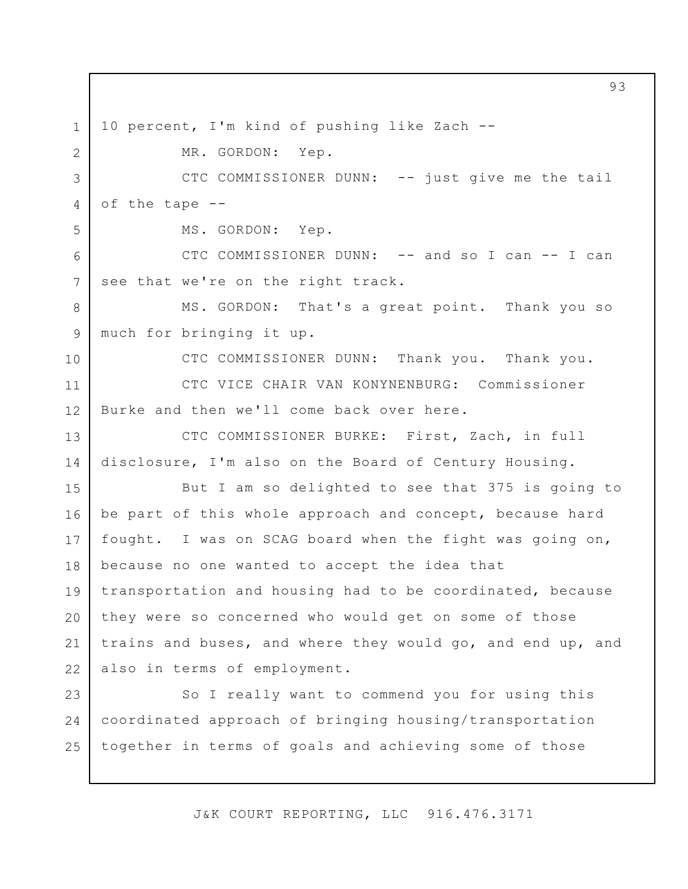10 percent, I'm kind of pushing like Zach --

MR. GORDON: Yep.

CTC COMMISSIONER DUNN: -- just give me the tail of the tape --

MS. GORDON: Yep.

CTC COMMISSIONER DUNN: -- and so I can -- I can see that we're on the right track.

MS. GORDON: That's a great point. Thank you so much for bringing it up.

CTC COMMISSIONER DUNN: Thank you. Thank you.

CTC VICE CHAIR VAN KONYNENBURG: Commissioner Burke and then we'll come back over here.

CTC COMMISSIONER BURKE: First, Zach, in full disclosure, I'm also on the Board of Century Housing.

But I am so delighted to see that 375 is going to be part of this whole approach and concept, because hard fought. I was on SCAG board when the fight was going on, because no one wanted to accept the idea that transportation and housing had to be coordinated, because they were so concerned who would get on some of those trains and buses, and where they would go, and end up, and also in terms of employment.

So I really want to commend you for using this coordinated approach of bringing housing/transportation together in terms of goals and achieving some of those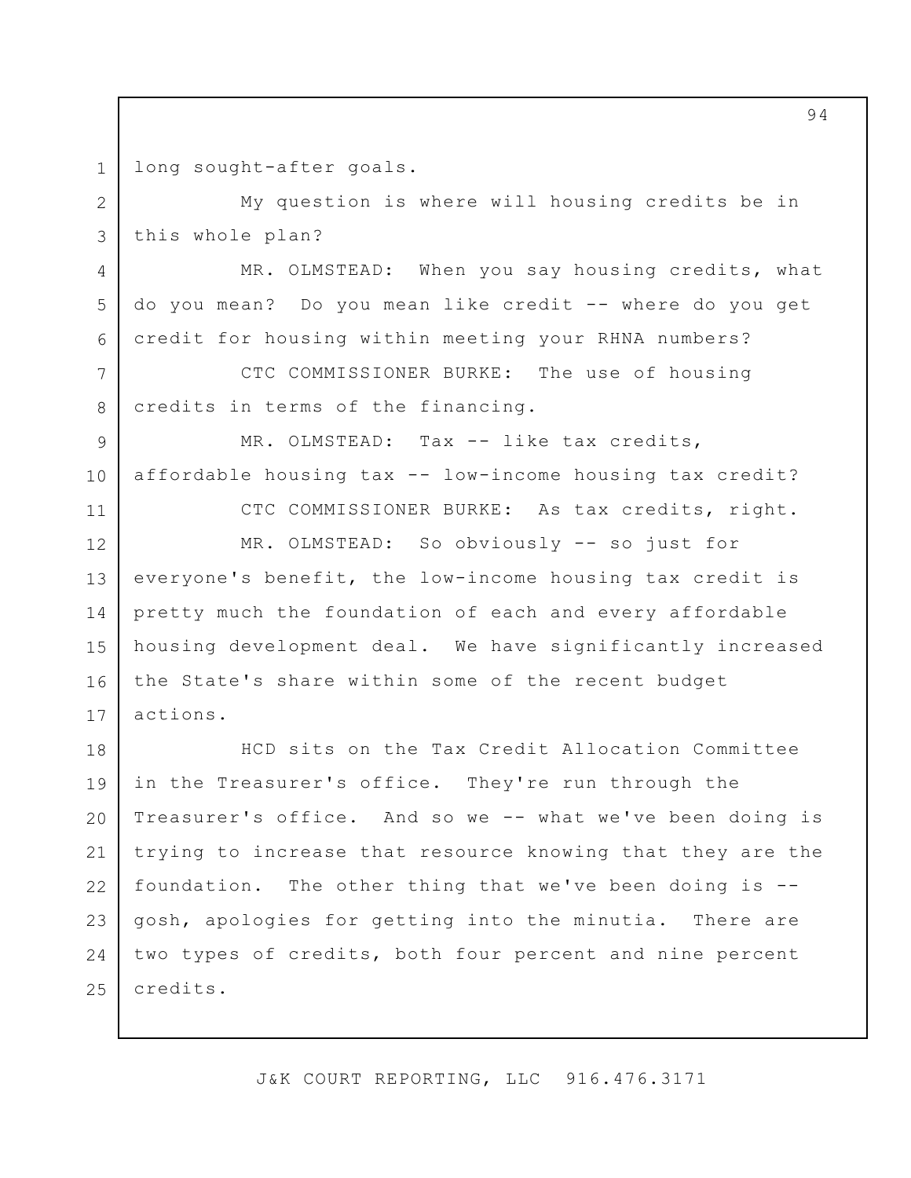long sought-after goals.

My question is where will housing credits be in this whole plan?

MR. OLMSTEAD: When you say housing credits, what do you mean? Do you mean like credit -- where do you get credit for housing within meeting your RHNA numbers?

CTC COMMISSIONER BURKE: The use of housing credits in terms of the financing.

MR. OLMSTEAD: Tax -- like tax credits, affordable housing tax -- low-income housing tax credit?

CTC COMMISSIONER BURKE: As tax credits, right.

MR. OLMSTEAD: So obviously -- so just for everyone's benefit, the low-income housing tax credit is pretty much the foundation of each and every affordable housing development deal. We have significantly increased the State's share within some of the recent budget actions.

HCD sits on the Tax Credit Allocation Committee in the Treasurer's office. They're run through the Treasurer's office. And so we -- what we've been doing is trying to increase that resource knowing that they are the foundation. The other thing that we've been doing is -- gosh, apologies for getting into the minutia. There are two types of credits, both four percent and nine percent credits.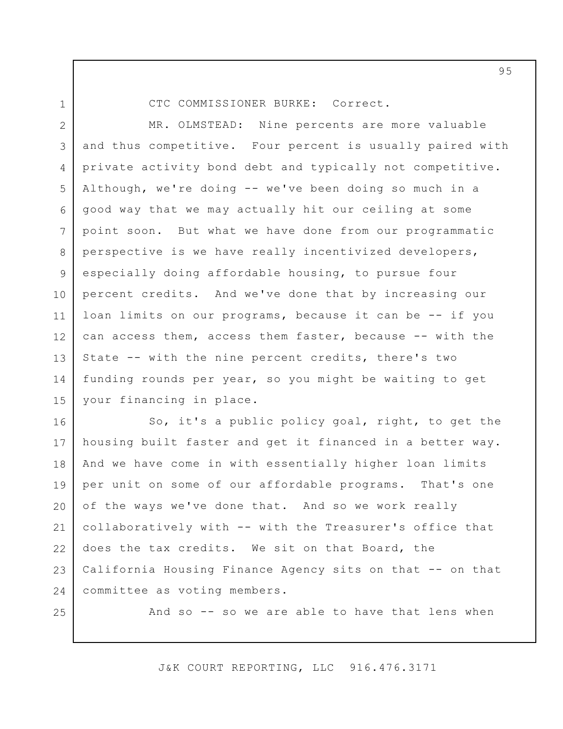CTC COMMISSIONER BURKE: Correct.

MR. OLMSTEAD: Nine percents are more valuable and thus competitive. Four percent is usually paired with private activity bond debt and typically not competitive. Although, we're doing -- we've been doing so much in a good way that we may actually hit our ceiling at some point soon. But what we have done from our programmatic perspective is we have really incentivized developers, especially doing affordable housing, to pursue four percent credits. And we've done that by increasing our loan limits on our programs, because it can be -- if you can access them, access them faster, because -- with the State -- with the nine percent credits, there's two funding rounds per year, so you might be waiting to get your financing in place.

So, it's a public policy goal, right, to get the housing built faster and get it financed in a better way. And we have come in with essentially higher loan limits per unit on some of our affordable programs. That's one of the ways we've done that. And so we work really collaboratively with -- with the Treasurer's office that does the tax credits. We sit on that Board, the California Housing Finance Agency sits on that -- on that committee as voting members.

And so -- so we are able to have that lens when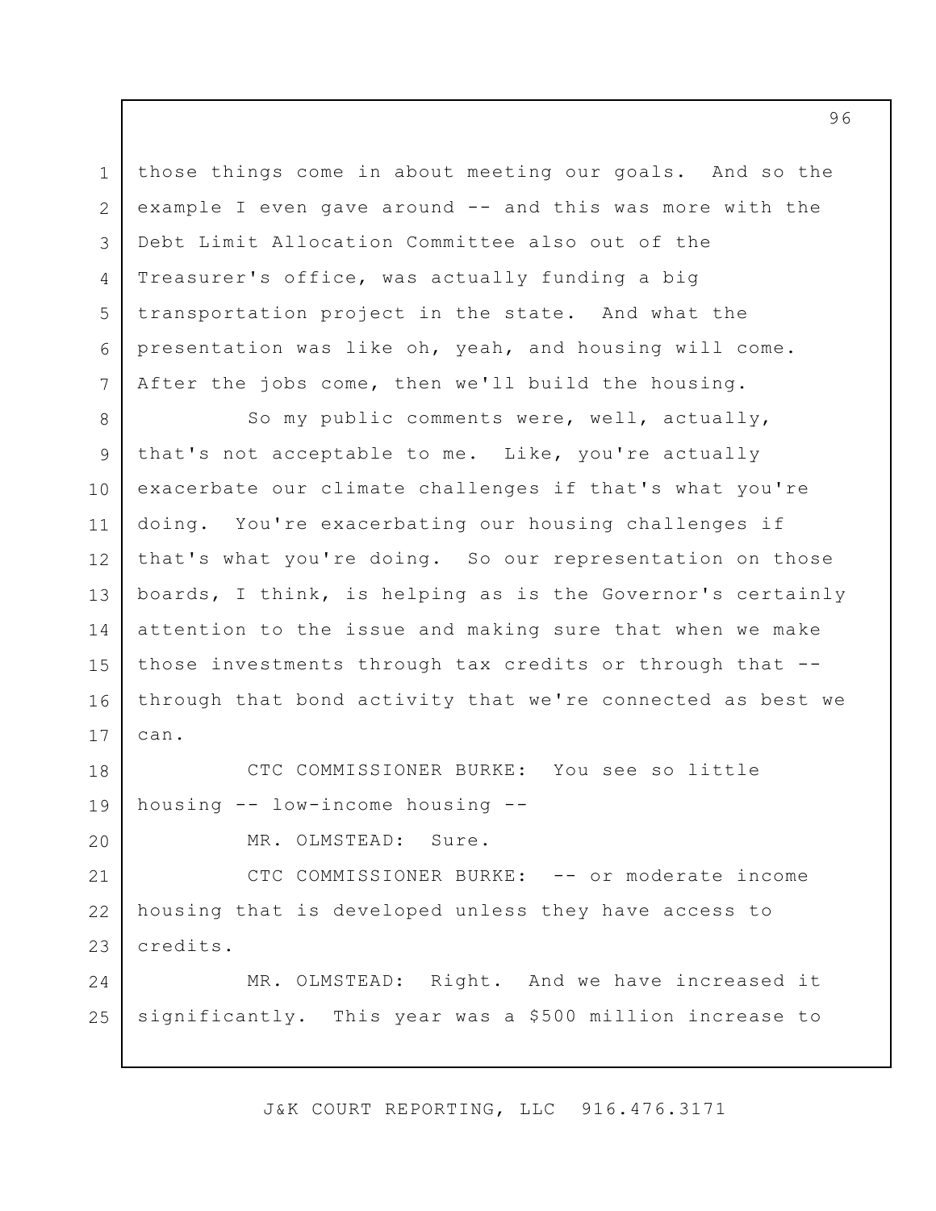those things come in about meeting our goals. And so the example I even gave around -- and this was more with the Debt Limit Allocation Committee also out of the Treasurer's office, was actually funding a big transportation project in the state. And what the presentation was like oh, yeah, and housing will come. After the jobs come, then we'll build the housing.

So my public comments were, well, actually, that's not acceptable to me. Like, you're actually exacerbate our climate challenges if that's what you're doing. You're exacerbating our housing challenges if that's what you're doing. So our representation on those boards, I think, is helping as is the Governor's certainly attention to the issue and making sure that when we make those investments through tax credits or through that -- through that bond activity that we're connected as best we can.

CTC COMMISSIONER BURKE: You see so little housing -- low-income housing --

MR. OLMSTEAD: Sure.

CTC COMMISSIONER BURKE: -- or moderate income housing that is developed unless they have access to credits.

MR. OLMSTEAD: Right. And we have increased it significantly. This year was a $500 million increase to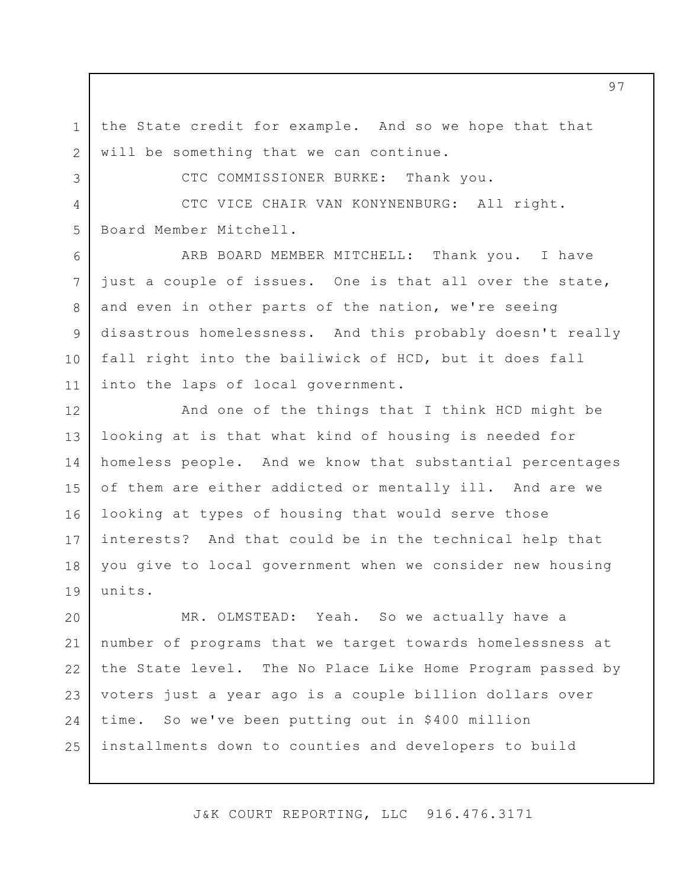the State credit for example. And so we hope that that will be something that we can continue.

CTC COMMISSIONER BURKE: Thank you.

CTC VICE CHAIR VAN KONYNENBURG: All right. Board Member Mitchell.

ARB BOARD MEMBER MITCHELL: Thank you. I have just a couple of issues. One is that all over the state, and even in other parts of the nation, we're seeing disastrous homelessness. And this probably doesn't really fall right into the bailiwick of HCD, but it does fall into the laps of local government.

And one of the things that I think HCD might be looking at is that what kind of housing is needed for homeless people. And we know that substantial percentages of them are either addicted or mentally ill. And are we looking at types of housing that would serve those interests? And that could be in the technical help that you give to local government when we consider new housing units.

MR. OLMSTEAD: Yeah. So we actually have a number of programs that we target towards homelessness at the State level. The No Place Like Home Program passed by voters just a year ago is a couple billion dollars over time. So we've been putting out in $400 million installments down to counties and developers to build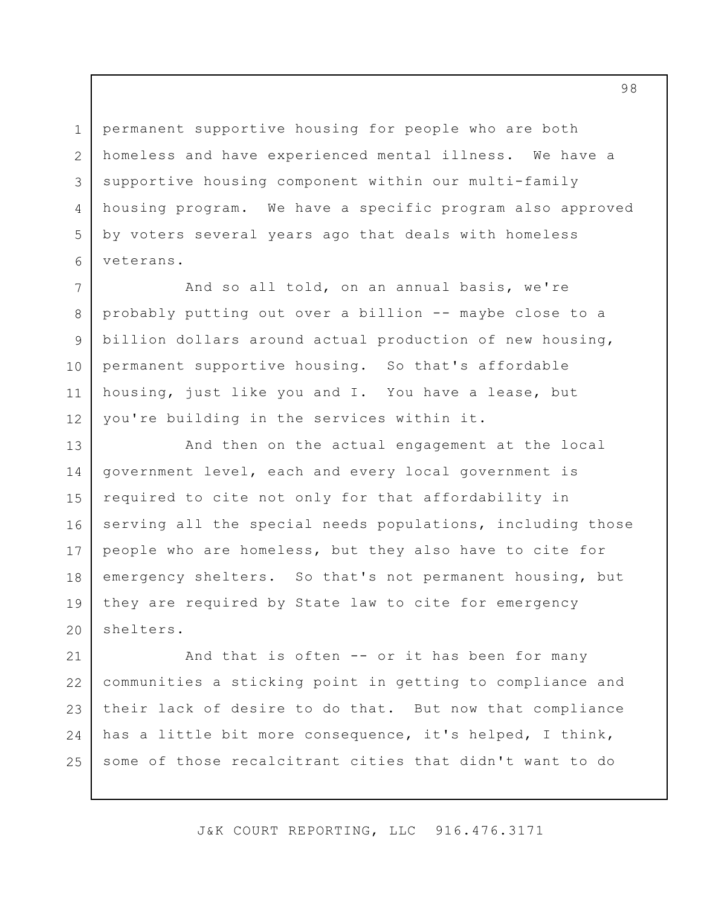permanent supportive housing for people who are both homeless and have experienced mental illness. We have a supportive housing component within our multi-family housing program. We have a specific program also approved by voters several years ago that deals with homeless veterans.

And so all told, on an annual basis, we're probably putting out over a billion -- maybe close to a billion dollars around actual production of new housing, permanent supportive housing. So that's affordable housing, just like you and I. You have a lease, but you're building in the services within it.

And then on the actual engagement at the local government level, each and every local government is required to cite not only for that affordability in serving all the special needs populations, including those people who are homeless, but they also have to cite for emergency shelters. So that's not permanent housing, but they are required by State law to cite for emergency shelters.

And that is often -- or it has been for many communities a sticking point in getting to compliance and their lack of desire to do that. But now that compliance has a little bit more consequence, it's helped, I think, some of those recalcitrant cities that didn't want to do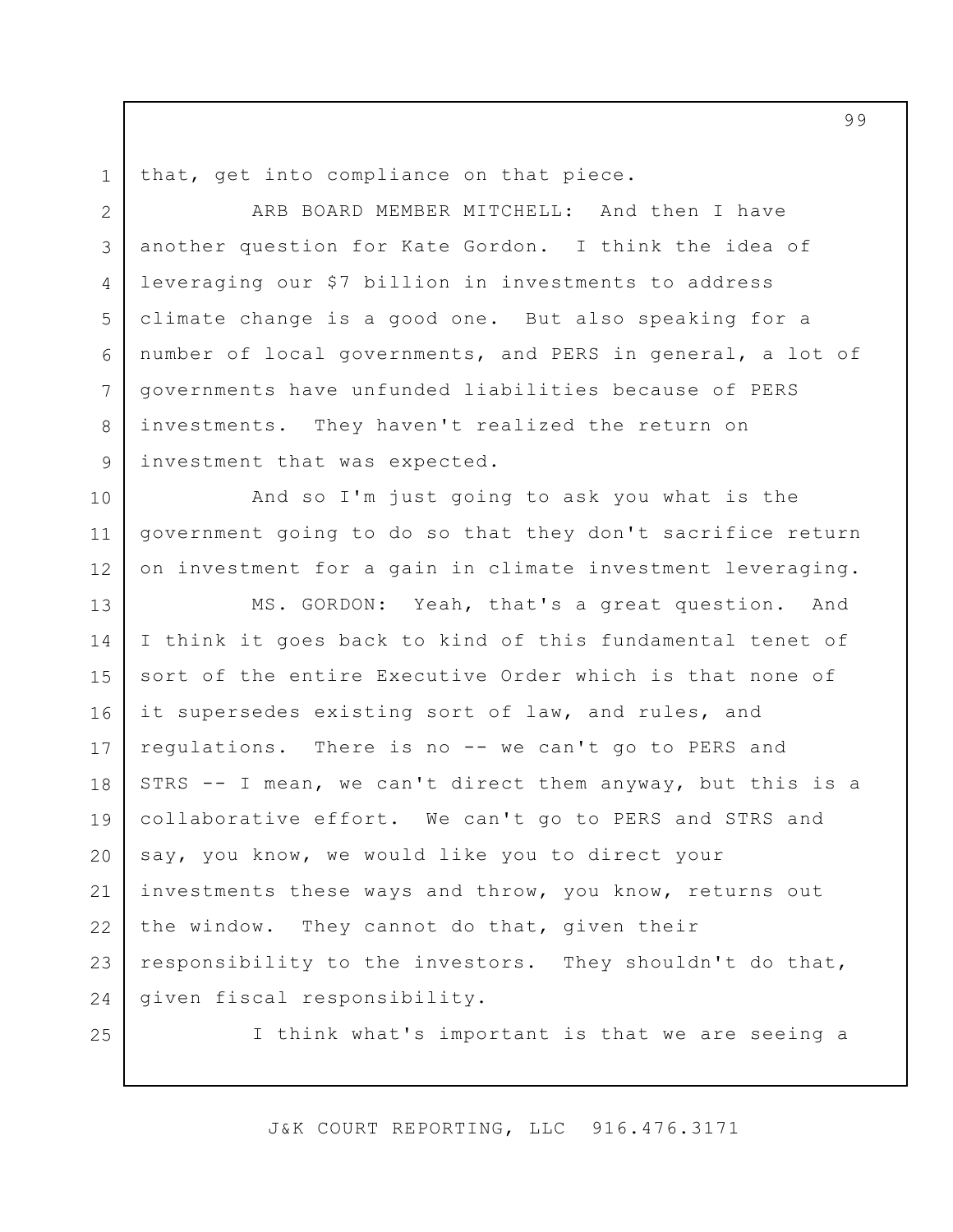that, get into compliance on that piece.

ARB BOARD MEMBER MITCHELL: And then I have another question for Kate Gordon. I think the idea of leveraging our $7 billion in investments to address climate change is a good one. But also speaking for a number of local governments, and PERS in general, a lot of governments have unfunded liabilities because of PERS investments. They haven't realized the return on investment that was expected.

And so I'm just going to ask you what is the government going to do so that they don't sacrifice return on investment for a gain in climate investment leveraging.

MS. GORDON: Yeah, that's a great question. And I think it goes back to kind of this fundamental tenet of sort of the entire Executive Order which is that none of it supersedes existing sort of law, and rules, and regulations. There is no -- we can't go to PERS and STRS -- I mean, we can't direct them anyway, but this is a collaborative effort. We can't go to PERS and STRS and say, you know, we would like you to direct your investments these ways and throw, you know, returns out the window. They cannot do that, given their responsibility to the investors. They shouldn't do that, given fiscal responsibility.

I think what's important is that we are seeing a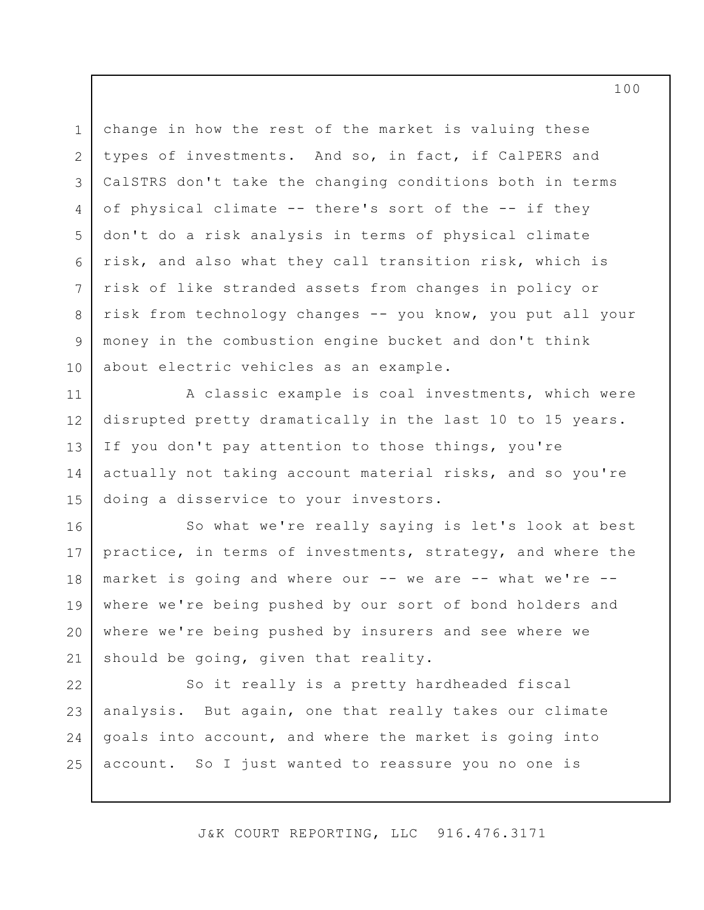change in how the rest of the market is valuing these types of investments. And so, in fact, if CalPERS and CalSTRS don't take the changing conditions both in terms of physical climate -- there's sort of the -- if they don't do a risk analysis in terms of physical climate risk, and also what they call transition risk, which is risk of like stranded assets from changes in policy or risk from technology changes -- you know, you put all your money in the combustion engine bucket and don't think about electric vehicles as an example.

A classic example is coal investments, which were disrupted pretty dramatically in the last 10 to 15 years. If you don't pay attention to those things, you're actually not taking account material risks, and so you're doing a disservice to your investors.

So what we're really saying is let's look at best practice, in terms of investments, strategy, and where the market is going and where our -- we are -- what we're -- where we're being pushed by our sort of bond holders and where we're being pushed by insurers and see where we should be going, given that reality.

So it really is a pretty hardheaded fiscal analysis. But again, one that really takes our climate goals into account, and where the market is going into account. So I just wanted to reassure you no one is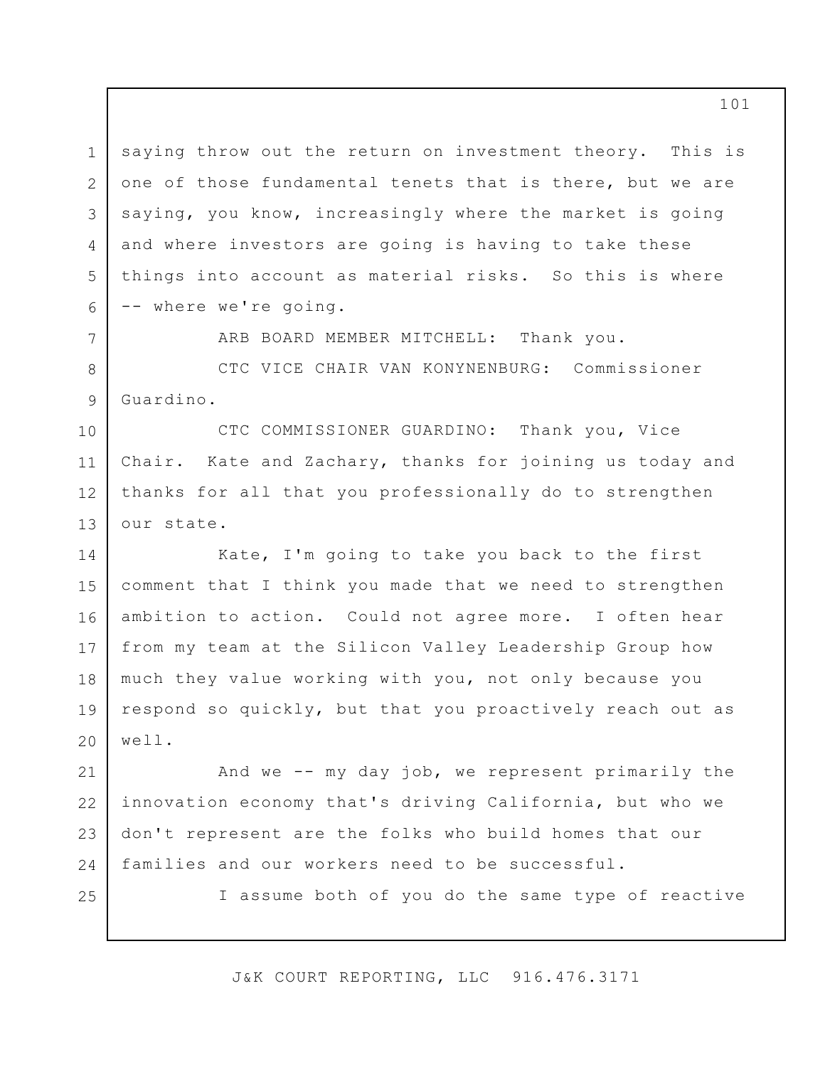saying throw out the return on investment theory. This is one of those fundamental tenets that is there, but we are saying, you know, increasingly where the market is going and where investors are going is having to take these things into account as material risks. So this is where -- where we're going.

ARB BOARD MEMBER MITCHELL: Thank you.

CTC VICE CHAIR VAN KONYNENBURG: Commissioner Guardino.

CTC COMMISSIONER GUARDINO: Thank you, Vice Chair. Kate and Zachary, thanks for joining us today and thanks for all that you professionally do to strengthen our state.

Kate, I'm going to take you back to the first comment that I think you made that we need to strengthen ambition to action. Could not agree more. I often hear from my team at the Silicon Valley Leadership Group how much they value working with you, not only because you respond so quickly, but that you proactively reach out as well.

And we -- my day job, we represent primarily the innovation economy that's driving California, but who we don't represent are the folks who build homes that our families and our workers need to be successful.

I assume both of you do the same type of reactive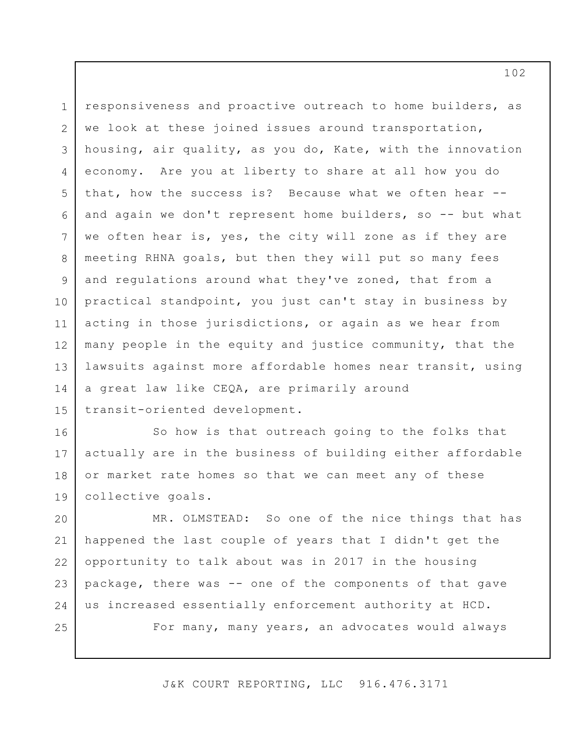responsiveness and proactive outreach to home builders, as we look at these joined issues around transportation, housing, air quality, as you do, Kate, with the innovation economy. Are you at liberty to share at all how you do that, how the success is? Because what we often hear -- and again we don't represent home builders, so -- but what we often hear is, yes, the city will zone as if they are meeting RHNA goals, but then they will put so many fees and regulations around what they've zoned, that from a practical standpoint, you just can't stay in business by acting in those jurisdictions, or again as we hear from many people in the equity and justice community, that the lawsuits against more affordable homes near transit, using a great law like CEQA, are primarily around transit-oriented development.

So how is that outreach going to the folks that actually are in the business of building either affordable or market rate homes so that we can meet any of these collective goals.

MR. OLMSTEAD: So one of the nice things that has happened the last couple of years that I didn't get the opportunity to talk about was in 2017 in the housing package, there was -- one of the components of that gave us increased essentially enforcement authority at HCD.

For many, many years, an advocates would always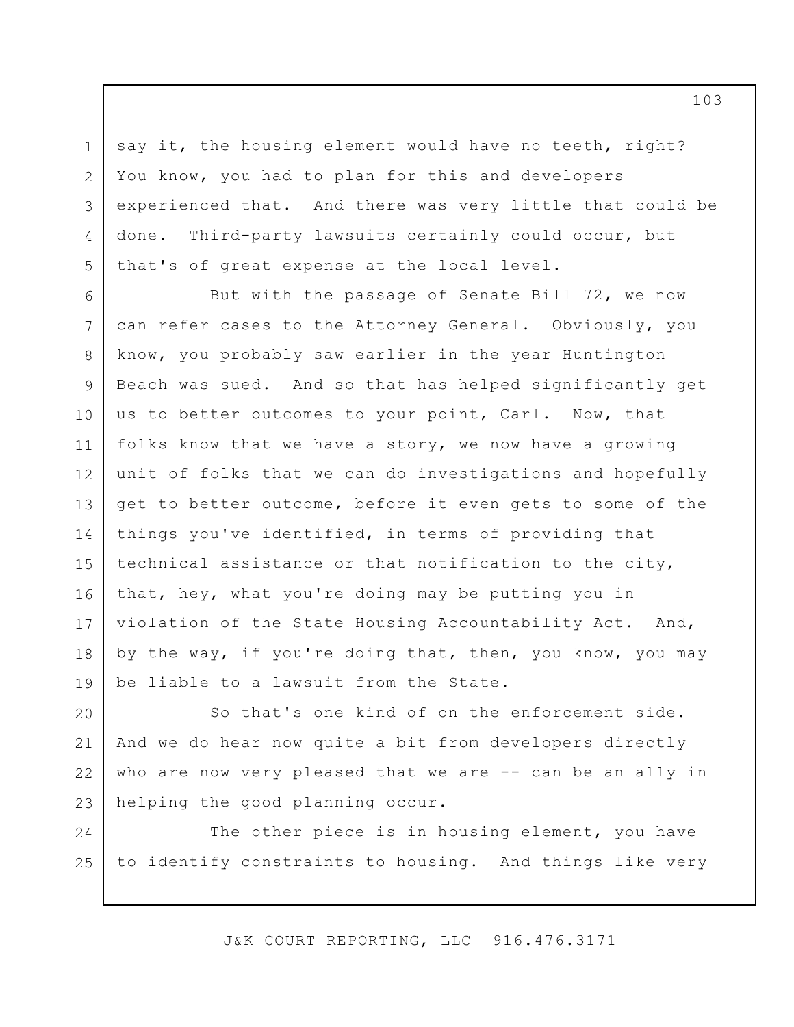say it, the housing element would have no teeth, right? You know, you had to plan for this and developers experienced that. And there was very little that could be done. Third-party lawsuits certainly could occur, but that's of great expense at the local level.

But with the passage of Senate Bill 72, we now can refer cases to the Attorney General. Obviously, you know, you probably saw earlier in the year Huntington Beach was sued. And so that has helped significantly get us to better outcomes to your point, Carl. Now, that folks know that we have a story, we now have a growing unit of folks that we can do investigations and hopefully get to better outcome, before it even gets to some of the things you've identified, in terms of providing that technical assistance or that notification to the city, that, hey, what you're doing may be putting you in violation of the State Housing Accountability Act. And, by the way, if you're doing that, then, you know, you may be liable to a lawsuit from the State.

So that's one kind of on the enforcement side. And we do hear now quite a bit from developers directly who are now very pleased that we are -- can be an ally in helping the good planning occur.

The other piece is in housing element, you have to identify constraints to housing. And things like very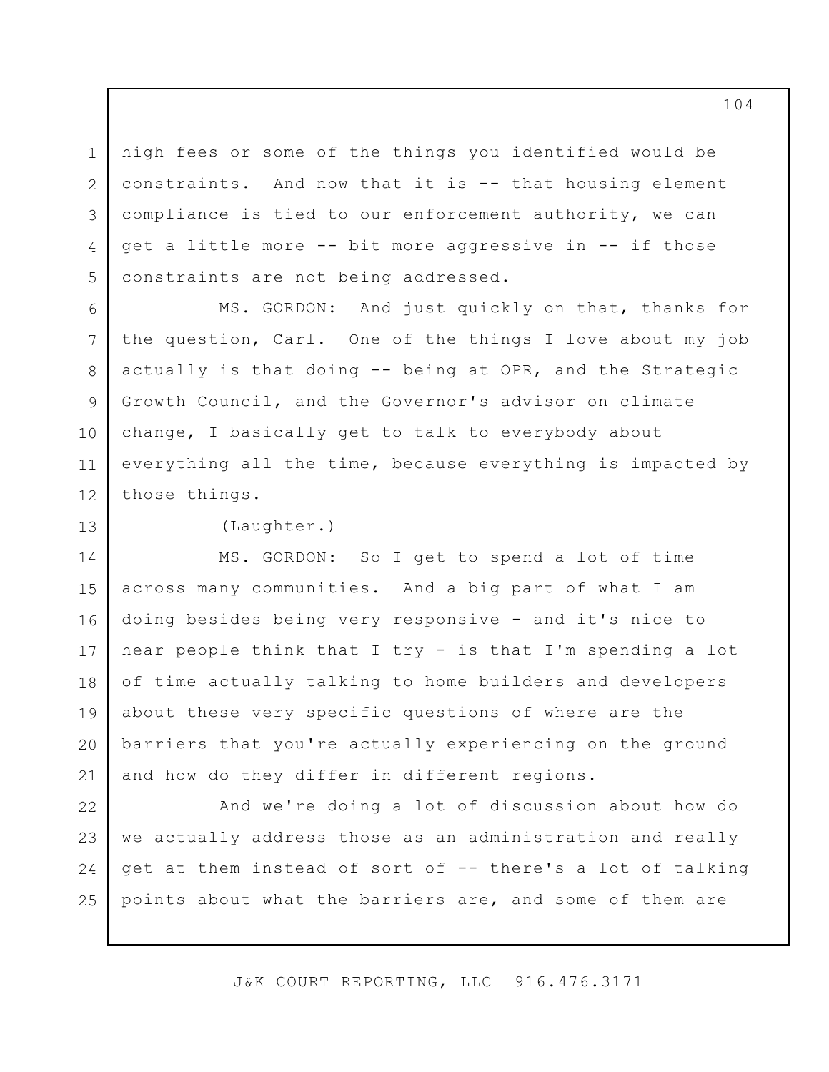high fees or some of the things you identified would be constraints. And now that it is -- that housing element compliance is tied to our enforcement authority, we can get a little more -- bit more aggressive in -- if those constraints are not being addressed.

MS. GORDON: And just quickly on that, thanks for the question, Carl. One of the things I love about my job actually is that doing -- being at OPR, and the Strategic Growth Council, and the Governor's advisor on climate change, I basically get to talk to everybody about everything all the time, because everything is impacted by those things.

(Laughter.)

MS. GORDON: So I get to spend a lot of time across many communities. And a big part of what I am doing besides being very responsive - and it's nice to hear people think that I try - is that I'm spending a lot of time actually talking to home builders and developers about these very specific questions of where are the barriers that you're actually experiencing on the ground and how do they differ in different regions.

And we're doing a lot of discussion about how do we actually address those as an administration and really get at them instead of sort of -- there's a lot of talking points about what the barriers are, and some of them are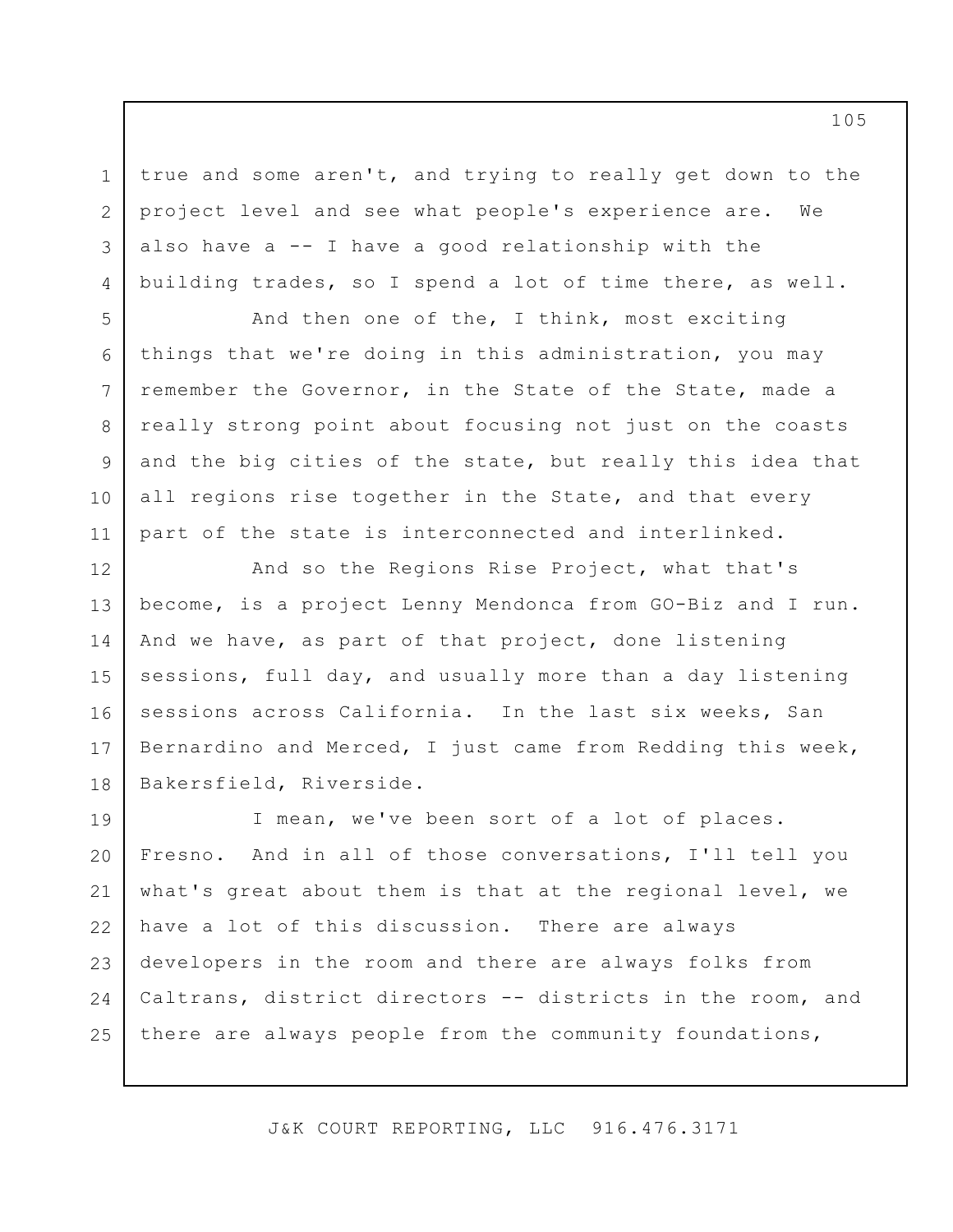true and some aren't, and trying to really get down to the project level and see what people's experience are. We also have a -- I have a good relationship with the building trades, so I spend a lot of time there, as well.

And then one of the, I think, most exciting things that we're doing in this administration, you may remember the Governor, in the State of the State, made a really strong point about focusing not just on the coasts and the big cities of the state, but really this idea that all regions rise together in the State, and that every part of the state is interconnected and interlinked.

And so the Regions Rise Project, what that's become, is a project Lenny Mendonca from GO-Biz and I run. And we have, as part of that project, done listening sessions, full day, and usually more than a day listening sessions across California. In the last six weeks, San Bernardino and Merced, I just came from Redding this week, Bakersfield, Riverside.

I mean, we've been sort of a lot of places. Fresno. And in all of those conversations, I'll tell you what's great about them is that at the regional level, we have a lot of this discussion. There are always developers in the room and there are always folks from Caltrans, district directors -- districts in the room, and there are always people from the community foundations,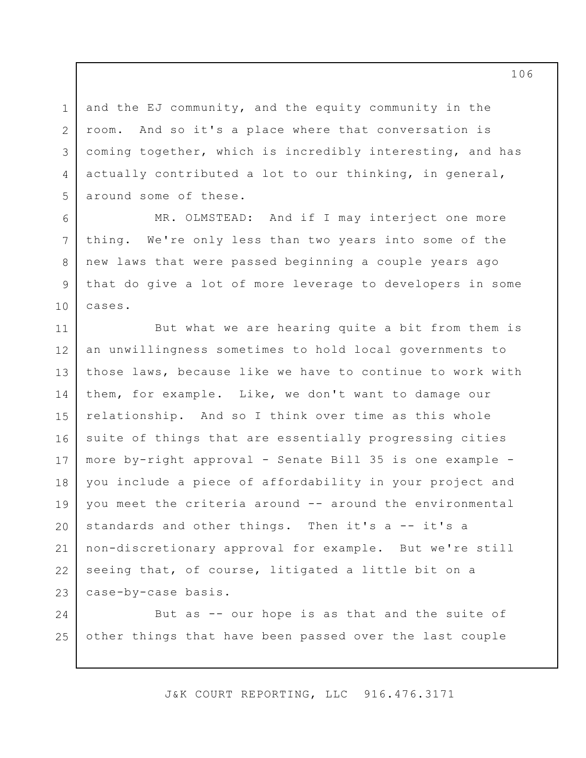and the EJ community, and the equity community in the room. And so it's a place where that conversation is coming together, which is incredibly interesting, and has actually contributed a lot to our thinking, in general, around some of these.

MR. OLMSTEAD: And if I may interject one more thing. We're only less than two years into some of the new laws that were passed beginning a couple years ago that do give a lot of more leverage to developers in some cases.

But what we are hearing quite a bit from them is an unwillingness sometimes to hold local governments to those laws, because like we have to continue to work with them, for example. Like, we don't want to damage our relationship. And so I think over time as this whole suite of things that are essentially progressing cities more by-right approval - Senate Bill 35 is one example - you include a piece of affordability in your project and you meet the criteria around -- around the environmental standards and other things. Then it's a -- it's a non-discretionary approval for example. But we're still seeing that, of course, litigated a little bit on a case-by-case basis.

But as -- our hope is as that and the suite of other things that have been passed over the last couple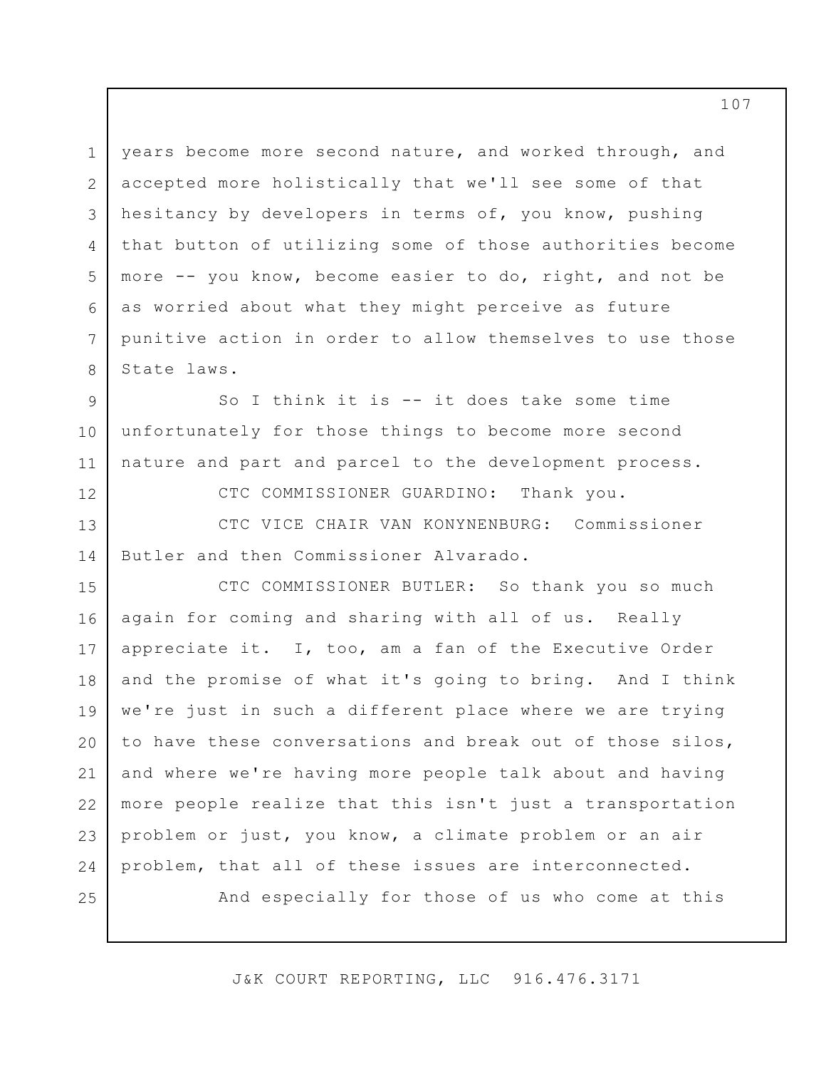years become more second nature, and worked through, and accepted more holistically that we'll see some of that hesitancy by developers in terms of, you know, pushing that button of utilizing some of those authorities become more -- you know, become easier to do, right, and not be as worried about what they might perceive as future punitive action in order to allow themselves to use those State laws.

So I think it is -- it does take some time unfortunately for those things to become more second nature and part and parcel to the development process.

CTC COMMISSIONER GUARDINO: Thank you.

CTC VICE CHAIR VAN KONYNENBURG: Commissioner Butler and then Commissioner Alvarado.

CTC COMMISSIONER BUTLER: So thank you so much again for coming and sharing with all of us. Really appreciate it. I, too, am a fan of the Executive Order and the promise of what it's going to bring. And I think we're just in such a different place where we are trying to have these conversations and break out of those silos, and where we're having more people talk about and having more people realize that this isn't just a transportation problem or just, you know, a climate problem or an air problem, that all of these issues are interconnected.

And especially for those of us who come at this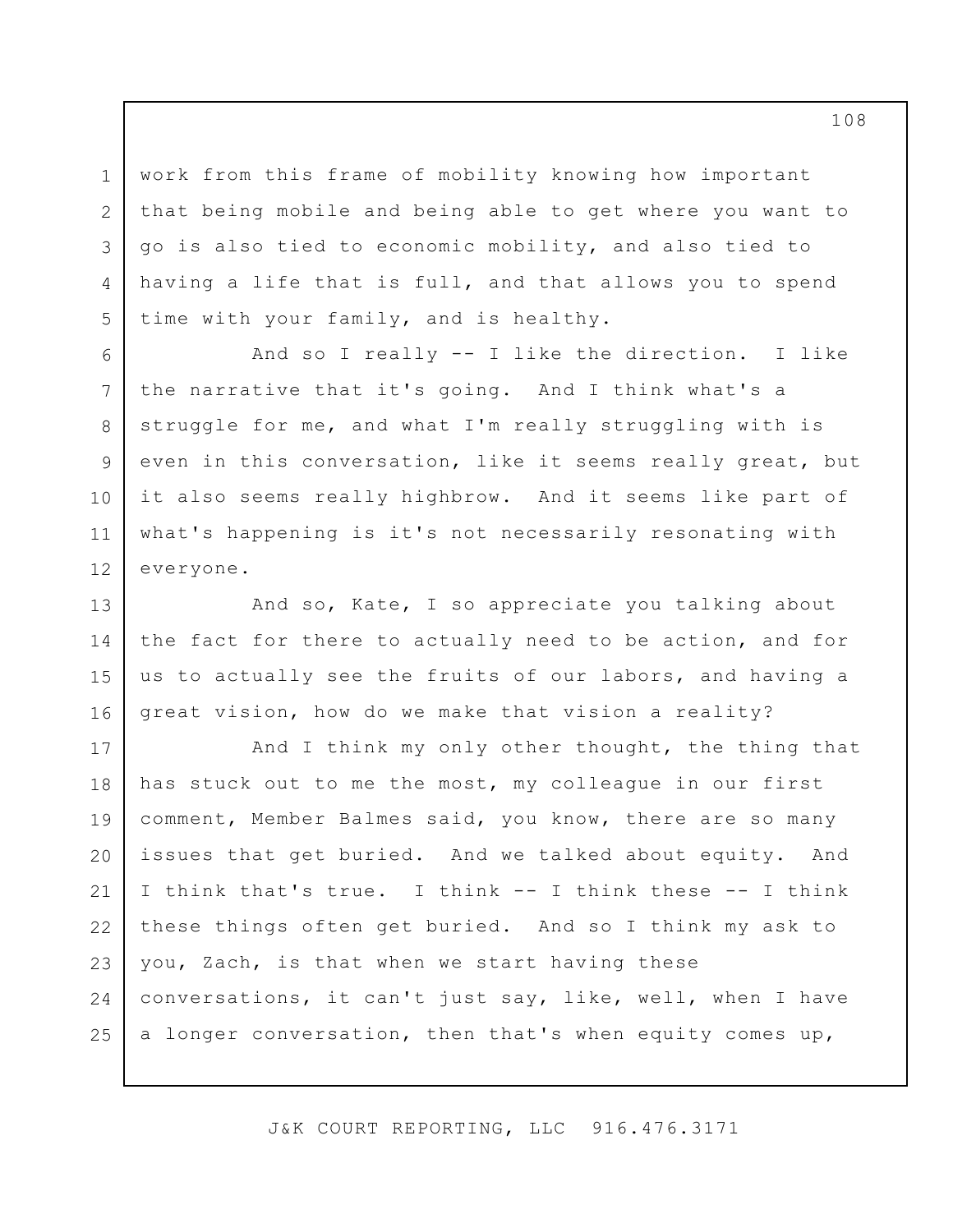work from this frame of mobility knowing how important that being mobile and being able to get where you want to go is also tied to economic mobility, and also tied to having a life that is full, and that allows you to spend time with your family, and is healthy.

And so I really -- I like the direction. I like the narrative that it's going. And I think what's a struggle for me, and what I'm really struggling with is even in this conversation, like it seems really great, but it also seems really highbrow. And it seems like part of what's happening is it's not necessarily resonating with everyone.

And so, Kate, I so appreciate you talking about the fact for there to actually need to be action, and for us to actually see the fruits of our labors, and having a great vision, how do we make that vision a reality?

And I think my only other thought, the thing that has stuck out to me the most, my colleague in our first comment, Member Balmes said, you know, there are so many issues that get buried. And we talked about equity. And I think that's true. I think -- I think these -- I think these things often get buried. And so I think my ask to you, Zach, is that when we start having these conversations, it can't just say, like, well, when I have a longer conversation, then that's when equity comes up,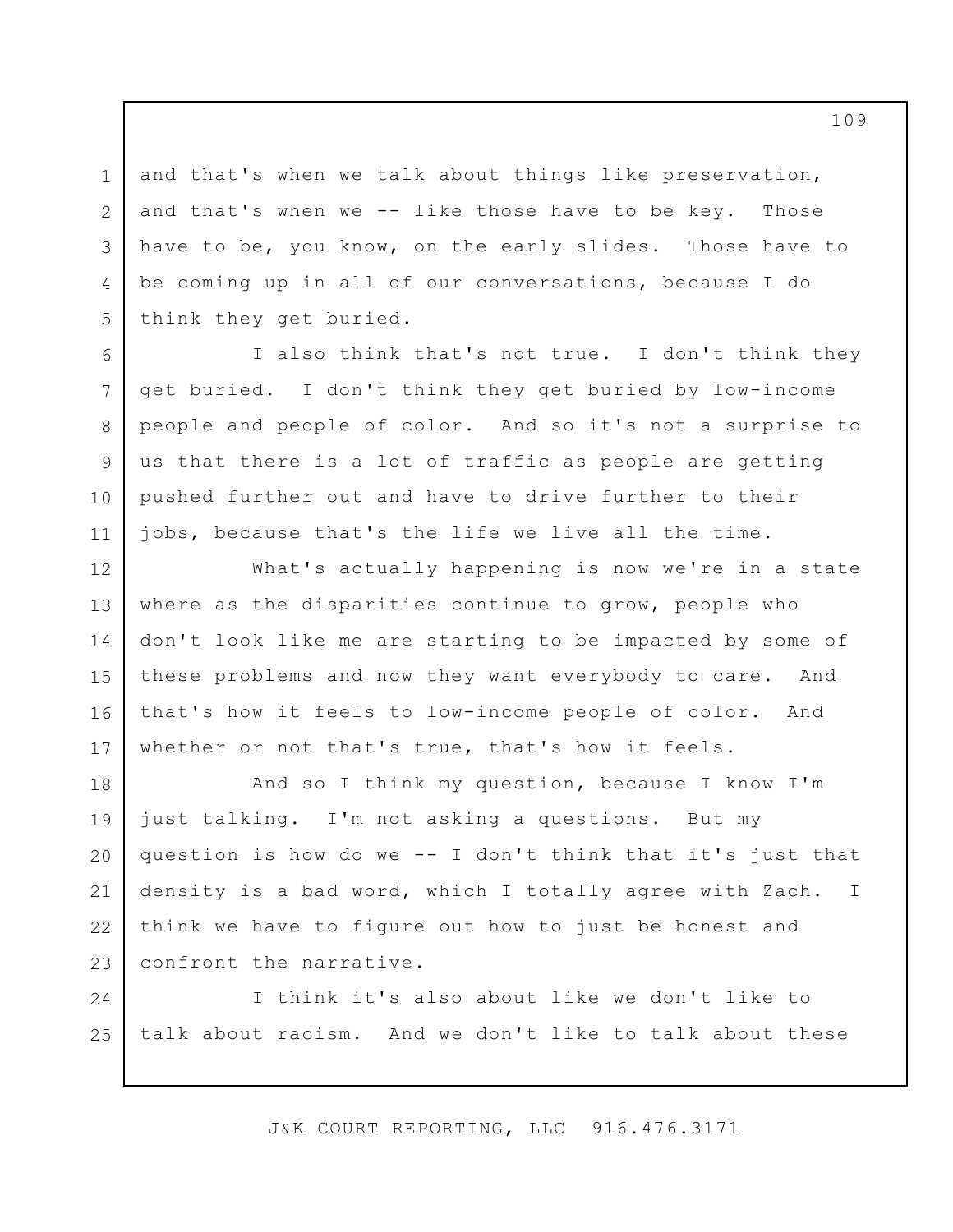and that's when we talk about things like preservation, and that's when we -- like those have to be key. Those have to be, you know, on the early slides. Those have to be coming up in all of our conversations, because I do think they get buried.

I also think that's not true. I don't think they get buried. I don't think they get buried by low-income people and people of color. And so it's not a surprise to us that there is a lot of traffic as people are getting pushed further out and have to drive further to their jobs, because that's the life we live all the time.

What's actually happening is now we're in a state where as the disparities continue to grow, people who don't look like me are starting to be impacted by some of these problems and now they want everybody to care. And that's how it feels to low-income people of color. And whether or not that's true, that's how it feels.

And so I think my question, because I know I'm just talking. I'm not asking a questions. But my question is how do we -- I don't think that it's just that density is a bad word, which I totally agree with Zach. I think we have to figure out how to just be honest and confront the narrative.

I think it's also about like we don't like to talk about racism. And we don't like to talk about these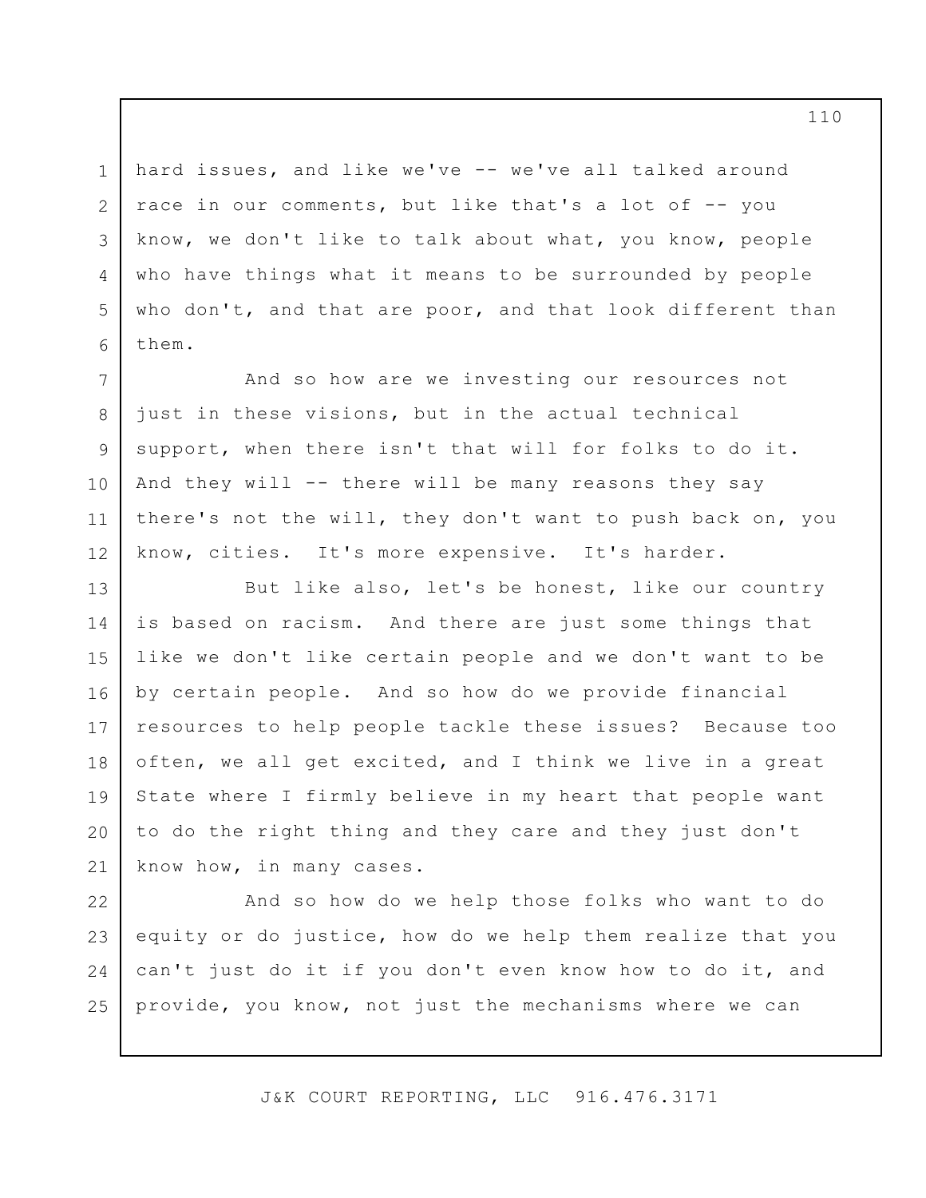hard issues, and like we've -- we've all talked around race in our comments, but like that's a lot of -- you know, we don't like to talk about what, you know, people who have things what it means to be surrounded by people who don't, and that are poor, and that look different than them.

And so how are we investing our resources not just in these visions, but in the actual technical support, when there isn't that will for folks to do it. And they will -- there will be many reasons they say there's not the will, they don't want to push back on, you know, cities. It's more expensive. It's harder.

But like also, let's be honest, like our country is based on racism. And there are just some things that like we don't like certain people and we don't want to be by certain people. And so how do we provide financial resources to help people tackle these issues? Because too often, we all get excited, and I think we live in a great State where I firmly believe in my heart that people want to do the right thing and they care and they just don't know how, in many cases.

And so how do we help those folks who want to do equity or do justice, how do we help them realize that you can't just do it if you don't even know how to do it, and provide, you know, not just the mechanisms where we can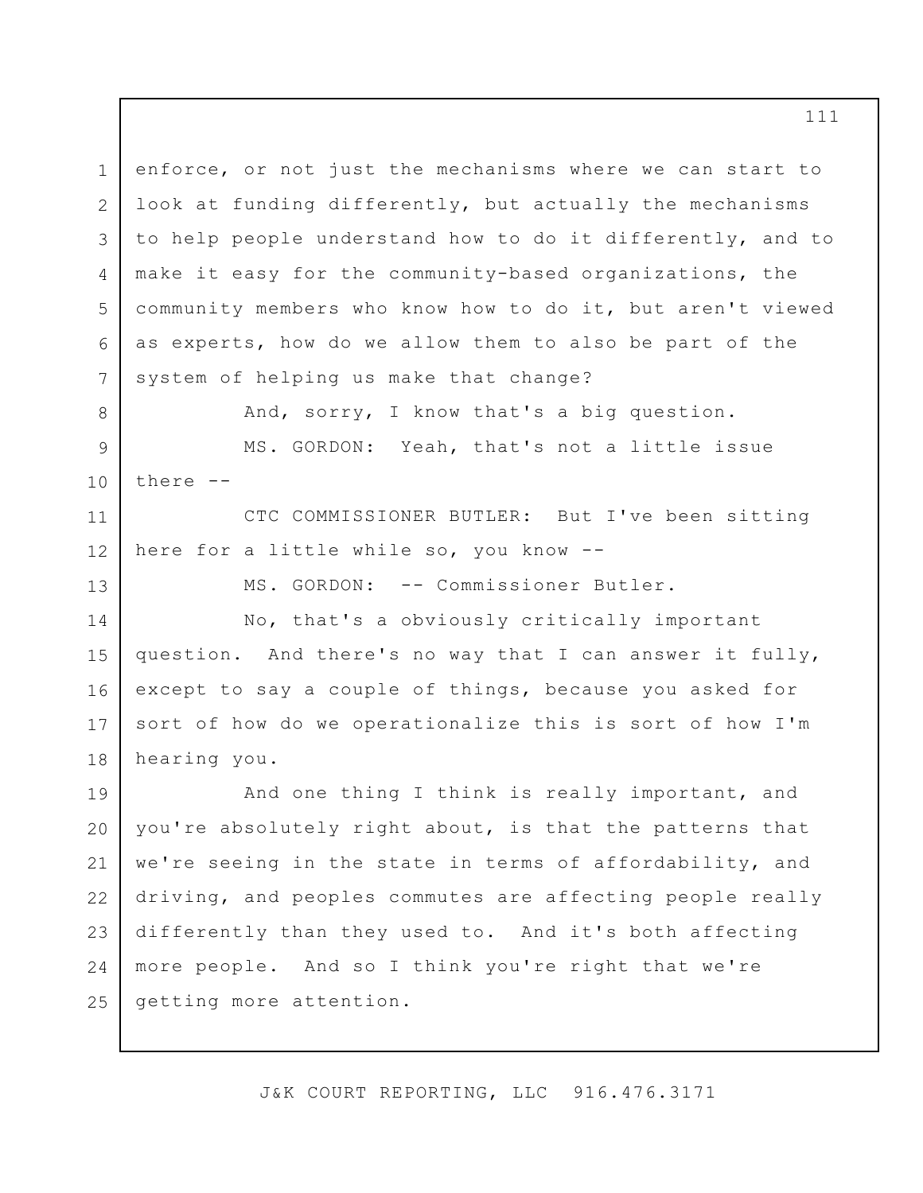enforce, or not just the mechanisms where we can start to look at funding differently, but actually the mechanisms to help people understand how to do it differently, and to make it easy for the community-based organizations, the community members who know how to do it, but aren't viewed as experts, how do we allow them to also be part of the system of helping us make that change?

And, sorry, I know that's a big question.

MS. GORDON: Yeah, that's not a little issue there --

CTC COMMISSIONER BUTLER: But I've been sitting here for a little while so, you know --

MS. GORDON: -- Commissioner Butler.

No, that's a obviously critically important question. And there's no way that I can answer it fully, except to say a couple of things, because you asked for sort of how do we operationalize this is sort of how I'm hearing you.

And one thing I think is really important, and you're absolutely right about, is that the patterns that we're seeing in the state in terms of affordability, and driving, and peoples commutes are affecting people really differently than they used to. And it's both affecting more people. And so I think you're right that we're getting more attention.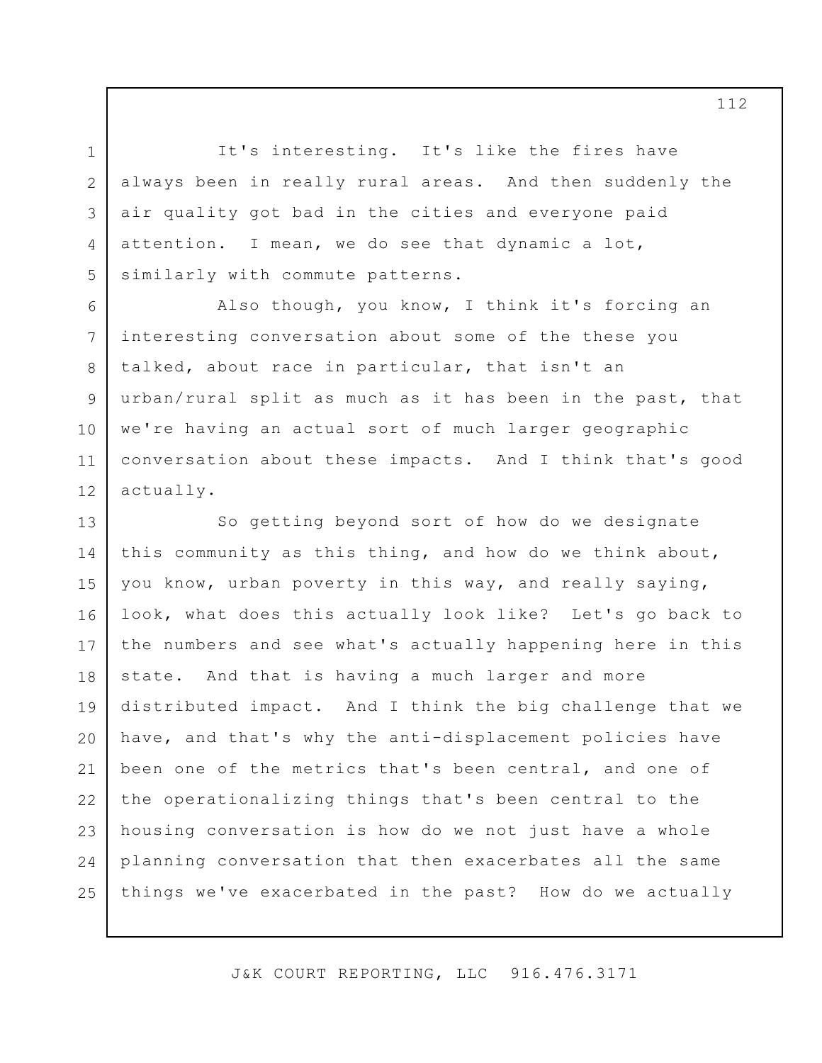It's interesting. It's like the fires have always been in really rural areas. And then suddenly the air quality got bad in the cities and everyone paid attention. I mean, we do see that dynamic a lot, similarly with commute patterns.

Also though, you know, I think it's forcing an interesting conversation about some of the these you talked, about race in particular, that isn't an urban/rural split as much as it has been in the past, that we're having an actual sort of much larger geographic conversation about these impacts. And I think that's good actually.

So getting beyond sort of how do we designate this community as this thing, and how do we think about, you know, urban poverty in this way, and really saying, look, what does this actually look like? Let's go back to the numbers and see what's actually happening here in this state. And that is having a much larger and more distributed impact. And I think the big challenge that we have, and that's why the anti-displacement policies have been one of the metrics that's been central, and one of the operationalizing things that's been central to the housing conversation is how do we not just have a whole planning conversation that then exacerbates all the same things we've exacerbated in the past? How do we actually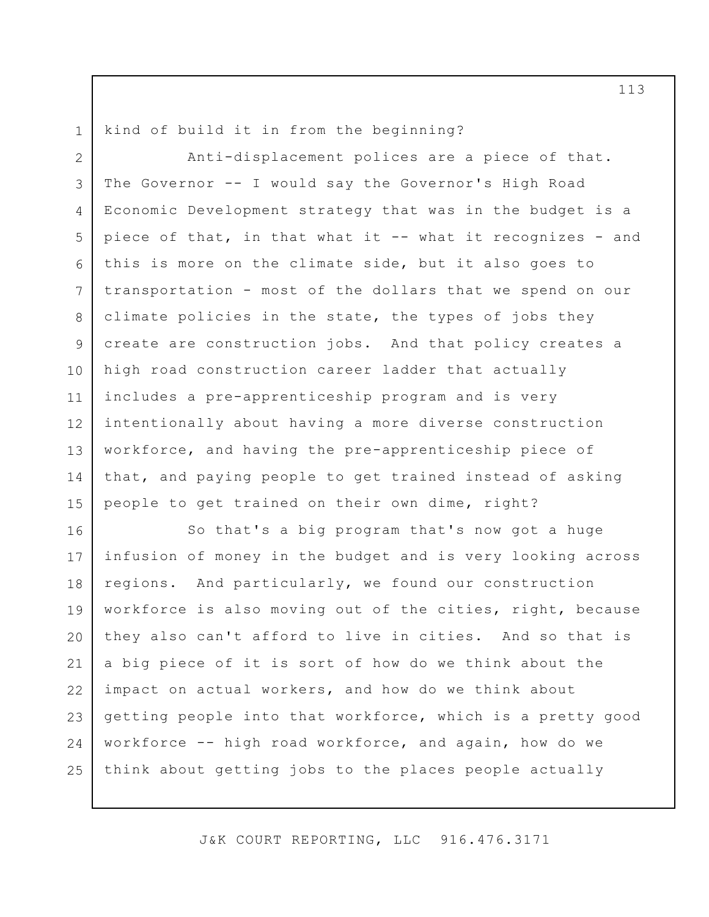kind of build it in from the beginning?

Anti-displacement polices are a piece of that. The Governor -- I would say the Governor's High Road Economic Development strategy that was in the budget is a piece of that, in that what it -- what it recognizes - and this is more on the climate side, but it also goes to transportation - most of the dollars that we spend on our climate policies in the state, the types of jobs they create are construction jobs. And that policy creates a high road construction career ladder that actually includes a pre-apprenticeship program and is very intentionally about having a more diverse construction workforce, and having the pre-apprenticeship piece of that, and paying people to get trained instead of asking people to get trained on their own dime, right?

So that's a big program that's now got a huge infusion of money in the budget and is very looking across regions. And particularly, we found our construction workforce is also moving out of the cities, right, because they also can't afford to live in cities. And so that is a big piece of it is sort of how do we think about the impact on actual workers, and how do we think about getting people into that workforce, which is a pretty good workforce -- high road workforce, and again, how do we think about getting jobs to the places people actually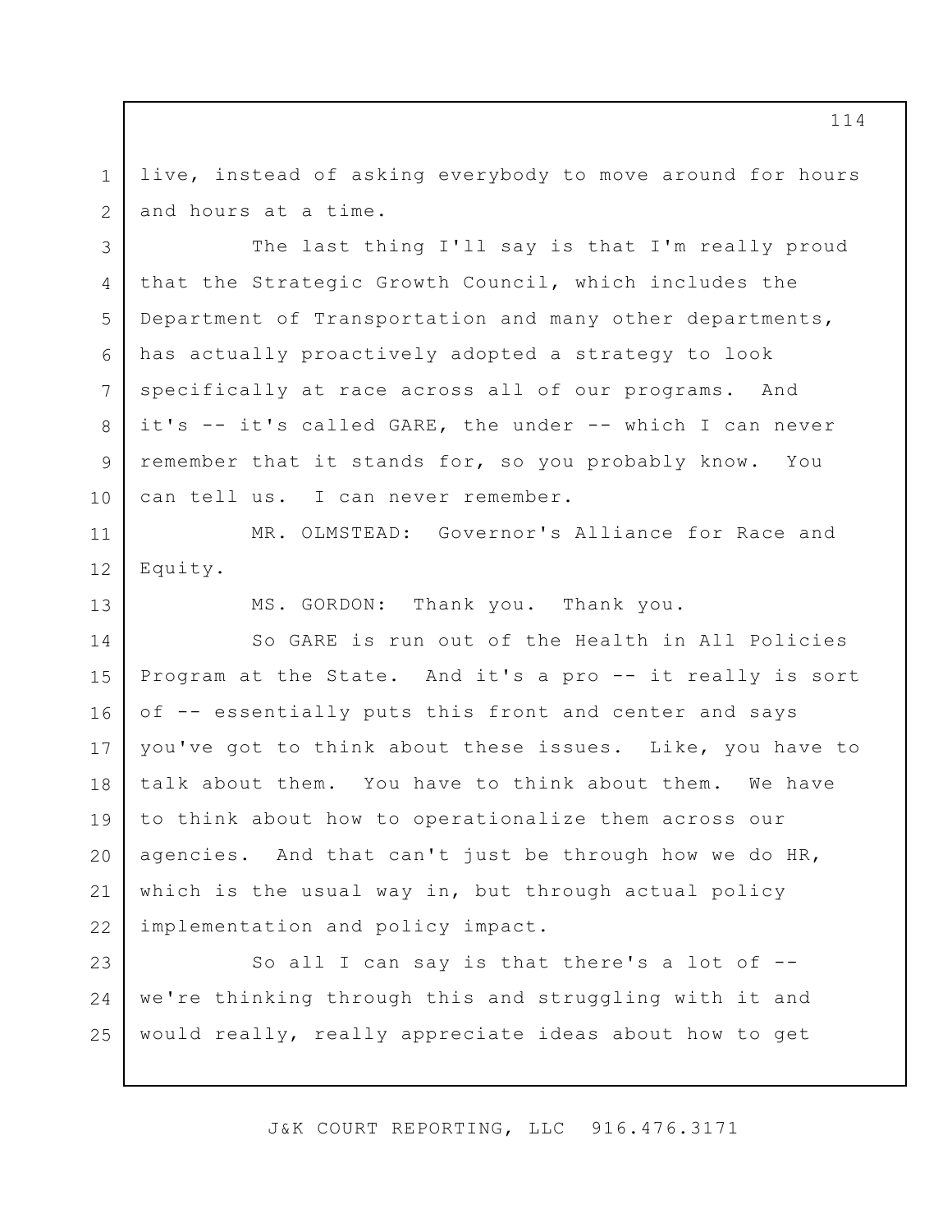live, instead of asking everybody to move around for hours and hours at a time.

The last thing I'll say is that I'm really proud that the Strategic Growth Council, which includes the Department of Transportation and many other departments, has actually proactively adopted a strategy to look specifically at race across all of our programs. And it's -- it's called GARE, the under -- which I can never remember that it stands for, so you probably know. You can tell us. I can never remember.

MR. OLMSTEAD: Governor's Alliance for Race and Equity.

MS. GORDON: Thank you. Thank you.

So GARE is run out of the Health in All Policies Program at the State. And it's a pro -- it really is sort of -- essentially puts this front and center and says you've got to think about these issues. Like, you have to talk about them. You have to think about them. We have to think about how to operationalize them across our agencies. And that can't just be through how we do HR, which is the usual way in, but through actual policy implementation and policy impact.

So all I can say is that there's a lot of -- we're thinking through this and struggling with it and would really, really appreciate ideas about how to get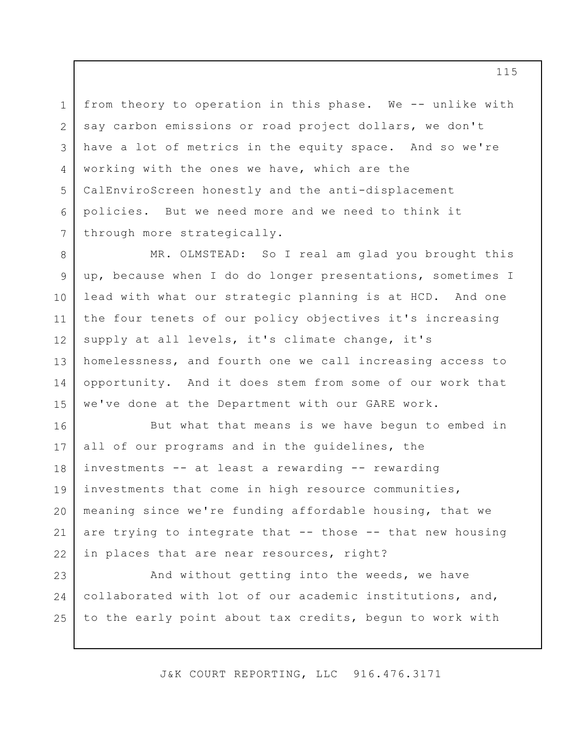from theory to operation in this phase. We -- unlike with say carbon emissions or road project dollars, we don't have a lot of metrics in the equity space. And so we're working with the ones we have, which are the CalEnviroScreen honestly and the anti-displacement policies. But we need more and we need to think it through more strategically.

MR. OLMSTEAD: So I real am glad you brought this up, because when I do do longer presentations, sometimes I lead with what our strategic planning is at HCD. And one the four tenets of our policy objectives it's increasing supply at all levels, it's climate change, it's homelessness, and fourth one we call increasing access to opportunity. And it does stem from some of our work that we've done at the Department with our GARE work.

But what that means is we have begun to embed in all of our programs and in the guidelines, the investments -- at least a rewarding -- rewarding investments that come in high resource communities, meaning since we're funding affordable housing, that we are trying to integrate that -- those -- that new housing in places that are near resources, right?

And without getting into the weeds, we have collaborated with lot of our academic institutions, and, to the early point about tax credits, begun to work with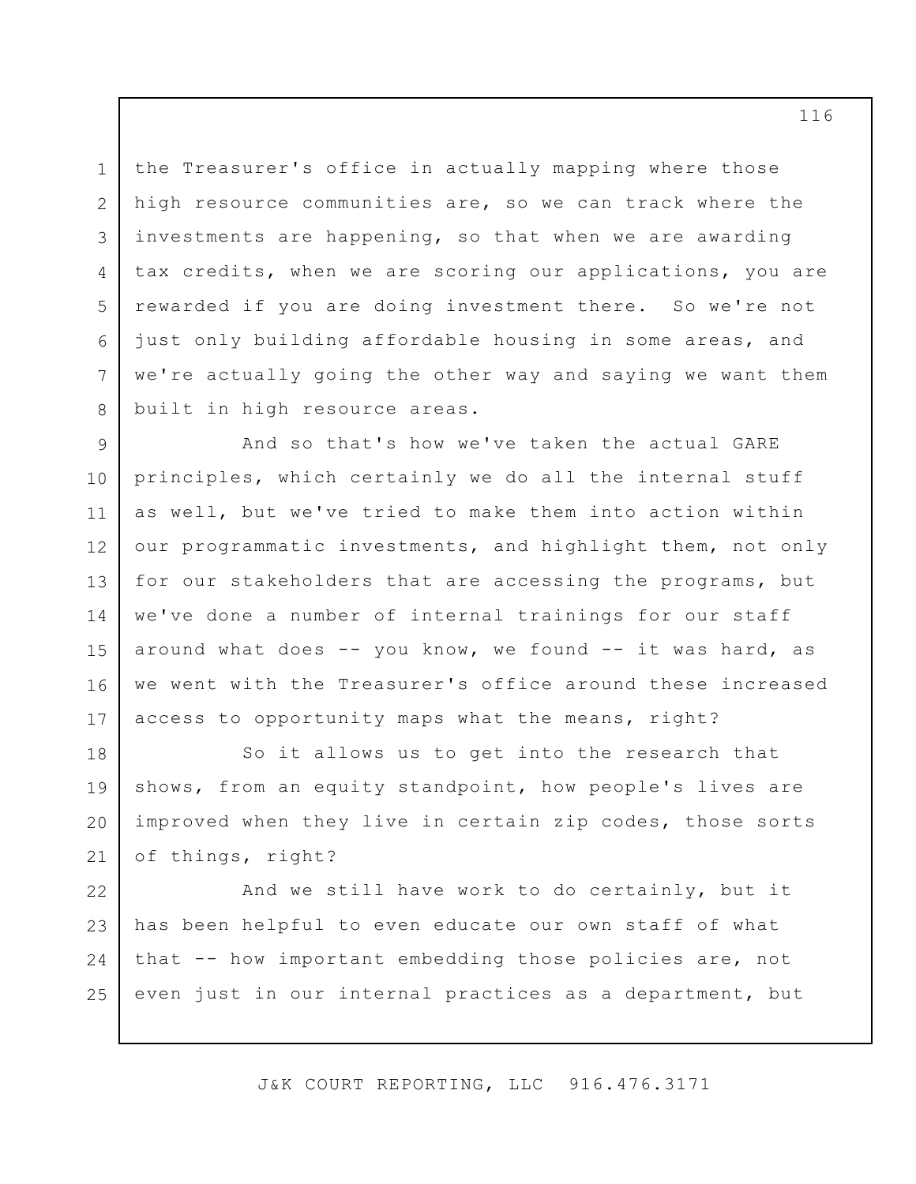the Treasurer's office in actually mapping where those high resource communities are, so we can track where the investments are happening, so that when we are awarding tax credits, when we are scoring our applications, you are rewarded if you are doing investment there. So we're not just only building affordable housing in some areas, and we're actually going the other way and saying we want them built in high resource areas.

And so that's how we've taken the actual GARE principles, which certainly we do all the internal stuff as well, but we've tried to make them into action within our programmatic investments, and highlight them, not only for our stakeholders that are accessing the programs, but we've done a number of internal trainings for our staff around what does -- you know, we found -- it was hard, as we went with the Treasurer's office around these increased access to opportunity maps what the means, right?

So it allows us to get into the research that shows, from an equity standpoint, how people's lives are improved when they live in certain zip codes, those sorts of things, right?

And we still have work to do certainly, but it has been helpful to even educate our own staff of what that -- how important embedding those policies are, not even just in our internal practices as a department, but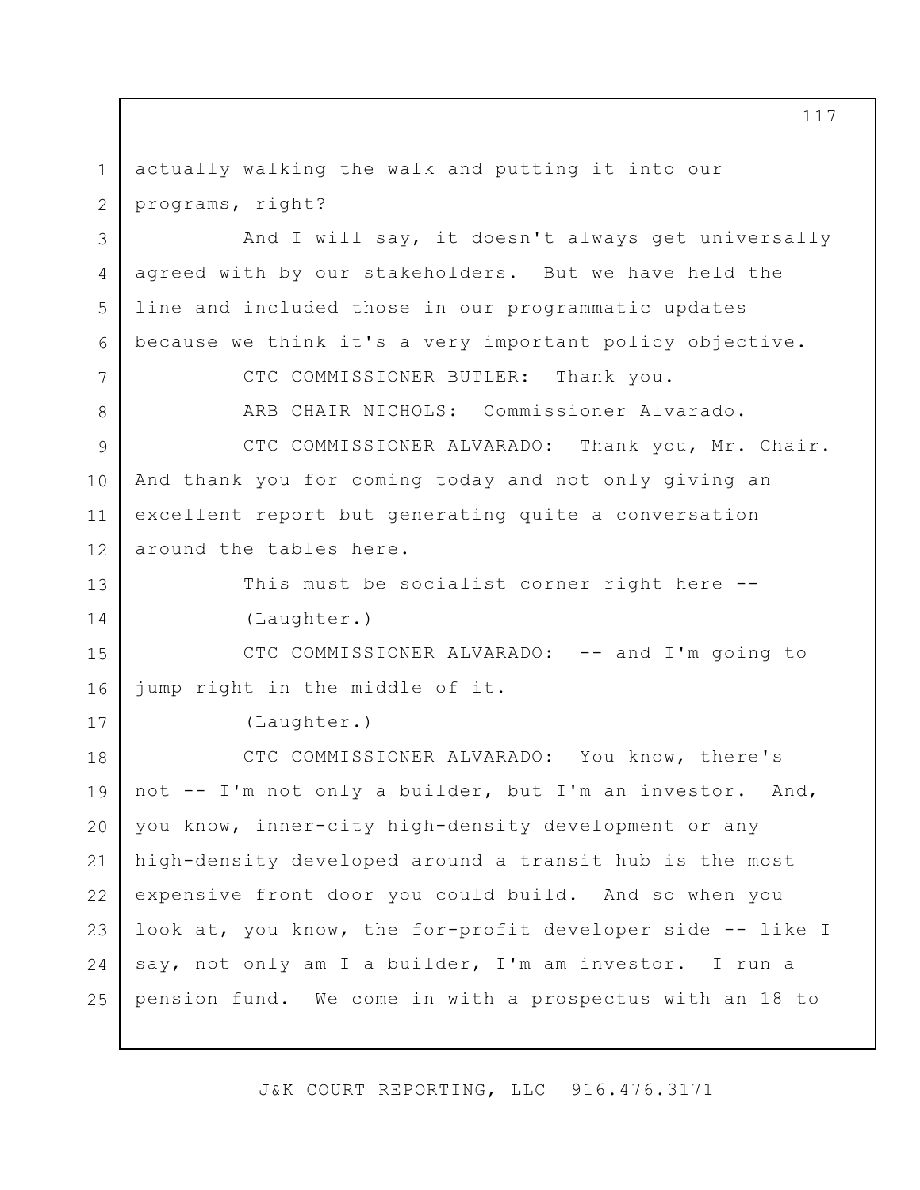actually walking the walk and putting it into our programs, right?

And I will say, it doesn't always get universally agreed with by our stakeholders. But we have held the line and included those in our programmatic updates because we think it's a very important policy objective.

CTC COMMISSIONER BUTLER: Thank you.

ARB CHAIR NICHOLS: Commissioner Alvarado.

CTC COMMISSIONER ALVARADO: Thank you, Mr. Chair. And thank you for coming today and not only giving an excellent report but generating quite a conversation around the tables here.

This must be socialist corner right here --

(Laughter.)

CTC COMMISSIONER ALVARADO: -- and I'm going to jump right in the middle of it.

(Laughter.)

CTC COMMISSIONER ALVARADO: You know, there's not -- I'm not only a builder, but I'm an investor. And, you know, inner-city high-density development or any high-density developed around a transit hub is the most expensive front door you could build. And so when you look at, you know, the for-profit developer side -- like I say, not only am I a builder, I'm am investor. I run a pension fund. We come in with a prospectus with an 18 to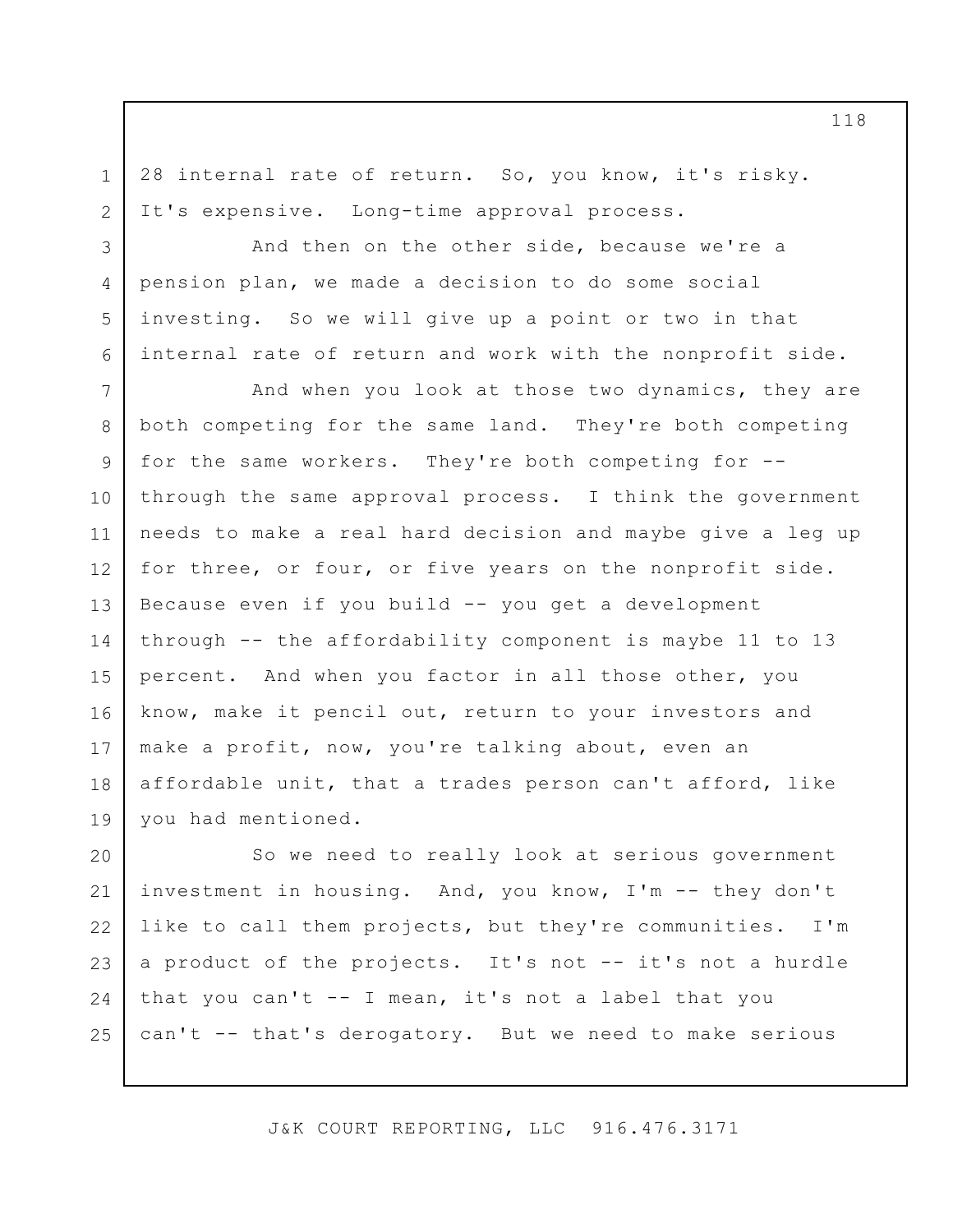28 internal rate of return. So, you know, it's risky. It's expensive. Long-time approval process.

And then on the other side, because we're a pension plan, we made a decision to do some social investing. So we will give up a point or two in that internal rate of return and work with the nonprofit side.

And when you look at those two dynamics, they are both competing for the same land. They're both competing for the same workers. They're both competing for -- through the same approval process. I think the government needs to make a real hard decision and maybe give a leg up for three, or four, or five years on the nonprofit side. Because even if you build -- you get a development through -- the affordability component is maybe 11 to 13 percent. And when you factor in all those other, you know, make it pencil out, return to your investors and make a profit, now, you're talking about, even an affordable unit, that a trades person can't afford, like you had mentioned.

So we need to really look at serious government investment in housing. And, you know, I'm -- they don't like to call them projects, but they're communities. I'm a product of the projects. It's not -- it's not a hurdle that you can't -- I mean, it's not a label that you can't -- that's derogatory. But we need to make serious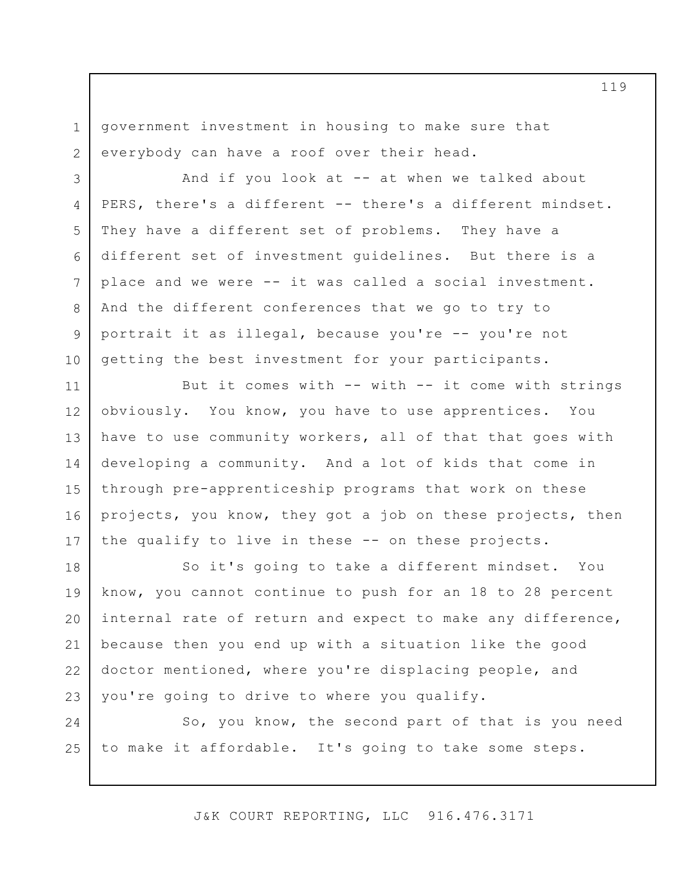government investment in housing to make sure that everybody can have a roof over their head.

And if you look at -- at when we talked about PERS, there's a different -- there's a different mindset. They have a different set of problems. They have a different set of investment guidelines. But there is a place and we were -- it was called a social investment. And the different conferences that we go to try to portrait it as illegal, because you're -- you're not getting the best investment for your participants.

But it comes with -- with -- it come with strings obviously. You know, you have to use apprentices. You have to use community workers, all of that that goes with developing a community. And a lot of kids that come in through pre-apprenticeship programs that work on these projects, you know, they got a job on these projects, then the qualify to live in these -- on these projects.

So it's going to take a different mindset. You know, you cannot continue to push for an 18 to 28 percent internal rate of return and expect to make any difference, because then you end up with a situation like the good doctor mentioned, where you're displacing people, and you're going to drive to where you qualify.

So, you know, the second part of that is you need to make it affordable. It's going to take some steps.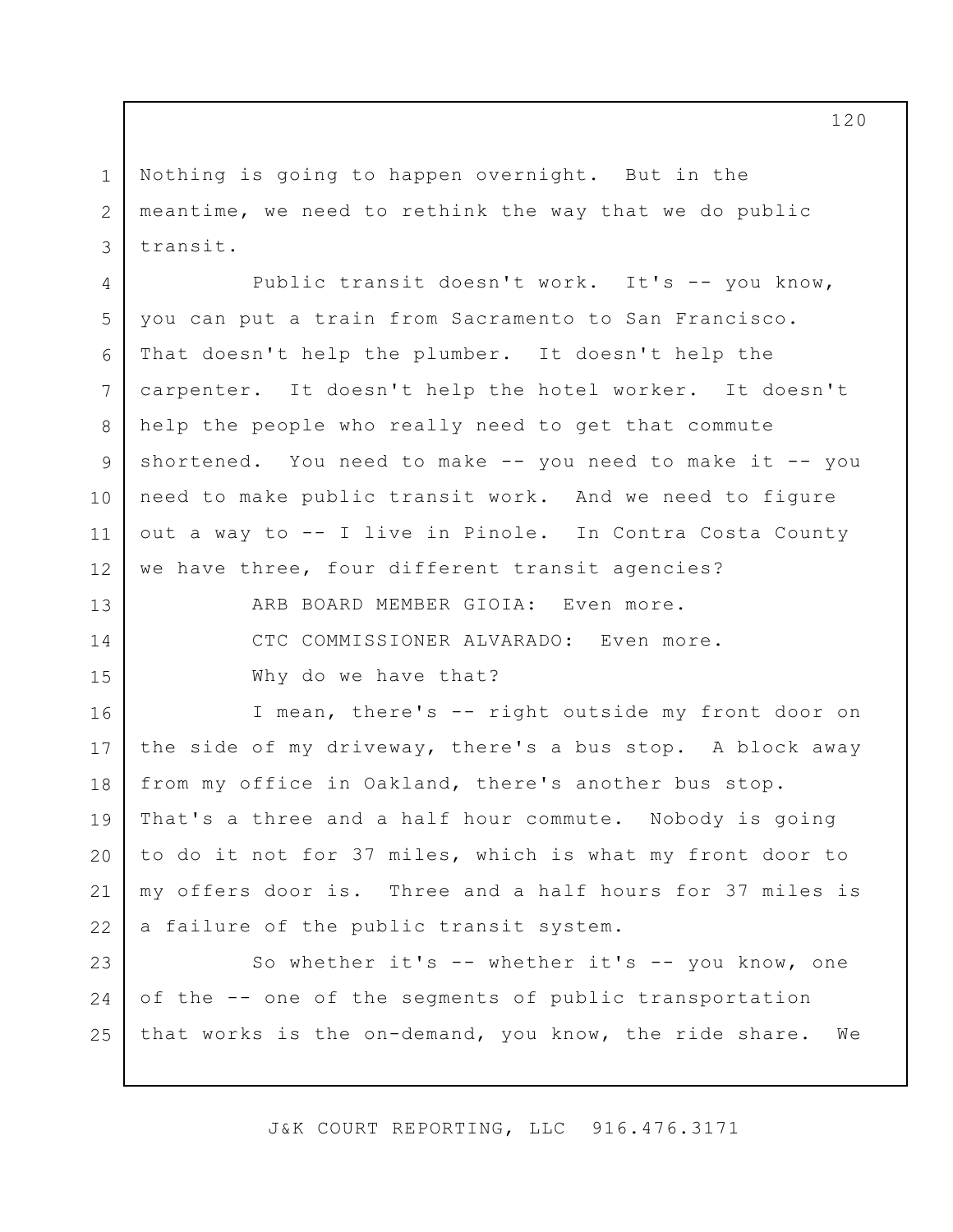Nothing is going to happen overnight. But in the meantime, we need to rethink the way that we do public transit.

Public transit doesn't work. It's -- you know, you can put a train from Sacramento to San Francisco. That doesn't help the plumber. It doesn't help the carpenter. It doesn't help the hotel worker. It doesn't help the people who really need to get that commute shortened. You need to make -- you need to make it -- you need to make public transit work. And we need to figure out a way to -- I live in Pinole. In Contra Costa County we have three, four different transit agencies?

ARB BOARD MEMBER GIOIA: Even more.

CTC COMMISSIONER ALVARADO: Even more.

Why do we have that?

I mean, there's -- right outside my front door on the side of my driveway, there's a bus stop. A block away from my office in Oakland, there's another bus stop. That's a three and a half hour commute. Nobody is going to do it not for 37 miles, which is what my front door to my offers door is. Three and a half hours for 37 miles is a failure of the public transit system.

So whether it's -- whether it's -- you know, one of the -- one of the segments of public transportation that works is the on-demand, you know, the ride share. We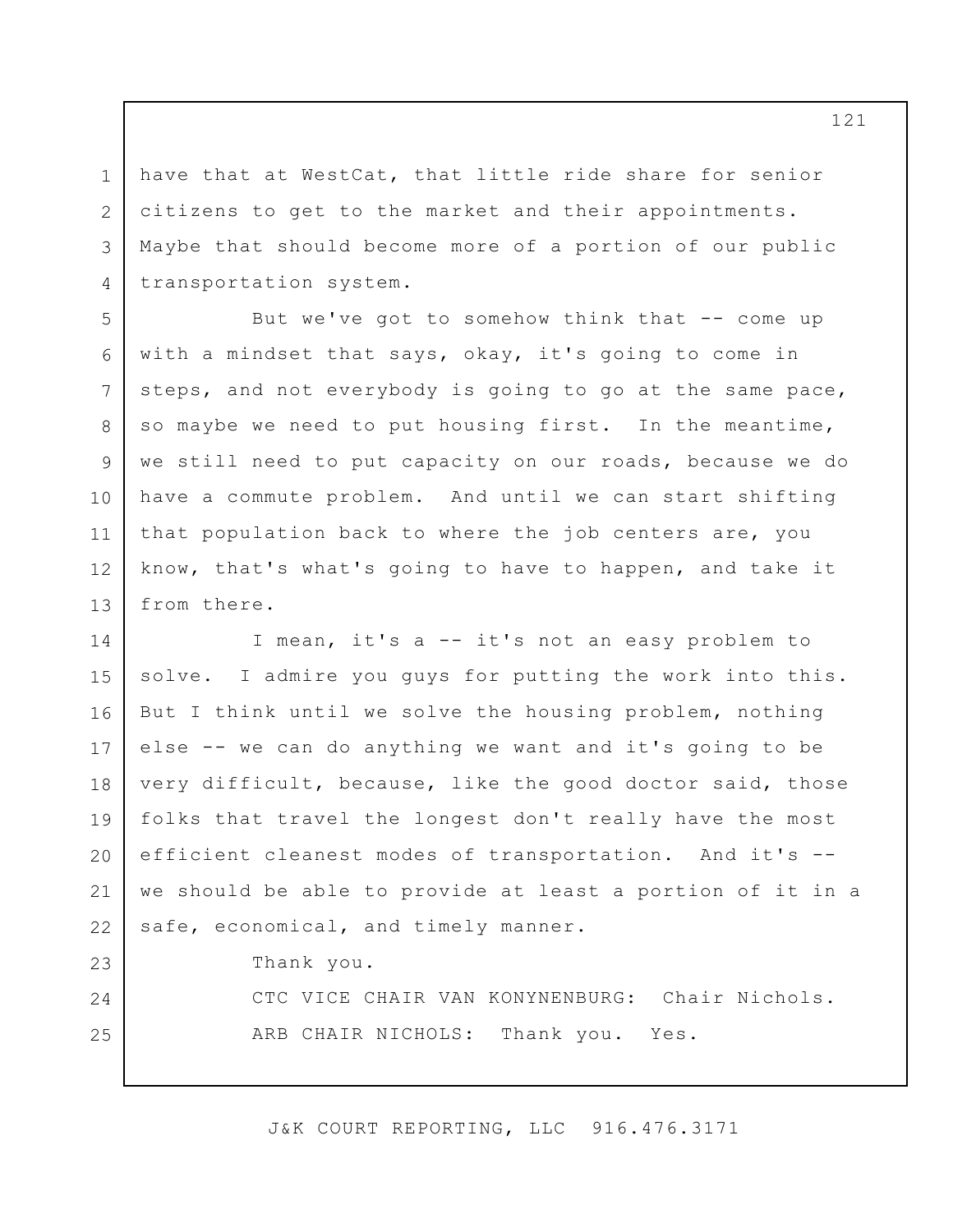have that at WestCat, that little ride share for senior citizens to get to the market and their appointments. Maybe that should become more of a portion of our public transportation system.

But we've got to somehow think that -- come up with a mindset that says, okay, it's going to come in steps, and not everybody is going to go at the same pace, so maybe we need to put housing first. In the meantime, we still need to put capacity on our roads, because we do have a commute problem. And until we can start shifting that population back to where the job centers are, you know, that's what's going to have to happen, and take it from there.

I mean, it's a -- it's not an easy problem to solve. I admire you guys for putting the work into this. But I think until we solve the housing problem, nothing else -- we can do anything we want and it's going to be very difficult, because, like the good doctor said, those folks that travel the longest don't really have the most efficient cleanest modes of transportation. And it's -- we should be able to provide at least a portion of it in a safe, economical, and timely manner.

Thank you.

CTC VICE CHAIR VAN KONYNENBURG: Chair Nichols.

ARB CHAIR NICHOLS: Thank you. Yes.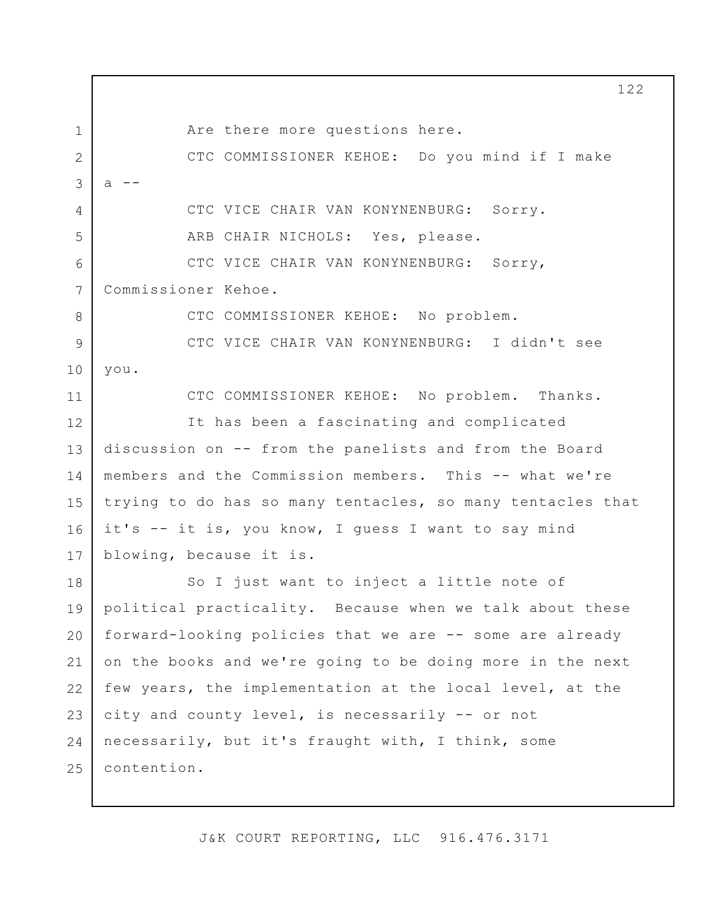Are there more questions here.

CTC COMMISSIONER KEHOE: Do you mind if I make a --

CTC VICE CHAIR VAN KONYNENBURG: Sorry.

ARB CHAIR NICHOLS: Yes, please.

CTC VICE CHAIR VAN KONYNENBURG: Sorry, Commissioner Kehoe.

CTC COMMISSIONER KEHOE: No problem.

CTC VICE CHAIR VAN KONYNENBURG: I didn't see you.

CTC COMMISSIONER KEHOE: No problem. Thanks.

It has been a fascinating and complicated discussion on -- from the panelists and from the Board members and the Commission members. This -- what we're trying to do has so many tentacles, so many tentacles that it's -- it is, you know, I guess I want to say mind blowing, because it is.

So I just want to inject a little note of political practicality. Because when we talk about these forward-looking policies that we are -- some are already on the books and we're going to be doing more in the next few years, the implementation at the local level, at the city and county level, is necessarily -- or not necessarily, but it's fraught with, I think, some contention.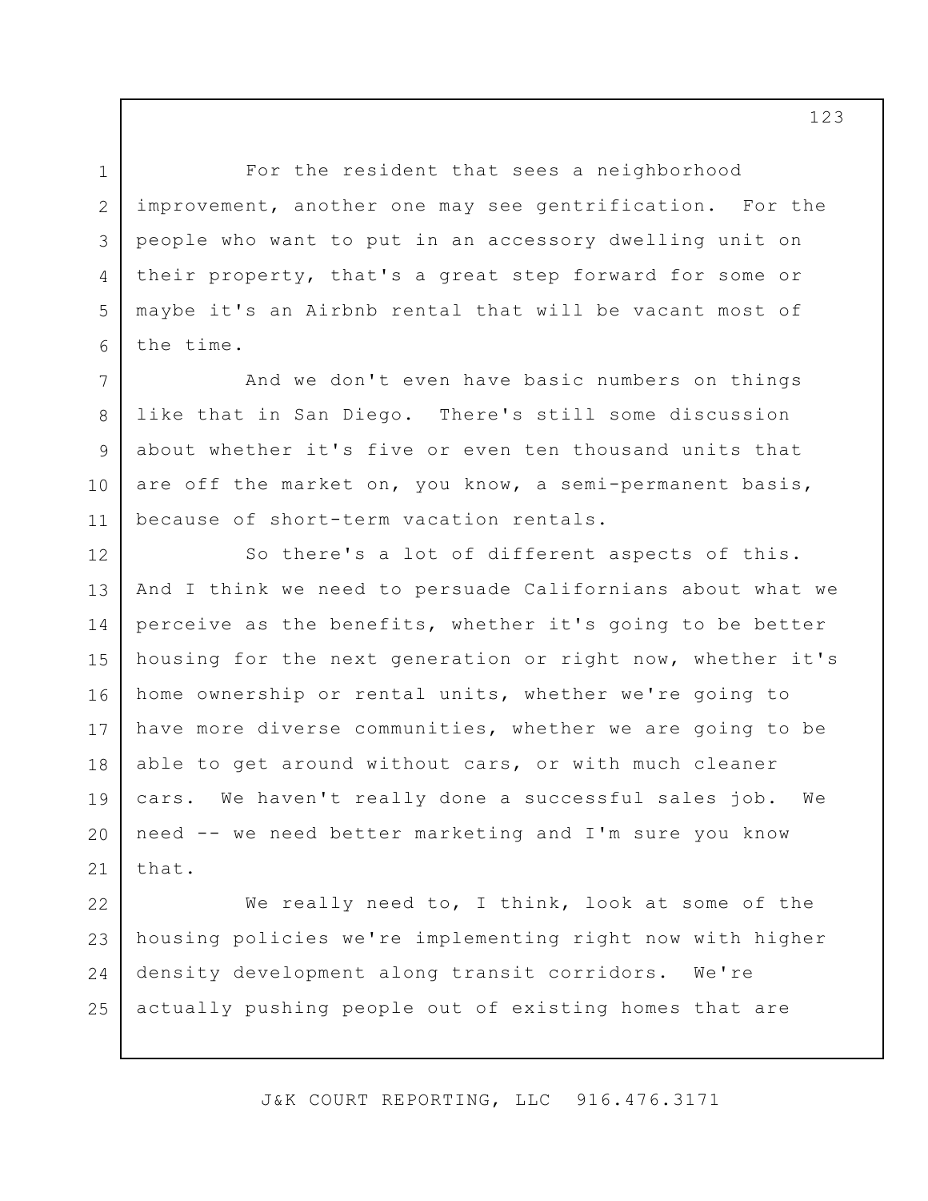For the resident that sees a neighborhood improvement, another one may see gentrification. For the people who want to put in an accessory dwelling unit on their property, that's a great step forward for some or maybe it's an Airbnb rental that will be vacant most of the time.

And we don't even have basic numbers on things like that in San Diego. There's still some discussion about whether it's five or even ten thousand units that are off the market on, you know, a semi-permanent basis, because of short-term vacation rentals.

So there's a lot of different aspects of this. And I think we need to persuade Californians about what we perceive as the benefits, whether it's going to be better housing for the next generation or right now, whether it's home ownership or rental units, whether we're going to have more diverse communities, whether we are going to be able to get around without cars, or with much cleaner cars. We haven't really done a successful sales job. We need -- we need better marketing and I'm sure you know that.

We really need to, I think, look at some of the housing policies we're implementing right now with higher density development along transit corridors. We're actually pushing people out of existing homes that are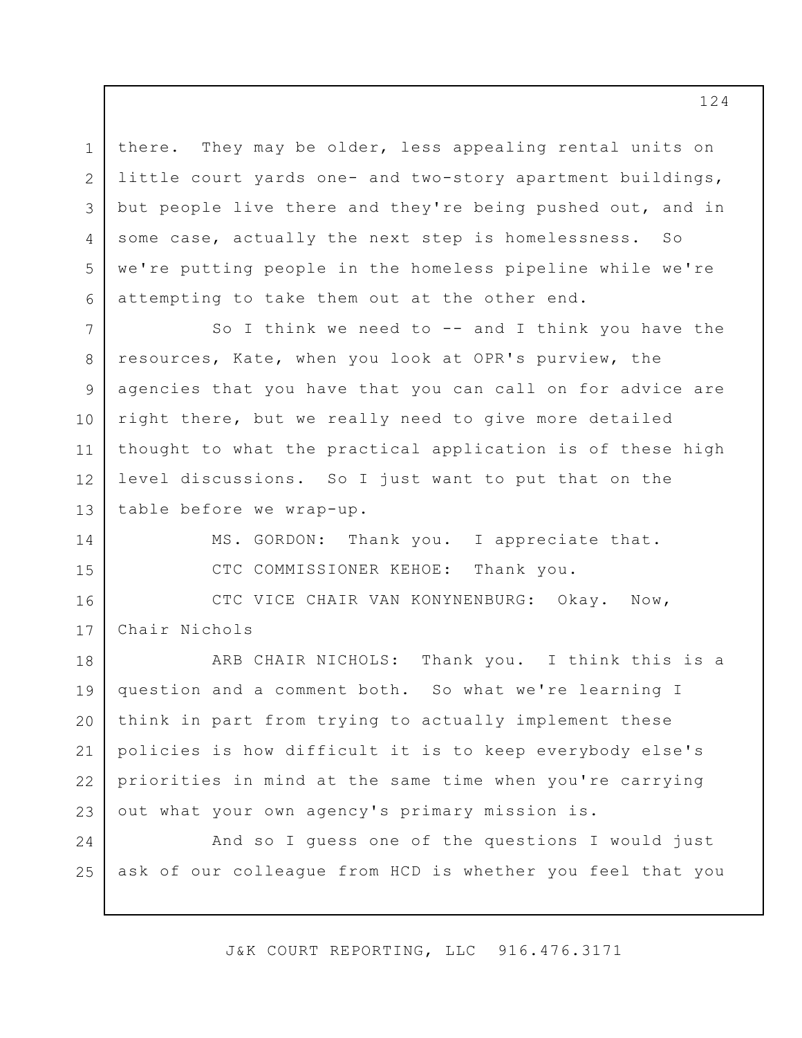there. They may be older, less appealing rental units on little court yards one- and two-story apartment buildings, but people live there and they're being pushed out, and in some case, actually the next step is homelessness. So we're putting people in the homeless pipeline while we're attempting to take them out at the other end.

So I think we need to -- and I think you have the resources, Kate, when you look at OPR's purview, the agencies that you have that you can call on for advice are right there, but we really need to give more detailed thought to what the practical application is of these high level discussions. So I just want to put that on the table before we wrap-up.

MS. GORDON: Thank you. I appreciate that.

CTC COMMISSIONER KEHOE: Thank you.

CTC VICE CHAIR VAN KONYNENBURG: Okay. Now, Chair Nichols

ARB CHAIR NICHOLS: Thank you. I think this is a question and a comment both. So what we're learning I think in part from trying to actually implement these policies is how difficult it is to keep everybody else's priorities in mind at the same time when you're carrying out what your own agency's primary mission is.

And so I guess one of the questions I would just ask of our colleague from HCD is whether you feel that you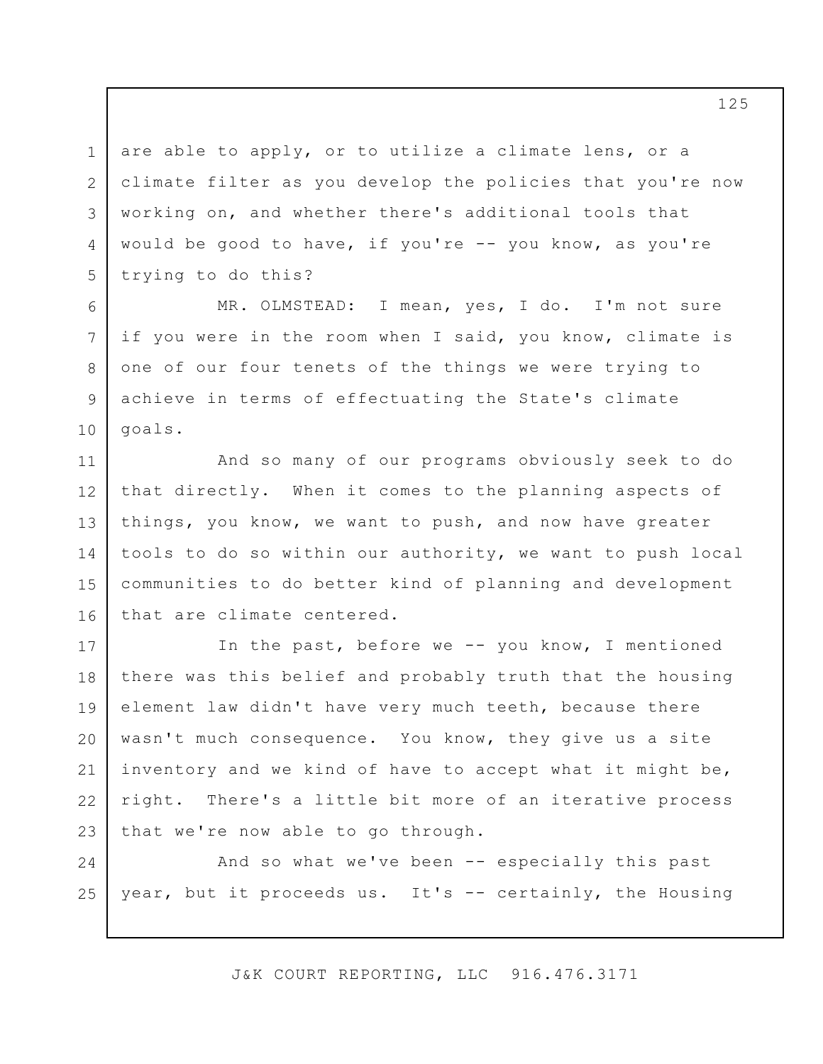are able to apply, or to utilize a climate lens, or a climate filter as you develop the policies that you're now working on, and whether there's additional tools that would be good to have, if you're -- you know, as you're trying to do this?

MR. OLMSTEAD: I mean, yes, I do. I'm not sure if you were in the room when I said, you know, climate is one of our four tenets of the things we were trying to achieve in terms of effectuating the State's climate goals.

And so many of our programs obviously seek to do that directly. When it comes to the planning aspects of things, you know, we want to push, and now have greater tools to do so within our authority, we want to push local communities to do better kind of planning and development that are climate centered.

In the past, before we -- you know, I mentioned there was this belief and probably truth that the housing element law didn't have very much teeth, because there wasn't much consequence. You know, they give us a site inventory and we kind of have to accept what it might be, right. There's a little bit more of an iterative process that we're now able to go through.

And so what we've been -- especially this past year, but it proceeds us. It's -- certainly, the Housing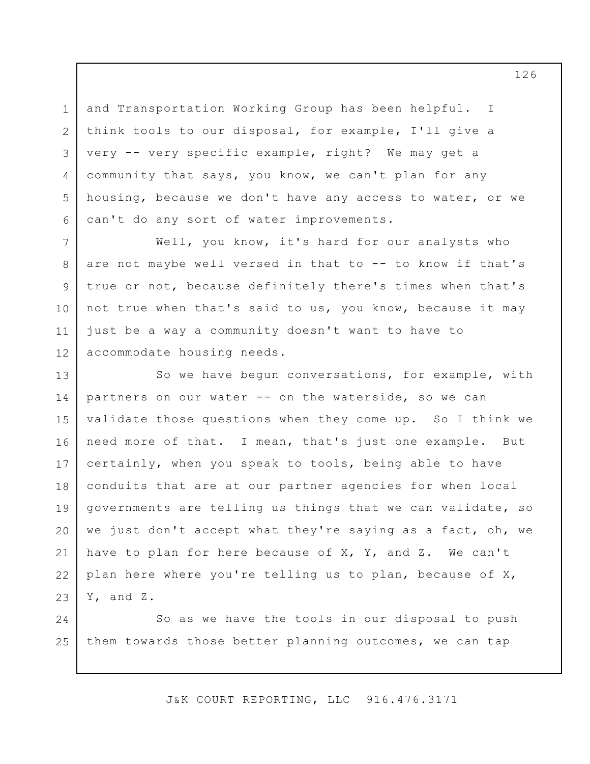and Transportation Working Group has been helpful. I think tools to our disposal, for example, I'll give a very -- very specific example, right? We may get a community that says, you know, we can't plan for any housing, because we don't have any access to water, or we can't do any sort of water improvements.

Well, you know, it's hard for our analysts who are not maybe well versed in that to -- to know if that's true or not, because definitely there's times when that's not true when that's said to us, you know, because it may just be a way a community doesn't want to have to accommodate housing needs.

So we have begun conversations, for example, with partners on our water -- on the waterside, so we can validate those questions when they come up. So I think we need more of that. I mean, that's just one example. But certainly, when you speak to tools, being able to have conduits that are at our partner agencies for when local governments are telling us things that we can validate, so we just don't accept what they're saying as a fact, oh, we have to plan for here because of X, Y, and Z. We can't plan here where you're telling us to plan, because of X, Y, and Z.

So as we have the tools in our disposal to push them towards those better planning outcomes, we can tap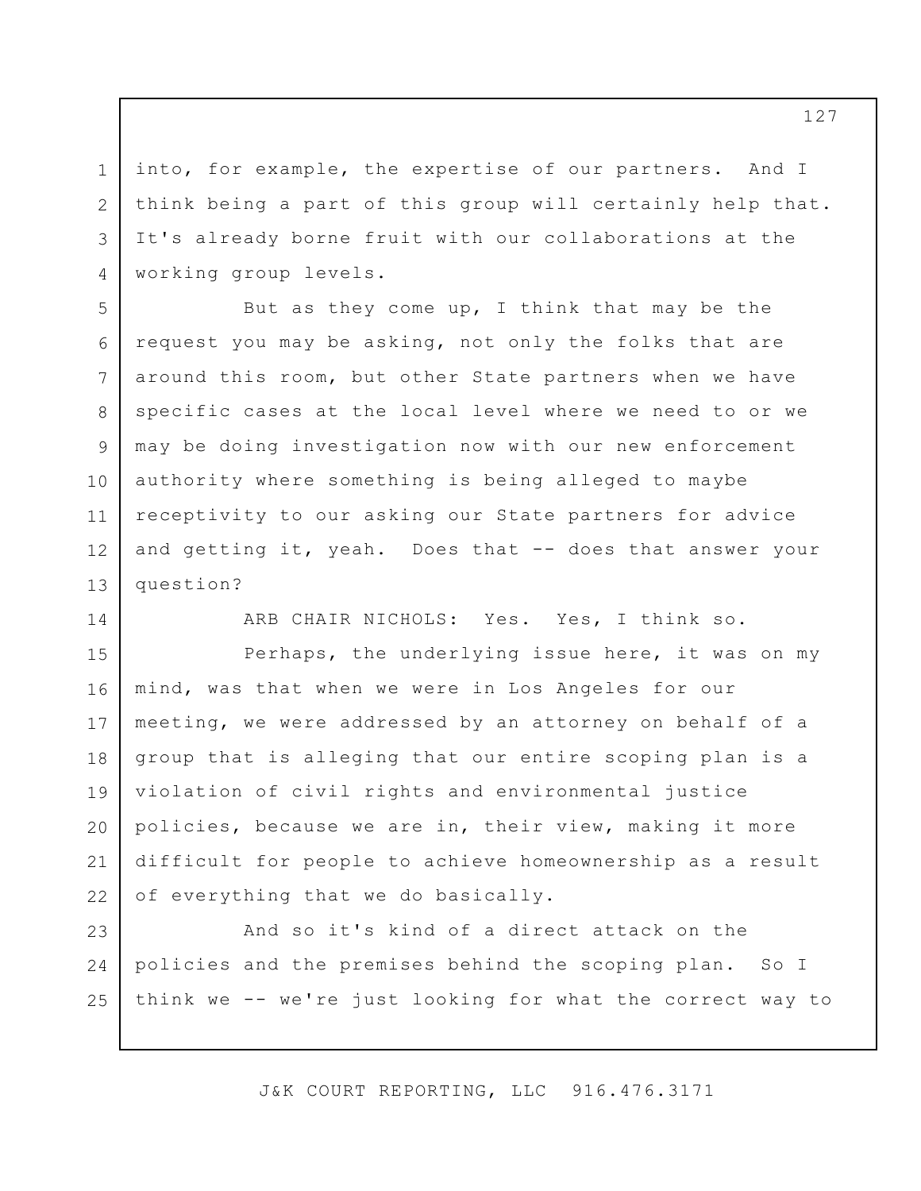into, for example, the expertise of our partners. And I think being a part of this group will certainly help that. It's already borne fruit with our collaborations at the working group levels.

But as they come up, I think that may be the request you may be asking, not only the folks that are around this room, but other State partners when we have specific cases at the local level where we need to or we may be doing investigation now with our new enforcement authority where something is being alleged to maybe receptivity to our asking our State partners for advice and getting it, yeah. Does that -- does that answer your question?

ARB CHAIR NICHOLS: Yes. Yes, I think so.

Perhaps, the underlying issue here, it was on my mind, was that when we were in Los Angeles for our meeting, we were addressed by an attorney on behalf of a group that is alleging that our entire scoping plan is a violation of civil rights and environmental justice policies, because we are in, their view, making it more difficult for people to achieve homeownership as a result of everything that we do basically.

And so it's kind of a direct attack on the policies and the premises behind the scoping plan. So I think we -- we're just looking for what the correct way to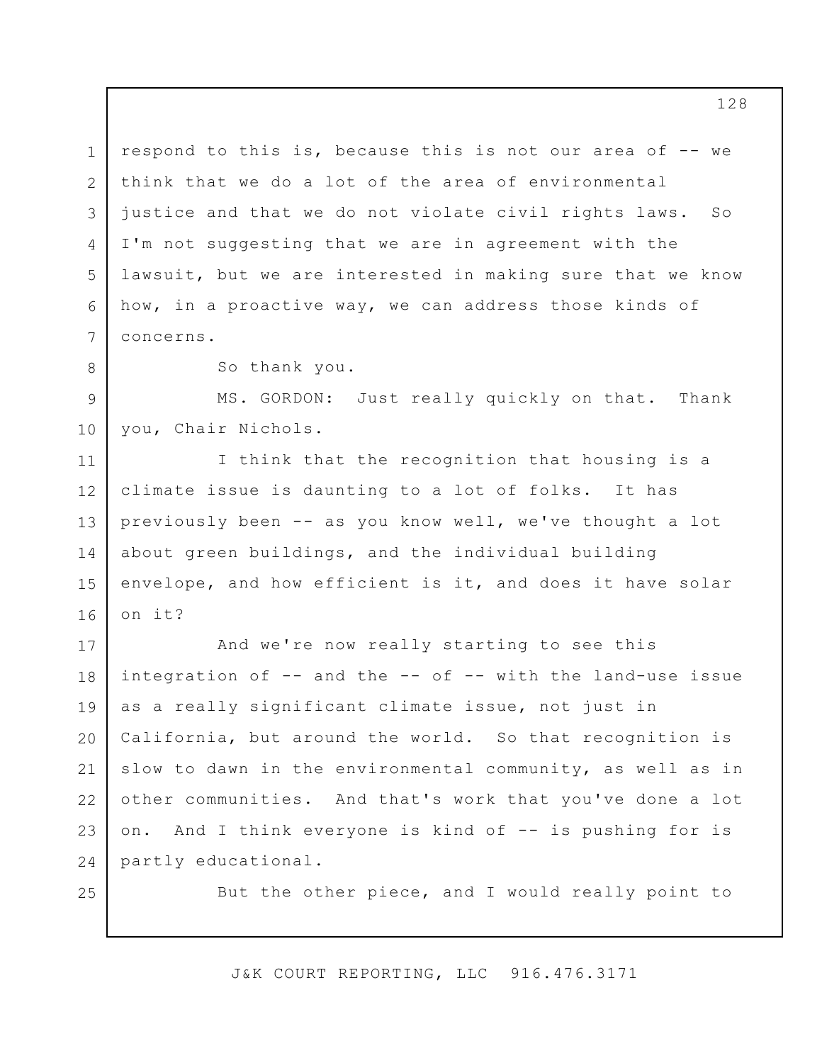respond to this is, because this is not our area of -- we think that we do a lot of the area of environmental justice and that we do not violate civil rights laws. So I'm not suggesting that we are in agreement with the lawsuit, but we are interested in making sure that we know how, in a proactive way, we can address those kinds of concerns.

So thank you.

MS. GORDON: Just really quickly on that. Thank you, Chair Nichols.

I think that the recognition that housing is a climate issue is daunting to a lot of folks. It has previously been -- as you know well, we've thought a lot about green buildings, and the individual building envelope, and how efficient is it, and does it have solar on it?

And we're now really starting to see this integration of -- and the -- of -- with the land-use issue as a really significant climate issue, not just in California, but around the world. So that recognition is slow to dawn in the environmental community, as well as in other communities. And that's work that you've done a lot on. And I think everyone is kind of -- is pushing for is partly educational.

But the other piece, and I would really point to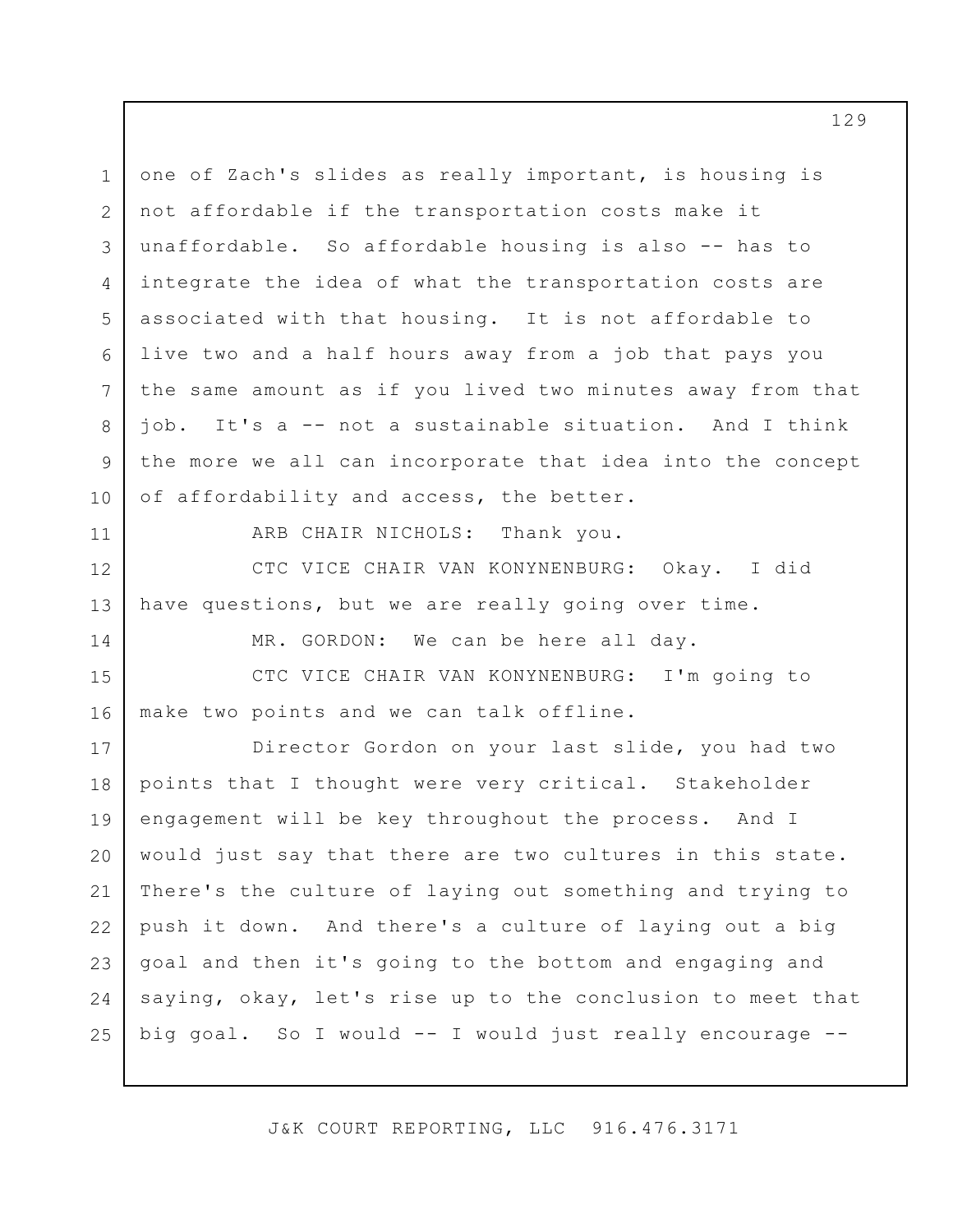one of Zach's slides as really important, is housing is not affordable if the transportation costs make it unaffordable. So affordable housing is also -- has to integrate the idea of what the transportation costs are associated with that housing. It is not affordable to live two and a half hours away from a job that pays you the same amount as if you lived two minutes away from that job. It's a -- not a sustainable situation. And I think the more we all can incorporate that idea into the concept of affordability and access, the better.

ARB CHAIR NICHOLS: Thank you.

CTC VICE CHAIR VAN KONYNENBURG: Okay. I did have questions, but we are really going over time.

MR. GORDON: We can be here all day.

CTC VICE CHAIR VAN KONYNENBURG: I'm going to make two points and we can talk offline.

Director Gordon on your last slide, you had two points that I thought were very critical. Stakeholder engagement will be key throughout the process. And I would just say that there are two cultures in this state. There's the culture of laying out something and trying to push it down. And there's a culture of laying out a big goal and then it's going to the bottom and engaging and saying, okay, let's rise up to the conclusion to meet that big goal. So I would -- I would just really encourage --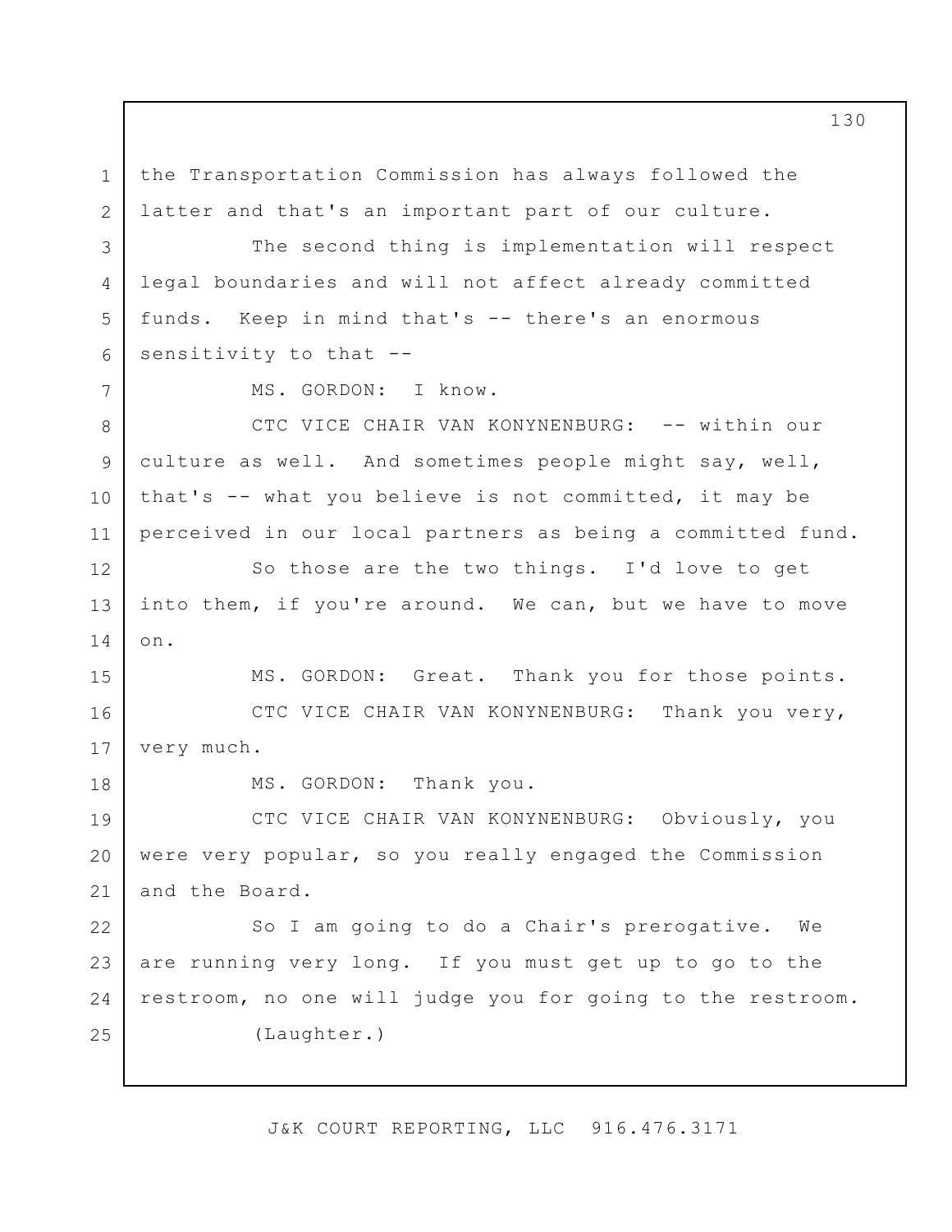the Transportation Commission has always followed the latter and that's an important part of our culture.

The second thing is implementation will respect legal boundaries and will not affect already committed funds. Keep in mind that's -- there's an enormous sensitivity to that --

MS. GORDON: I know.

CTC VICE CHAIR VAN KONYNENBURG: -- within our culture as well. And sometimes people might say, well, that's -- what you believe is not committed, it may be perceived in our local partners as being a committed fund.

So those are the two things. I'd love to get into them, if you're around. We can, but we have to move on.

MS. GORDON: Great. Thank you for those points.

CTC VICE CHAIR VAN KONYNENBURG: Thank you very, very much.

MS. GORDON: Thank you.

CTC VICE CHAIR VAN KONYNENBURG: Obviously, you were very popular, so you really engaged the Commission and the Board.

So I am going to do a Chair's prerogative. We are running very long. If you must get up to go to the restroom, no one will judge you for going to the restroom.

(Laughter.)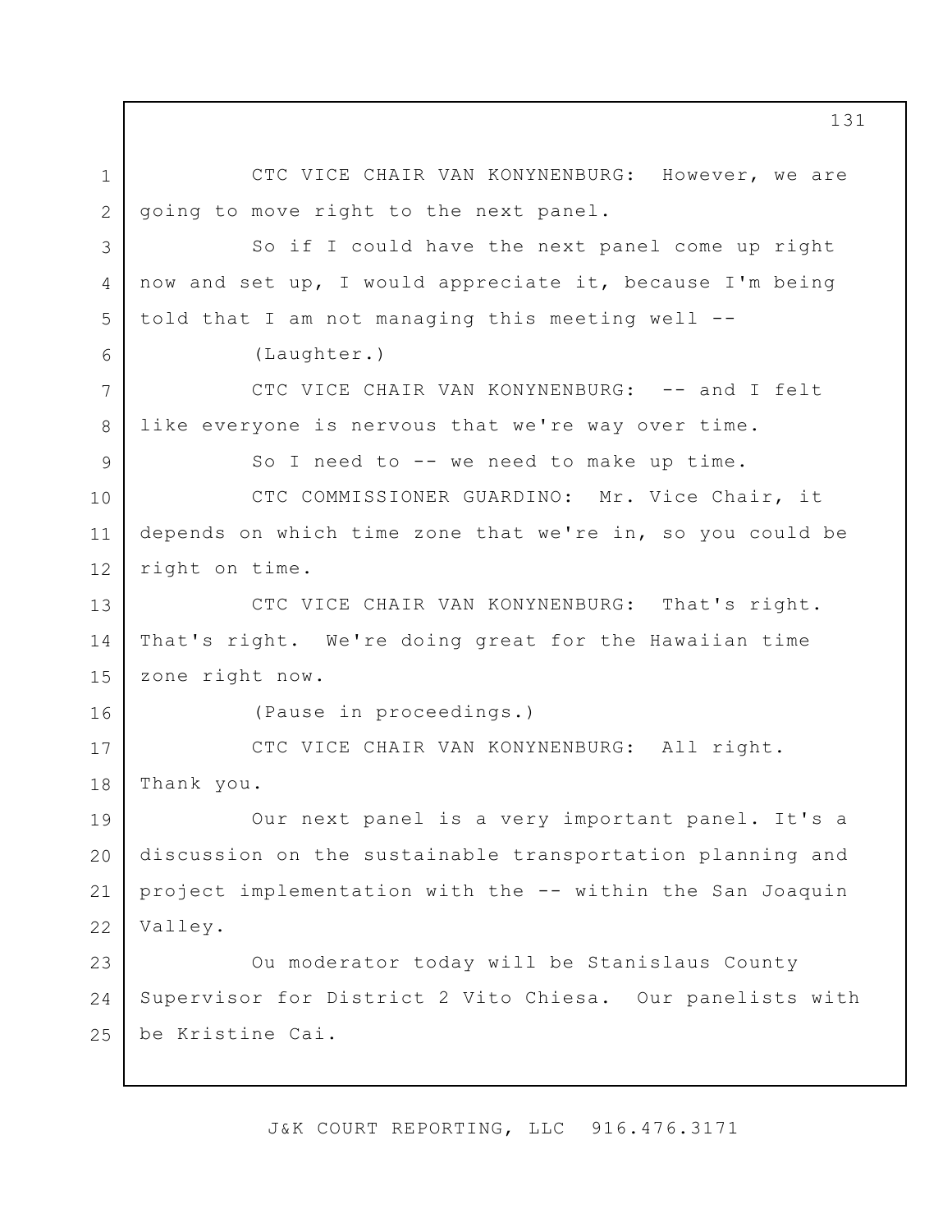CTC VICE CHAIR VAN KONYNENBURG: However, we are going to move right to the next panel.

So if I could have the next panel come up right now and set up, I would appreciate it, because I'm being told that I am not managing this meeting well --

(Laughter.)

CTC VICE CHAIR VAN KONYNENBURG: -- and I felt like everyone is nervous that we're way over time.

So I need to -- we need to make up time.

CTC COMMISSIONER GUARDINO: Mr. Vice Chair, it depends on which time zone that we're in, so you could be right on time.

CTC VICE CHAIR VAN KONYNENBURG: That's right. That's right. We're doing great for the Hawaiian time zone right now.

(Pause in proceedings.)

CTC VICE CHAIR VAN KONYNENBURG: All right. Thank you.

Our next panel is a very important panel. It's a discussion on the sustainable transportation planning and project implementation with the -- within the San Joaquin Valley.

Ou moderator today will be Stanislaus County Supervisor for District 2 Vito Chiesa. Our panelists with be Kristine Cai.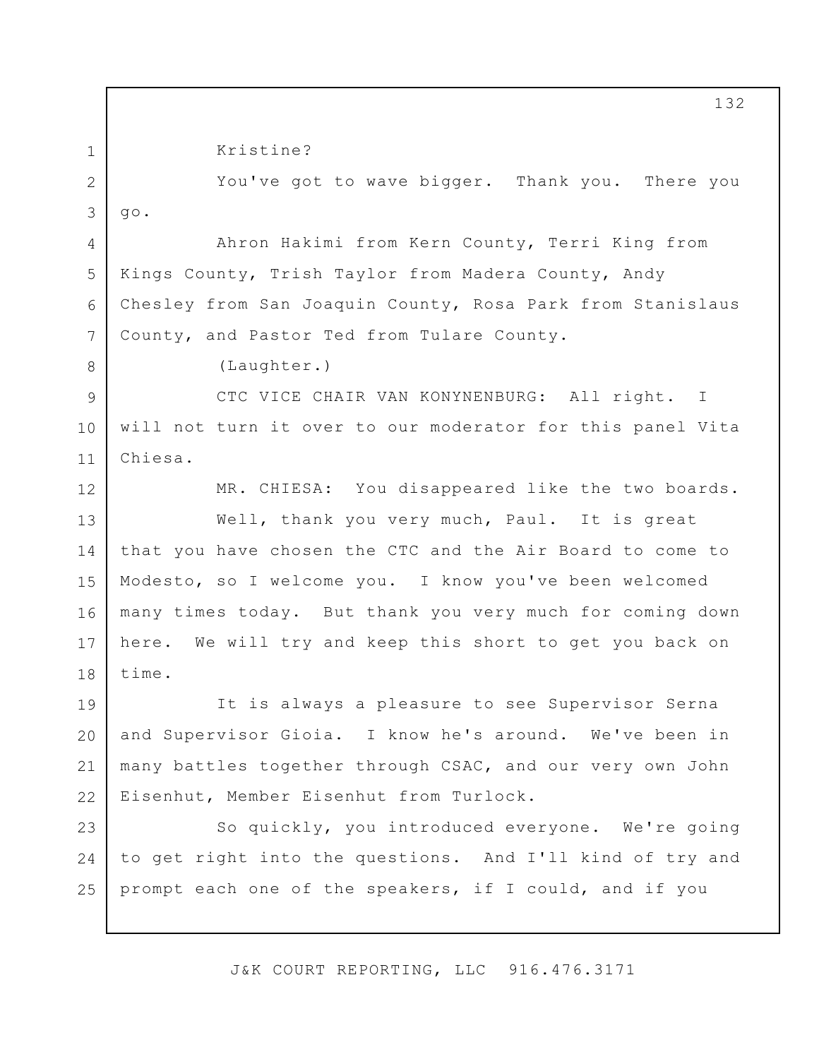Kristine?

You've got to wave bigger. Thank you. There you go.

Ahron Hakimi from Kern County, Terri King from Kings County, Trish Taylor from Madera County, Andy Chesley from San Joaquin County, Rosa Park from Stanislaus County, and Pastor Ted from Tulare County.

(Laughter.)

CTC VICE CHAIR VAN KONYNENBURG: All right. I will not turn it over to our moderator for this panel Vita Chiesa.

MR. CHIESA: You disappeared like the two boards.

Well, thank you very much, Paul. It is great that you have chosen the CTC and the Air Board to come to Modesto, so I welcome you. I know you've been welcomed many times today. But thank you very much for coming down here. We will try and keep this short to get you back on time.

It is always a pleasure to see Supervisor Serna and Supervisor Gioia. I know he's around. We've been in many battles together through CSAC, and our very own John Eisenhut, Member Eisenhut from Turlock.

So quickly, you introduced everyone. We're going to get right into the questions. And I'll kind of try and prompt each one of the speakers, if I could, and if you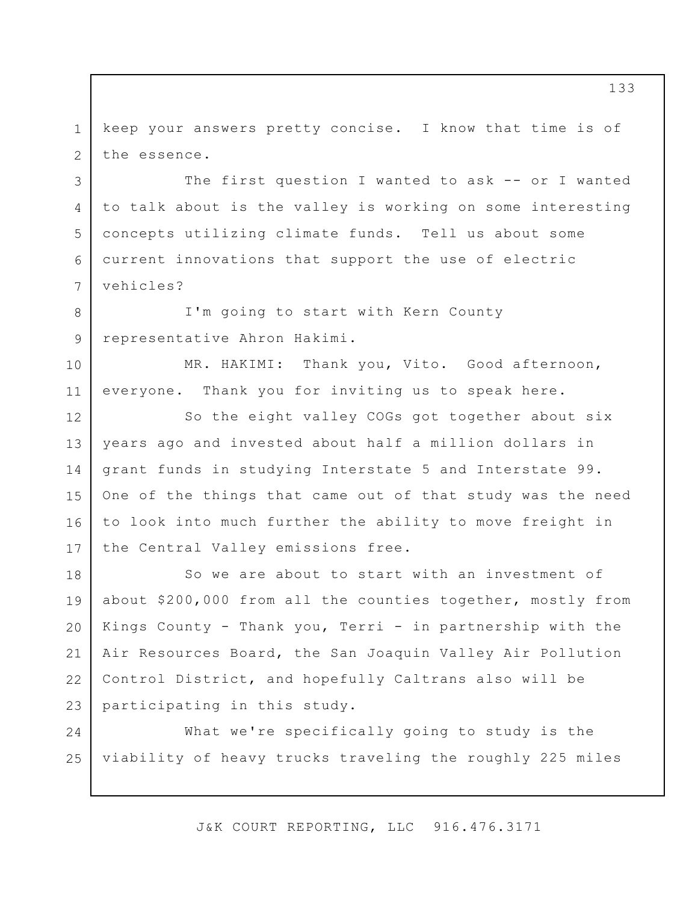keep your answers pretty concise. I know that time is of the essence.

The first question I wanted to ask -- or I wanted to talk about is the valley is working on some interesting concepts utilizing climate funds. Tell us about some current innovations that support the use of electric vehicles?

I'm going to start with Kern County representative Ahron Hakimi.

MR. HAKIMI: Thank you, Vito. Good afternoon, everyone. Thank you for inviting us to speak here.

So the eight valley COGs got together about six years ago and invested about half a million dollars in grant funds in studying Interstate 5 and Interstate 99. One of the things that came out of that study was the need to look into much further the ability to move freight in the Central Valley emissions free.

So we are about to start with an investment of about $200,000 from all the counties together, mostly from Kings County - Thank you, Terri - in partnership with the Air Resources Board, the San Joaquin Valley Air Pollution Control District, and hopefully Caltrans also will be participating in this study.

What we're specifically going to study is the viability of heavy trucks traveling the roughly 225 miles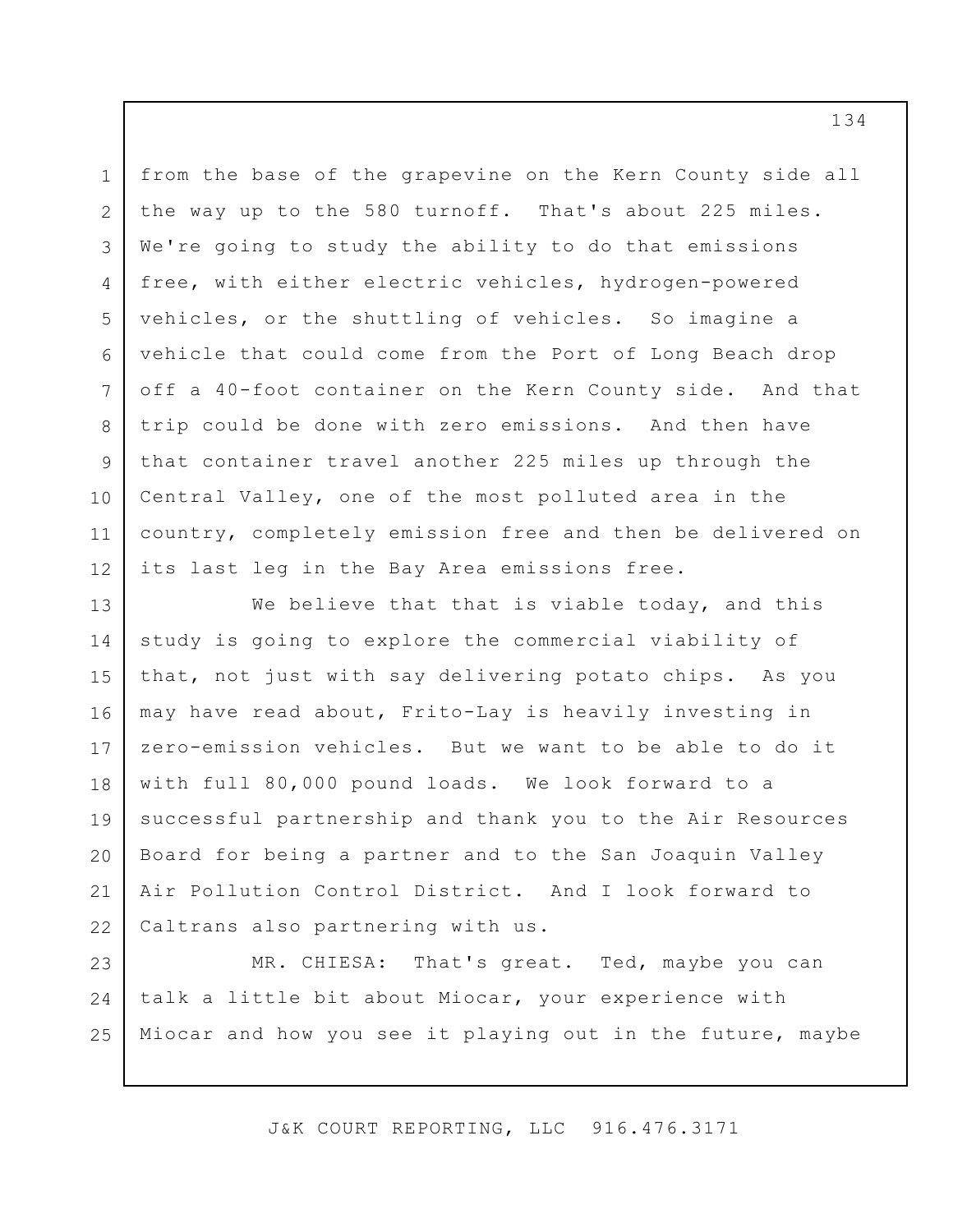from the base of the grapevine on the Kern County side all the way up to the 580 turnoff. That's about 225 miles. We're going to study the ability to do that emissions free, with either electric vehicles, hydrogen-powered vehicles, or the shuttling of vehicles. So imagine a vehicle that could come from the Port of Long Beach drop off a 40-foot container on the Kern County side. And that trip could be done with zero emissions. And then have that container travel another 225 miles up through the Central Valley, one of the most polluted area in the country, completely emission free and then be delivered on its last leg in the Bay Area emissions free.

We believe that that is viable today, and this study is going to explore the commercial viability of that, not just with say delivering potato chips. As you may have read about, Frito-Lay is heavily investing in zero-emission vehicles. But we want to be able to do it with full 80,000 pound loads. We look forward to a successful partnership and thank you to the Air Resources Board for being a partner and to the San Joaquin Valley Air Pollution Control District. And I look forward to Caltrans also partnering with us.

MR. CHIESA: That's great. Ted, maybe you can talk a little bit about Miocar, your experience with Miocar and how you see it playing out in the future, maybe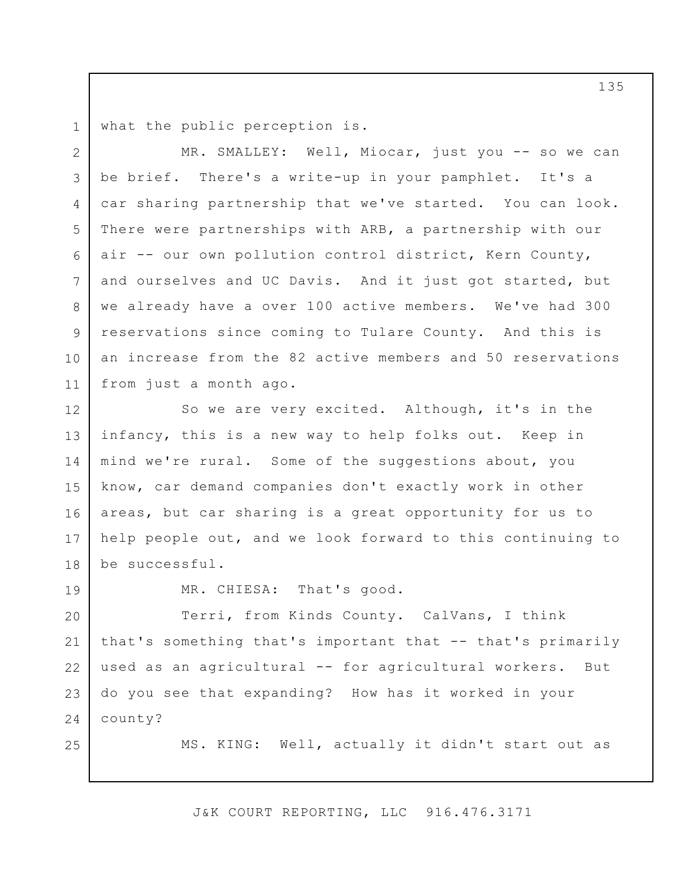what the public perception is.

MR. SMALLEY: Well, Miocar, just you -- so we can be brief. There's a write-up in your pamphlet. It's a car sharing partnership that we've started. You can look. There were partnerships with ARB, a partnership with our air -- our own pollution control district, Kern County, and ourselves and UC Davis. And it just got started, but we already have a over 100 active members. We've had 300 reservations since coming to Tulare County. And this is an increase from the 82 active members and 50 reservations from just a month ago.

So we are very excited. Although, it's in the infancy, this is a new way to help folks out. Keep in mind we're rural. Some of the suggestions about, you know, car demand companies don't exactly work in other areas, but car sharing is a great opportunity for us to help people out, and we look forward to this continuing to be successful.

MR. CHIESA: That's good.

Terri, from Kinds County. CalVans, I think that's something that's important that -- that's primarily used as an agricultural -- for agricultural workers. But do you see that expanding? How has it worked in your county?

MS. KING: Well, actually it didn't start out as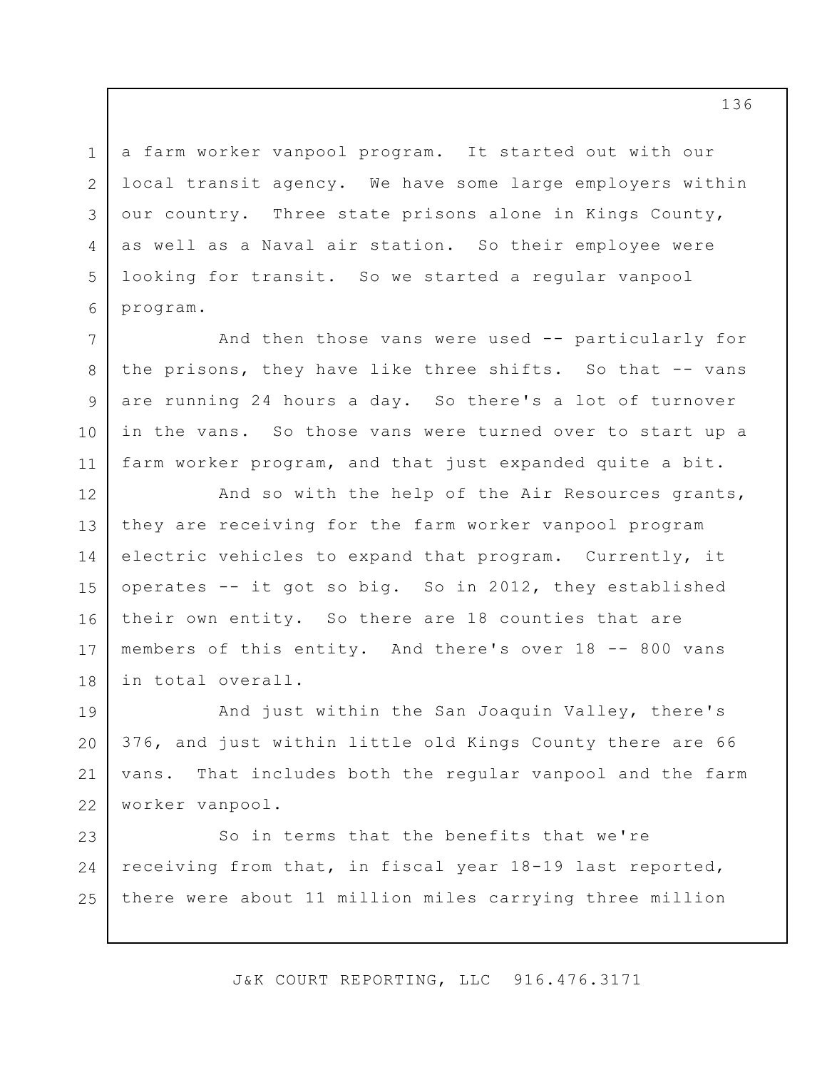a farm worker vanpool program. It started out with our local transit agency. We have some large employers within our country. Three state prisons alone in Kings County, as well as a Naval air station. So their employee were looking for transit. So we started a regular vanpool program.

And then those vans were used -- particularly for the prisons, they have like three shifts. So that -- vans are running 24 hours a day. So there's a lot of turnover in the vans. So those vans were turned over to start up a farm worker program, and that just expanded quite a bit.

And so with the help of the Air Resources grants, they are receiving for the farm worker vanpool program electric vehicles to expand that program. Currently, it operates -- it got so big. So in 2012, they established their own entity. So there are 18 counties that are members of this entity. And there's over 18 -- 800 vans in total overall.

And just within the San Joaquin Valley, there's 376, and just within little old Kings County there are 66 vans. That includes both the regular vanpool and the farm worker vanpool.

So in terms that the benefits that we're receiving from that, in fiscal year 18-19 last reported, there were about 11 million miles carrying three million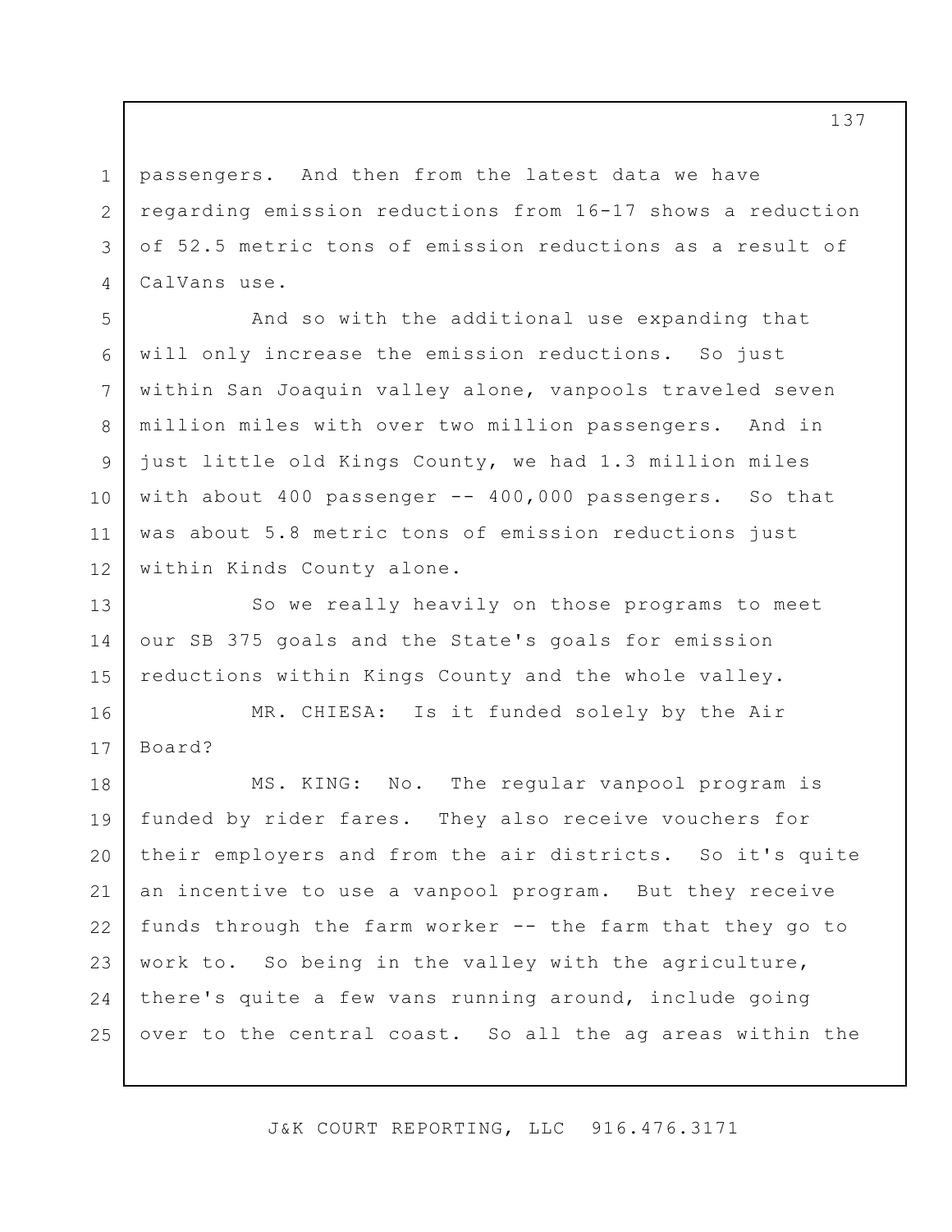passengers. And then from the latest data we have regarding emission reductions from 16-17 shows a reduction of 52.5 metric tons of emission reductions as a result of CalVans use.

And so with the additional use expanding that will only increase the emission reductions. So just within San Joaquin valley alone, vanpools traveled seven million miles with over two million passengers. And in just little old Kings County, we had 1.3 million miles with about 400 passenger -- 400,000 passengers. So that was about 5.8 metric tons of emission reductions just within Kinds County alone.

So we really heavily on those programs to meet our SB 375 goals and the State's goals for emission reductions within Kings County and the whole valley.

MR. CHIESA: Is it funded solely by the Air Board?

MS. KING: No. The regular vanpool program is funded by rider fares. They also receive vouchers for their employers and from the air districts. So it's quite an incentive to use a vanpool program. But they receive funds through the farm worker -- the farm that they go to work to. So being in the valley with the agriculture, there's quite a few vans running around, include going over to the central coast. So all the ag areas within the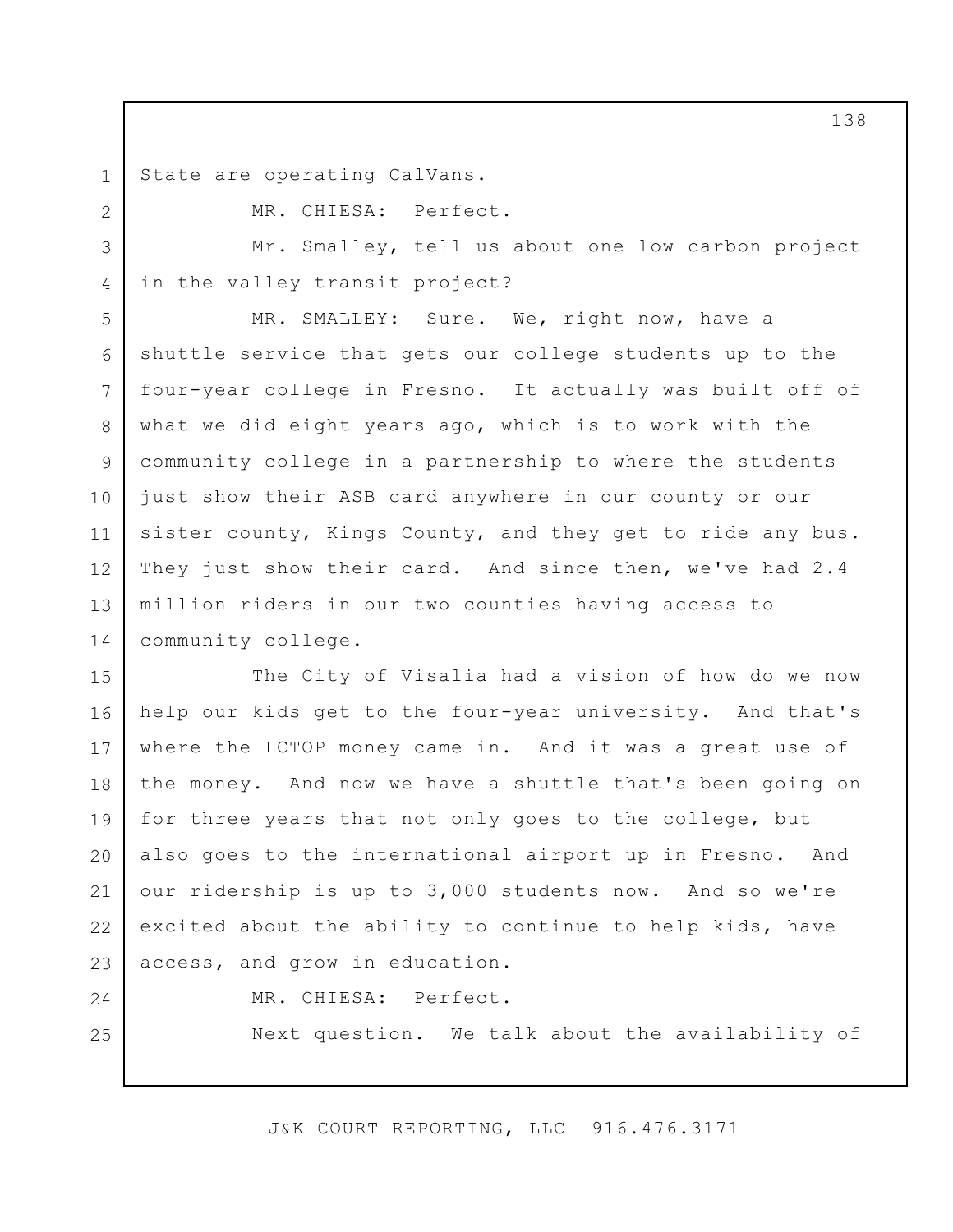State are operating CalVans.

MR. CHIESA: Perfect.

Mr. Smalley, tell us about one low carbon project in the valley transit project?

MR. SMALLEY: Sure. We, right now, have a shuttle service that gets our college students up to the four-year college in Fresno. It actually was built off of what we did eight years ago, which is to work with the community college in a partnership to where the students just show their ASB card anywhere in our county or our sister county, Kings County, and they get to ride any bus. They just show their card. And since then, we've had 2.4 million riders in our two counties having access to community college.

The City of Visalia had a vision of how do we now help our kids get to the four-year university. And that's where the LCTOP money came in. And it was a great use of the money. And now we have a shuttle that's been going on for three years that not only goes to the college, but also goes to the international airport up in Fresno. And our ridership is up to 3,000 students now. And so we're excited about the ability to continue to help kids, have access, and grow in education.

MR. CHIESA: Perfect.

Next question. We talk about the availability of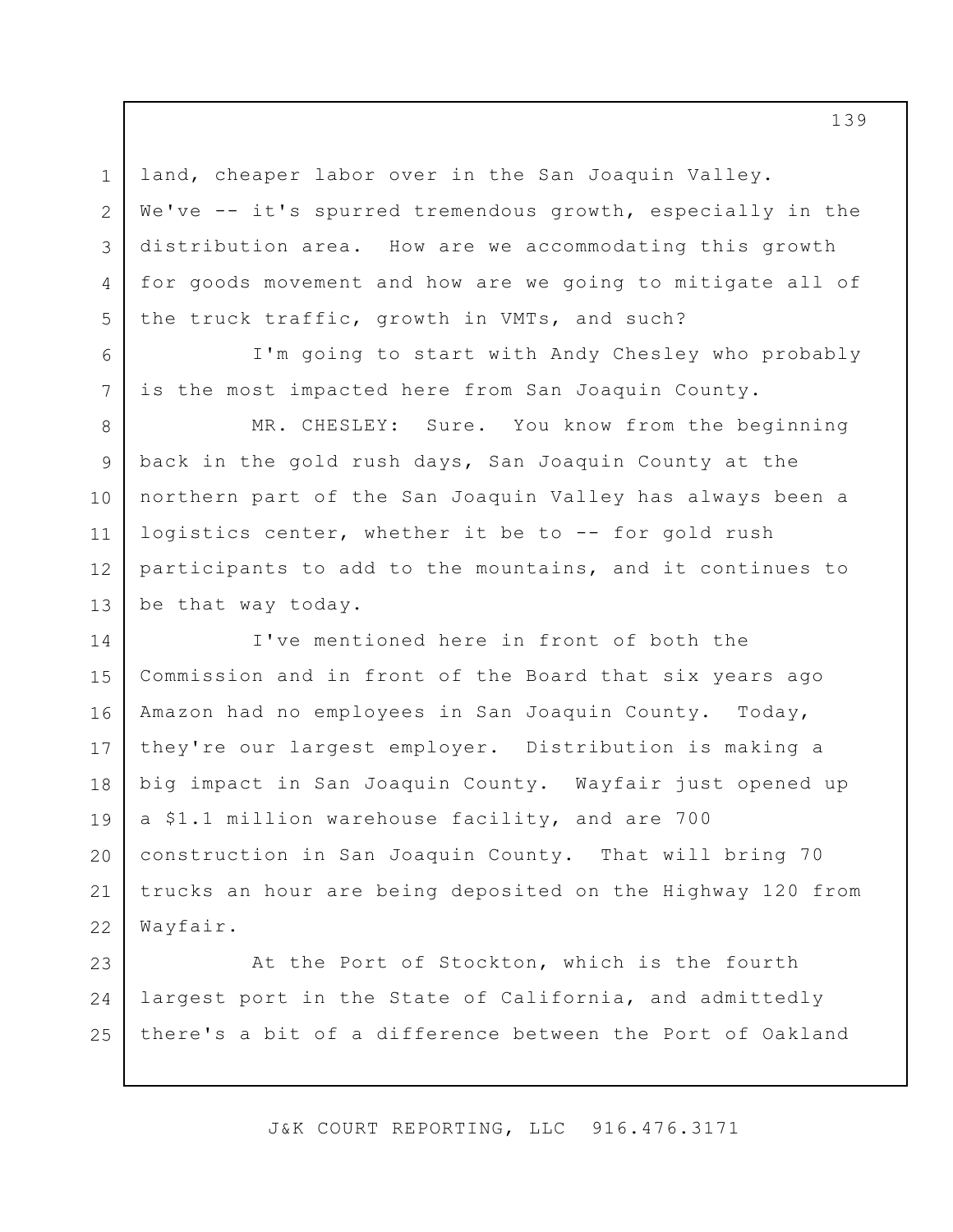land, cheaper labor over in the San Joaquin Valley. We've -- it's spurred tremendous growth, especially in the distribution area. How are we accommodating this growth for goods movement and how are we going to mitigate all of the truck traffic, growth in VMTs, and such?

I'm going to start with Andy Chesley who probably is the most impacted here from San Joaquin County.

MR. CHESLEY: Sure. You know from the beginning back in the gold rush days, San Joaquin County at the northern part of the San Joaquin Valley has always been a logistics center, whether it be to -- for gold rush participants to add to the mountains, and it continues to be that way today.

I've mentioned here in front of both the Commission and in front of the Board that six years ago Amazon had no employees in San Joaquin County. Today, they're our largest employer. Distribution is making a big impact in San Joaquin County. Wayfair just opened up a $1.1 million warehouse facility, and are 700 construction in San Joaquin County. That will bring 70 trucks an hour are being deposited on the Highway 120 from Wayfair.

At the Port of Stockton, which is the fourth largest port in the State of California, and admittedly there's a bit of a difference between the Port of Oakland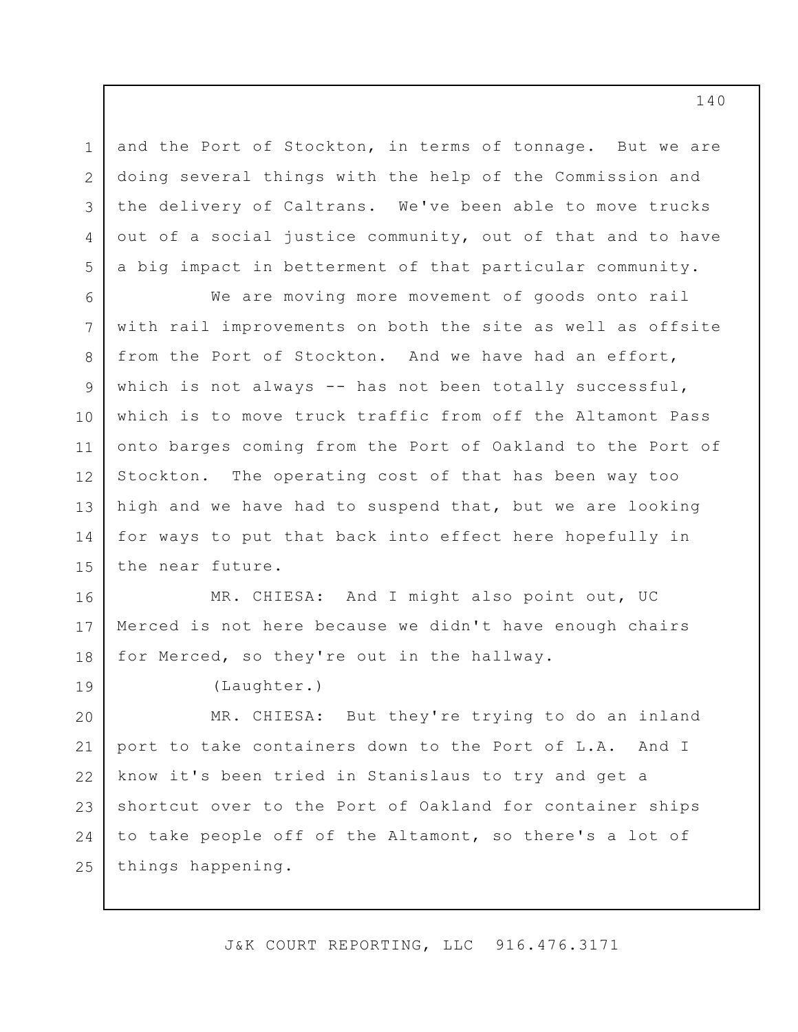and the Port of Stockton, in terms of tonnage. But we are doing several things with the help of the Commission and the delivery of Caltrans. We've been able to move trucks out of a social justice community, out of that and to have a big impact in betterment of that particular community.

We are moving more movement of goods onto rail with rail improvements on both the site as well as offsite from the Port of Stockton. And we have had an effort, which is not always -- has not been totally successful, which is to move truck traffic from off the Altamont Pass onto barges coming from the Port of Oakland to the Port of Stockton. The operating cost of that has been way too high and we have had to suspend that, but we are looking for ways to put that back into effect here hopefully in the near future.

MR. CHIESA: And I might also point out, UC Merced is not here because we didn't have enough chairs for Merced, so they're out in the hallway.

(Laughter.)

MR. CHIESA: But they're trying to do an inland port to take containers down to the Port of L.A. And I know it's been tried in Stanislaus to try and get a shortcut over to the Port of Oakland for container ships to take people off of the Altamont, so there's a lot of things happening.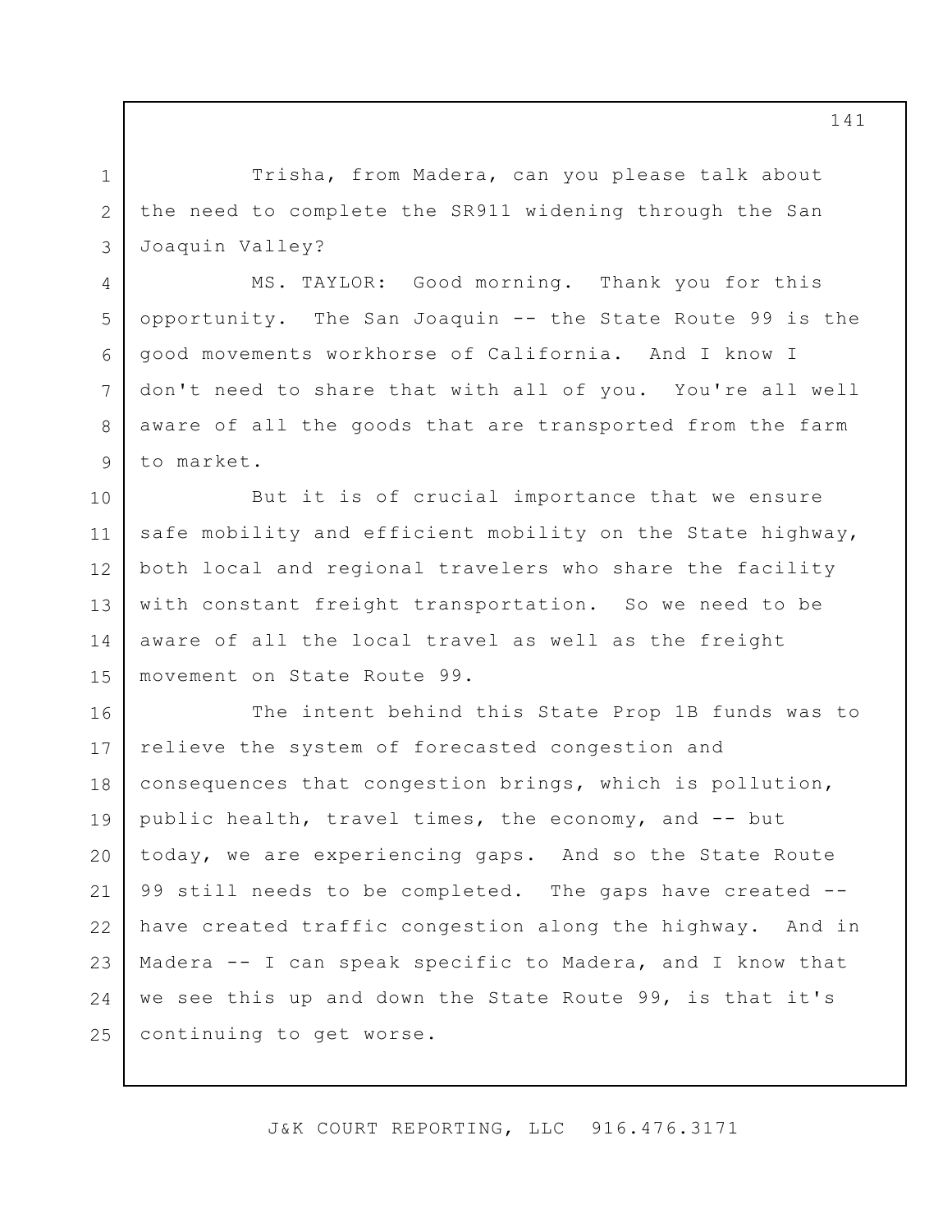Trisha, from Madera, can you please talk about the need to complete the SR911 widening through the San Joaquin Valley?

MS. TAYLOR: Good morning. Thank you for this opportunity. The San Joaquin -- the State Route 99 is the good movements workhorse of California. And I know I don't need to share that with all of you. You're all well aware of all the goods that are transported from the farm to market.

But it is of crucial importance that we ensure safe mobility and efficient mobility on the State highway, both local and regional travelers who share the facility with constant freight transportation. So we need to be aware of all the local travel as well as the freight movement on State Route 99.

The intent behind this State Prop 1B funds was to relieve the system of forecasted congestion and consequences that congestion brings, which is pollution, public health, travel times, the economy, and -- but today, we are experiencing gaps. And so the State Route 99 still needs to be completed. The gaps have created -- have created traffic congestion along the highway. And in Madera -- I can speak specific to Madera, and I know that we see this up and down the State Route 99, is that it's continuing to get worse.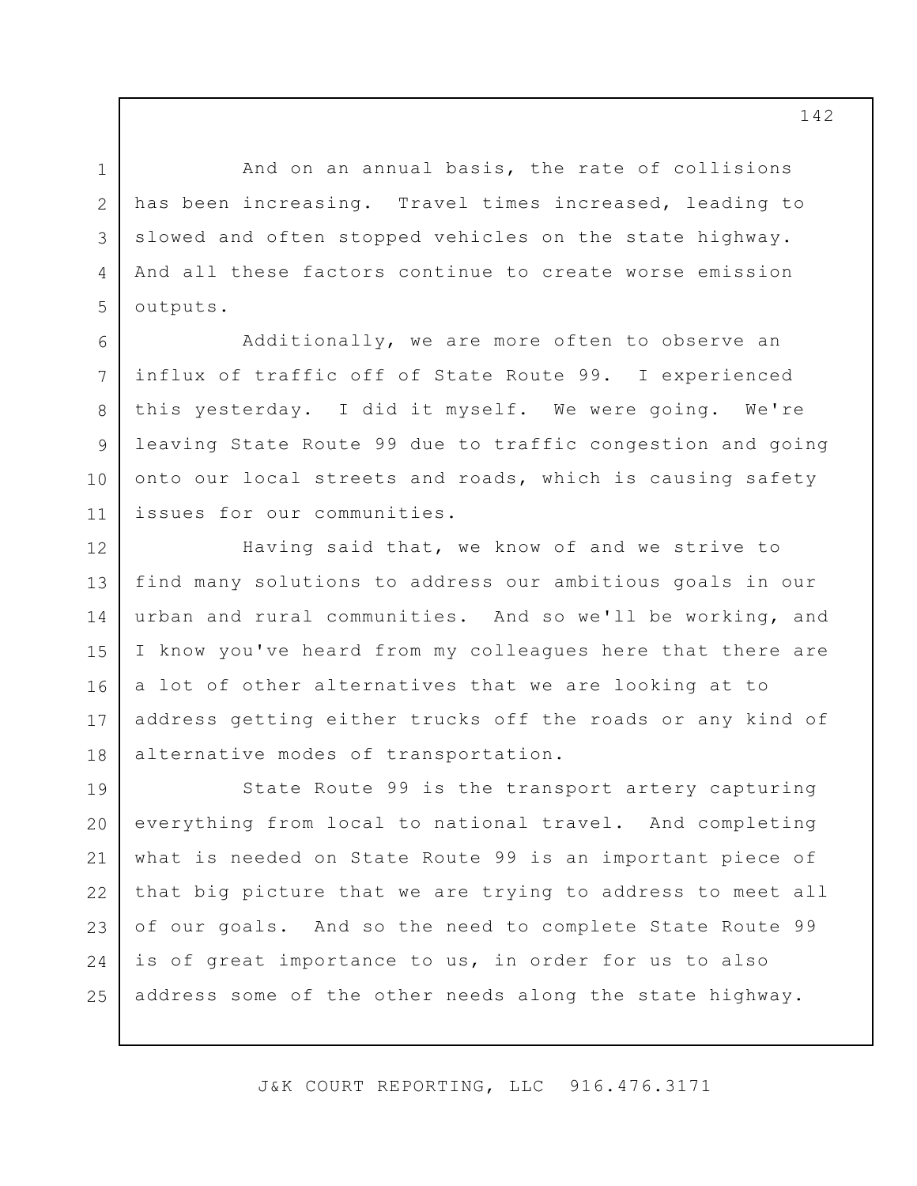And on an annual basis, the rate of collisions has been increasing. Travel times increased, leading to slowed and often stopped vehicles on the state highway. And all these factors continue to create worse emission outputs.

Additionally, we are more often to observe an influx of traffic off of State Route 99. I experienced this yesterday. I did it myself. We were going. We're leaving State Route 99 due to traffic congestion and going onto our local streets and roads, which is causing safety issues for our communities.

Having said that, we know of and we strive to find many solutions to address our ambitious goals in our urban and rural communities. And so we'll be working, and I know you've heard from my colleagues here that there are a lot of other alternatives that we are looking at to address getting either trucks off the roads or any kind of alternative modes of transportation.

State Route 99 is the transport artery capturing everything from local to national travel. And completing what is needed on State Route 99 is an important piece of that big picture that we are trying to address to meet all of our goals. And so the need to complete State Route 99 is of great importance to us, in order for us to also address some of the other needs along the state highway.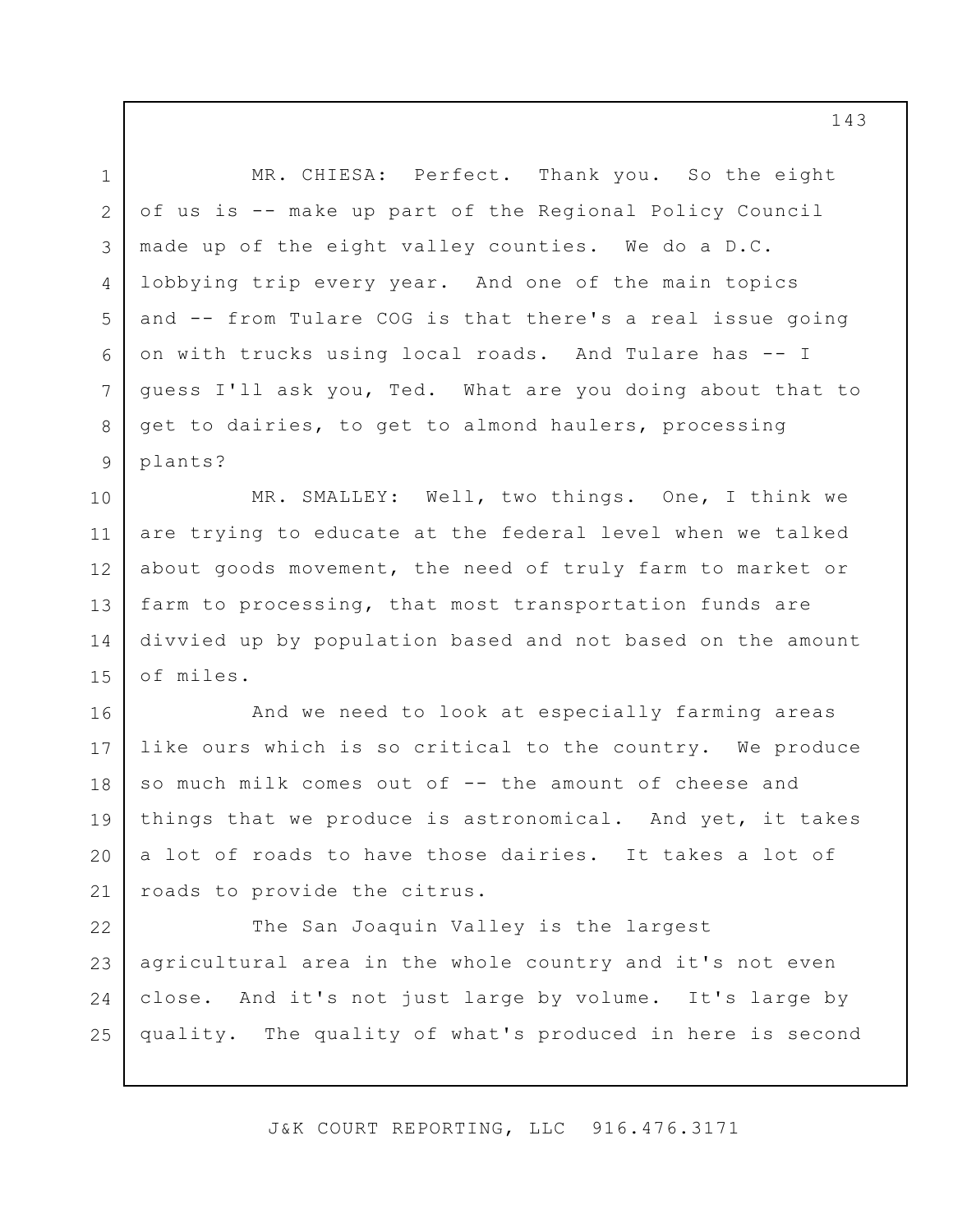MR. CHIESA: Perfect. Thank you. So the eight of us is -- make up part of the Regional Policy Council made up of the eight valley counties. We do a D.C. lobbying trip every year. And one of the main topics and -- from Tulare COG is that there's a real issue going on with trucks using local roads. And Tulare has -- I guess I'll ask you, Ted. What are you doing about that to get to dairies, to get to almond haulers, processing plants?

MR. SMALLEY: Well, two things. One, I think we are trying to educate at the federal level when we talked about goods movement, the need of truly farm to market or farm to processing, that most transportation funds are divvied up by population based and not based on the amount of miles.

And we need to look at especially farming areas like ours which is so critical to the country. We produce so much milk comes out of -- the amount of cheese and things that we produce is astronomical. And yet, it takes a lot of roads to have those dairies. It takes a lot of roads to provide the citrus.

The San Joaquin Valley is the largest agricultural area in the whole country and it's not even close. And it's not just large by volume. It's large by quality. The quality of what's produced in here is second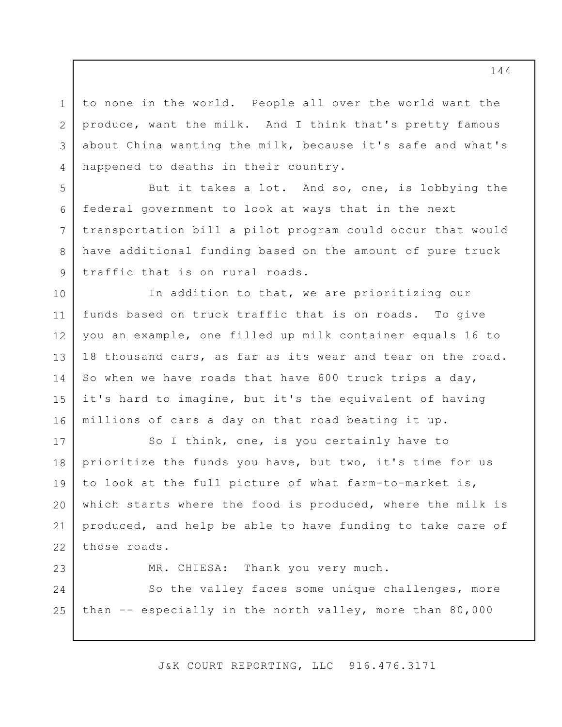to none in the world. People all over the world want the produce, want the milk. And I think that's pretty famous about China wanting the milk, because it's safe and what's happened to deaths in their country.

But it takes a lot. And so, one, is lobbying the federal government to look at ways that in the next transportation bill a pilot program could occur that would have additional funding based on the amount of pure truck traffic that is on rural roads.

In addition to that, we are prioritizing our funds based on truck traffic that is on roads. To give you an example, one filled up milk container equals 16 to 18 thousand cars, as far as its wear and tear on the road. So when we have roads that have 600 truck trips a day, it's hard to imagine, but it's the equivalent of having millions of cars a day on that road beating it up.

So I think, one, is you certainly have to prioritize the funds you have, but two, it's time for us to look at the full picture of what farm-to-market is, which starts where the food is produced, where the milk is produced, and help be able to have funding to take care of those roads.

MR. CHIESA: Thank you very much.

So the valley faces some unique challenges, more than -- especially in the north valley, more than 80,000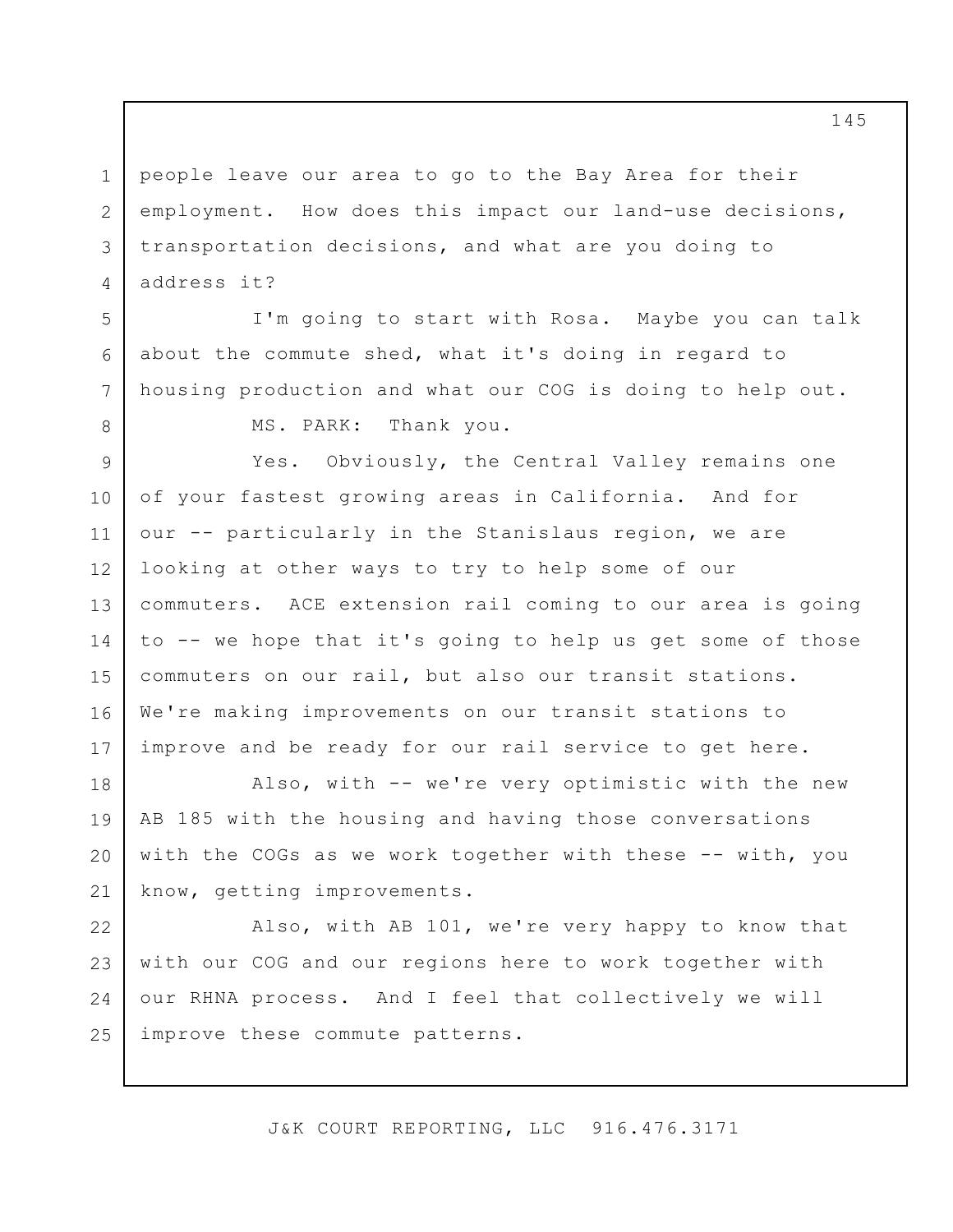people leave our area to go to the Bay Area for their employment. How does this impact our land-use decisions, transportation decisions, and what are you doing to address it?

I'm going to start with Rosa. Maybe you can talk about the commute shed, what it's doing in regard to housing production and what our COG is doing to help out.

MS. PARK: Thank you.

Yes. Obviously, the Central Valley remains one of your fastest growing areas in California. And for our -- particularly in the Stanislaus region, we are looking at other ways to try to help some of our commuters. ACE extension rail coming to our area is going to -- we hope that it's going to help us get some of those commuters on our rail, but also our transit stations. We're making improvements on our transit stations to improve and be ready for our rail service to get here.

Also, with -- we're very optimistic with the new AB 185 with the housing and having those conversations with the COGs as we work together with these -- with, you know, getting improvements.

Also, with AB 101, we're very happy to know that with our COG and our regions here to work together with our RHNA process. And I feel that collectively we will improve these commute patterns.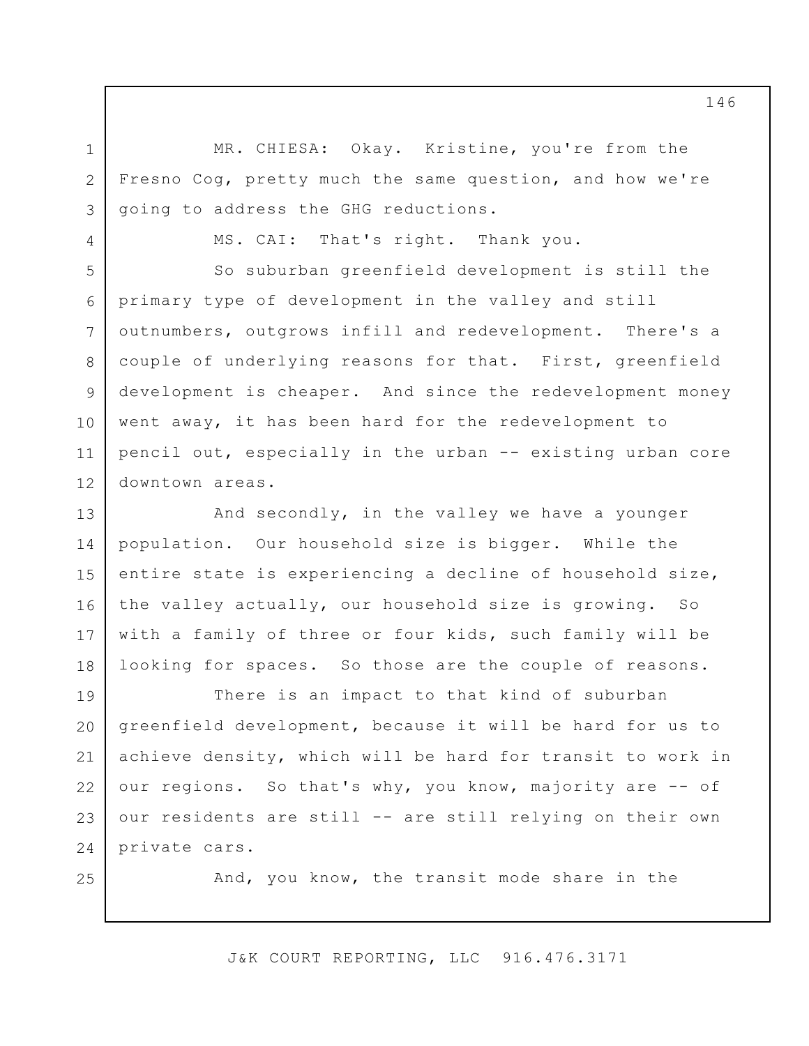MR. CHIESA: Okay. Kristine, you're from the Fresno Cog, pretty much the same question, and how we're going to address the GHG reductions.

MS. CAI: That's right. Thank you.

So suburban greenfield development is still the primary type of development in the valley and still outnumbers, outgrows infill and redevelopment. There's a couple of underlying reasons for that. First, greenfield development is cheaper. And since the redevelopment money went away, it has been hard for the redevelopment to pencil out, especially in the urban -- existing urban core downtown areas.

And secondly, in the valley we have a younger population. Our household size is bigger. While the entire state is experiencing a decline of household size, the valley actually, our household size is growing. So with a family of three or four kids, such family will be looking for spaces. So those are the couple of reasons.

There is an impact to that kind of suburban greenfield development, because it will be hard for us to achieve density, which will be hard for transit to work in our regions. So that's why, you know, majority are -- of our residents are still -- are still relying on their own private cars.

And, you know, the transit mode share in the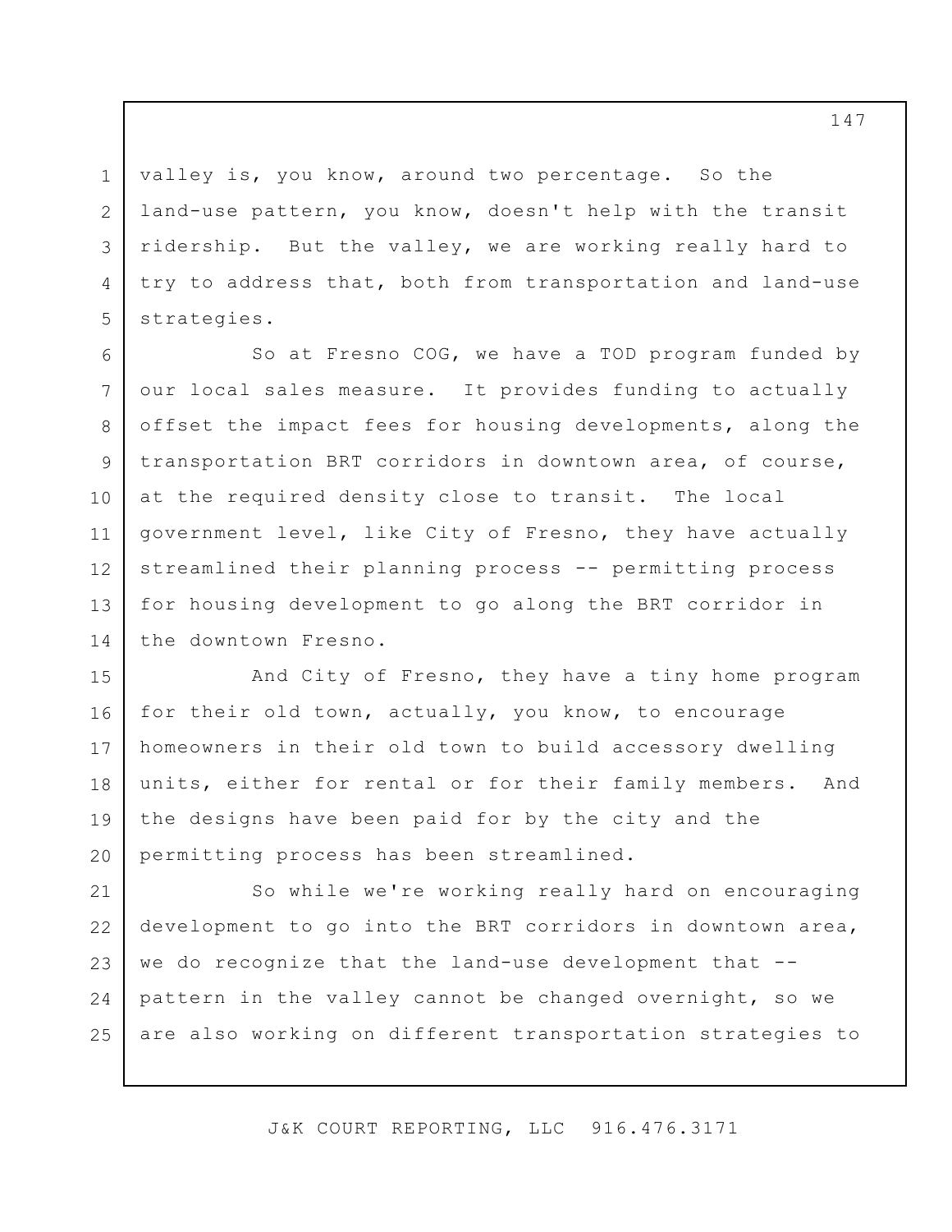valley is, you know, around two percentage. So the land-use pattern, you know, doesn't help with the transit ridership. But the valley, we are working really hard to try to address that, both from transportation and land-use strategies.

So at Fresno COG, we have a TOD program funded by our local sales measure. It provides funding to actually offset the impact fees for housing developments, along the transportation BRT corridors in downtown area, of course, at the required density close to transit. The local government level, like City of Fresno, they have actually streamlined their planning process -- permitting process for housing development to go along the BRT corridor in the downtown Fresno.

And City of Fresno, they have a tiny home program for their old town, actually, you know, to encourage homeowners in their old town to build accessory dwelling units, either for rental or for their family members. And the designs have been paid for by the city and the permitting process has been streamlined.

So while we're working really hard on encouraging development to go into the BRT corridors in downtown area, we do recognize that the land-use development that -- pattern in the valley cannot be changed overnight, so we are also working on different transportation strategies to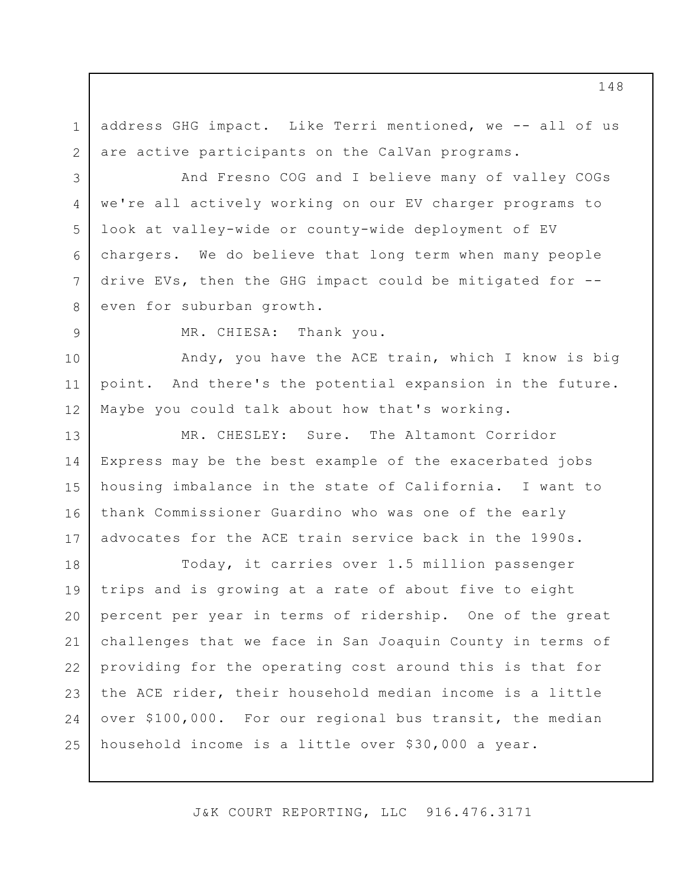address GHG impact. Like Terri mentioned, we -- all of us are active participants on the CalVan programs.

And Fresno COG and I believe many of valley COGs we're all actively working on our EV charger programs to look at valley-wide or county-wide deployment of EV chargers. We do believe that long term when many people drive EVs, then the GHG impact could be mitigated for -- even for suburban growth.

MR. CHIESA: Thank you.

Andy, you have the ACE train, which I know is big point. And there's the potential expansion in the future. Maybe you could talk about how that's working.

MR. CHESLEY: Sure. The Altamont Corridor Express may be the best example of the exacerbated jobs housing imbalance in the state of California. I want to thank Commissioner Guardino who was one of the early advocates for the ACE train service back in the 1990s.

Today, it carries over 1.5 million passenger trips and is growing at a rate of about five to eight percent per year in terms of ridership. One of the great challenges that we face in San Joaquin County in terms of providing for the operating cost around this is that for the ACE rider, their household median income is a little over $100,000. For our regional bus transit, the median household income is a little over $30,000 a year.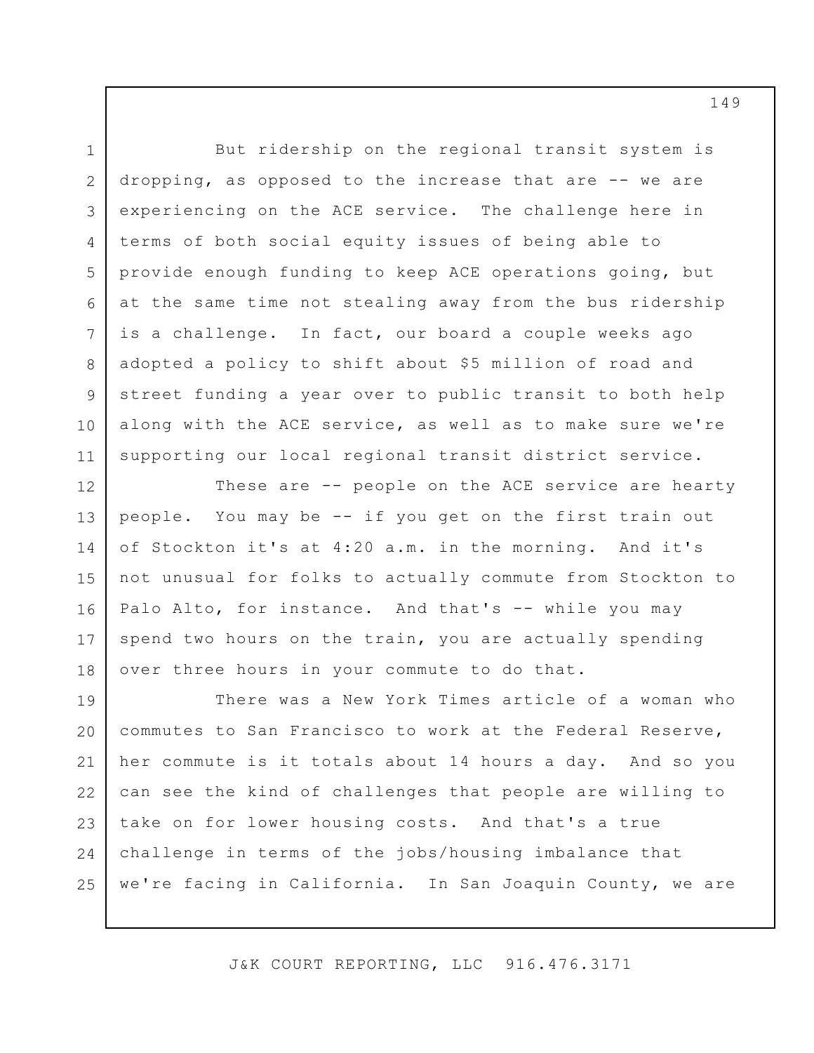But ridership on the regional transit system is dropping, as opposed to the increase that are -- we are experiencing on the ACE service. The challenge here in terms of both social equity issues of being able to provide enough funding to keep ACE operations going, but at the same time not stealing away from the bus ridership is a challenge. In fact, our board a couple weeks ago adopted a policy to shift about $5 million of road and street funding a year over to public transit to both help along with the ACE service, as well as to make sure we're supporting our local regional transit district service.

These are -- people on the ACE service are hearty people. You may be -- if you get on the first train out of Stockton it's at 4:20 a.m. in the morning. And it's not unusual for folks to actually commute from Stockton to Palo Alto, for instance. And that's -- while you may spend two hours on the train, you are actually spending over three hours in your commute to do that.

There was a New York Times article of a woman who commutes to San Francisco to work at the Federal Reserve, her commute is it totals about 14 hours a day. And so you can see the kind of challenges that people are willing to take on for lower housing costs. And that's a true challenge in terms of the jobs/housing imbalance that we're facing in California. In San Joaquin County, we are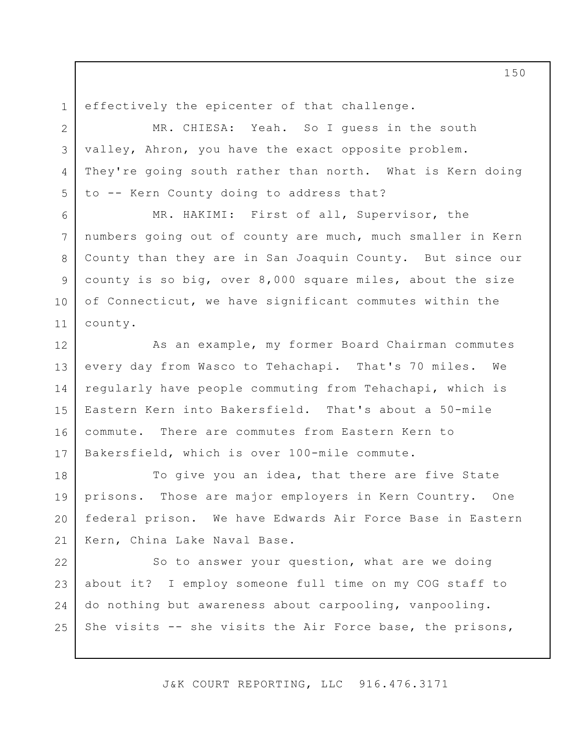effectively the epicenter of that challenge.

MR. CHIESA: Yeah. So I guess in the south valley, Ahron, you have the exact opposite problem. They're going south rather than north. What is Kern doing to -- Kern County doing to address that?

MR. HAKIMI: First of all, Supervisor, the numbers going out of county are much, much smaller in Kern County than they are in San Joaquin County. But since our county is so big, over 8,000 square miles, about the size of Connecticut, we have significant commutes within the county.

As an example, my former Board Chairman commutes every day from Wasco to Tehachapi. That's 70 miles. We regularly have people commuting from Tehachapi, which is Eastern Kern into Bakersfield. That's about a 50-mile commute. There are commutes from Eastern Kern to Bakersfield, which is over 100-mile commute.

To give you an idea, that there are five State prisons. Those are major employers in Kern Country. One federal prison. We have Edwards Air Force Base in Eastern Kern, China Lake Naval Base.

So to answer your question, what are we doing about it? I employ someone full time on my COG staff to do nothing but awareness about carpooling, vanpooling. She visits -- she visits the Air Force base, the prisons,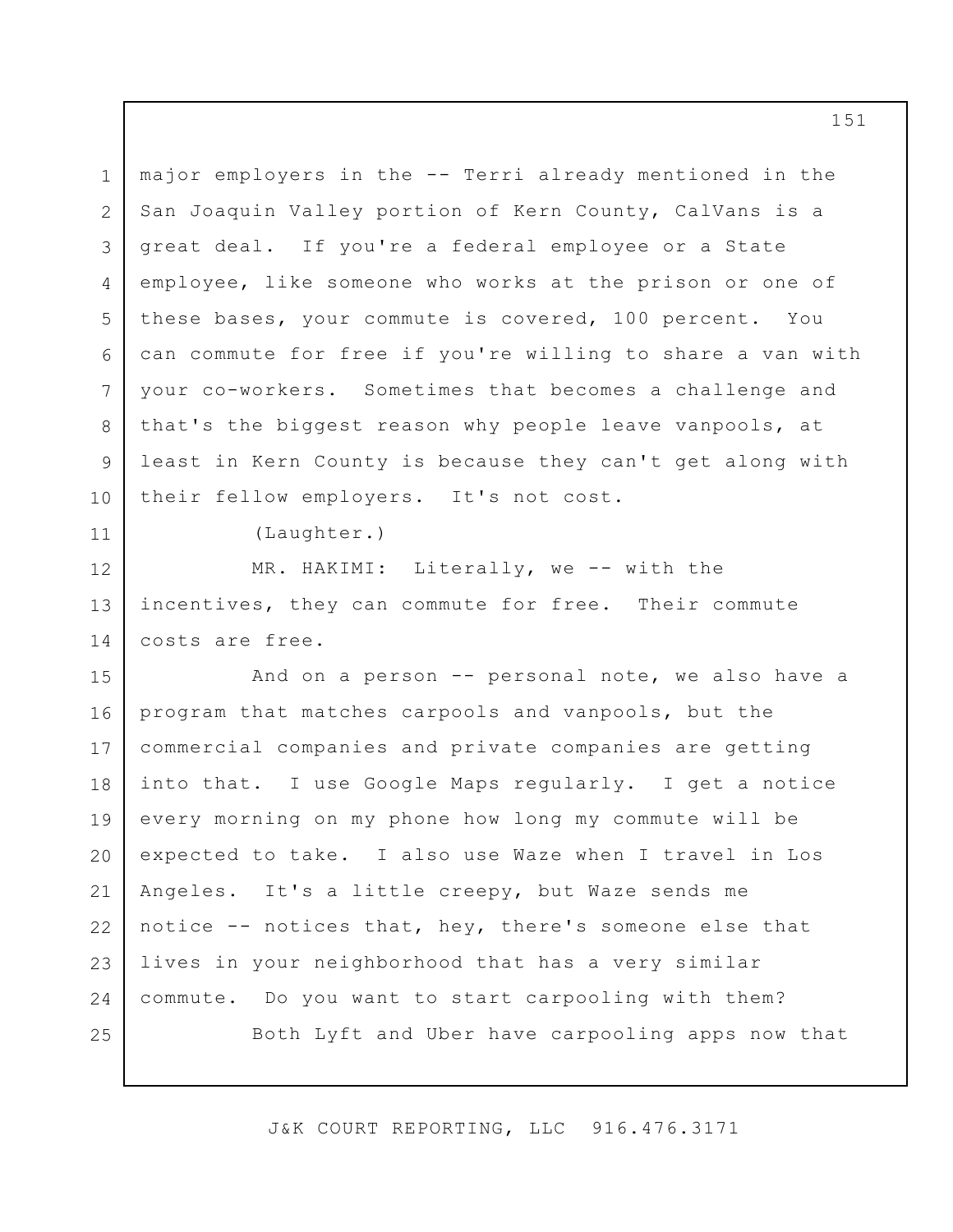major employers in the -- Terri already mentioned in the San Joaquin Valley portion of Kern County, CalVans is a great deal. If you're a federal employee or a State employee, like someone who works at the prison or one of these bases, your commute is covered, 100 percent. You can commute for free if you're willing to share a van with your co-workers. Sometimes that becomes a challenge and that's the biggest reason why people leave vanpools, at least in Kern County is because they can't get along with their fellow employers. It's not cost.

(Laughter.)

MR. HAKIMI: Literally, we -- with the incentives, they can commute for free. Their commute costs are free.

And on a person -- personal note, we also have a program that matches carpools and vanpools, but the commercial companies and private companies are getting into that. I use Google Maps regularly. I get a notice every morning on my phone how long my commute will be expected to take. I also use Waze when I travel in Los Angeles. It's a little creepy, but Waze sends me notice -- notices that, hey, there's someone else that lives in your neighborhood that has a very similar commute. Do you want to start carpooling with them?

Both Lyft and Uber have carpooling apps now that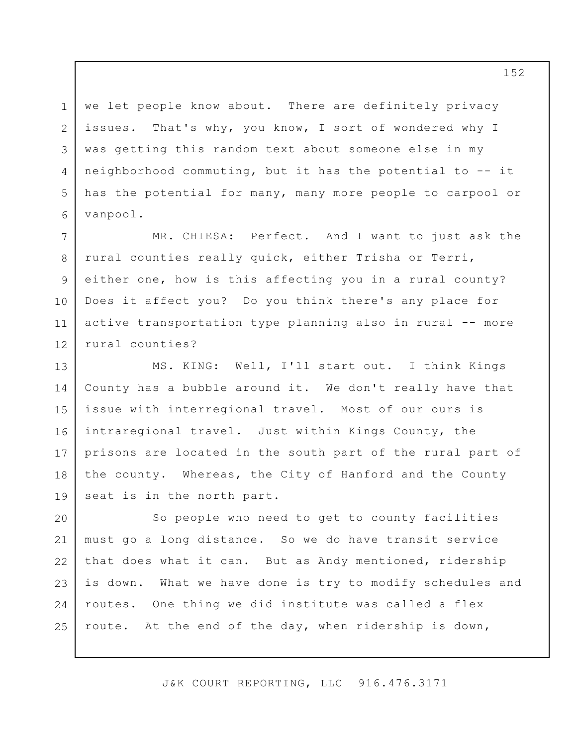we let people know about. There are definitely privacy issues. That's why, you know, I sort of wondered why I was getting this random text about someone else in my neighborhood commuting, but it has the potential to -- it has the potential for many, many more people to carpool or vanpool.

MR. CHIESA: Perfect. And I want to just ask the rural counties really quick, either Trisha or Terri, either one, how is this affecting you in a rural county? Does it affect you? Do you think there's any place for active transportation type planning also in rural -- more rural counties?

MS. KING: Well, I'll start out. I think Kings County has a bubble around it. We don't really have that issue with interregional travel. Most of our ours is intraregional travel. Just within Kings County, the prisons are located in the south part of the rural part of the county. Whereas, the City of Hanford and the County seat is in the north part.

So people who need to get to county facilities must go a long distance. So we do have transit service that does what it can. But as Andy mentioned, ridership is down. What we have done is try to modify schedules and routes. One thing we did institute was called a flex route. At the end of the day, when ridership is down,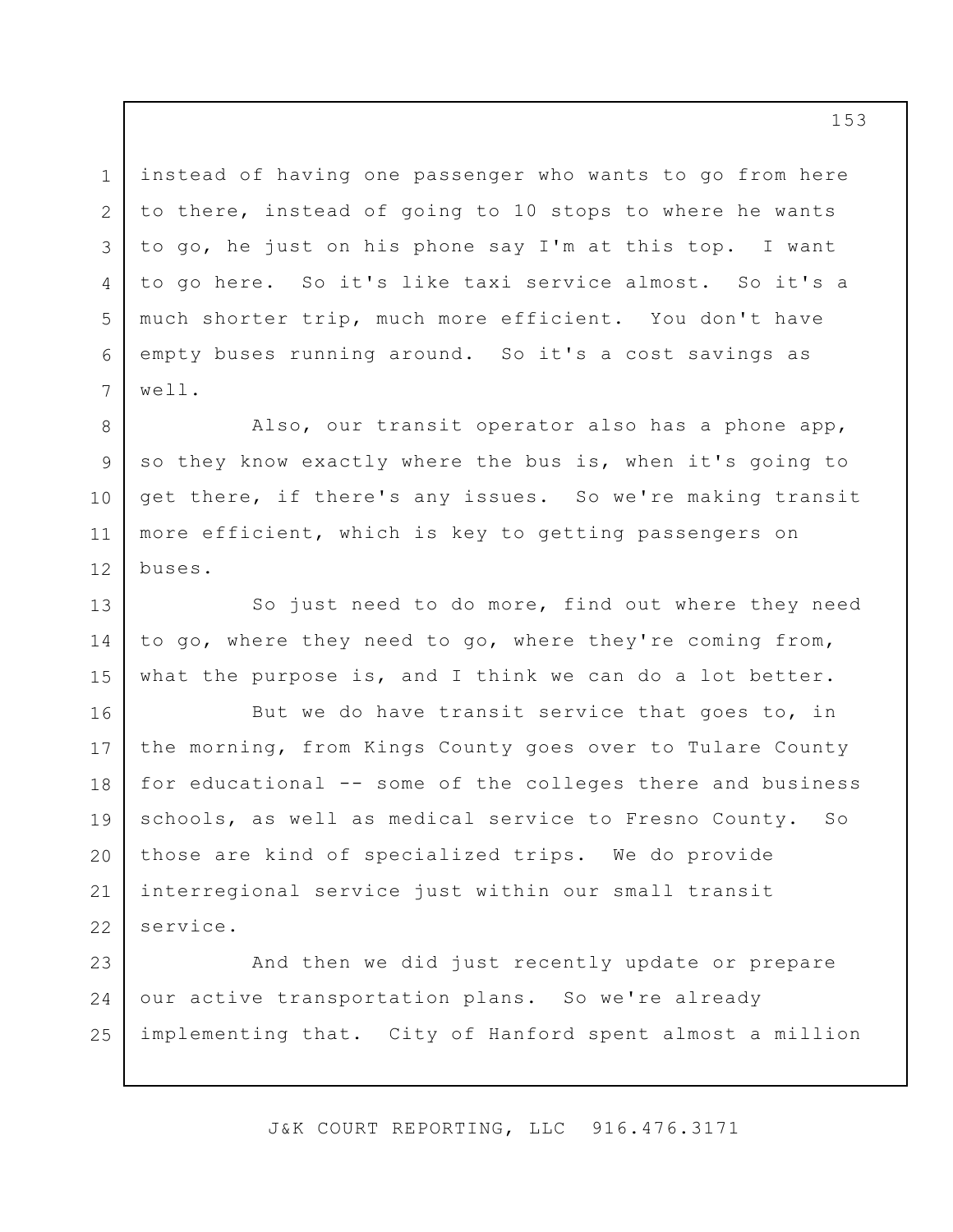instead of having one passenger who wants to go from here to there, instead of going to 10 stops to where he wants to go, he just on his phone say I'm at this top. I want to go here. So it's like taxi service almost. So it's a much shorter trip, much more efficient. You don't have empty buses running around. So it's a cost savings as well.

Also, our transit operator also has a phone app, so they know exactly where the bus is, when it's going to get there, if there's any issues. So we're making transit more efficient, which is key to getting passengers on buses.

So just need to do more, find out where they need to go, where they need to go, where they're coming from, what the purpose is, and I think we can do a lot better.

But we do have transit service that goes to, in the morning, from Kings County goes over to Tulare County for educational -- some of the colleges there and business schools, as well as medical service to Fresno County. So those are kind of specialized trips. We do provide interregional service just within our small transit service.

And then we did just recently update or prepare our active transportation plans. So we're already implementing that. City of Hanford spent almost a million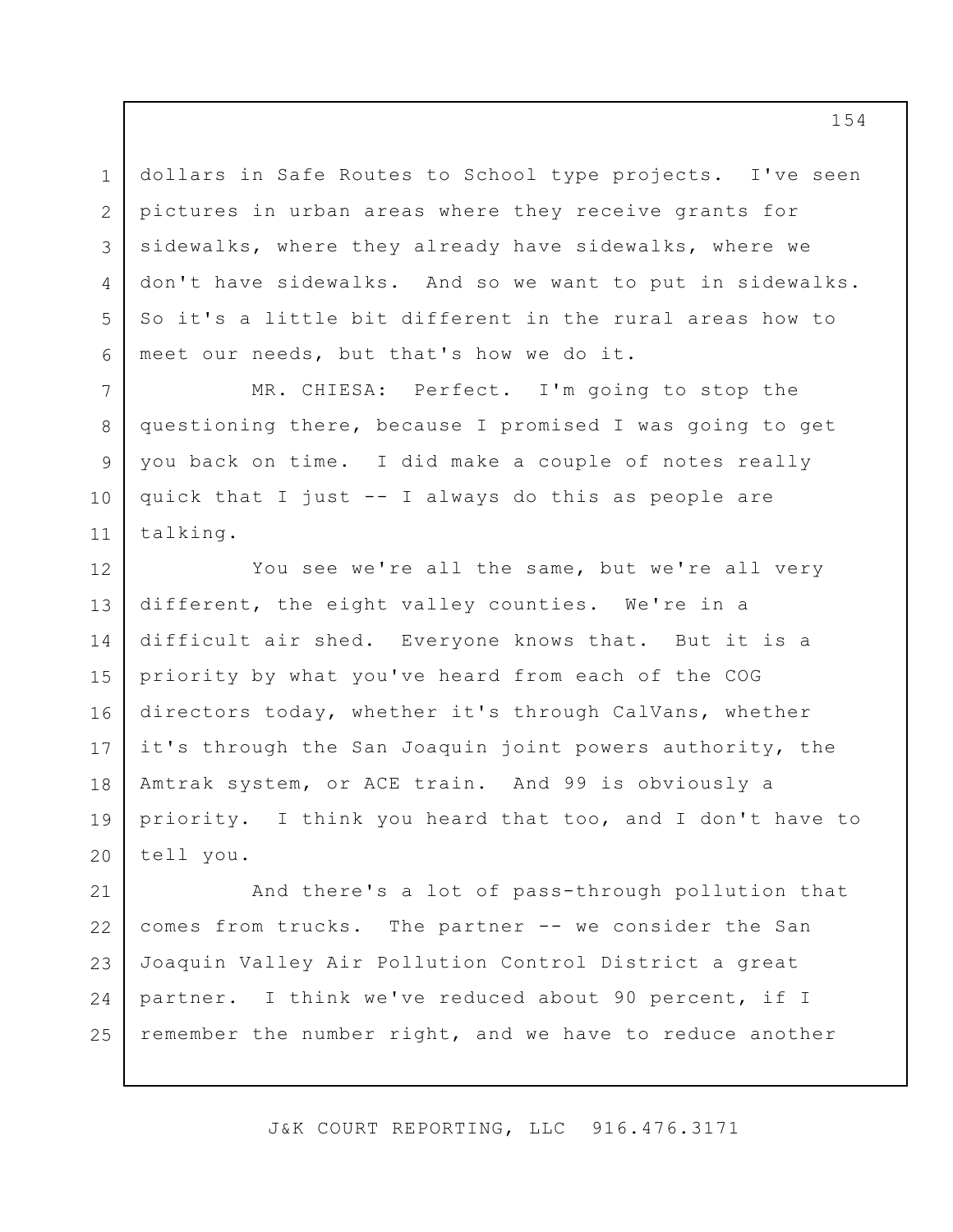dollars in Safe Routes to School type projects. I've seen pictures in urban areas where they receive grants for sidewalks, where they already have sidewalks, where we don't have sidewalks. And so we want to put in sidewalks. So it's a little bit different in the rural areas how to meet our needs, but that's how we do it.

MR. CHIESA: Perfect. I'm going to stop the questioning there, because I promised I was going to get you back on time. I did make a couple of notes really quick that I just -- I always do this as people are talking.

You see we're all the same, but we're all very different, the eight valley counties. We're in a difficult air shed. Everyone knows that. But it is a priority by what you've heard from each of the COG directors today, whether it's through CalVans, whether it's through the San Joaquin joint powers authority, the Amtrak system, or ACE train. And 99 is obviously a priority. I think you heard that too, and I don't have to tell you.

And there's a lot of pass-through pollution that comes from trucks. The partner -- we consider the San Joaquin Valley Air Pollution Control District a great partner. I think we've reduced about 90 percent, if I remember the number right, and we have to reduce another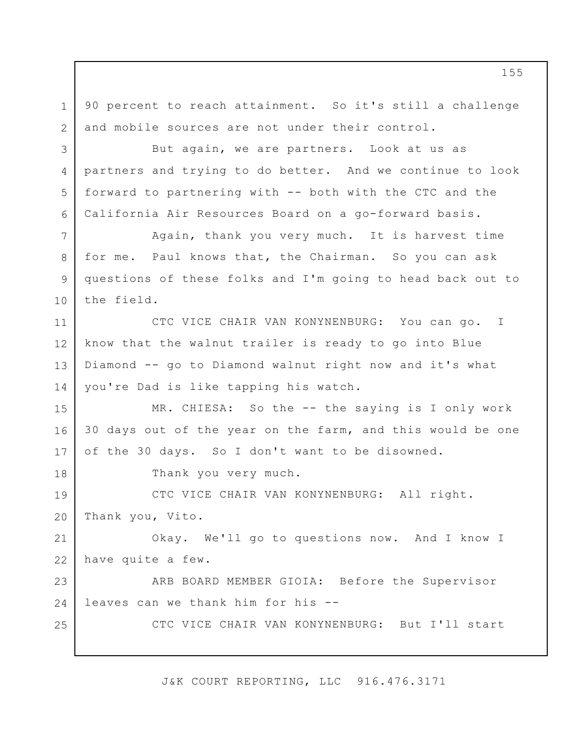90 percent to reach attainment. So it's still a challenge and mobile sources are not under their control.

But again, we are partners. Look at us as partners and trying to do better. And we continue to look forward to partnering with -- both with the CTC and the California Air Resources Board on a go-forward basis.

Again, thank you very much. It is harvest time for me. Paul knows that, the Chairman. So you can ask questions of these folks and I'm going to head back out to the field.

CTC VICE CHAIR VAN KONYNENBURG: You can go. I know that the walnut trailer is ready to go into Blue Diamond -- go to Diamond walnut right now and it's what you're Dad is like tapping his watch.

MR. CHIESA: So the -- the saying is I only work 30 days out of the year on the farm, and this would be one of the 30 days. So I don't want to be disowned.

Thank you very much.

CTC VICE CHAIR VAN KONYNENBURG: All right. Thank you, Vito.

Okay. We'll go to questions now. And I know I have quite a few.

ARB BOARD MEMBER GIOIA: Before the Supervisor leaves can we thank him for his --

CTC VICE CHAIR VAN KONYNENBURG: But I'll start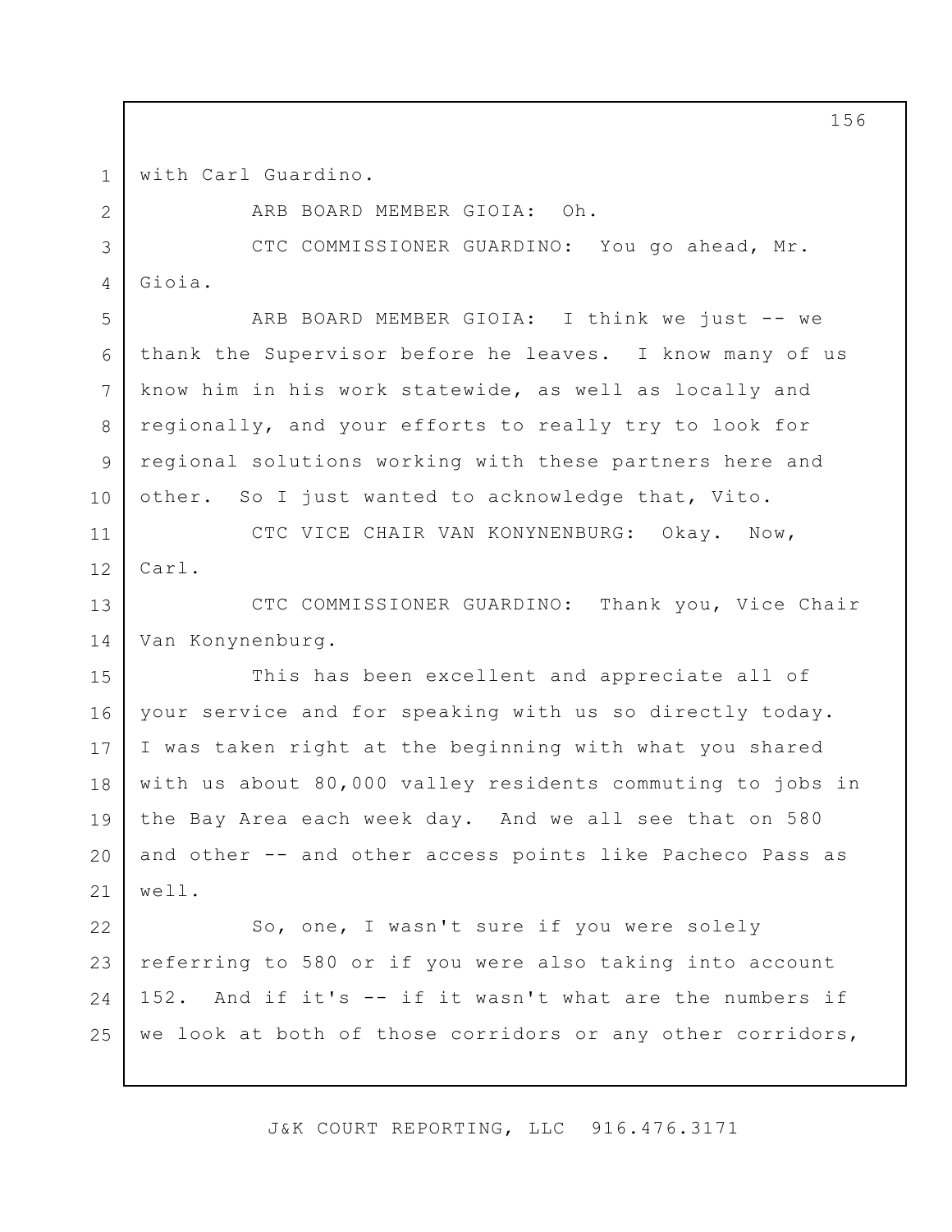with Carl Guardino.

ARB BOARD MEMBER GIOIA: Oh.

CTC COMMISSIONER GUARDINO: You go ahead, Mr. Gioia.

ARB BOARD MEMBER GIOIA: I think we just -- we thank the Supervisor before he leaves. I know many of us know him in his work statewide, as well as locally and regionally, and your efforts to really try to look for regional solutions working with these partners here and other. So I just wanted to acknowledge that, Vito.

CTC VICE CHAIR VAN KONYNENBURG: Okay. Now, Carl.

CTC COMMISSIONER GUARDINO: Thank you, Vice Chair Van Konynenburg.

This has been excellent and appreciate all of your service and for speaking with us so directly today. I was taken right at the beginning with what you shared with us about 80,000 valley residents commuting to jobs in the Bay Area each week day. And we all see that on 580 and other -- and other access points like Pacheco Pass as well.

So, one, I wasn't sure if you were solely referring to 580 or if you were also taking into account 152. And if it's -- if it wasn't what are the numbers if we look at both of those corridors or any other corridors,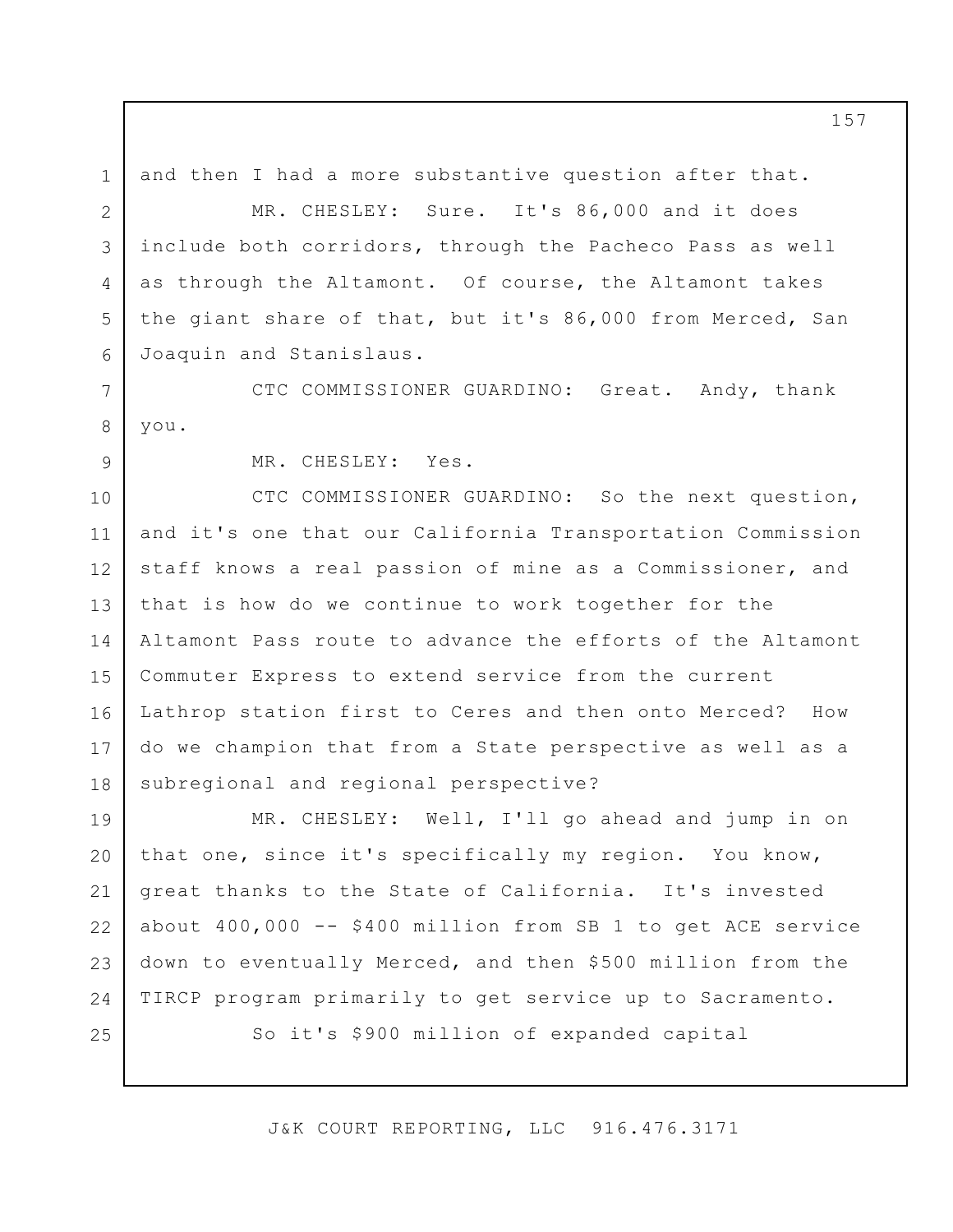and then I had a more substantive question after that.

MR. CHESLEY: Sure. It's 86,000 and it does include both corridors, through the Pacheco Pass as well as through the Altamont. Of course, the Altamont takes the giant share of that, but it's 86,000 from Merced, San Joaquin and Stanislaus.

CTC COMMISSIONER GUARDINO: Great. Andy, thank you.

MR. CHESLEY: Yes.

CTC COMMISSIONER GUARDINO: So the next question, and it's one that our California Transportation Commission staff knows a real passion of mine as a Commissioner, and that is how do we continue to work together for the Altamont Pass route to advance the efforts of the Altamont Commuter Express to extend service from the current Lathrop station first to Ceres and then onto Merced? How do we champion that from a State perspective as well as a subregional and regional perspective?

MR. CHESLEY: Well, I'll go ahead and jump in on that one, since it's specifically my region. You know, great thanks to the State of California. It's invested about 400,000 -- $400 million from SB 1 to get ACE service down to eventually Merced, and then $500 million from the TIRCP program primarily to get service up to Sacramento.

So it's $900 million of expanded capital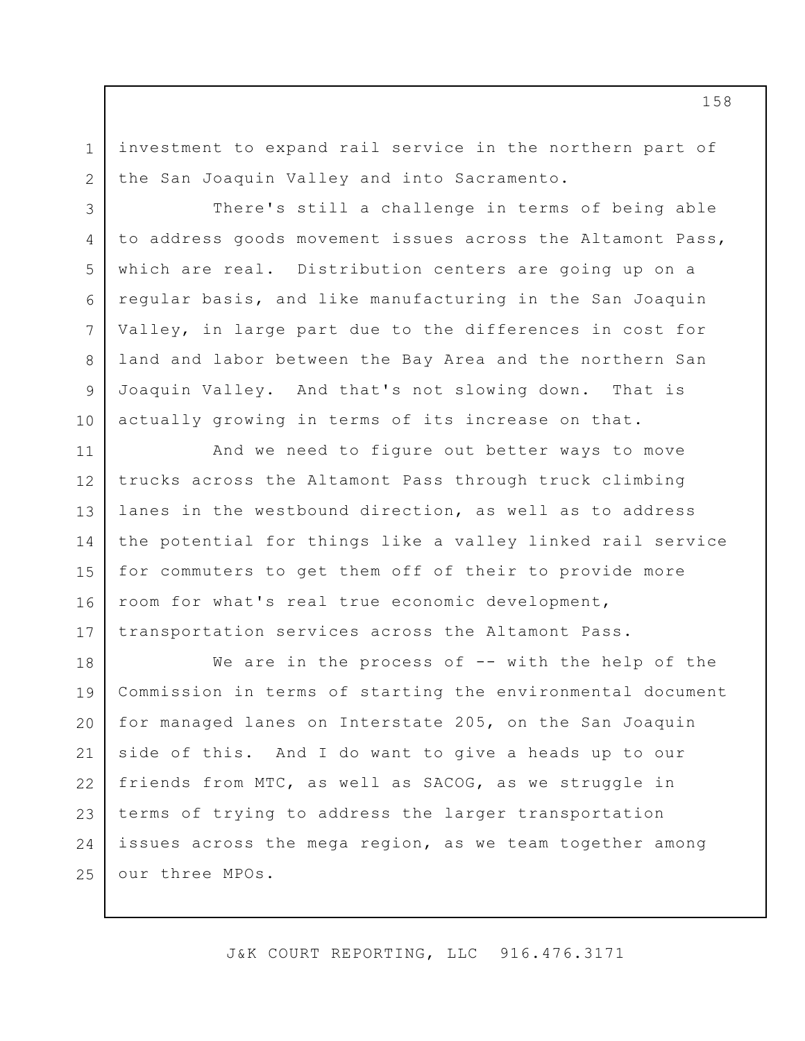investment to expand rail service in the northern part of the San Joaquin Valley and into Sacramento.

There's still a challenge in terms of being able to address goods movement issues across the Altamont Pass, which are real. Distribution centers are going up on a regular basis, and like manufacturing in the San Joaquin Valley, in large part due to the differences in cost for land and labor between the Bay Area and the northern San Joaquin Valley. And that's not slowing down. That is actually growing in terms of its increase on that.

And we need to figure out better ways to move trucks across the Altamont Pass through truck climbing lanes in the westbound direction, as well as to address the potential for things like a valley linked rail service for commuters to get them off of their to provide more room for what's real true economic development, transportation services across the Altamont Pass.

We are in the process of -- with the help of the Commission in terms of starting the environmental document for managed lanes on Interstate 205, on the San Joaquin side of this. And I do want to give a heads up to our friends from MTC, as well as SACOG, as we struggle in terms of trying to address the larger transportation issues across the mega region, as we team together among our three MPOs.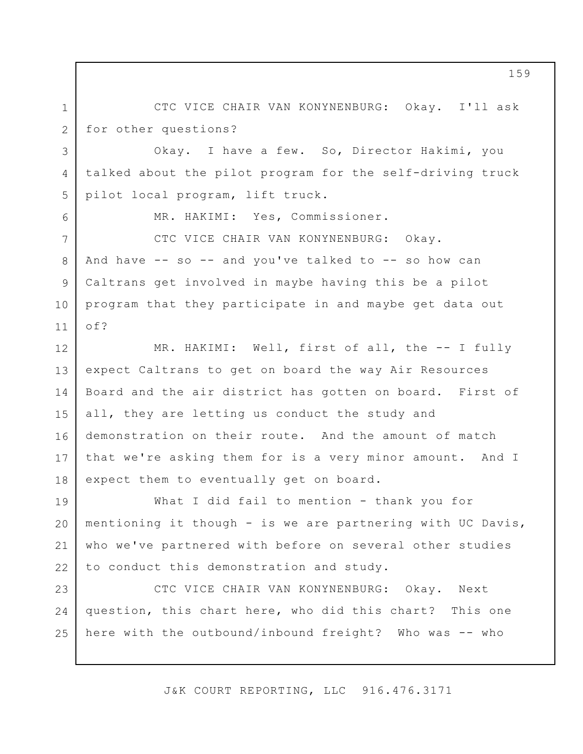CTC VICE CHAIR VAN KONYNENBURG: Okay. I'll ask for other questions?

Okay. I have a few. So, Director Hakimi, you talked about the pilot program for the self-driving truck pilot local program, lift truck.

MR. HAKIMI: Yes, Commissioner.

CTC VICE CHAIR VAN KONYNENBURG: Okay. And have -- so -- and you've talked to -- so how can Caltrans get involved in maybe having this be a pilot program that they participate in and maybe get data out of?

MR. HAKIMI: Well, first of all, the -- I fully expect Caltrans to get on board the way Air Resources Board and the air district has gotten on board. First of all, they are letting us conduct the study and demonstration on their route. And the amount of match that we're asking them for is a very minor amount. And I expect them to eventually get on board.

What I did fail to mention - thank you for mentioning it though - is we are partnering with UC Davis, who we've partnered with before on several other studies to conduct this demonstration and study.

CTC VICE CHAIR VAN KONYNENBURG: Okay. Next question, this chart here, who did this chart? This one here with the outbound/inbound freight? Who was -- who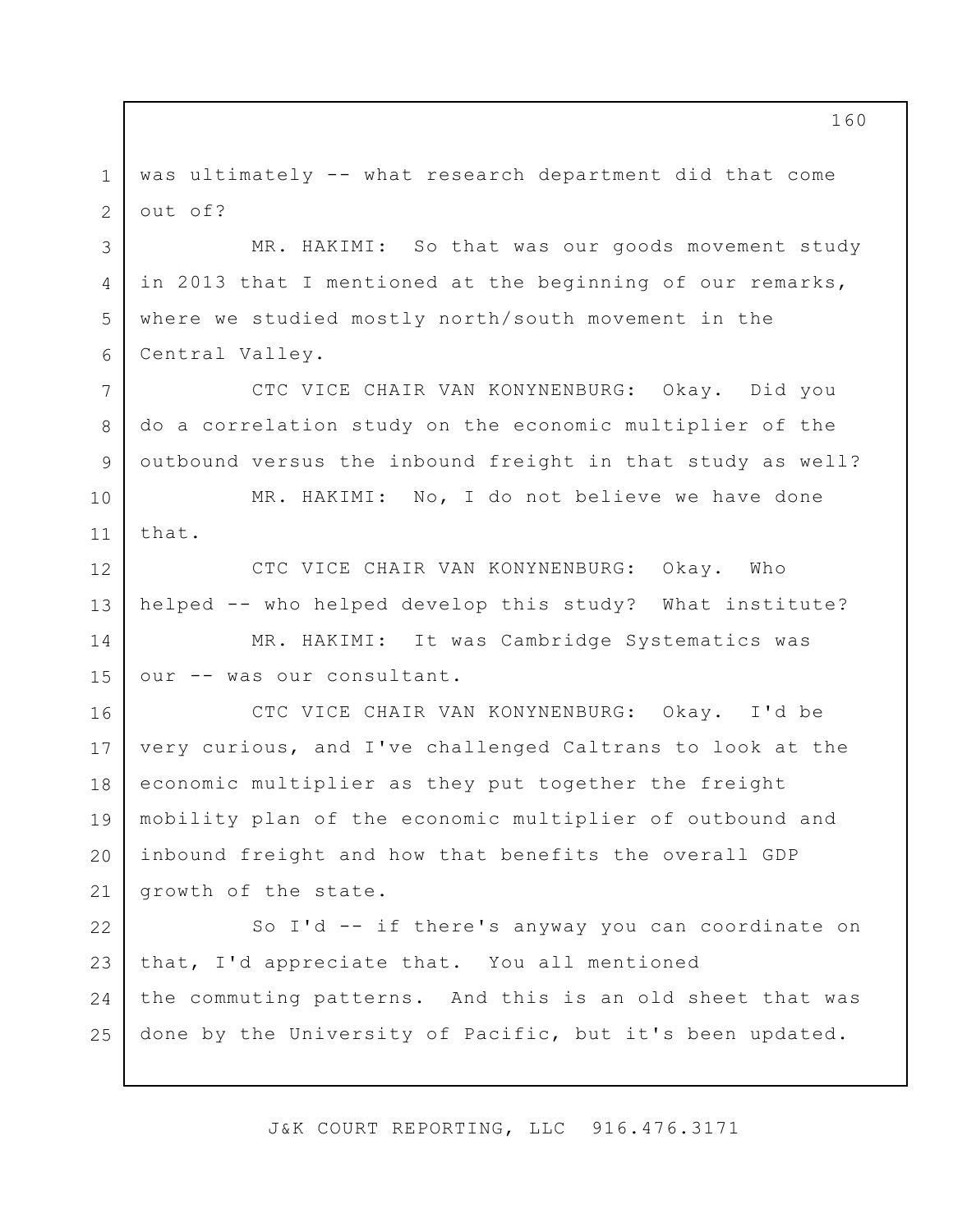was ultimately -- what research department did that come out of?

MR. HAKIMI: So that was our goods movement study in 2013 that I mentioned at the beginning of our remarks, where we studied mostly north/south movement in the Central Valley.

CTC VICE CHAIR VAN KONYNENBURG: Okay. Did you do a correlation study on the economic multiplier of the outbound versus the inbound freight in that study as well?

MR. HAKIMI: No, I do not believe we have done that.

CTC VICE CHAIR VAN KONYNENBURG: Okay. Who helped -- who helped develop this study? What institute?

MR. HAKIMI: It was Cambridge Systematics was our -- was our consultant.

CTC VICE CHAIR VAN KONYNENBURG: Okay. I'd be very curious, and I've challenged Caltrans to look at the economic multiplier as they put together the freight mobility plan of the economic multiplier of outbound and inbound freight and how that benefits the overall GDP growth of the state.

So I'd -- if there's anyway you can coordinate on that, I'd appreciate that. You all mentioned the commuting patterns. And this is an old sheet that was done by the University of Pacific, but it's been updated.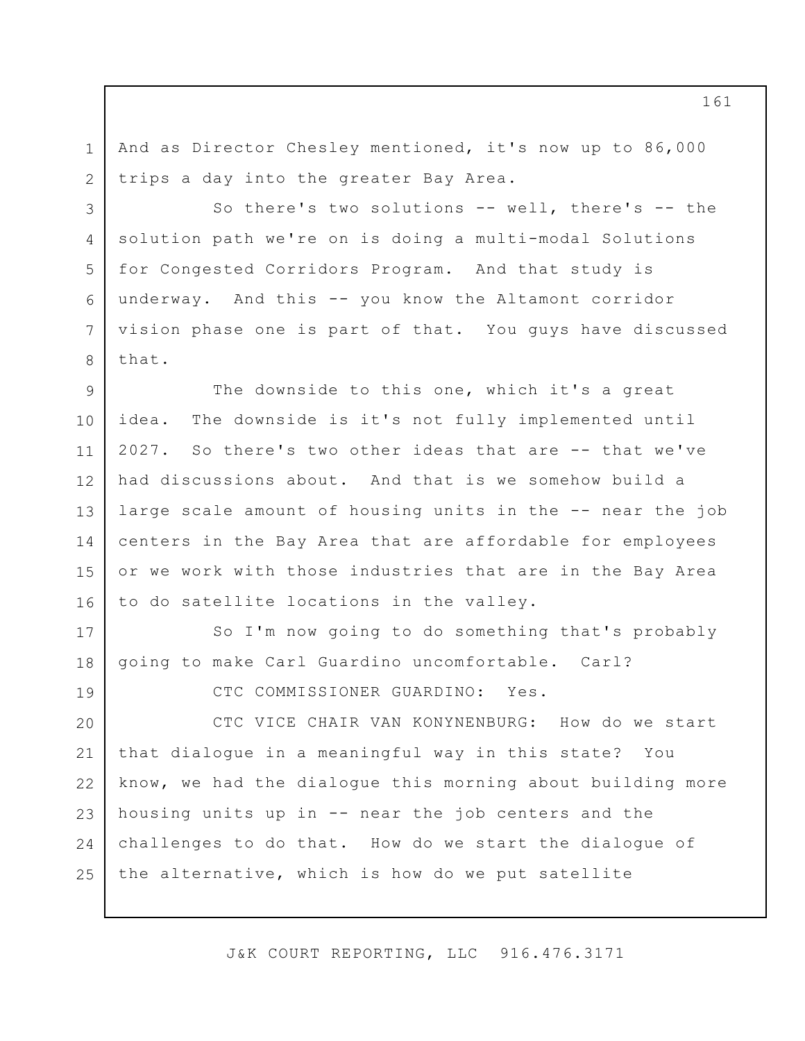And as Director Chesley mentioned, it's now up to 86,000 trips a day into the greater Bay Area.

So there's two solutions -- well, there's -- the solution path we're on is doing a multi-modal Solutions for Congested Corridors Program. And that study is underway. And this -- you know the Altamont corridor vision phase one is part of that. You guys have discussed that.

The downside to this one, which it's a great idea. The downside is it's not fully implemented until 2027. So there's two other ideas that are -- that we've had discussions about. And that is we somehow build a large scale amount of housing units in the -- near the job centers in the Bay Area that are affordable for employees or we work with those industries that are in the Bay Area to do satellite locations in the valley.

So I'm now going to do something that's probably going to make Carl Guardino uncomfortable. Carl?

CTC COMMISSIONER GUARDINO: Yes.

CTC VICE CHAIR VAN KONYNENBURG: How do we start that dialogue in a meaningful way in this state? You know, we had the dialogue this morning about building more housing units up in -- near the job centers and the challenges to do that. How do we start the dialogue of the alternative, which is how do we put satellite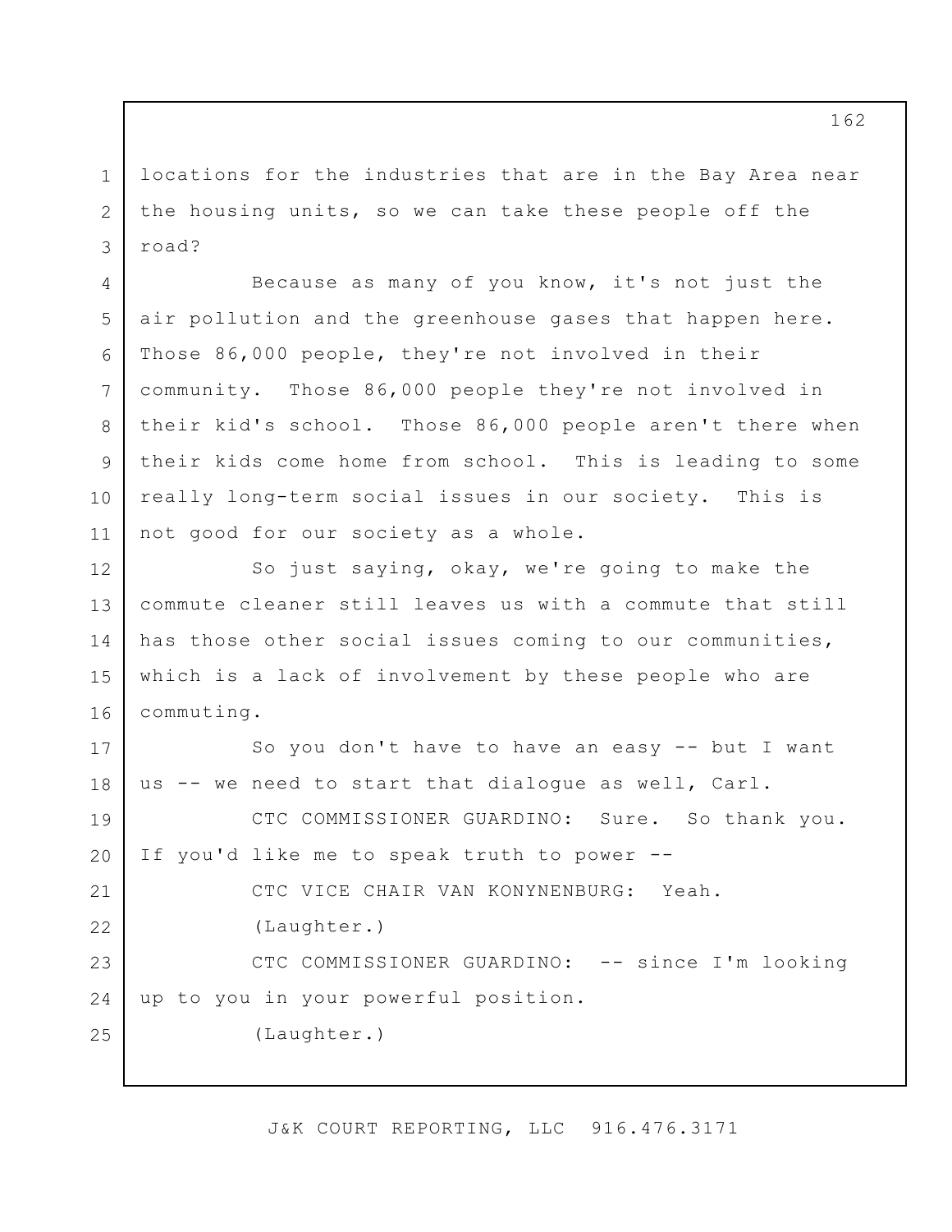locations for the industries that are in the Bay Area near the housing units, so we can take these people off the road?

Because as many of you know, it's not just the air pollution and the greenhouse gases that happen here. Those 86,000 people, they're not involved in their community. Those 86,000 people they're not involved in their kid's school. Those 86,000 people aren't there when their kids come home from school. This is leading to some really long-term social issues in our society. This is not good for our society as a whole.

So just saying, okay, we're going to make the commute cleaner still leaves us with a commute that still has those other social issues coming to our communities, which is a lack of involvement by these people who are commuting.

So you don't have to have an easy -- but I want us -- we need to start that dialogue as well, Carl.

CTC COMMISSIONER GUARDINO: Sure. So thank you. If you'd like me to speak truth to power --

CTC VICE CHAIR VAN KONYNENBURG: Yeah.

(Laughter.)

CTC COMMISSIONER GUARDINO: -- since I'm looking up to you in your powerful position.

(Laughter.)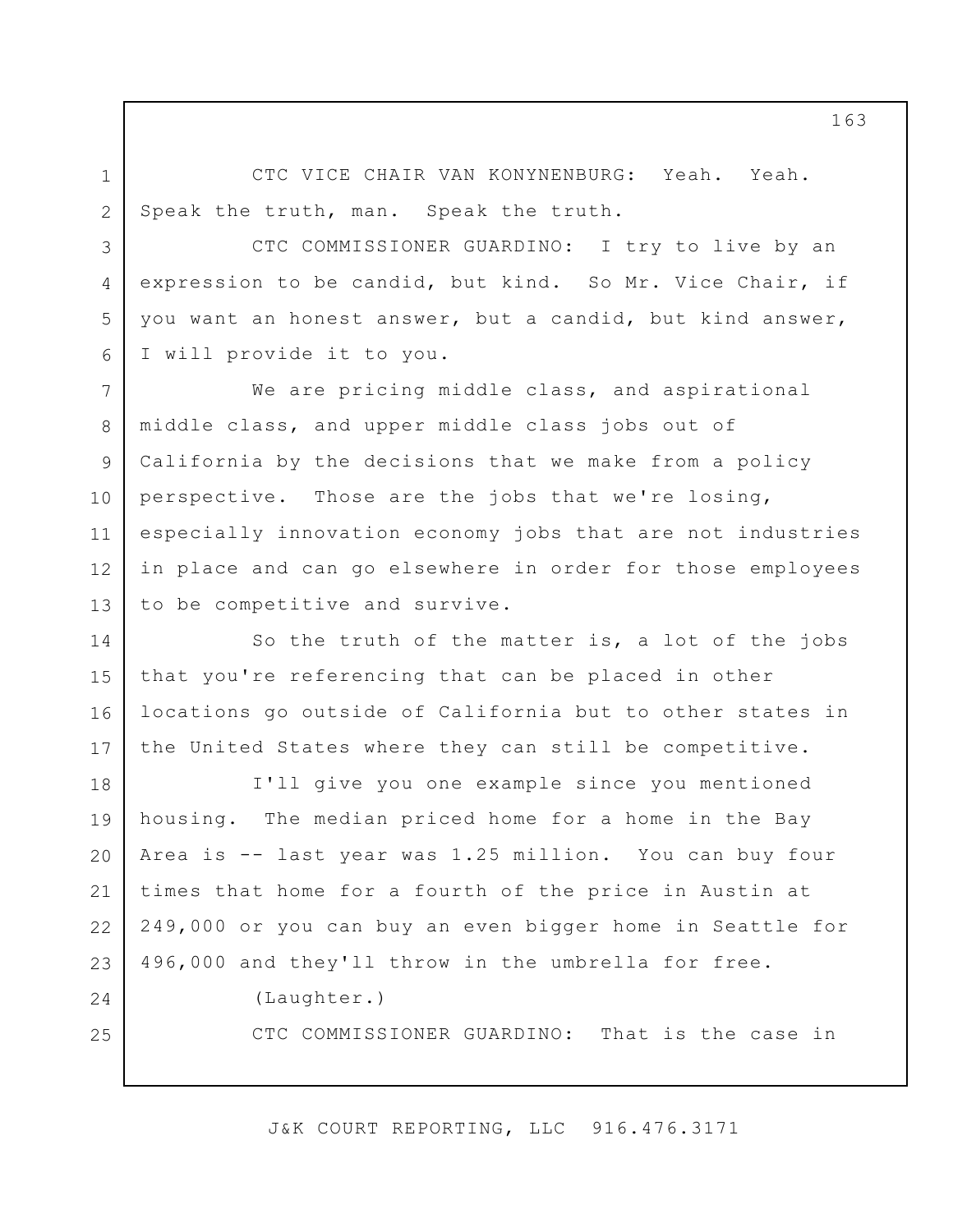CTC VICE CHAIR VAN KONYNENBURG: Yeah. Yeah. Speak the truth, man. Speak the truth.

CTC COMMISSIONER GUARDINO: I try to live by an expression to be candid, but kind. So Mr. Vice Chair, if you want an honest answer, but a candid, but kind answer, I will provide it to you.

We are pricing middle class, and aspirational middle class, and upper middle class jobs out of California by the decisions that we make from a policy perspective. Those are the jobs that we're losing, especially innovation economy jobs that are not industries in place and can go elsewhere in order for those employees to be competitive and survive.

So the truth of the matter is, a lot of the jobs that you're referencing that can be placed in other locations go outside of California but to other states in the United States where they can still be competitive.

I'll give you one example since you mentioned housing. The median priced home for a home in the Bay Area is -- last year was 1.25 million. You can buy four times that home for a fourth of the price in Austin at 249,000 or you can buy an even bigger home in Seattle for 496,000 and they'll throw in the umbrella for free.

(Laughter.)

CTC COMMISSIONER GUARDINO: That is the case in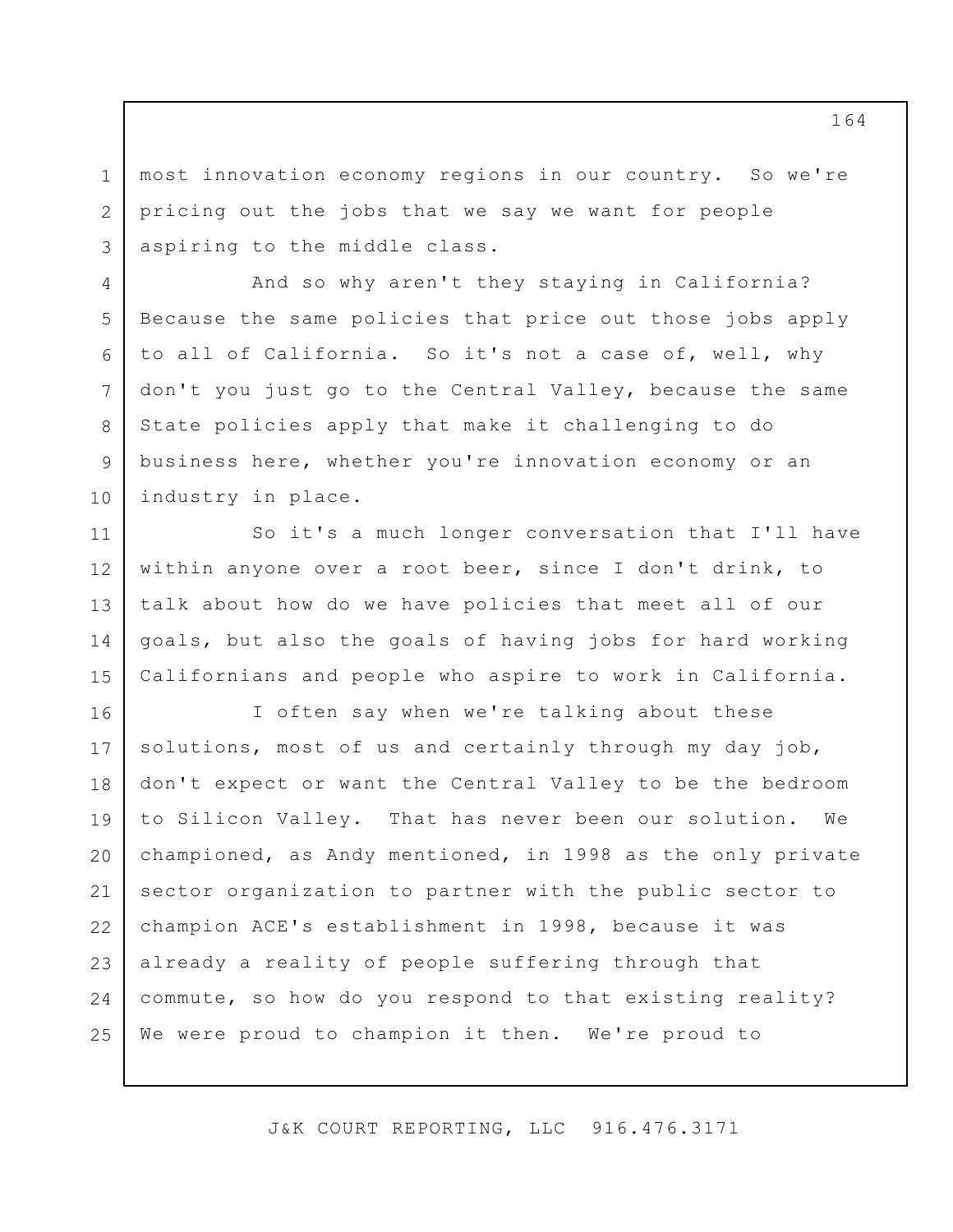most innovation economy regions in our country. So we're pricing out the jobs that we say we want for people aspiring to the middle class.

And so why aren't they staying in California? Because the same policies that price out those jobs apply to all of California. So it's not a case of, well, why don't you just go to the Central Valley, because the same State policies apply that make it challenging to do business here, whether you're innovation economy or an industry in place.

So it's a much longer conversation that I'll have within anyone over a root beer, since I don't drink, to talk about how do we have policies that meet all of our goals, but also the goals of having jobs for hard working Californians and people who aspire to work in California.

I often say when we're talking about these solutions, most of us and certainly through my day job, don't expect or want the Central Valley to be the bedroom to Silicon Valley. That has never been our solution. We championed, as Andy mentioned, in 1998 as the only private sector organization to partner with the public sector to champion ACE's establishment in 1998, because it was already a reality of people suffering through that commute, so how do you respond to that existing reality? We were proud to champion it then. We're proud to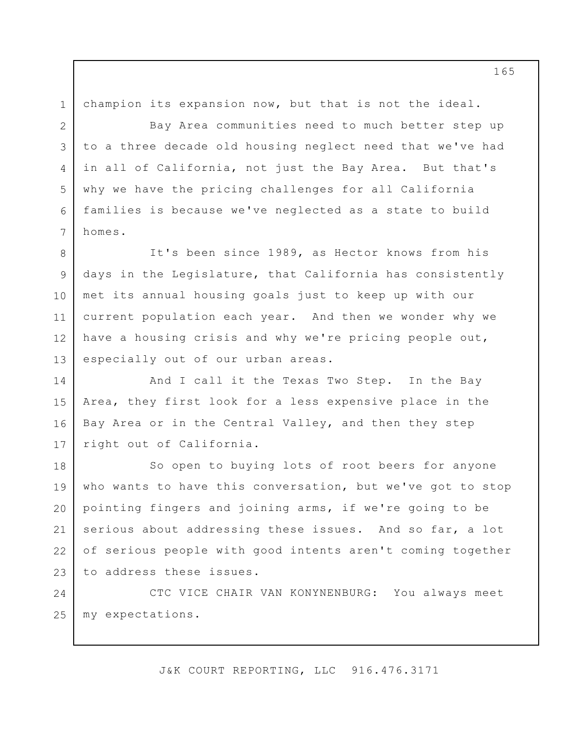champion its expansion now, but that is not the ideal.

Bay Area communities need to much better step up to a three decade old housing neglect need that we've had in all of California, not just the Bay Area. But that's why we have the pricing challenges for all California families is because we've neglected as a state to build homes.

It's been since 1989, as Hector knows from his days in the Legislature, that California has consistently met its annual housing goals just to keep up with our current population each year. And then we wonder why we have a housing crisis and why we're pricing people out, especially out of our urban areas.

And I call it the Texas Two Step. In the Bay Area, they first look for a less expensive place in the Bay Area or in the Central Valley, and then they step right out of California.

So open to buying lots of root beers for anyone who wants to have this conversation, but we've got to stop pointing fingers and joining arms, if we're going to be serious about addressing these issues. And so far, a lot of serious people with good intents aren't coming together to address these issues.

CTC VICE CHAIR VAN KONYNENBURG: You always meet my expectations.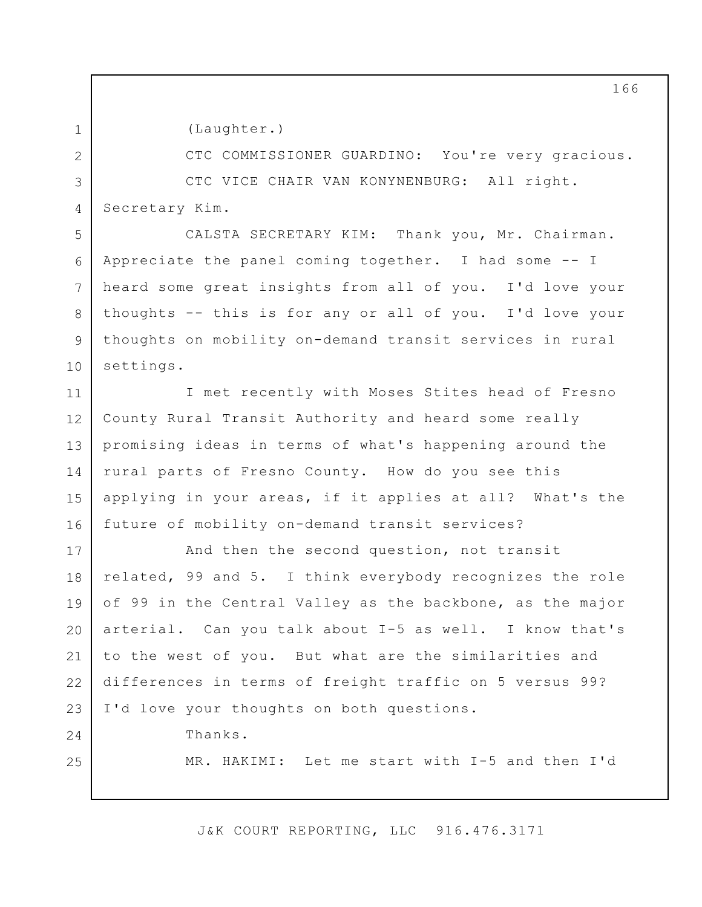(Laughter.)

CTC COMMISSIONER GUARDINO: You're very gracious.

CTC VICE CHAIR VAN KONYNENBURG: All right. Secretary Kim.

CALSTA SECRETARY KIM: Thank you, Mr. Chairman. Appreciate the panel coming together. I had some -- I heard some great insights from all of you. I'd love your thoughts -- this is for any or all of you. I'd love your thoughts on mobility on-demand transit services in rural settings.

I met recently with Moses Stites head of Fresno County Rural Transit Authority and heard some really promising ideas in terms of what's happening around the rural parts of Fresno County. How do you see this applying in your areas, if it applies at all? What's the future of mobility on-demand transit services?

And then the second question, not transit related, 99 and 5. I think everybody recognizes the role of 99 in the Central Valley as the backbone, as the major arterial. Can you talk about I-5 as well. I know that's to the west of you. But what are the similarities and differences in terms of freight traffic on 5 versus 99? I'd love your thoughts on both questions.

Thanks.

MR. HAKIMI: Let me start with I-5 and then I'd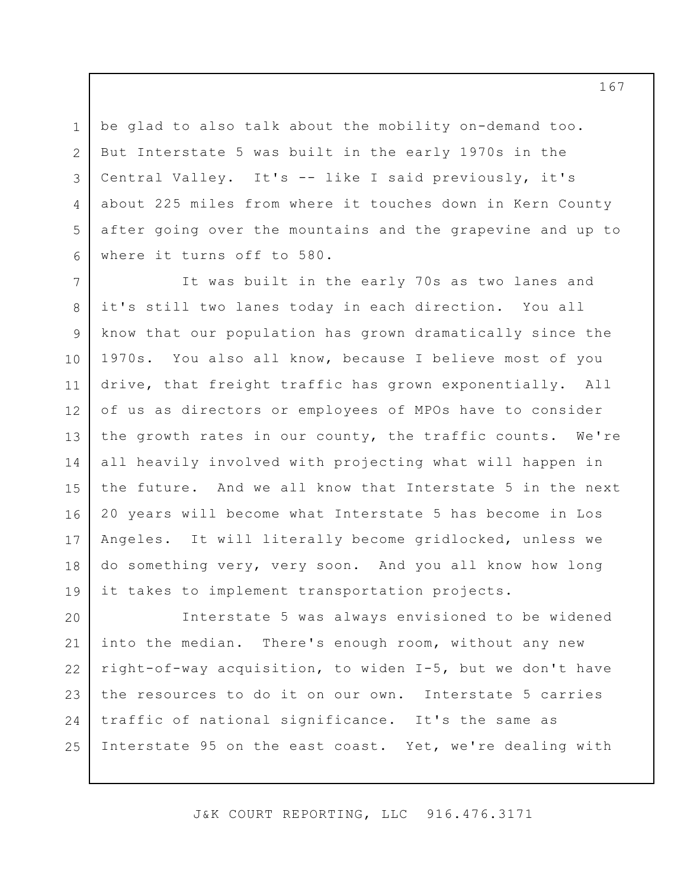be glad to also talk about the mobility on-demand too. But Interstate 5 was built in the early 1970s in the Central Valley. It's -- like I said previously, it's about 225 miles from where it touches down in Kern County after going over the mountains and the grapevine and up to where it turns off to 580.

It was built in the early 70s as two lanes and it's still two lanes today in each direction. You all know that our population has grown dramatically since the 1970s. You also all know, because I believe most of you drive, that freight traffic has grown exponentially. All of us as directors or employees of MPOs have to consider the growth rates in our county, the traffic counts. We're all heavily involved with projecting what will happen in the future. And we all know that Interstate 5 in the next 20 years will become what Interstate 5 has become in Los Angeles. It will literally become gridlocked, unless we do something very, very soon. And you all know how long it takes to implement transportation projects.

Interstate 5 was always envisioned to be widened into the median. There's enough room, without any new right-of-way acquisition, to widen I-5, but we don't have the resources to do it on our own. Interstate 5 carries traffic of national significance. It's the same as Interstate 95 on the east coast. Yet, we're dealing with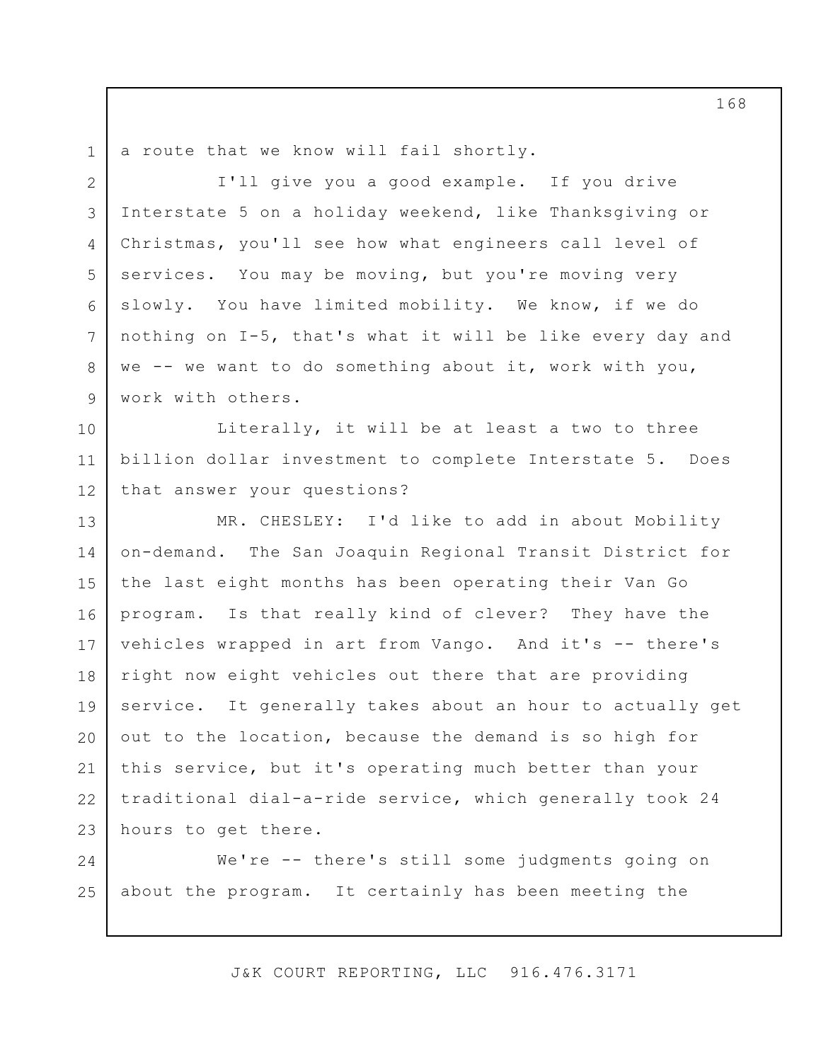a route that we know will fail shortly.

I'll give you a good example. If you drive Interstate 5 on a holiday weekend, like Thanksgiving or Christmas, you'll see how what engineers call level of services. You may be moving, but you're moving very slowly. You have limited mobility. We know, if we do nothing on I-5, that's what it will be like every day and we -- we want to do something about it, work with you, work with others.

Literally, it will be at least a two to three billion dollar investment to complete Interstate 5. Does that answer your questions?

MR. CHESLEY: I'd like to add in about Mobility on-demand. The San Joaquin Regional Transit District for the last eight months has been operating their Van Go program. Is that really kind of clever? They have the vehicles wrapped in art from Vango. And it's -- there's right now eight vehicles out there that are providing service. It generally takes about an hour to actually get out to the location, because the demand is so high for this service, but it's operating much better than your traditional dial-a-ride service, which generally took 24 hours to get there.

We're -- there's still some judgments going on about the program. It certainly has been meeting the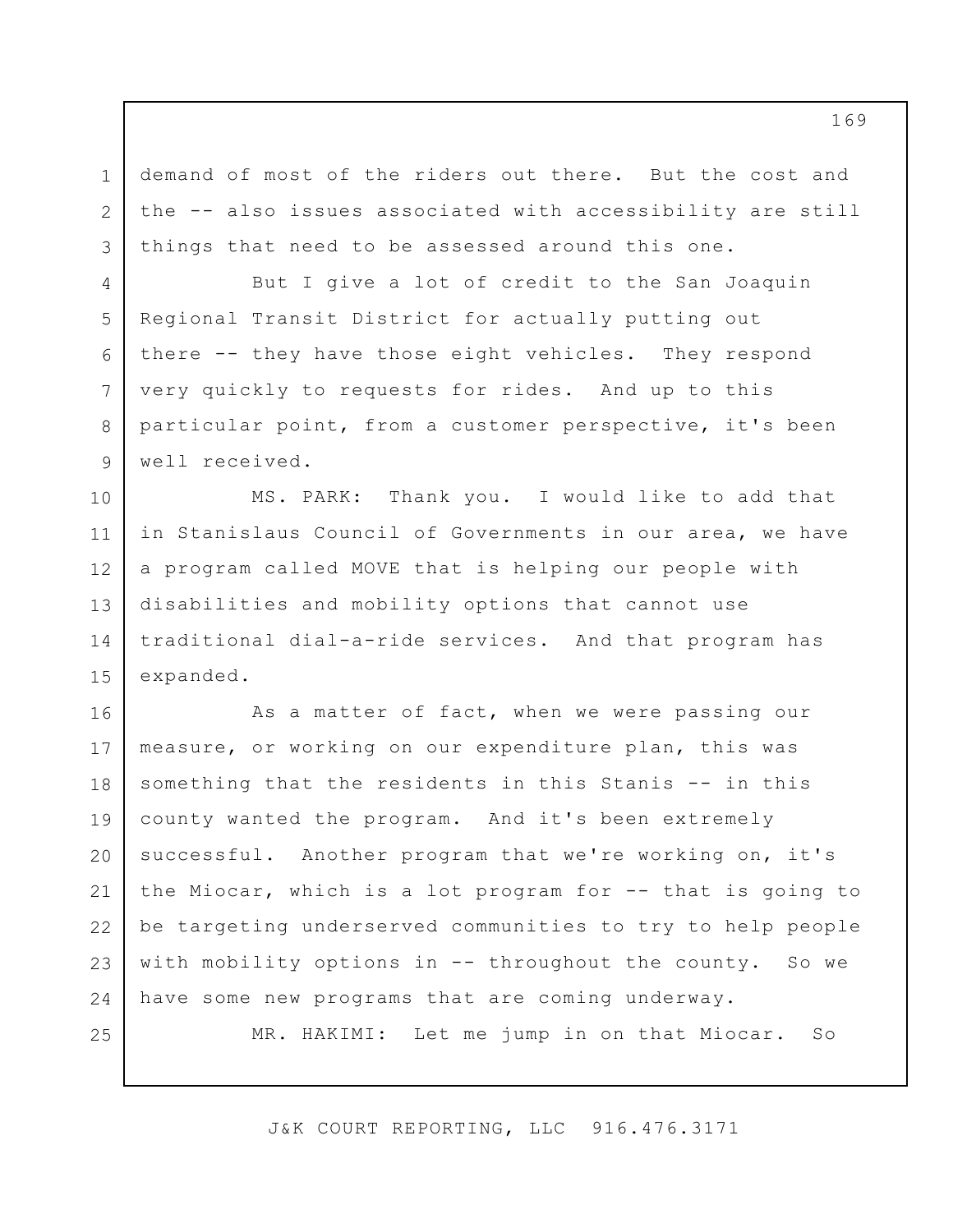demand of most of the riders out there. But the cost and the -- also issues associated with accessibility are still things that need to be assessed around this one.

But I give a lot of credit to the San Joaquin Regional Transit District for actually putting out there -- they have those eight vehicles. They respond very quickly to requests for rides. And up to this particular point, from a customer perspective, it's been well received.

MS. PARK: Thank you. I would like to add that in Stanislaus Council of Governments in our area, we have a program called MOVE that is helping our people with disabilities and mobility options that cannot use traditional dial-a-ride services. And that program has expanded.

As a matter of fact, when we were passing our measure, or working on our expenditure plan, this was something that the residents in this Stanis -- in this county wanted the program. And it's been extremely successful. Another program that we're working on, it's the Miocar, which is a lot program for -- that is going to be targeting underserved communities to try to help people with mobility options in -- throughout the county. So we have some new programs that are coming underway.

MR. HAKIMI: Let me jump in on that Miocar. So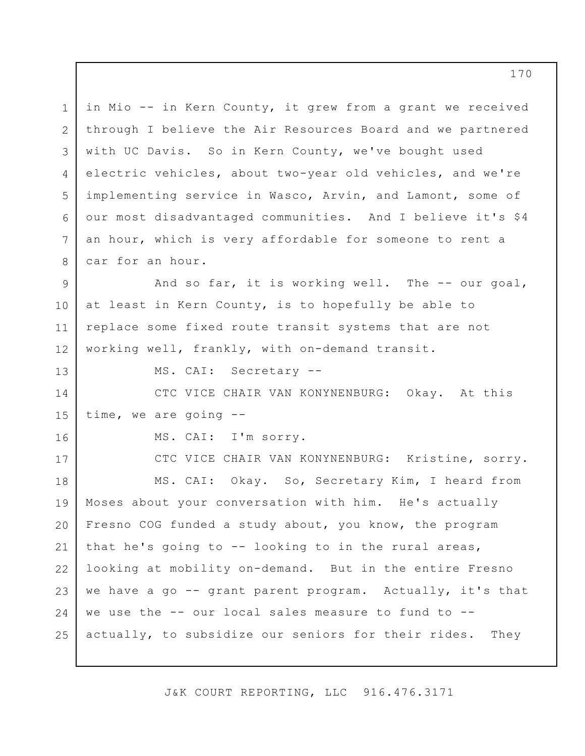in Mio -- in Kern County, it grew from a grant we received through I believe the Air Resources Board and we partnered with UC Davis. So in Kern County, we've bought used electric vehicles, about two-year old vehicles, and we're implementing service in Wasco, Arvin, and Lamont, some of our most disadvantaged communities. And I believe it's $4 an hour, which is very affordable for someone to rent a car for an hour.

And so far, it is working well. The -- our goal, at least in Kern County, is to hopefully be able to replace some fixed route transit systems that are not working well, frankly, with on-demand transit.

MS. CAI: Secretary --

CTC VICE CHAIR VAN KONYNENBURG: Okay. At this time, we are going --

MS. CAI: I'm sorry.

CTC VICE CHAIR VAN KONYNENBURG: Kristine, sorry.

MS. CAI: Okay. So, Secretary Kim, I heard from Moses about your conversation with him. He's actually Fresno COG funded a study about, you know, the program that he's going to -- looking to in the rural areas, looking at mobility on-demand. But in the entire Fresno we have a go -- grant parent program. Actually, it's that we use the -- our local sales measure to fund to -- actually, to subsidize our seniors for their rides. They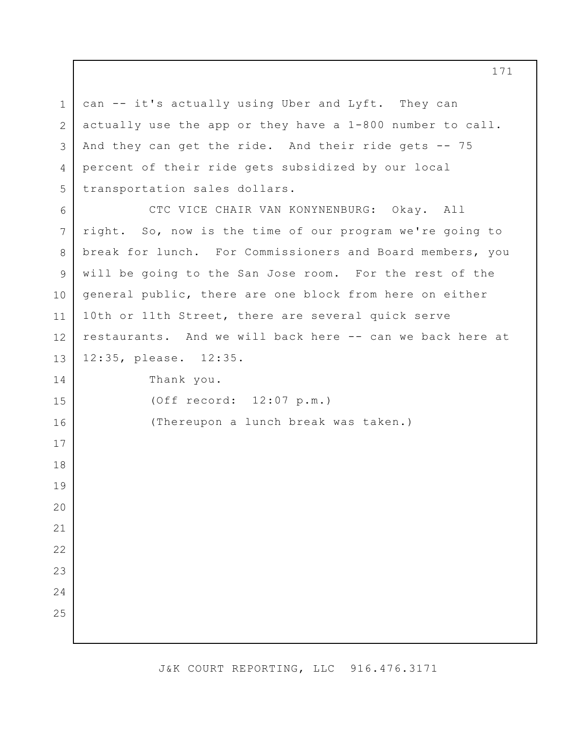can -- it's actually using Uber and Lyft. They can actually use the app or they have a 1-800 number to call. And they can get the ride. And their ride gets -- 75 percent of their ride gets subsidized by our local transportation sales dollars.

CTC VICE CHAIR VAN KONYNENBURG: Okay. All right. So, now is the time of our program we're going to break for lunch. For Commissioners and Board members, you will be going to the San Jose room. For the rest of the general public, there are one block from here on either 10th or 11th Street, there are several quick serve restaurants. And we will back here -- can we back here at 12:35, please. 12:35.

Thank you.

(Off record: 12:07 p.m.)

(Thereupon a lunch break was taken.)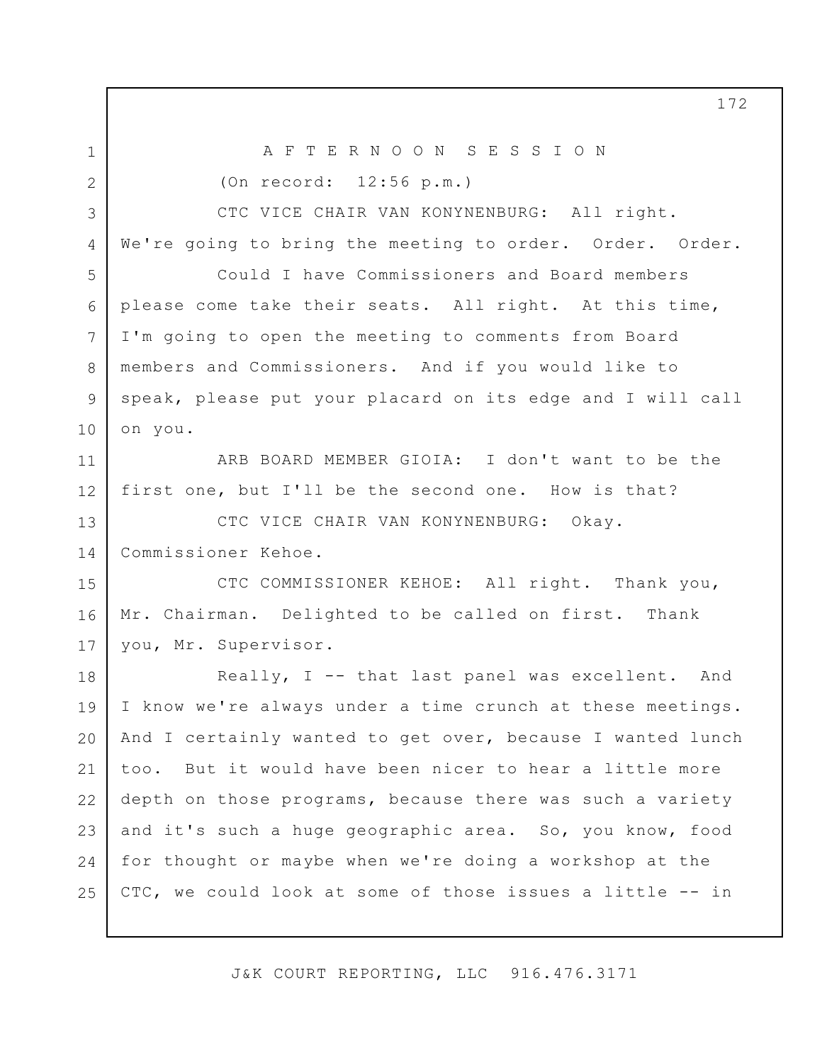A F T E R N O O N   S E S S I O N

(On record: 12:56 p.m.)

CTC VICE CHAIR VAN KONYNENBURG: All right. We're going to bring the meeting to order. Order. Order.

Could I have Commissioners and Board members please come take their seats. All right. At this time, I'm going to open the meeting to comments from Board members and Commissioners. And if you would like to speak, please put your placard on its edge and I will call on you.

ARB BOARD MEMBER GIOIA: I don't want to be the first one, but I'll be the second one. How is that?

CTC VICE CHAIR VAN KONYNENBURG: Okay. Commissioner Kehoe.

CTC COMMISSIONER KEHOE: All right. Thank you, Mr. Chairman. Delighted to be called on first. Thank you, Mr. Supervisor.

Really, I -- that last panel was excellent. And I know we're always under a time crunch at these meetings. And I certainly wanted to get over, because I wanted lunch too. But it would have been nicer to hear a little more depth on those programs, because there was such a variety and it's such a huge geographic area. So, you know, food for thought or maybe when we're doing a workshop at the CTC, we could look at some of those issues a little -- in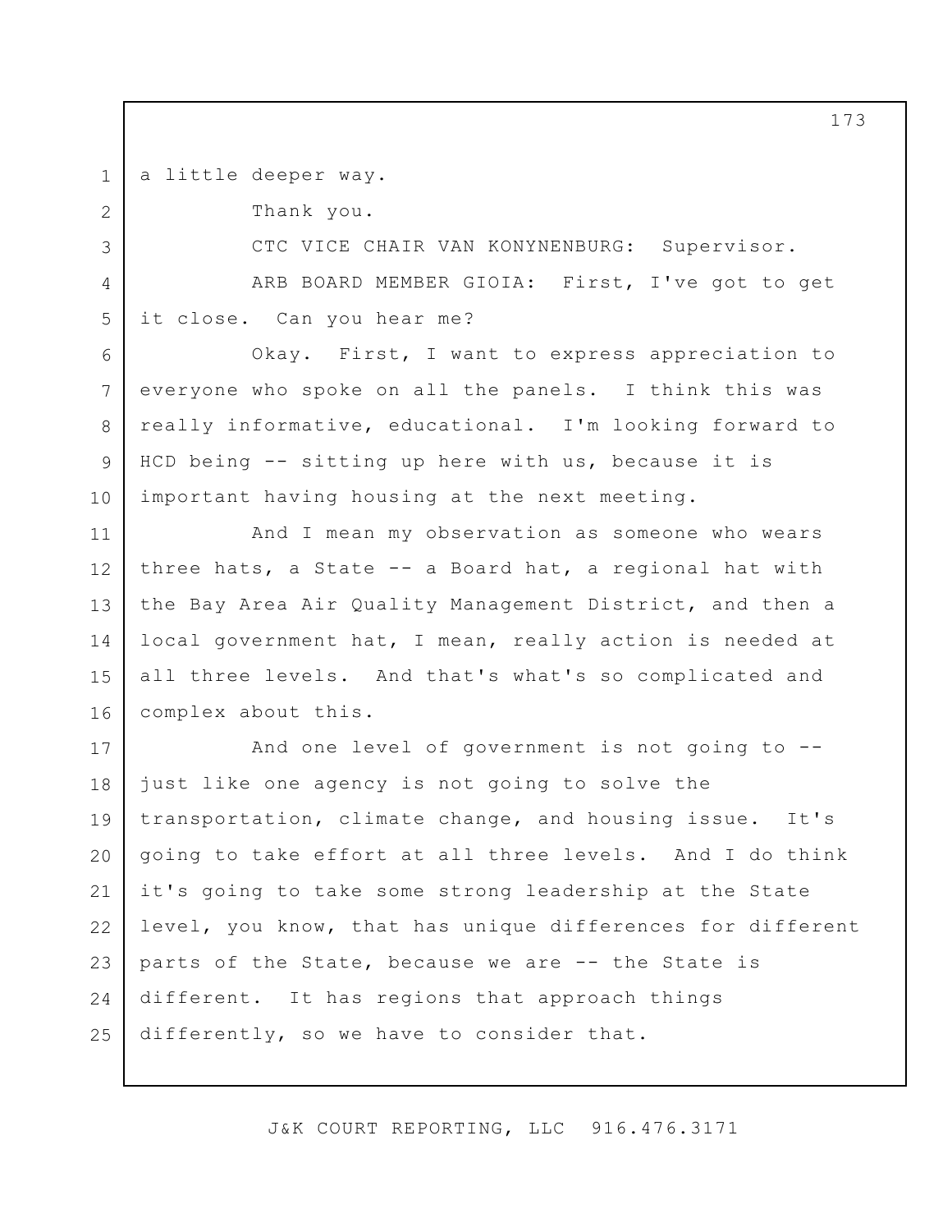a little deeper way.

Thank you.

CTC VICE CHAIR VAN KONYNENBURG: Supervisor.

ARB BOARD MEMBER GIOIA: First, I've got to get it close. Can you hear me?

Okay. First, I want to express appreciation to everyone who spoke on all the panels. I think this was really informative, educational. I'm looking forward to HCD being -- sitting up here with us, because it is important having housing at the next meeting.

And I mean my observation as someone who wears three hats, a State -- a Board hat, a regional hat with the Bay Area Air Quality Management District, and then a local government hat, I mean, really action is needed at all three levels. And that's what's so complicated and complex about this.

And one level of government is not going to -- just like one agency is not going to solve the transportation, climate change, and housing issue. It's going to take effort at all three levels. And I do think it's going to take some strong leadership at the State level, you know, that has unique differences for different parts of the State, because we are -- the State is different. It has regions that approach things differently, so we have to consider that.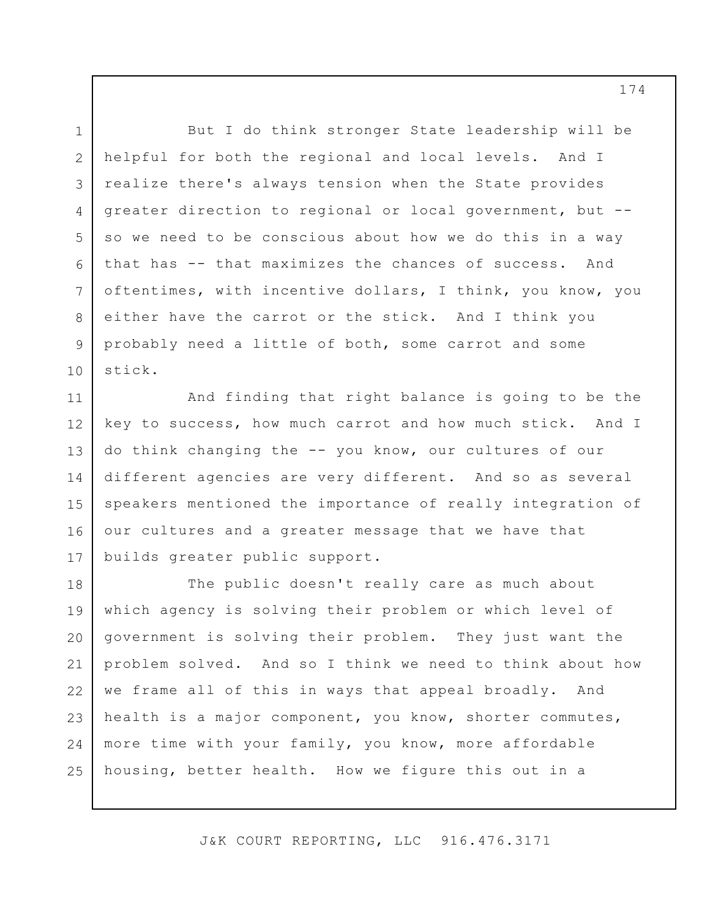But I do think stronger State leadership will be helpful for both the regional and local levels. And I realize there's always tension when the State provides greater direction to regional or local government, but -- so we need to be conscious about how we do this in a way that has -- that maximizes the chances of success. And oftentimes, with incentive dollars, I think, you know, you either have the carrot or the stick. And I think you probably need a little of both, some carrot and some stick.

And finding that right balance is going to be the key to success, how much carrot and how much stick. And I do think changing the -- you know, our cultures of our different agencies are very different. And so as several speakers mentioned the importance of really integration of our cultures and a greater message that we have that builds greater public support.

The public doesn't really care as much about which agency is solving their problem or which level of government is solving their problem. They just want the problem solved. And so I think we need to think about how we frame all of this in ways that appeal broadly. And health is a major component, you know, shorter commutes, more time with your family, you know, more affordable housing, better health. How we figure this out in a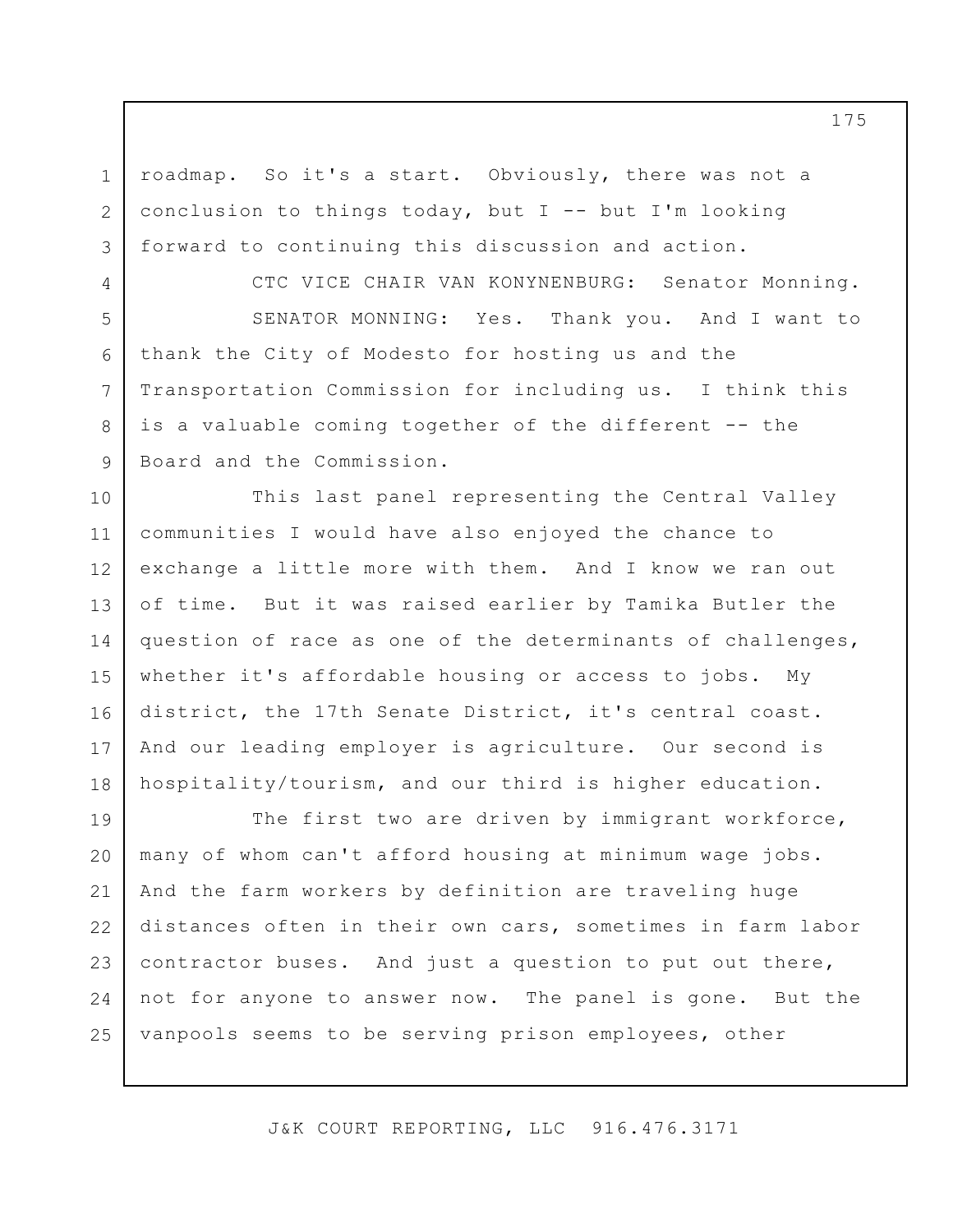roadmap. So it's a start. Obviously, there was not a conclusion to things today, but I -- but I'm looking forward to continuing this discussion and action.

CTC VICE CHAIR VAN KONYNENBURG: Senator Monning.

SENATOR MONNING: Yes. Thank you. And I want to thank the City of Modesto for hosting us and the Transportation Commission for including us. I think this is a valuable coming together of the different -- the Board and the Commission.

This last panel representing the Central Valley communities I would have also enjoyed the chance to exchange a little more with them. And I know we ran out of time. But it was raised earlier by Tamika Butler the question of race as one of the determinants of challenges, whether it's affordable housing or access to jobs. My district, the 17th Senate District, it's central coast. And our leading employer is agriculture. Our second is hospitality/tourism, and our third is higher education.

The first two are driven by immigrant workforce, many of whom can't afford housing at minimum wage jobs. And the farm workers by definition are traveling huge distances often in their own cars, sometimes in farm labor contractor buses. And just a question to put out there, not for anyone to answer now. The panel is gone. But the vanpools seems to be serving prison employees, other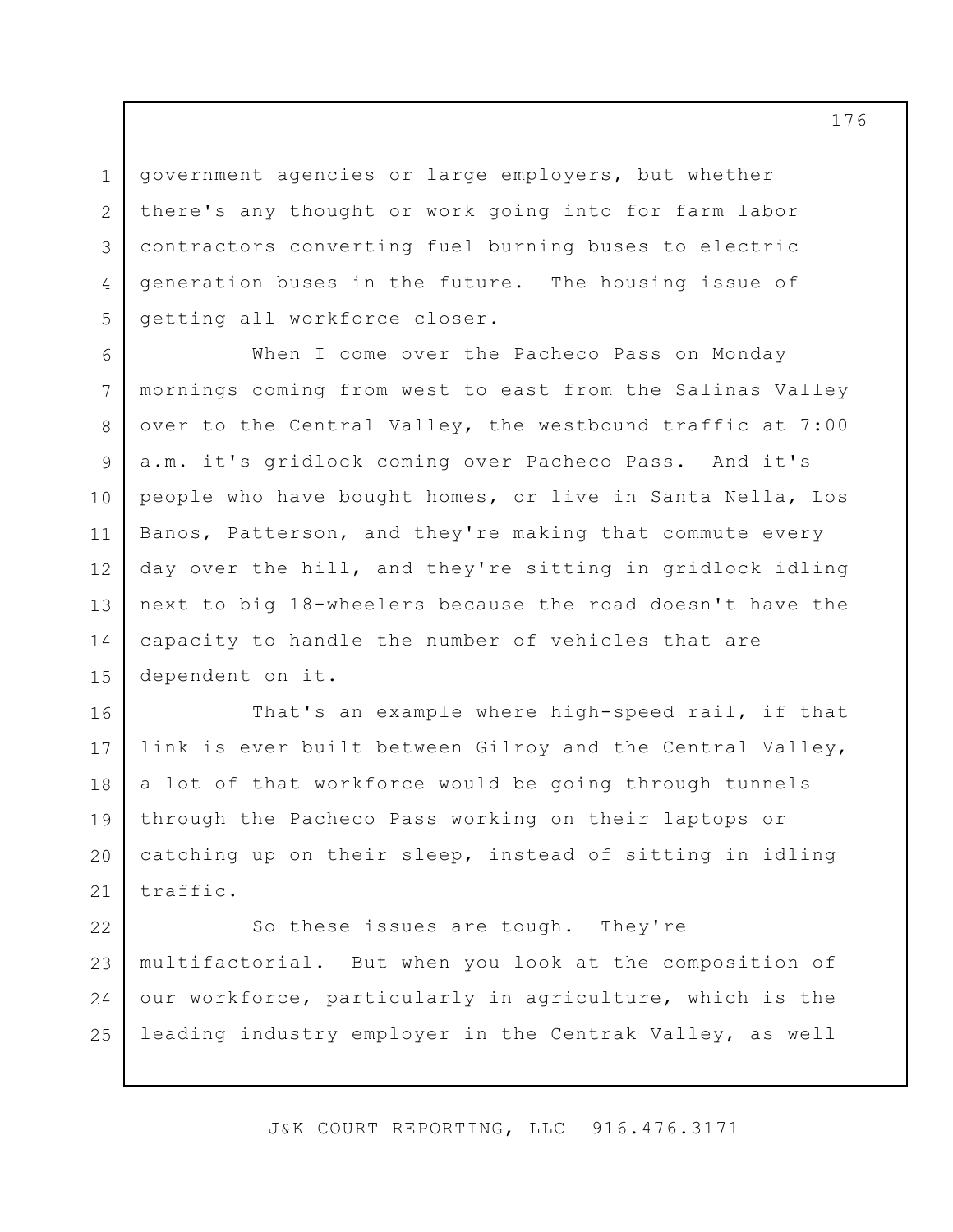government agencies or large employers, but whether there's any thought or work going into for farm labor contractors converting fuel burning buses to electric generation buses in the future. The housing issue of getting all workforce closer.

When I come over the Pacheco Pass on Monday mornings coming from west to east from the Salinas Valley over to the Central Valley, the westbound traffic at 7:00 a.m. it's gridlock coming over Pacheco Pass. And it's people who have bought homes, or live in Santa Nella, Los Banos, Patterson, and they're making that commute every day over the hill, and they're sitting in gridlock idling next to big 18-wheelers because the road doesn't have the capacity to handle the number of vehicles that are dependent on it.

That's an example where high-speed rail, if that link is ever built between Gilroy and the Central Valley, a lot of that workforce would be going through tunnels through the Pacheco Pass working on their laptops or catching up on their sleep, instead of sitting in idling traffic.

So these issues are tough. They're multifactorial. But when you look at the composition of our workforce, particularly in agriculture, which is the leading industry employer in the Centrak Valley, as well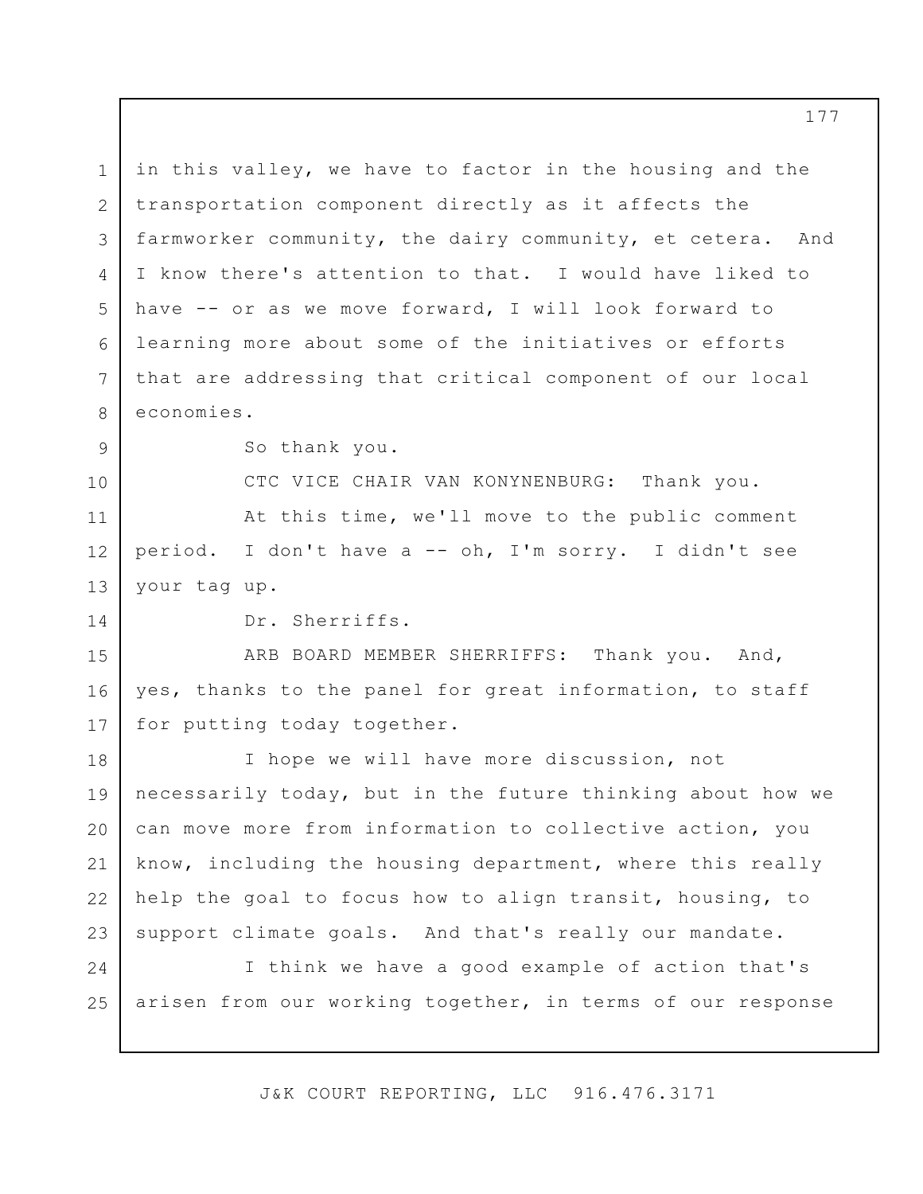in this valley, we have to factor in the housing and the transportation component directly as it affects the farmworker community, the dairy community, et cetera. And I know there's attention to that. I would have liked to have -- or as we move forward, I will look forward to learning more about some of the initiatives or efforts that are addressing that critical component of our local economies.

So thank you.

CTC VICE CHAIR VAN KONYNENBURG: Thank you.

At this time, we'll move to the public comment period. I don't have a -- oh, I'm sorry. I didn't see your tag up.

Dr. Sherriffs.

ARB BOARD MEMBER SHERRIFFS: Thank you. And, yes, thanks to the panel for great information, to staff for putting today together.

I hope we will have more discussion, not necessarily today, but in the future thinking about how we can move more from information to collective action, you know, including the housing department, where this really help the goal to focus how to align transit, housing, to support climate goals. And that's really our mandate.

I think we have a good example of action that's arisen from our working together, in terms of our response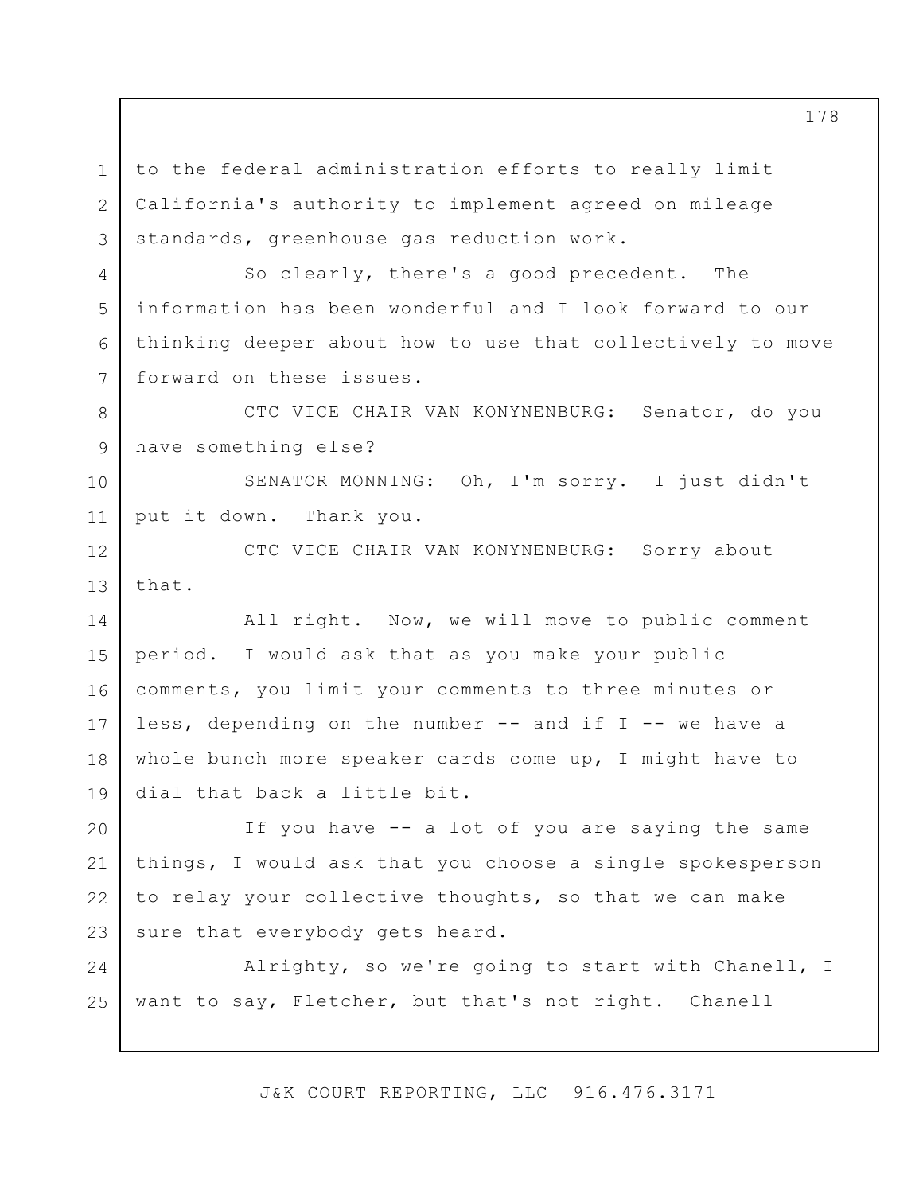to the federal administration efforts to really limit California's authority to implement agreed on mileage standards, greenhouse gas reduction work.

So clearly, there's a good precedent. The information has been wonderful and I look forward to our thinking deeper about how to use that collectively to move forward on these issues.

CTC VICE CHAIR VAN KONYNENBURG: Senator, do you have something else?

SENATOR MONNING: Oh, I'm sorry. I just didn't put it down. Thank you.

CTC VICE CHAIR VAN KONYNENBURG: Sorry about that.

All right. Now, we will move to public comment period. I would ask that as you make your public comments, you limit your comments to three minutes or less, depending on the number -- and if I -- we have a whole bunch more speaker cards come up, I might have to dial that back a little bit.

If you have -- a lot of you are saying the same things, I would ask that you choose a single spokesperson to relay your collective thoughts, so that we can make sure that everybody gets heard.

Alrighty, so we're going to start with Chanell, I want to say, Fletcher, but that's not right. Chanell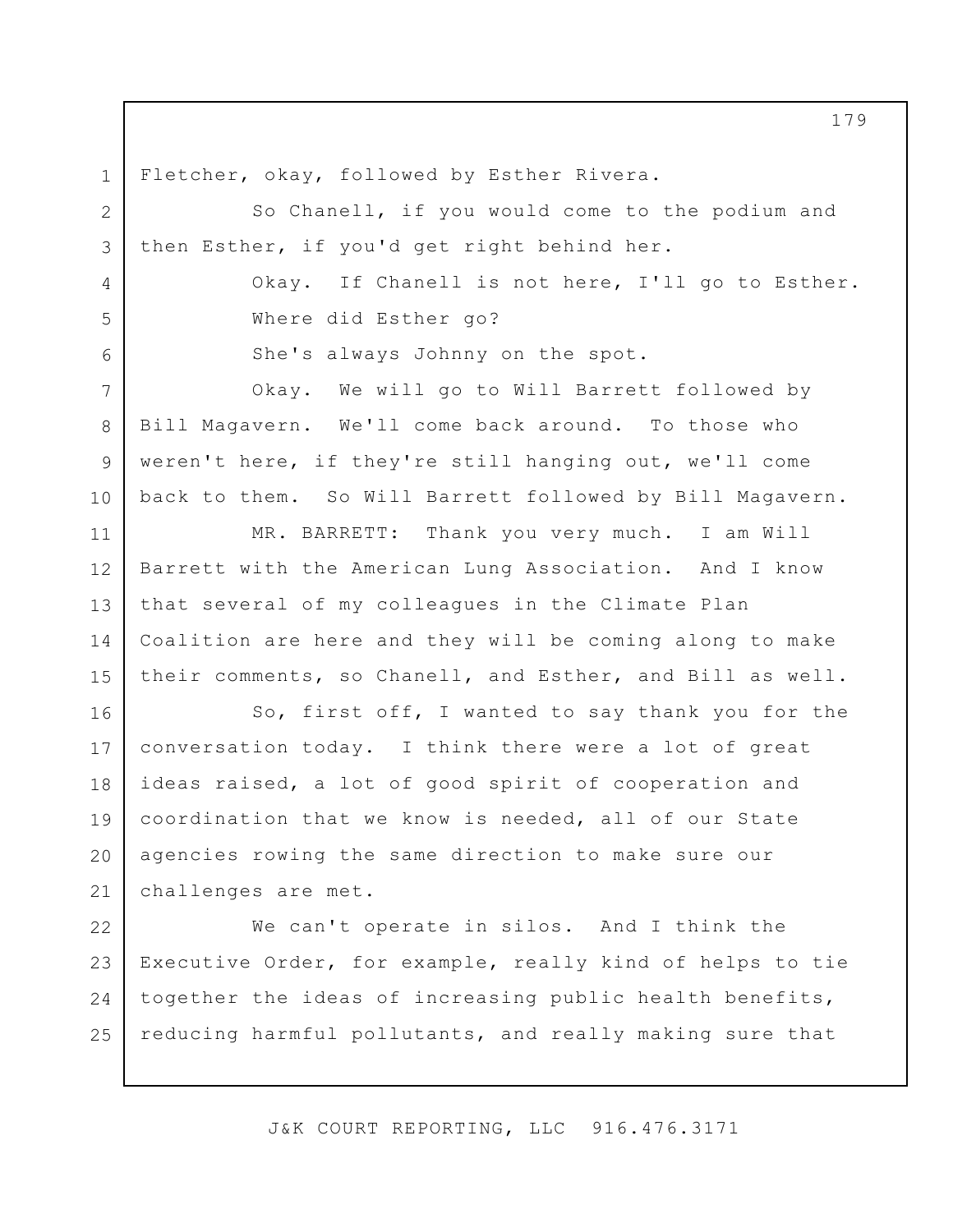Fletcher, okay, followed by Esther Rivera.

So Chanell, if you would come to the podium and then Esther, if you'd get right behind her.

Okay. If Chanell is not here, I'll go to Esther. Where did Esther go?

She's always Johnny on the spot.

Okay. We will go to Will Barrett followed by Bill Magavern. We'll come back around. To those who weren't here, if they're still hanging out, we'll come back to them. So Will Barrett followed by Bill Magavern.

MR. BARRETT: Thank you very much. I am Will Barrett with the American Lung Association. And I know that several of my colleagues in the Climate Plan Coalition are here and they will be coming along to make their comments, so Chanell, and Esther, and Bill as well.

So, first off, I wanted to say thank you for the conversation today. I think there were a lot of great ideas raised, a lot of good spirit of cooperation and coordination that we know is needed, all of our State agencies rowing the same direction to make sure our challenges are met.

We can't operate in silos. And I think the Executive Order, for example, really kind of helps to tie together the ideas of increasing public health benefits, reducing harmful pollutants, and really making sure that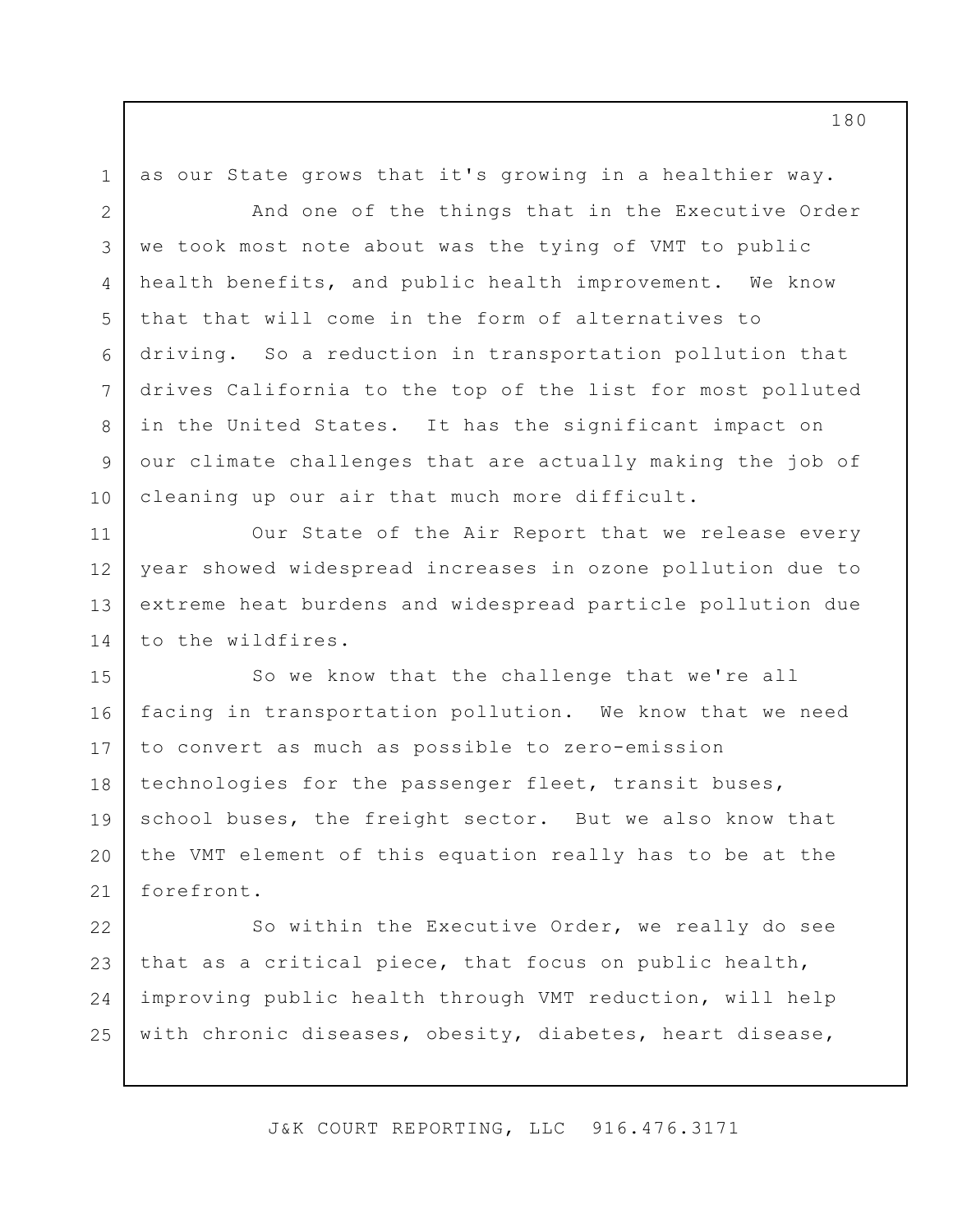as our State grows that it's growing in a healthier way.

And one of the things that in the Executive Order we took most note about was the tying of VMT to public health benefits, and public health improvement. We know that that will come in the form of alternatives to driving. So a reduction in transportation pollution that drives California to the top of the list for most polluted in the United States. It has the significant impact on our climate challenges that are actually making the job of cleaning up our air that much more difficult.

Our State of the Air Report that we release every year showed widespread increases in ozone pollution due to extreme heat burdens and widespread particle pollution due to the wildfires.

So we know that the challenge that we're all facing in transportation pollution. We know that we need to convert as much as possible to zero-emission technologies for the passenger fleet, transit buses, school buses, the freight sector. But we also know that the VMT element of this equation really has to be at the forefront.

So within the Executive Order, we really do see that as a critical piece, that focus on public health, improving public health through VMT reduction, will help with chronic diseases, obesity, diabetes, heart disease,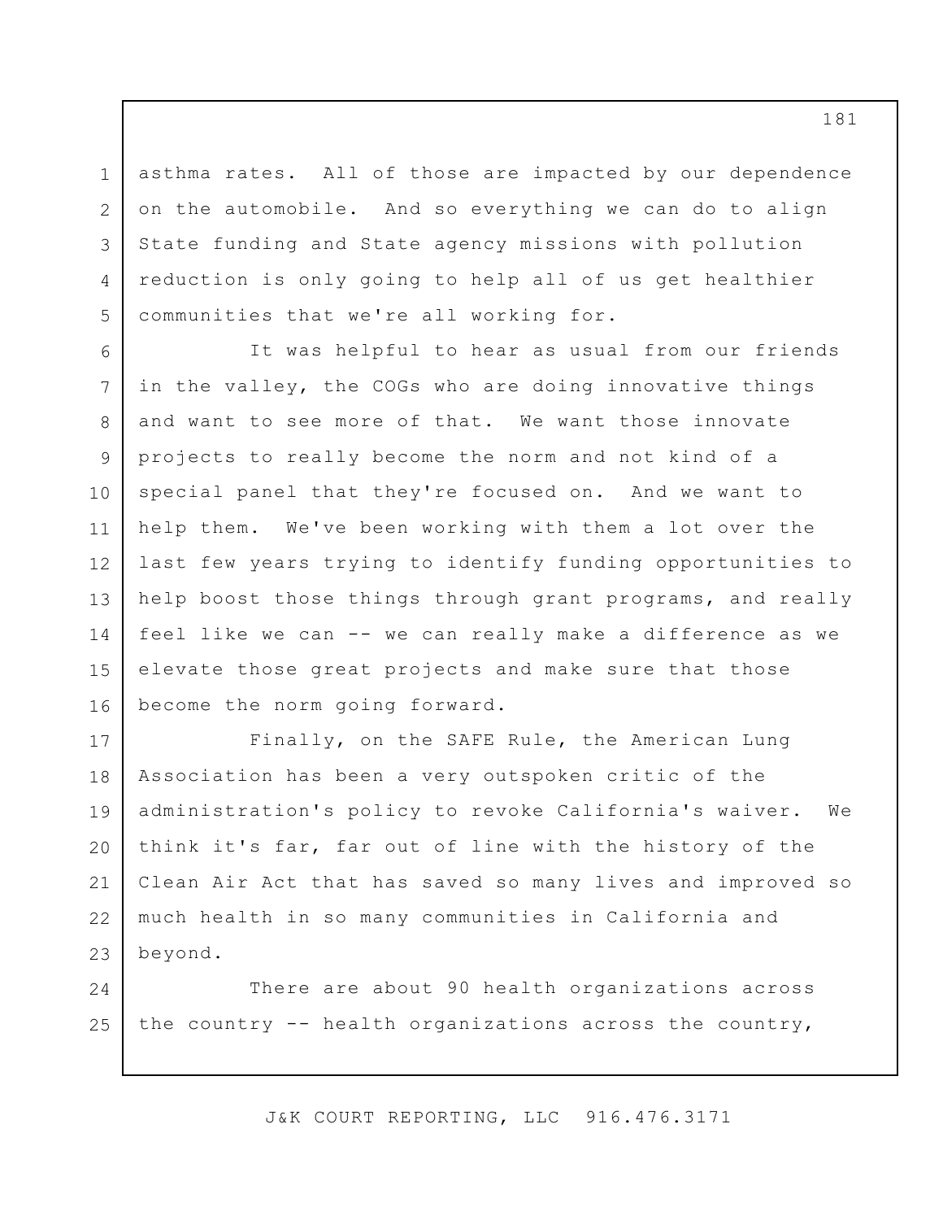asthma rates. All of those are impacted by our dependence on the automobile. And so everything we can do to align State funding and State agency missions with pollution reduction is only going to help all of us get healthier communities that we're all working for.

It was helpful to hear as usual from our friends in the valley, the COGs who are doing innovative things and want to see more of that. We want those innovate projects to really become the norm and not kind of a special panel that they're focused on. And we want to help them. We've been working with them a lot over the last few years trying to identify funding opportunities to help boost those things through grant programs, and really feel like we can -- we can really make a difference as we elevate those great projects and make sure that those become the norm going forward.

Finally, on the SAFE Rule, the American Lung Association has been a very outspoken critic of the administration's policy to revoke California's waiver. We think it's far, far out of line with the history of the Clean Air Act that has saved so many lives and improved so much health in so many communities in California and beyond.

There are about 90 health organizations across the country -- health organizations across the country,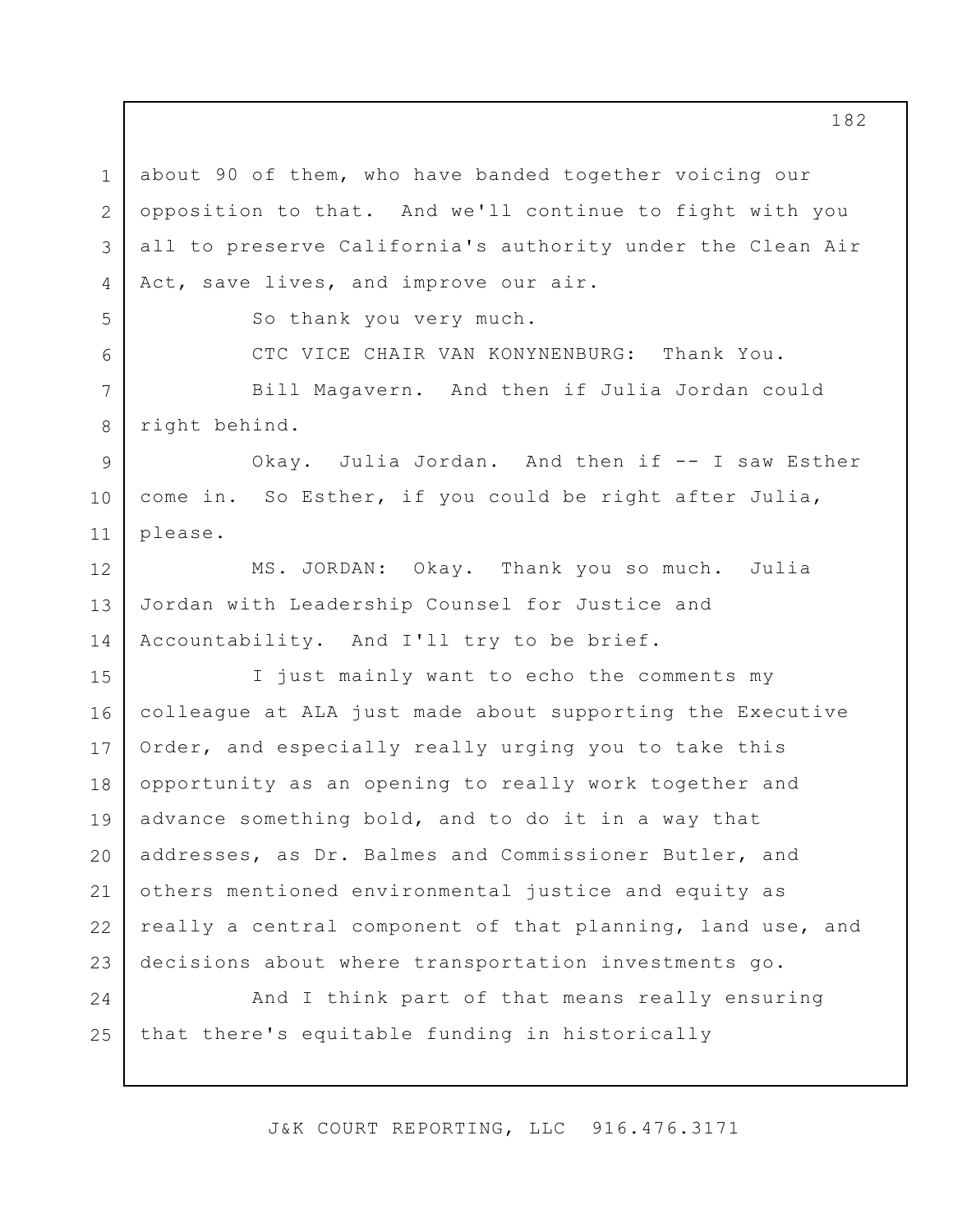about 90 of them, who have banded together voicing our opposition to that. And we'll continue to fight with you all to preserve California's authority under the Clean Air Act, save lives, and improve our air.

So thank you very much.

CTC VICE CHAIR VAN KONYNENBURG: Thank You.

Bill Magavern. And then if Julia Jordan could right behind.

Okay. Julia Jordan. And then if -- I saw Esther come in. So Esther, if you could be right after Julia, please.

MS. JORDAN: Okay. Thank you so much. Julia Jordan with Leadership Counsel for Justice and Accountability. And I'll try to be brief.

I just mainly want to echo the comments my colleague at ALA just made about supporting the Executive Order, and especially really urging you to take this opportunity as an opening to really work together and advance something bold, and to do it in a way that addresses, as Dr. Balmes and Commissioner Butler, and others mentioned environmental justice and equity as really a central component of that planning, land use, and decisions about where transportation investments go.

And I think part of that means really ensuring that there's equitable funding in historically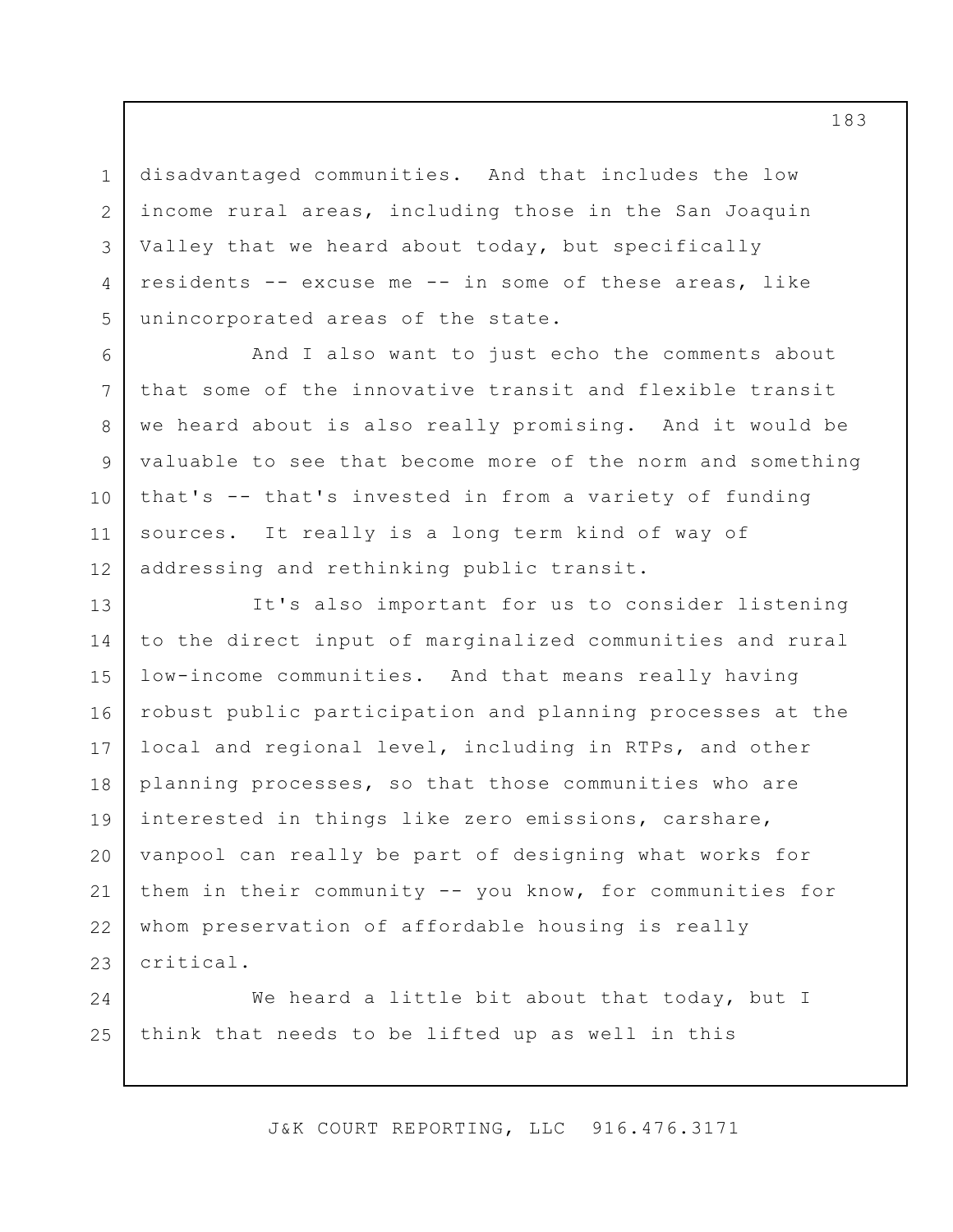disadvantaged communities. And that includes the low income rural areas, including those in the San Joaquin Valley that we heard about today, but specifically residents -- excuse me -- in some of these areas, like unincorporated areas of the state.

And I also want to just echo the comments about that some of the innovative transit and flexible transit we heard about is also really promising. And it would be valuable to see that become more of the norm and something that's -- that's invested in from a variety of funding sources. It really is a long term kind of way of addressing and rethinking public transit.

It's also important for us to consider listening to the direct input of marginalized communities and rural low-income communities. And that means really having robust public participation and planning processes at the local and regional level, including in RTPs, and other planning processes, so that those communities who are interested in things like zero emissions, carshare, vanpool can really be part of designing what works for them in their community -- you know, for communities for whom preservation of affordable housing is really critical.

We heard a little bit about that today, but I think that needs to be lifted up as well in this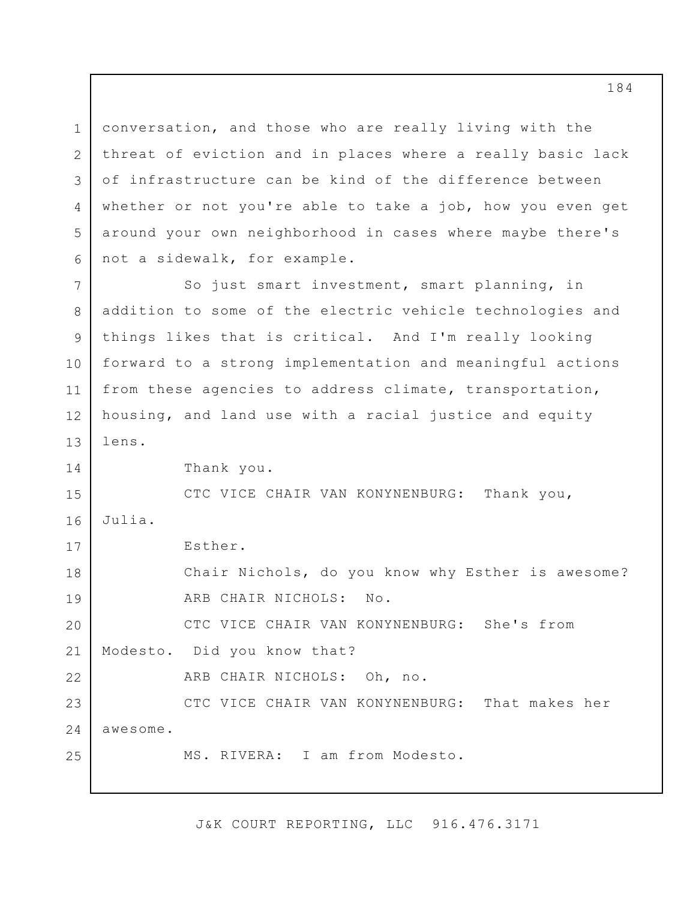conversation, and those who are really living with the threat of eviction and in places where a really basic lack of infrastructure can be kind of the difference between whether or not you're able to take a job, how you even get around your own neighborhood in cases where maybe there's not a sidewalk, for example.

So just smart investment, smart planning, in addition to some of the electric vehicle technologies and things likes that is critical. And I'm really looking forward to a strong implementation and meaningful actions from these agencies to address climate, transportation, housing, and land use with a racial justice and equity lens.

Thank you.

CTC VICE CHAIR VAN KONYNENBURG: Thank you, Julia.

Esther.

Chair Nichols, do you know why Esther is awesome?

ARB CHAIR NICHOLS: No.

CTC VICE CHAIR VAN KONYNENBURG: She's from Modesto. Did you know that?

ARB CHAIR NICHOLS: Oh, no.

CTC VICE CHAIR VAN KONYNENBURG: That makes her awesome.

MS. RIVERA: I am from Modesto.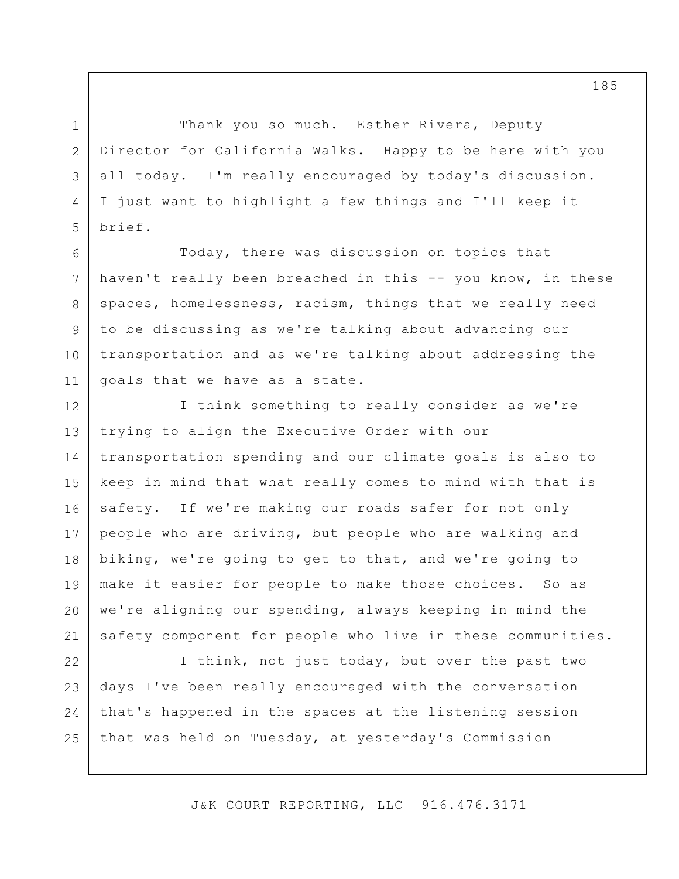Thank you so much. Esther Rivera, Deputy Director for California Walks. Happy to be here with you all today. I'm really encouraged by today's discussion. I just want to highlight a few things and I'll keep it brief.

Today, there was discussion on topics that haven't really been breached in this -- you know, in these spaces, homelessness, racism, things that we really need to be discussing as we're talking about advancing our transportation and as we're talking about addressing the goals that we have as a state.

I think something to really consider as we're trying to align the Executive Order with our transportation spending and our climate goals is also to keep in mind that what really comes to mind with that is safety. If we're making our roads safer for not only people who are driving, but people who are walking and biking, we're going to get to that, and we're going to make it easier for people to make those choices. So as we're aligning our spending, always keeping in mind the safety component for people who live in these communities.

I think, not just today, but over the past two days I've been really encouraged with the conversation that's happened in the spaces at the listening session that was held on Tuesday, at yesterday's Commission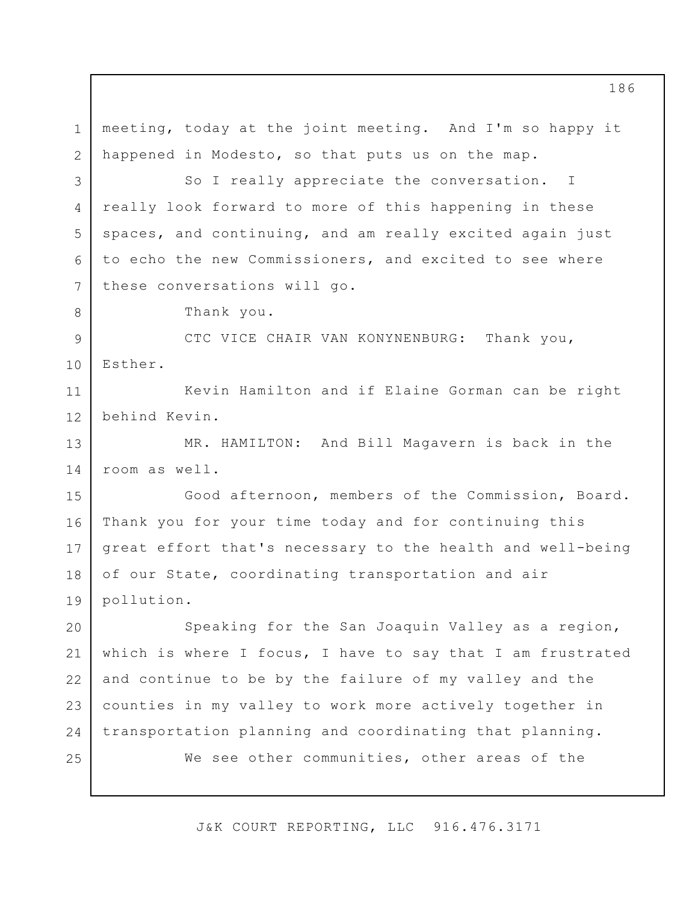meeting, today at the joint meeting. And I'm so happy it happened in Modesto, so that puts us on the map.

So I really appreciate the conversation. I really look forward to more of this happening in these spaces, and continuing, and am really excited again just to echo the new Commissioners, and excited to see where these conversations will go.

Thank you.

CTC VICE CHAIR VAN KONYNENBURG: Thank you, Esther.

Kevin Hamilton and if Elaine Gorman can be right behind Kevin.

MR. HAMILTON: And Bill Magavern is back in the room as well.

Good afternoon, members of the Commission, Board. Thank you for your time today and for continuing this great effort that's necessary to the health and well-being of our State, coordinating transportation and air pollution.

Speaking for the San Joaquin Valley as a region, which is where I focus, I have to say that I am frustrated and continue to be by the failure of my valley and the counties in my valley to work more actively together in transportation planning and coordinating that planning.

We see other communities, other areas of the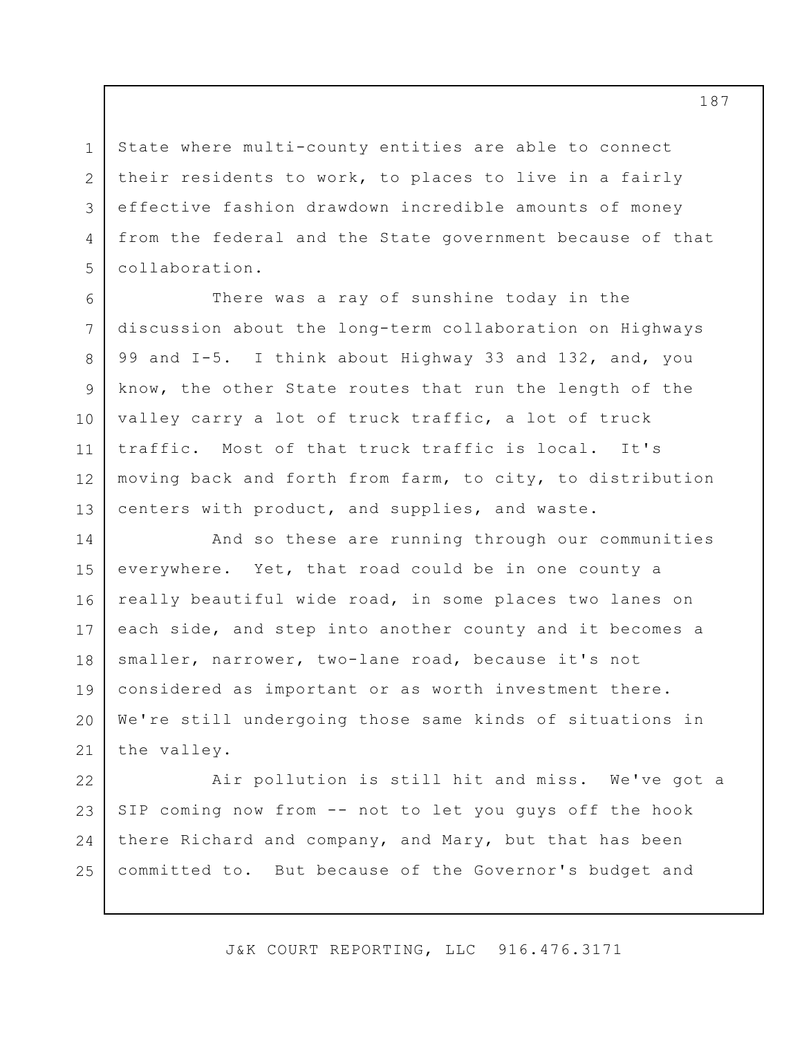State where multi-county entities are able to connect their residents to work, to places to live in a fairly effective fashion drawdown incredible amounts of money from the federal and the State government because of that collaboration.

There was a ray of sunshine today in the discussion about the long-term collaboration on Highways 99 and I-5. I think about Highway 33 and 132, and, you know, the other State routes that run the length of the valley carry a lot of truck traffic, a lot of truck traffic. Most of that truck traffic is local. It's moving back and forth from farm, to city, to distribution centers with product, and supplies, and waste.

And so these are running through our communities everywhere. Yet, that road could be in one county a really beautiful wide road, in some places two lanes on each side, and step into another county and it becomes a smaller, narrower, two-lane road, because it's not considered as important or as worth investment there. We're still undergoing those same kinds of situations in the valley.

Air pollution is still hit and miss. We've got a SIP coming now from -- not to let you guys off the hook there Richard and company, and Mary, but that has been committed to. But because of the Governor's budget and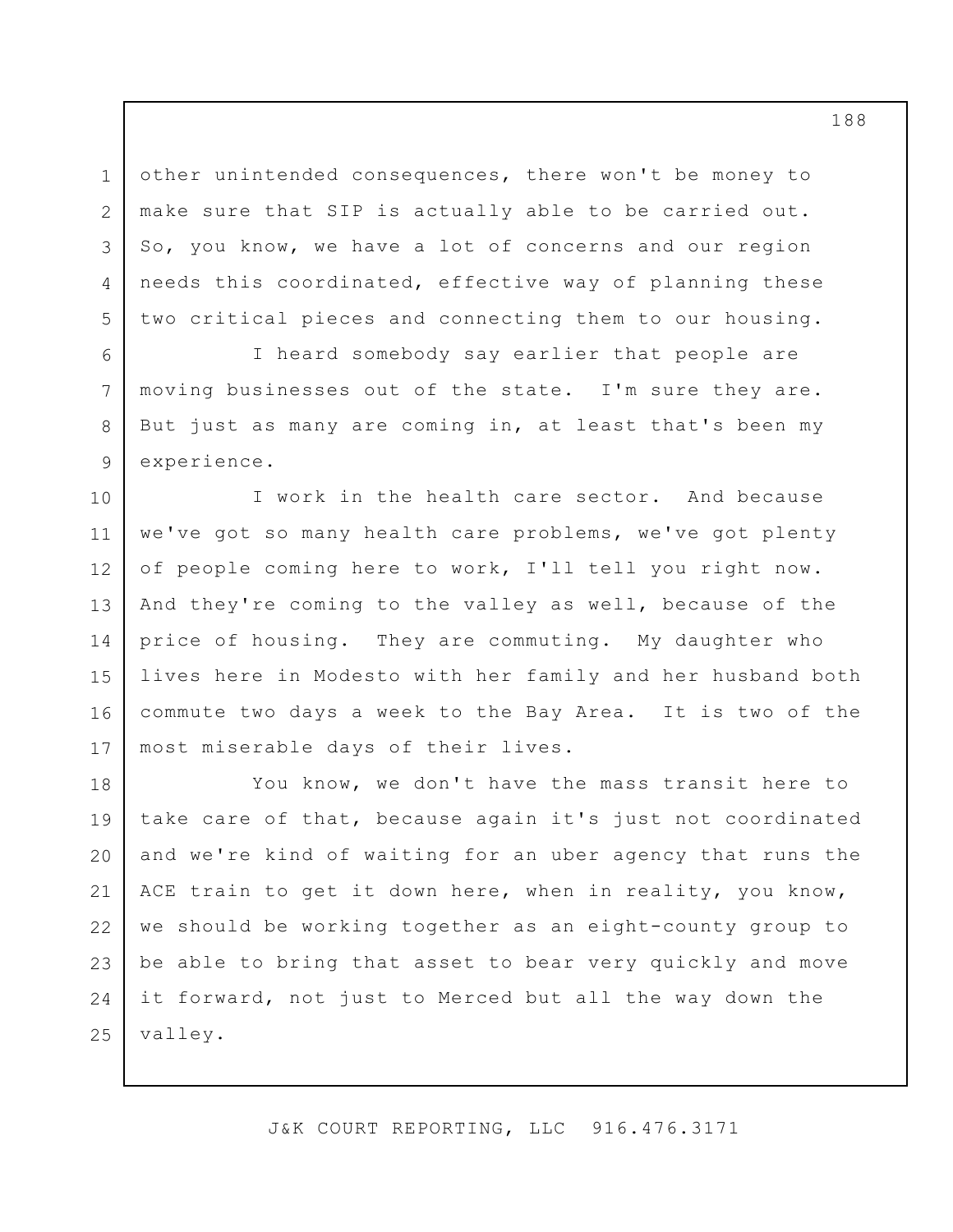other unintended consequences, there won't be money to make sure that SIP is actually able to be carried out. So, you know, we have a lot of concerns and our region needs this coordinated, effective way of planning these two critical pieces and connecting them to our housing.

I heard somebody say earlier that people are moving businesses out of the state. I'm sure they are. But just as many are coming in, at least that's been my experience.

I work in the health care sector. And because we've got so many health care problems, we've got plenty of people coming here to work, I'll tell you right now. And they're coming to the valley as well, because of the price of housing. They are commuting. My daughter who lives here in Modesto with her family and her husband both commute two days a week to the Bay Area. It is two of the most miserable days of their lives.

You know, we don't have the mass transit here to take care of that, because again it's just not coordinated and we're kind of waiting for an uber agency that runs the ACE train to get it down here, when in reality, you know, we should be working together as an eight-county group to be able to bring that asset to bear very quickly and move it forward, not just to Merced but all the way down the valley.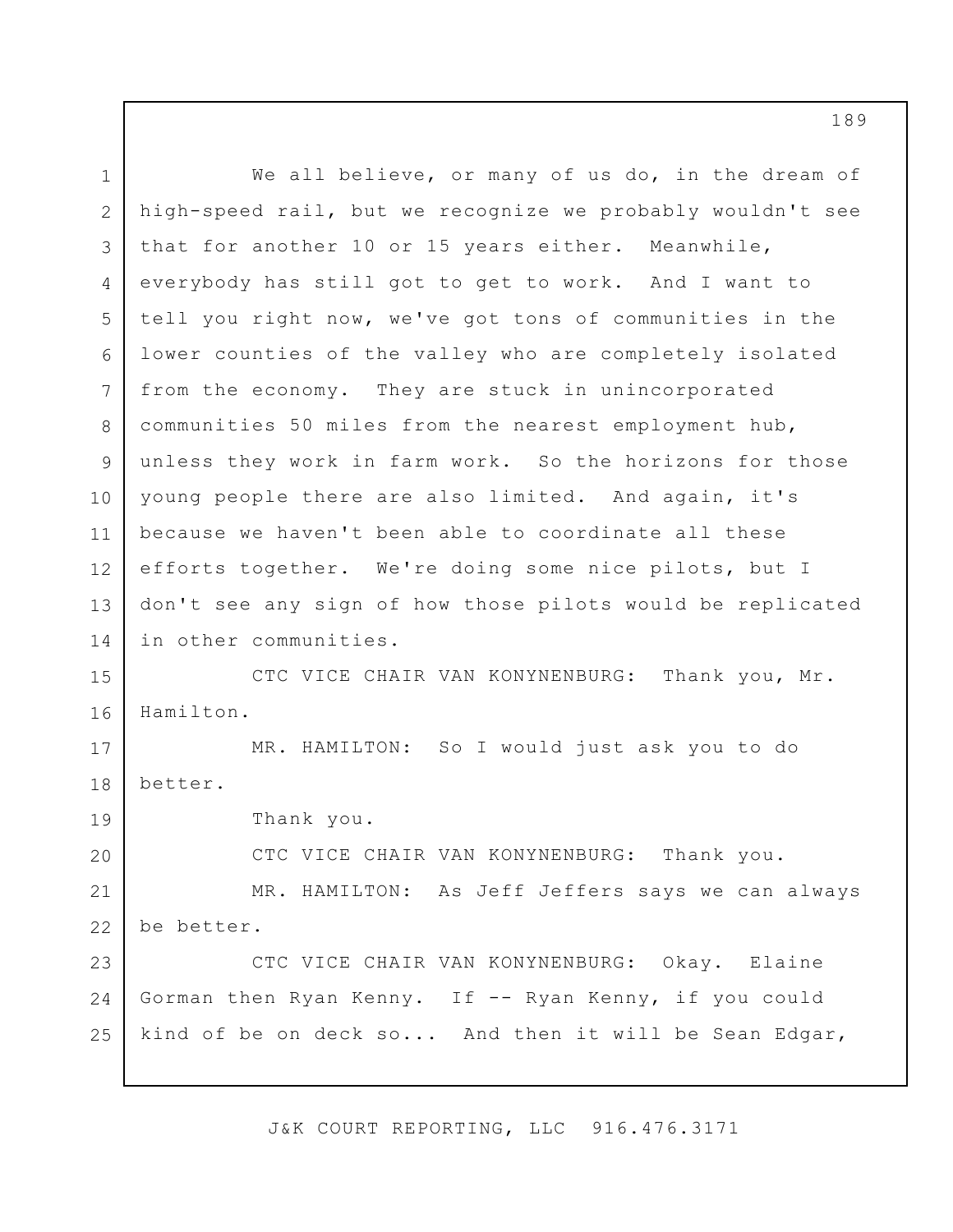We all believe, or many of us do, in the dream of high-speed rail, but we recognize we probably wouldn't see that for another 10 or 15 years either. Meanwhile, everybody has still got to get to work. And I want to tell you right now, we've got tons of communities in the lower counties of the valley who are completely isolated from the economy. They are stuck in unincorporated communities 50 miles from the nearest employment hub, unless they work in farm work. So the horizons for those young people there are also limited. And again, it's because we haven't been able to coordinate all these efforts together. We're doing some nice pilots, but I don't see any sign of how those pilots would be replicated in other communities.

CTC VICE CHAIR VAN KONYNENBURG: Thank you, Mr. Hamilton.

MR. HAMILTON: So I would just ask you to do better.

Thank you.

CTC VICE CHAIR VAN KONYNENBURG: Thank you.

MR. HAMILTON: As Jeff Jeffers says we can always be better.

CTC VICE CHAIR VAN KONYNENBURG: Okay. Elaine Gorman then Ryan Kenny. If -- Ryan Kenny, if you could kind of be on deck so... And then it will be Sean Edgar,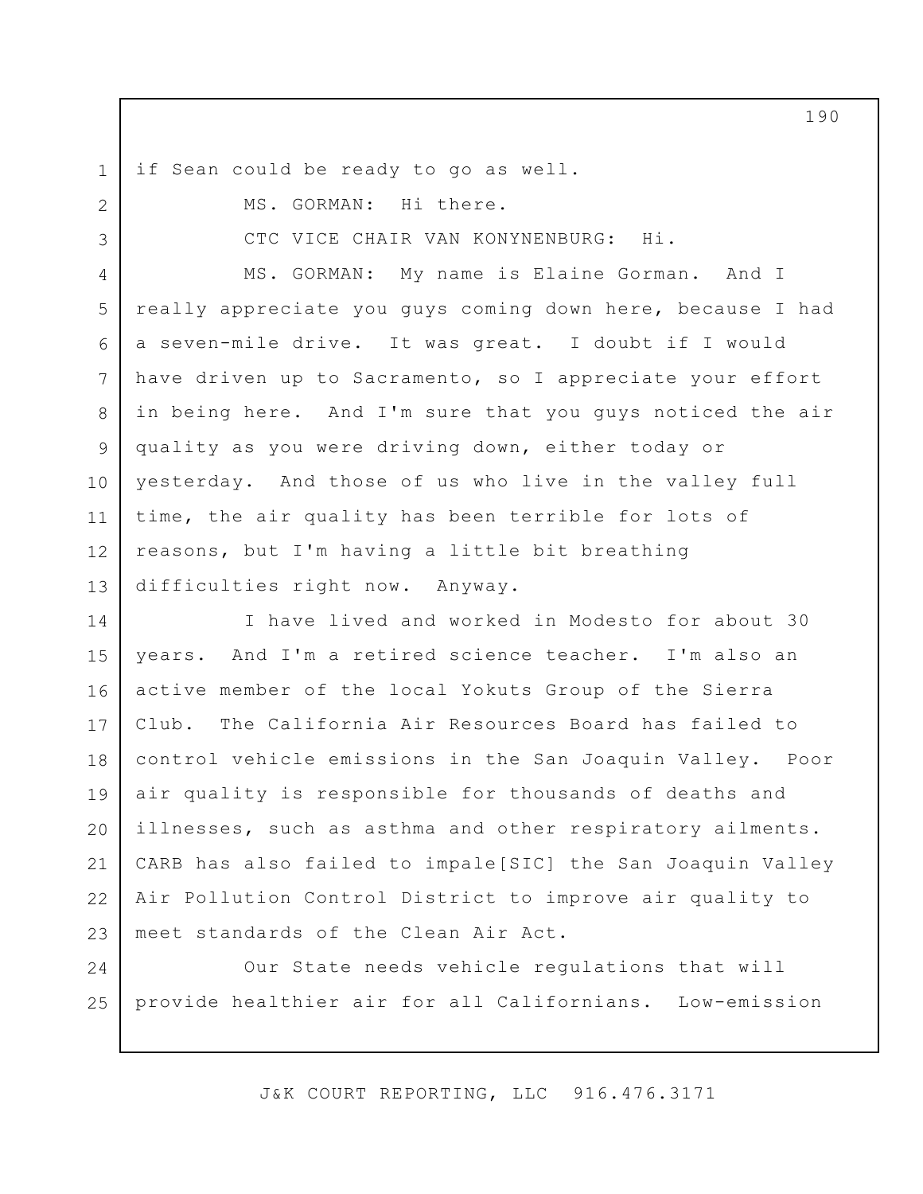if Sean could be ready to go as well.

MS. GORMAN: Hi there.

CTC VICE CHAIR VAN KONYNENBURG: Hi.

MS. GORMAN: My name is Elaine Gorman. And I really appreciate you guys coming down here, because I had a seven-mile drive. It was great. I doubt if I would have driven up to Sacramento, so I appreciate your effort in being here. And I'm sure that you guys noticed the air quality as you were driving down, either today or yesterday. And those of us who live in the valley full time, the air quality has been terrible for lots of reasons, but I'm having a little bit breathing difficulties right now. Anyway.

I have lived and worked in Modesto for about 30 years. And I'm a retired science teacher. I'm also an active member of the local Yokuts Group of the Sierra Club. The California Air Resources Board has failed to control vehicle emissions in the San Joaquin Valley. Poor air quality is responsible for thousands of deaths and illnesses, such as asthma and other respiratory ailments. CARB has also failed to impale[SIC] the San Joaquin Valley Air Pollution Control District to improve air quality to meet standards of the Clean Air Act.

Our State needs vehicle regulations that will provide healthier air for all Californians. Low-emission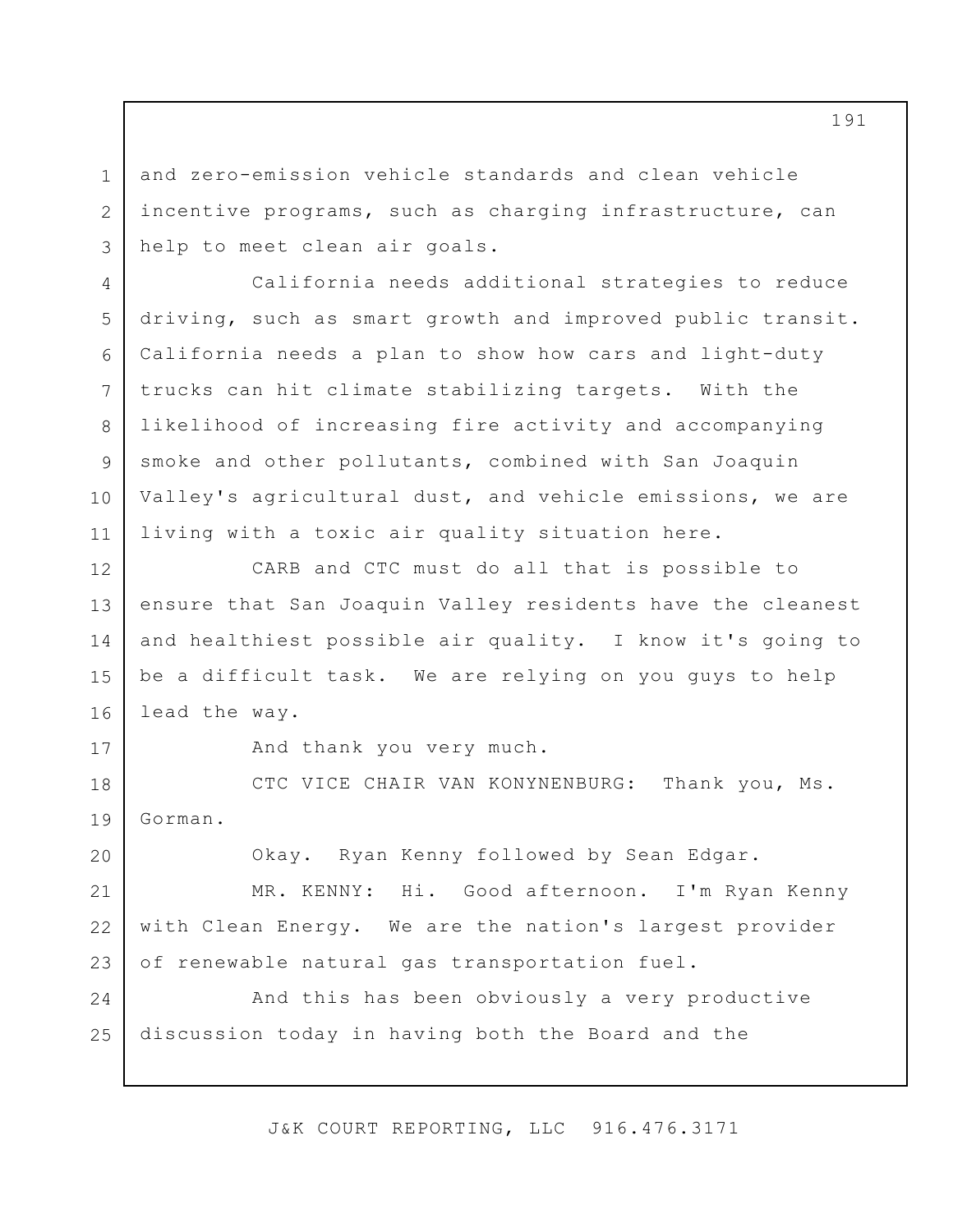and zero-emission vehicle standards and clean vehicle incentive programs, such as charging infrastructure, can help to meet clean air goals.

California needs additional strategies to reduce driving, such as smart growth and improved public transit. California needs a plan to show how cars and light-duty trucks can hit climate stabilizing targets. With the likelihood of increasing fire activity and accompanying smoke and other pollutants, combined with San Joaquin Valley's agricultural dust, and vehicle emissions, we are living with a toxic air quality situation here.

CARB and CTC must do all that is possible to ensure that San Joaquin Valley residents have the cleanest and healthiest possible air quality. I know it's going to be a difficult task. We are relying on you guys to help lead the way.

And thank you very much.

CTC VICE CHAIR VAN KONYNENBURG: Thank you, Ms. Gorman.

Okay. Ryan Kenny followed by Sean Edgar.

MR. KENNY: Hi. Good afternoon. I'm Ryan Kenny with Clean Energy. We are the nation's largest provider of renewable natural gas transportation fuel.

And this has been obviously a very productive discussion today in having both the Board and the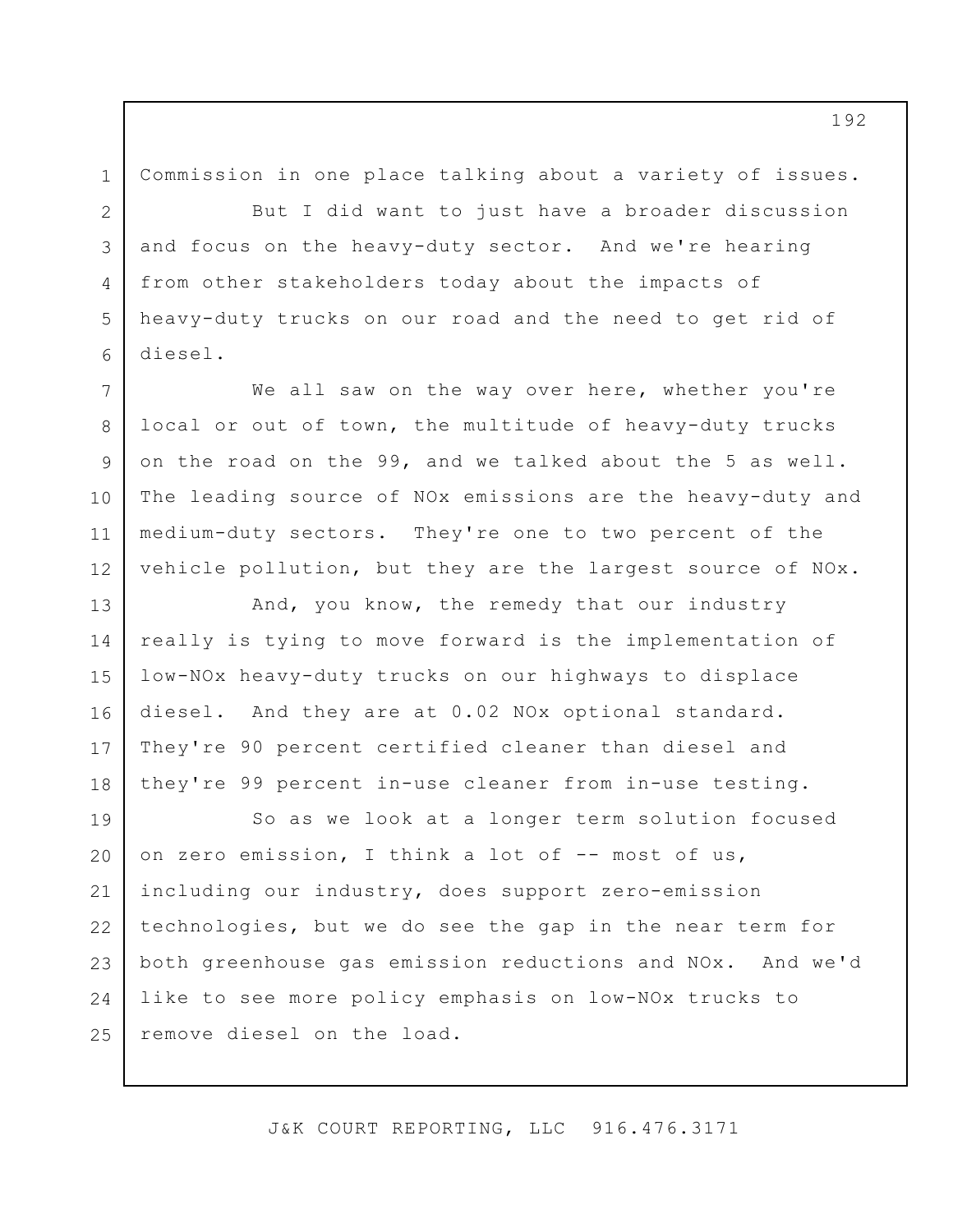Commission in one place talking about a variety of issues.

But I did want to just have a broader discussion and focus on the heavy-duty sector. And we're hearing from other stakeholders today about the impacts of heavy-duty trucks on our road and the need to get rid of diesel.

We all saw on the way over here, whether you're local or out of town, the multitude of heavy-duty trucks on the road on the 99, and we talked about the 5 as well. The leading source of NOx emissions are the heavy-duty and medium-duty sectors. They're one to two percent of the vehicle pollution, but they are the largest source of NOx.

And, you know, the remedy that our industry really is tying to move forward is the implementation of low-NOx heavy-duty trucks on our highways to displace diesel. And they are at 0.02 NOx optional standard. They're 90 percent certified cleaner than diesel and they're 99 percent in-use cleaner from in-use testing.

So as we look at a longer term solution focused on zero emission, I think a lot of -- most of us, including our industry, does support zero-emission technologies, but we do see the gap in the near term for both greenhouse gas emission reductions and NOx. And we'd like to see more policy emphasis on low-NOx trucks to remove diesel on the load.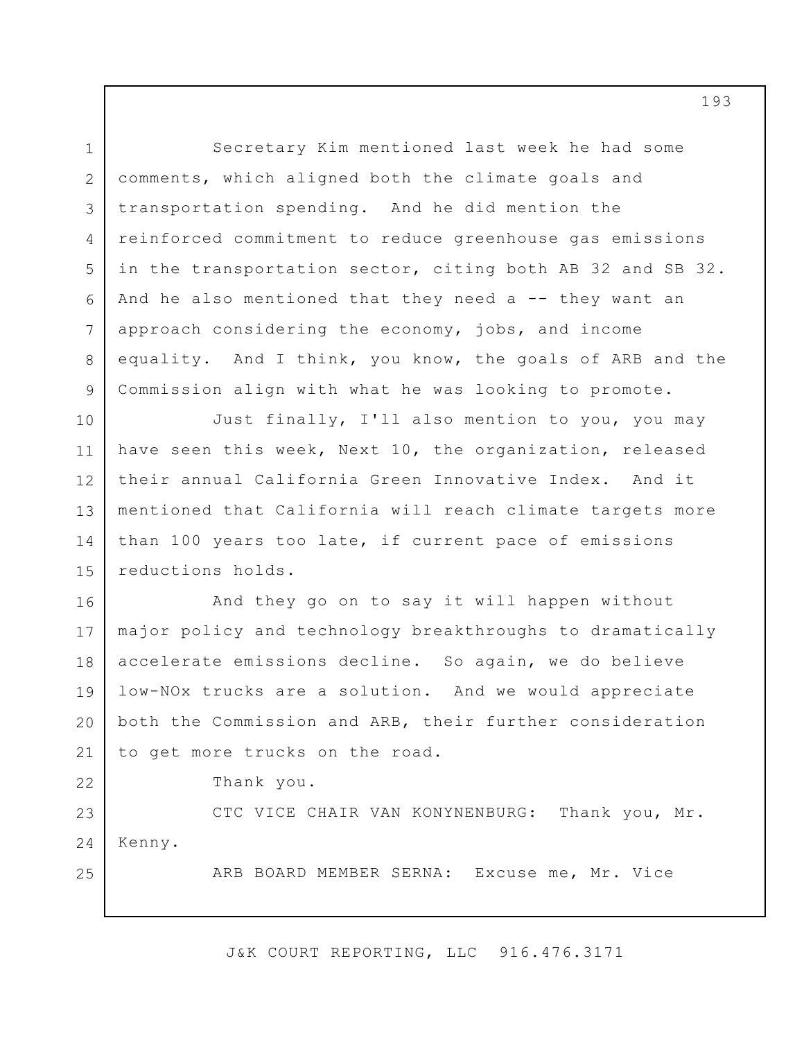Secretary Kim mentioned last week he had some comments, which aligned both the climate goals and transportation spending. And he did mention the reinforced commitment to reduce greenhouse gas emissions in the transportation sector, citing both AB 32 and SB 32. And he also mentioned that they need a -- they want an approach considering the economy, jobs, and income equality. And I think, you know, the goals of ARB and the Commission align with what he was looking to promote.

Just finally, I'll also mention to you, you may have seen this week, Next 10, the organization, released their annual California Green Innovative Index. And it mentioned that California will reach climate targets more than 100 years too late, if current pace of emissions reductions holds.

And they go on to say it will happen without major policy and technology breakthroughs to dramatically accelerate emissions decline. So again, we do believe low-NOx trucks are a solution. And we would appreciate both the Commission and ARB, their further consideration to get more trucks on the road.

Thank you.

CTC VICE CHAIR VAN KONYNENBURG: Thank you, Mr. Kenny.

ARB BOARD MEMBER SERNA: Excuse me, Mr. Vice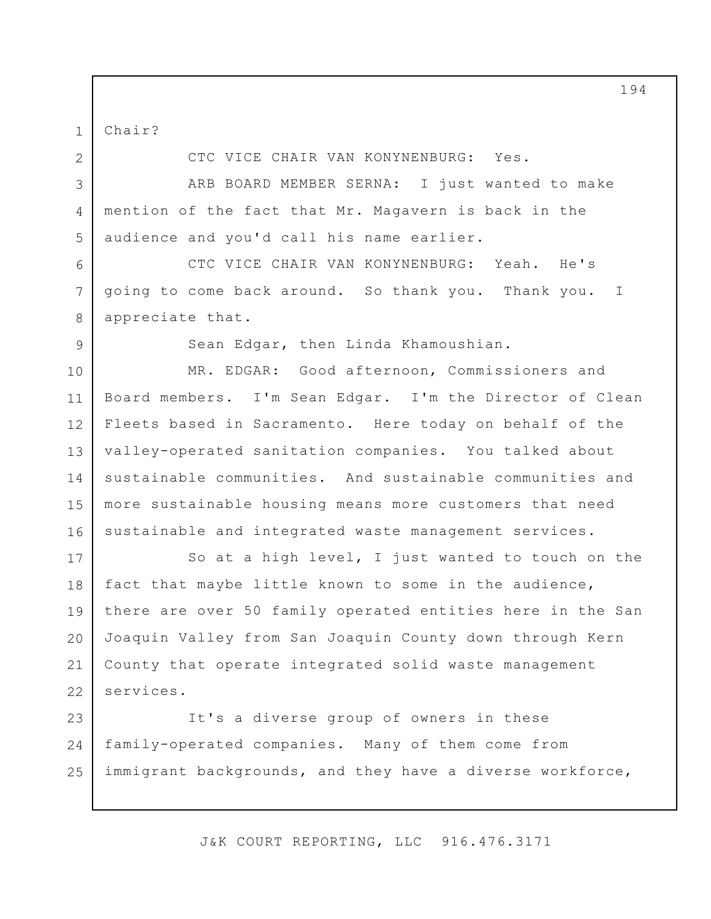Chair?

CTC VICE CHAIR VAN KONYNENBURG: Yes.

ARB BOARD MEMBER SERNA: I just wanted to make mention of the fact that Mr. Magavern is back in the audience and you'd call his name earlier.

CTC VICE CHAIR VAN KONYNENBURG: Yeah. He's going to come back around. So thank you. Thank you. I appreciate that.

Sean Edgar, then Linda Khamoushian.

MR. EDGAR: Good afternoon, Commissioners and Board members. I'm Sean Edgar. I'm the Director of Clean Fleets based in Sacramento. Here today on behalf of the valley-operated sanitation companies. You talked about sustainable communities. And sustainable communities and more sustainable housing means more customers that need sustainable and integrated waste management services.

So at a high level, I just wanted to touch on the fact that maybe little known to some in the audience, there are over 50 family operated entities here in the San Joaquin Valley from San Joaquin County down through Kern County that operate integrated solid waste management services.

It's a diverse group of owners in these family-operated companies. Many of them come from immigrant backgrounds, and they have a diverse workforce,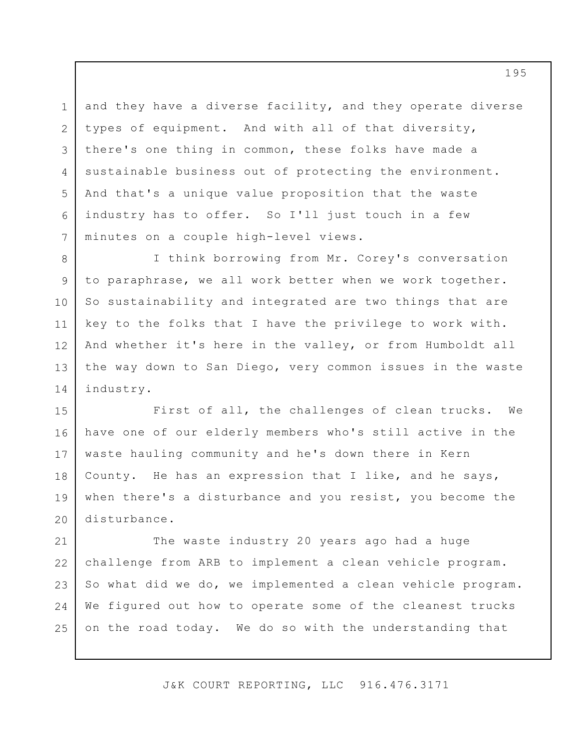and they have a diverse facility, and they operate diverse types of equipment. And with all of that diversity, there's one thing in common, these folks have made a sustainable business out of protecting the environment. And that's a unique value proposition that the waste industry has to offer. So I'll just touch in a few minutes on a couple high-level views.

I think borrowing from Mr. Corey's conversation to paraphrase, we all work better when we work together. So sustainability and integrated are two things that are key to the folks that I have the privilege to work with. And whether it's here in the valley, or from Humboldt all the way down to San Diego, very common issues in the waste industry.

First of all, the challenges of clean trucks. We have one of our elderly members who's still active in the waste hauling community and he's down there in Kern County. He has an expression that I like, and he says, when there's a disturbance and you resist, you become the disturbance.

The waste industry 20 years ago had a huge challenge from ARB to implement a clean vehicle program. So what did we do, we implemented a clean vehicle program. We figured out how to operate some of the cleanest trucks on the road today. We do so with the understanding that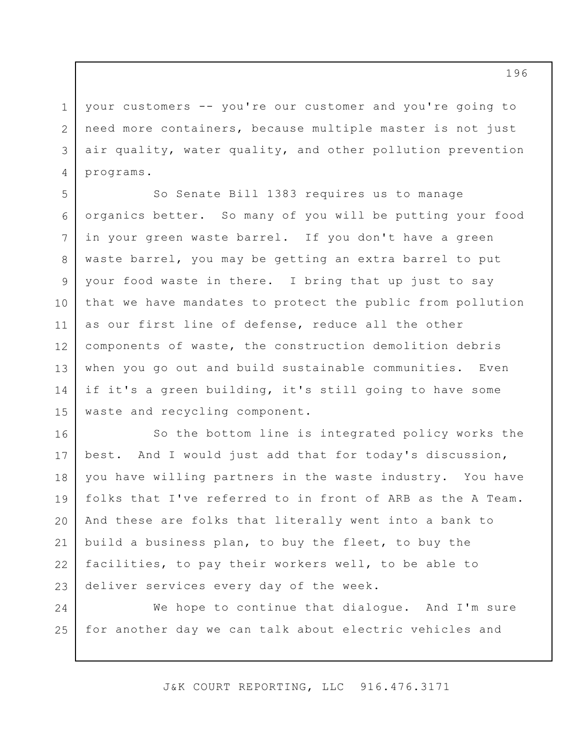your customers -- you're our customer and you're going to need more containers, because multiple master is not just air quality, water quality, and other pollution prevention programs.

So Senate Bill 1383 requires us to manage organics better. So many of you will be putting your food in your green waste barrel. If you don't have a green waste barrel, you may be getting an extra barrel to put your food waste in there. I bring that up just to say that we have mandates to protect the public from pollution as our first line of defense, reduce all the other components of waste, the construction demolition debris when you go out and build sustainable communities. Even if it's a green building, it's still going to have some waste and recycling component.

So the bottom line is integrated policy works the best. And I would just add that for today's discussion, you have willing partners in the waste industry. You have folks that I've referred to in front of ARB as the A Team. And these are folks that literally went into a bank to build a business plan, to buy the fleet, to buy the facilities, to pay their workers well, to be able to deliver services every day of the week.

We hope to continue that dialogue. And I'm sure for another day we can talk about electric vehicles and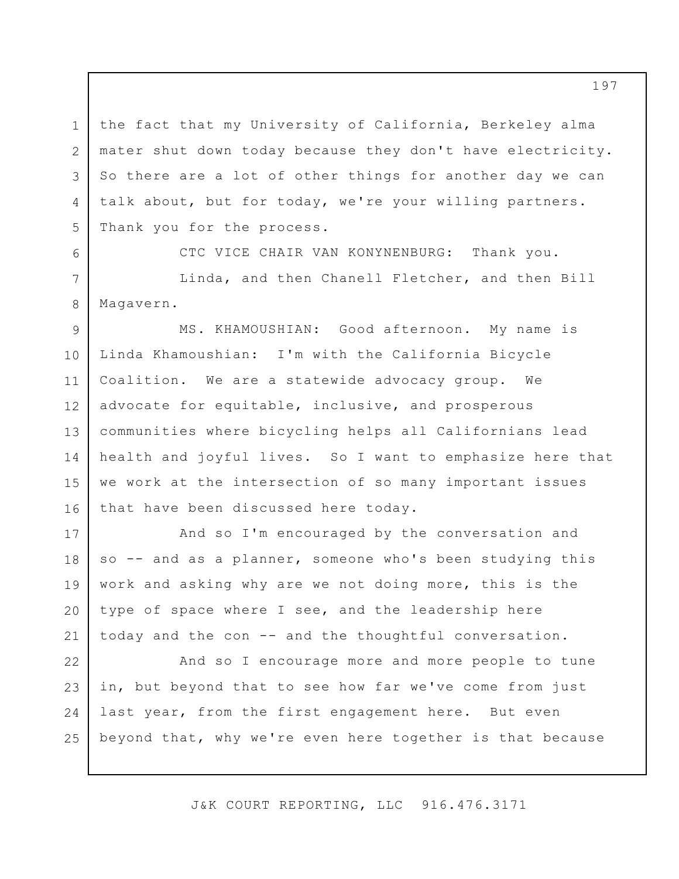the fact that my University of California, Berkeley alma mater shut down today because they don't have electricity. So there are a lot of other things for another day we can talk about, but for today, we're your willing partners. Thank you for the process.

CTC VICE CHAIR VAN KONYNENBURG: Thank you.

Linda, and then Chanell Fletcher, and then Bill Magavern.

MS. KHAMOUSHIAN: Good afternoon. My name is Linda Khamoushian: I'm with the California Bicycle Coalition. We are a statewide advocacy group. We advocate for equitable, inclusive, and prosperous communities where bicycling helps all Californians lead health and joyful lives. So I want to emphasize here that we work at the intersection of so many important issues that have been discussed here today.

And so I'm encouraged by the conversation and so -- and as a planner, someone who's been studying this work and asking why are we not doing more, this is the type of space where I see, and the leadership here today and the con -- and the thoughtful conversation.

And so I encourage more and more people to tune in, but beyond that to see how far we've come from just last year, from the first engagement here. But even beyond that, why we're even here together is that because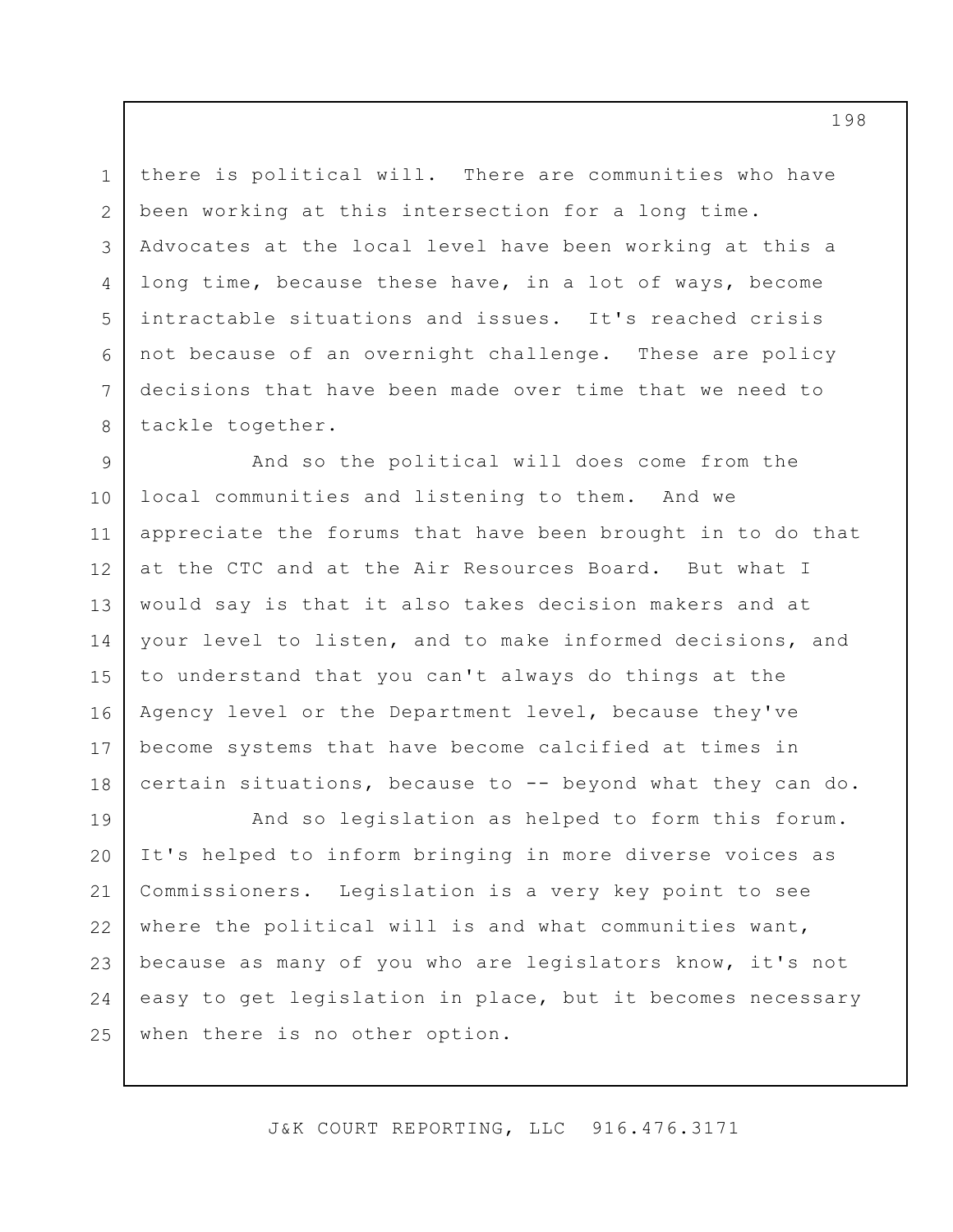there is political will. There are communities who have been working at this intersection for a long time. Advocates at the local level have been working at this a long time, because these have, in a lot of ways, become intractable situations and issues. It's reached crisis not because of an overnight challenge. These are policy decisions that have been made over time that we need to tackle together.

And so the political will does come from the local communities and listening to them. And we appreciate the forums that have been brought in to do that at the CTC and at the Air Resources Board. But what I would say is that it also takes decision makers and at your level to listen, and to make informed decisions, and to understand that you can't always do things at the Agency level or the Department level, because they've become systems that have become calcified at times in certain situations, because to -- beyond what they can do.

And so legislation as helped to form this forum. It's helped to inform bringing in more diverse voices as Commissioners. Legislation is a very key point to see where the political will is and what communities want, because as many of you who are legislators know, it's not easy to get legislation in place, but it becomes necessary when there is no other option.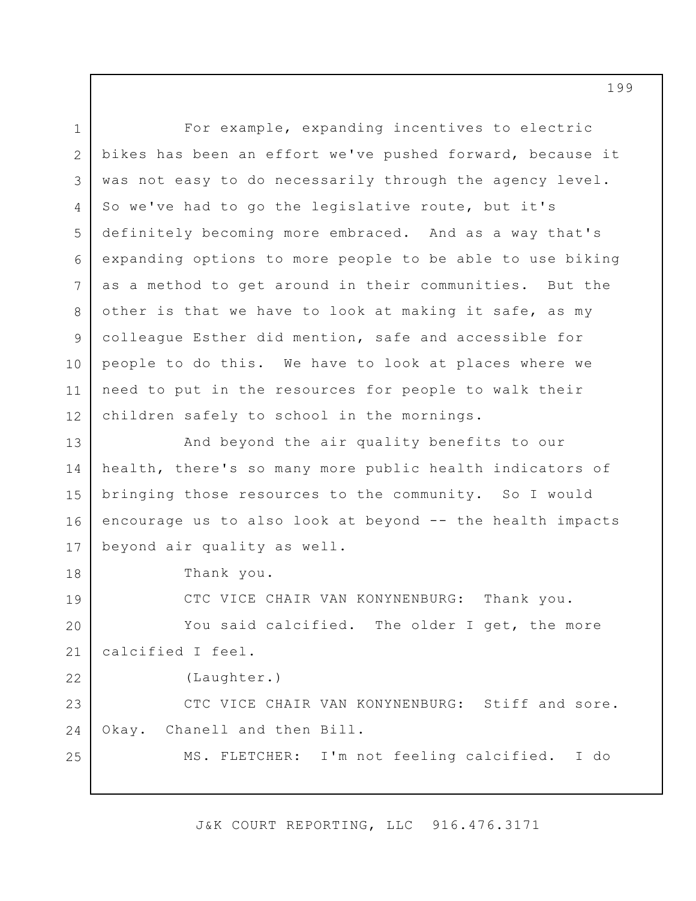For example, expanding incentives to electric bikes has been an effort we've pushed forward, because it was not easy to do necessarily through the agency level. So we've had to go the legislative route, but it's definitely becoming more embraced. And as a way that's expanding options to more people to be able to use biking as a method to get around in their communities. But the other is that we have to look at making it safe, as my colleague Esther did mention, safe and accessible for people to do this. We have to look at places where we need to put in the resources for people to walk their children safely to school in the mornings.

And beyond the air quality benefits to our health, there's so many more public health indicators of bringing those resources to the community. So I would encourage us to also look at beyond -- the health impacts beyond air quality as well.

Thank you.

CTC VICE CHAIR VAN KONYNENBURG: Thank you.

You said calcified. The older I get, the more calcified I feel.

(Laughter.)

CTC VICE CHAIR VAN KONYNENBURG: Stiff and sore. Okay. Chanell and then Bill.

MS. FLETCHER: I'm not feeling calcified. I do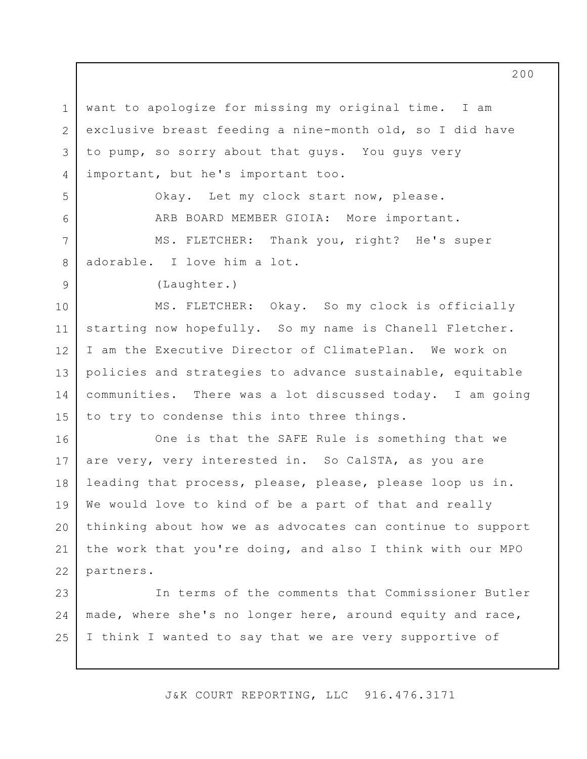want to apologize for missing my original time. I am exclusive breast feeding a nine-month old, so I did have to pump, so sorry about that guys. You guys very important, but he's important too.

Okay. Let my clock start now, please.

ARB BOARD MEMBER GIOIA: More important.

MS. FLETCHER: Thank you, right? He's super adorable. I love him a lot.

(Laughter.)

MS. FLETCHER: Okay. So my clock is officially starting now hopefully. So my name is Chanell Fletcher. I am the Executive Director of ClimatePlan. We work on policies and strategies to advance sustainable, equitable communities. There was a lot discussed today. I am going to try to condense this into three things.

One is that the SAFE Rule is something that we are very, very interested in. So CalSTA, as you are leading that process, please, please, please loop us in. We would love to kind of be a part of that and really thinking about how we as advocates can continue to support the work that you're doing, and also I think with our MPO partners.

In terms of the comments that Commissioner Butler made, where she's no longer here, around equity and race, I think I wanted to say that we are very supportive of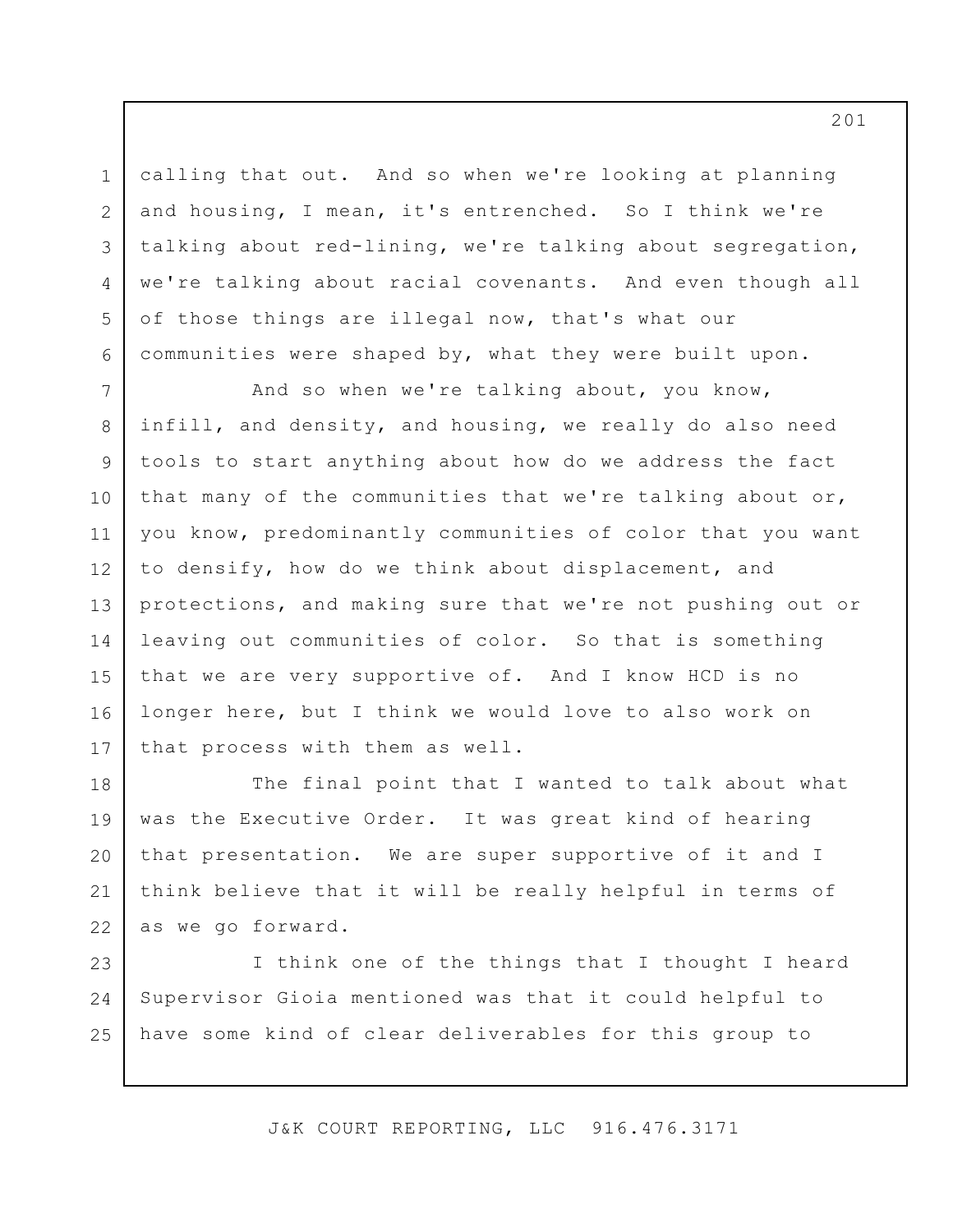calling that out. And so when we're looking at planning and housing, I mean, it's entrenched. So I think we're talking about red-lining, we're talking about segregation, we're talking about racial covenants. And even though all of those things are illegal now, that's what our communities were shaped by, what they were built upon.

And so when we're talking about, you know, infill, and density, and housing, we really do also need tools to start anything about how do we address the fact that many of the communities that we're talking about or, you know, predominantly communities of color that you want to densify, how do we think about displacement, and protections, and making sure that we're not pushing out or leaving out communities of color. So that is something that we are very supportive of. And I know HCD is no longer here, but I think we would love to also work on that process with them as well.

The final point that I wanted to talk about what was the Executive Order. It was great kind of hearing that presentation. We are super supportive of it and I think believe that it will be really helpful in terms of as we go forward.

I think one of the things that I thought I heard Supervisor Gioia mentioned was that it could helpful to have some kind of clear deliverables for this group to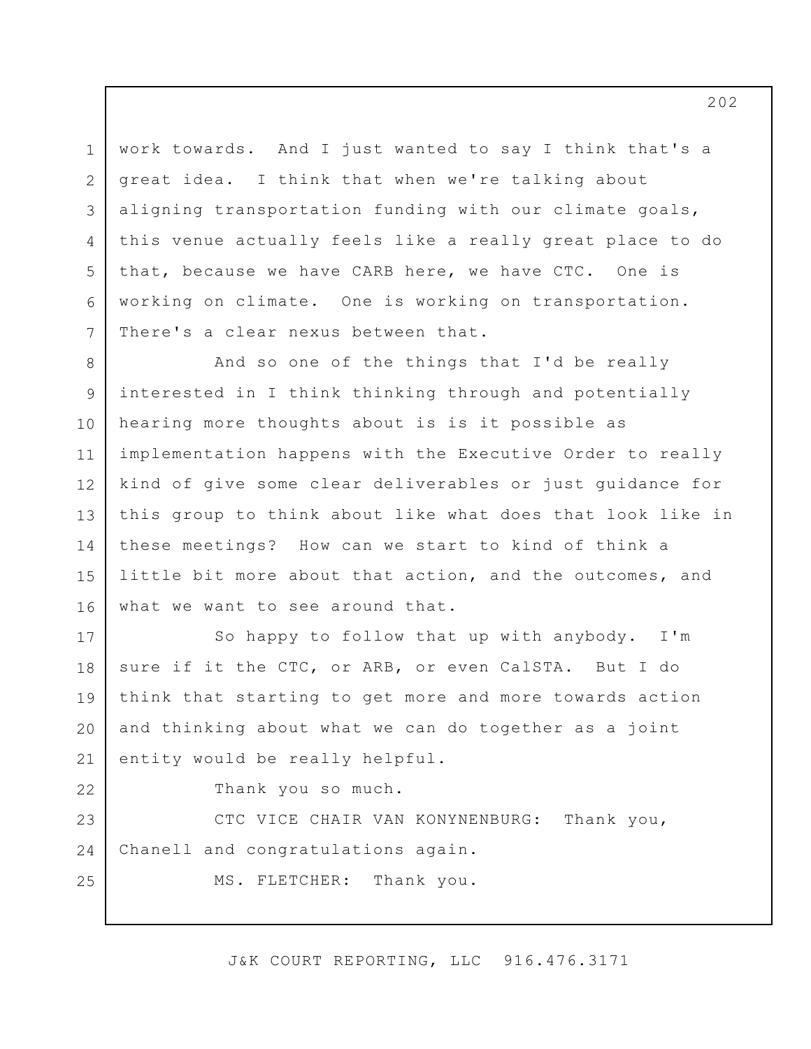work towards. And I just wanted to say I think that's a great idea. I think that when we're talking about aligning transportation funding with our climate goals, this venue actually feels like a really great place to do that, because we have CARB here, we have CTC. One is working on climate. One is working on transportation. There's a clear nexus between that.

And so one of the things that I'd be really interested in I think thinking through and potentially hearing more thoughts about is is it possible as implementation happens with the Executive Order to really kind of give some clear deliverables or just guidance for this group to think about like what does that look like in these meetings? How can we start to kind of think a little bit more about that action, and the outcomes, and what we want to see around that.

So happy to follow that up with anybody. I'm sure if it the CTC, or ARB, or even CalSTA. But I do think that starting to get more and more towards action and thinking about what we can do together as a joint entity would be really helpful.

Thank you so much.

CTC VICE CHAIR VAN KONYNENBURG: Thank you, Chanell and congratulations again.

MS. FLETCHER: Thank you.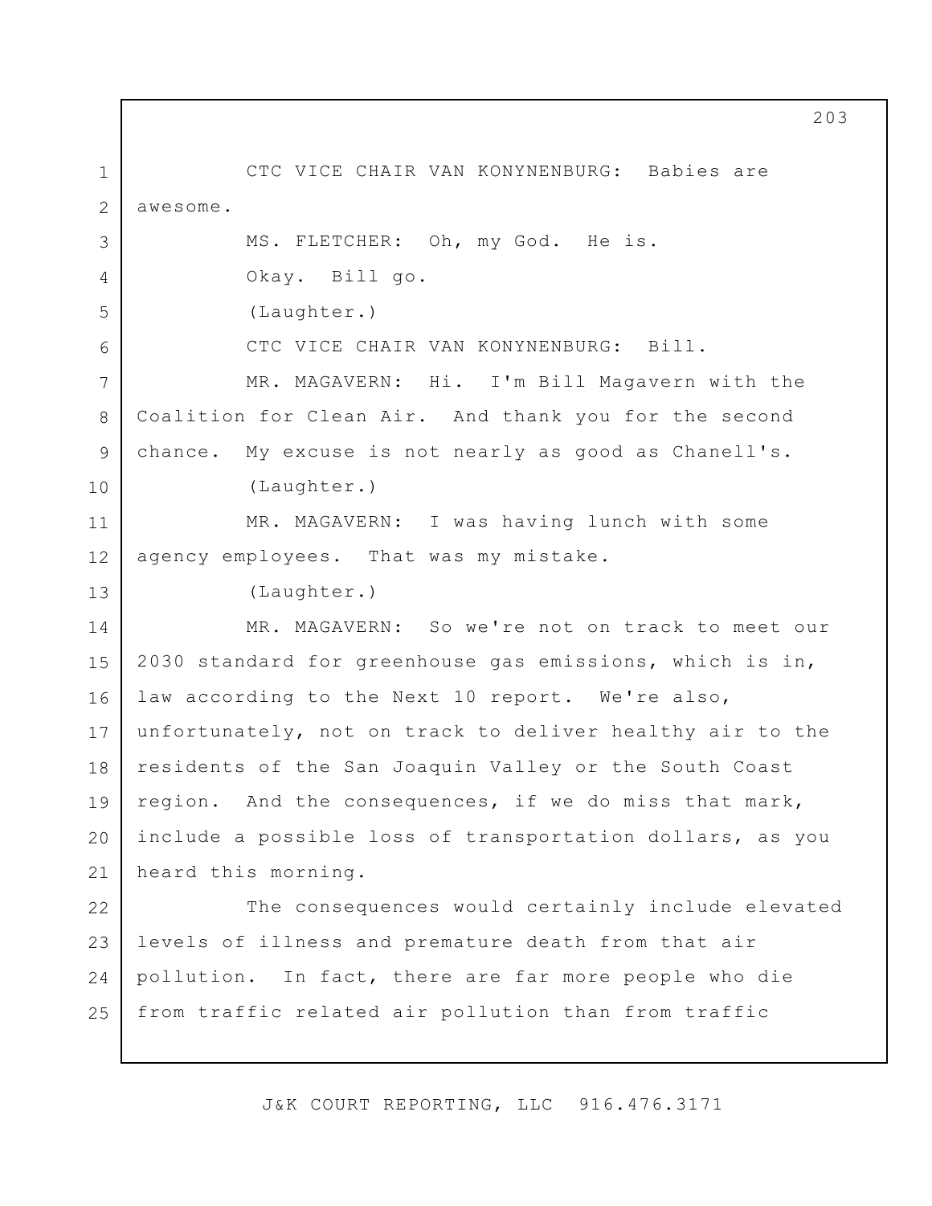CTC VICE CHAIR VAN KONYNENBURG: Babies are awesome.

MS. FLETCHER: Oh, my God. He is.

Okay. Bill go.

(Laughter.)

CTC VICE CHAIR VAN KONYNENBURG: Bill.

MR. MAGAVERN: Hi. I'm Bill Magavern with the Coalition for Clean Air. And thank you for the second chance. My excuse is not nearly as good as Chanell's.

(Laughter.)

MR. MAGAVERN: I was having lunch with some agency employees. That was my mistake.

(Laughter.)

MR. MAGAVERN: So we're not on track to meet our 2030 standard for greenhouse gas emissions, which is in, law according to the Next 10 report. We're also, unfortunately, not on track to deliver healthy air to the residents of the San Joaquin Valley or the South Coast region. And the consequences, if we do miss that mark, include a possible loss of transportation dollars, as you heard this morning.

The consequences would certainly include elevated levels of illness and premature death from that air pollution. In fact, there are far more people who die from traffic related air pollution than from traffic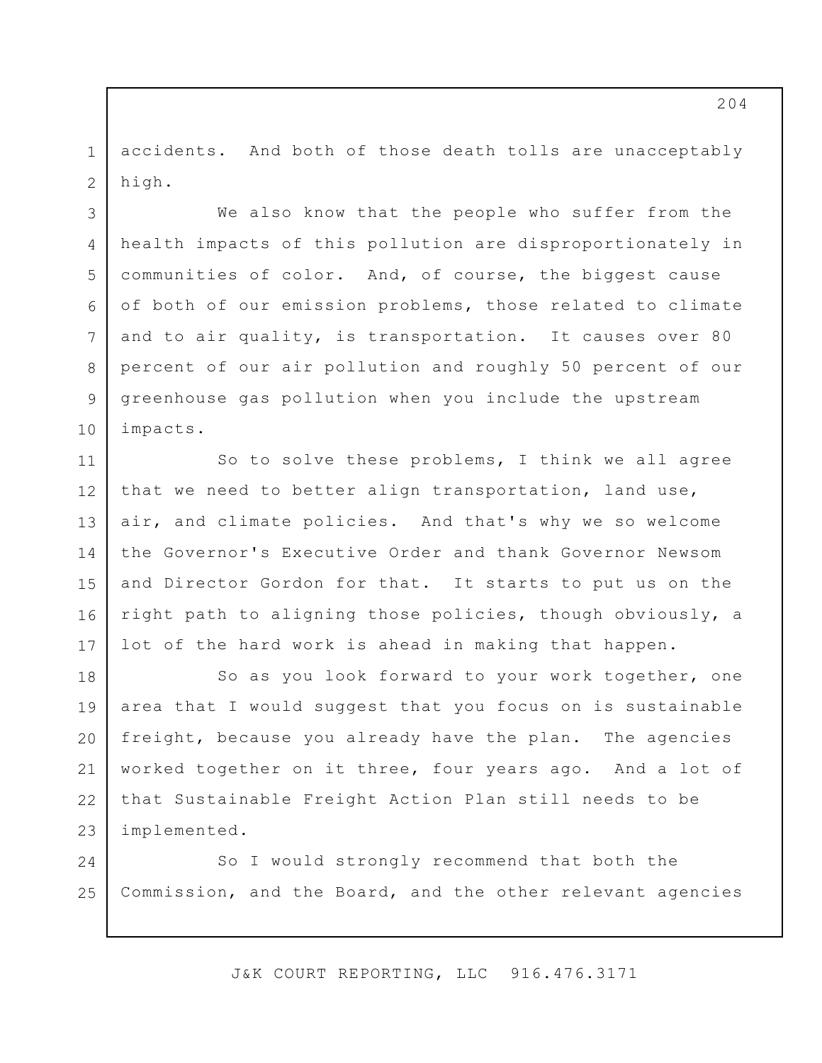accidents. And both of those death tolls are unacceptably high.

We also know that the people who suffer from the health impacts of this pollution are disproportionately in communities of color. And, of course, the biggest cause of both of our emission problems, those related to climate and to air quality, is transportation. It causes over 80 percent of our air pollution and roughly 50 percent of our greenhouse gas pollution when you include the upstream impacts.

So to solve these problems, I think we all agree that we need to better align transportation, land use, air, and climate policies. And that's why we so welcome the Governor's Executive Order and thank Governor Newsom and Director Gordon for that. It starts to put us on the right path to aligning those policies, though obviously, a lot of the hard work is ahead in making that happen.

So as you look forward to your work together, one area that I would suggest that you focus on is sustainable freight, because you already have the plan. The agencies worked together on it three, four years ago. And a lot of that Sustainable Freight Action Plan still needs to be implemented.

So I would strongly recommend that both the Commission, and the Board, and the other relevant agencies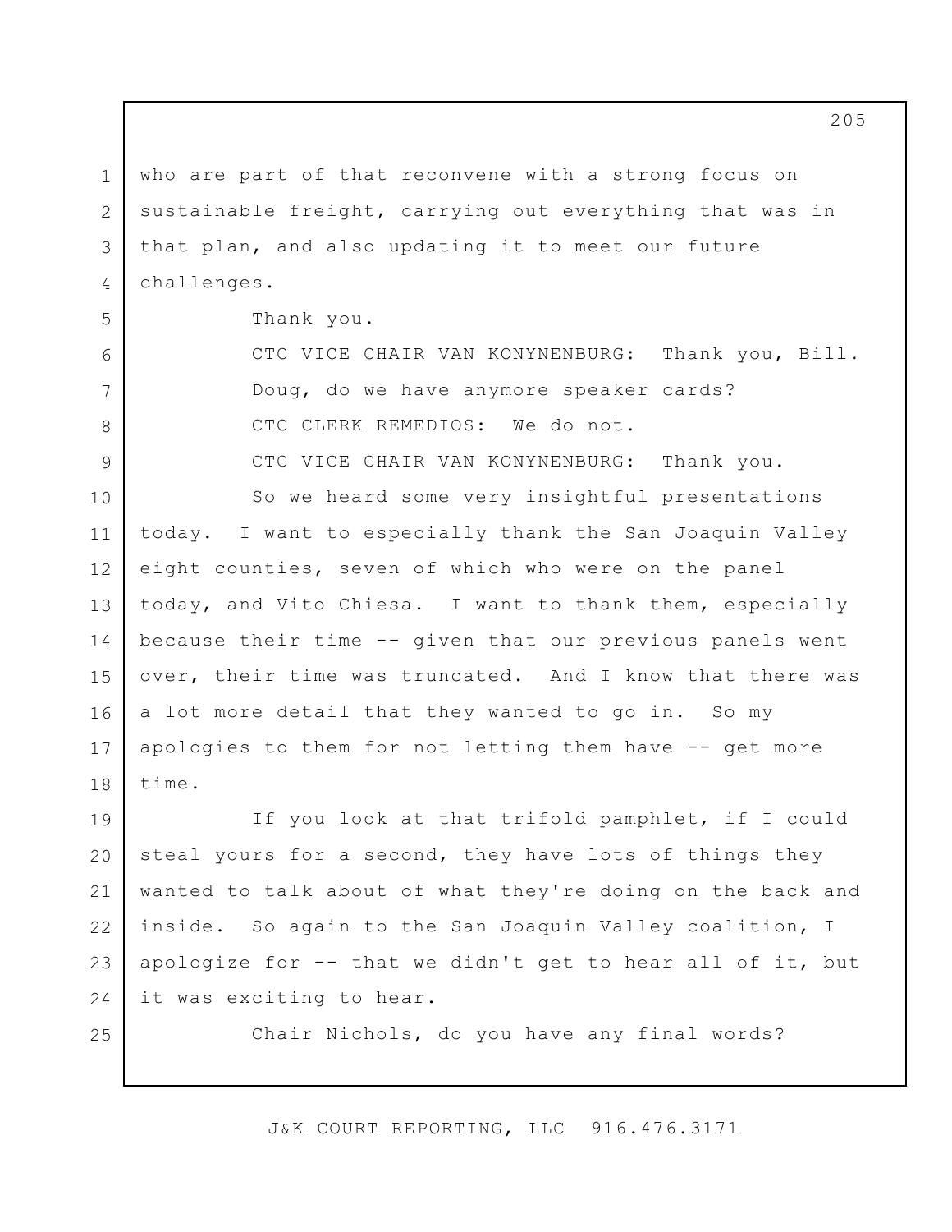who are part of that reconvene with a strong focus on sustainable freight, carrying out everything that was in that plan, and also updating it to meet our future challenges.

Thank you.

CTC VICE CHAIR VAN KONYNENBURG: Thank you, Bill. Doug, do we have anymore speaker cards?

CTC CLERK REMEDIOS: We do not.

CTC VICE CHAIR VAN KONYNENBURG: Thank you.

So we heard some very insightful presentations today. I want to especially thank the San Joaquin Valley eight counties, seven of which who were on the panel today, and Vito Chiesa. I want to thank them, especially because their time -- given that our previous panels went over, their time was truncated. And I know that there was a lot more detail that they wanted to go in. So my apologies to them for not letting them have -- get more time.

If you look at that trifold pamphlet, if I could steal yours for a second, they have lots of things they wanted to talk about of what they're doing on the back and inside. So again to the San Joaquin Valley coalition, I apologize for -- that we didn't get to hear all of it, but it was exciting to hear.

Chair Nichols, do you have any final words?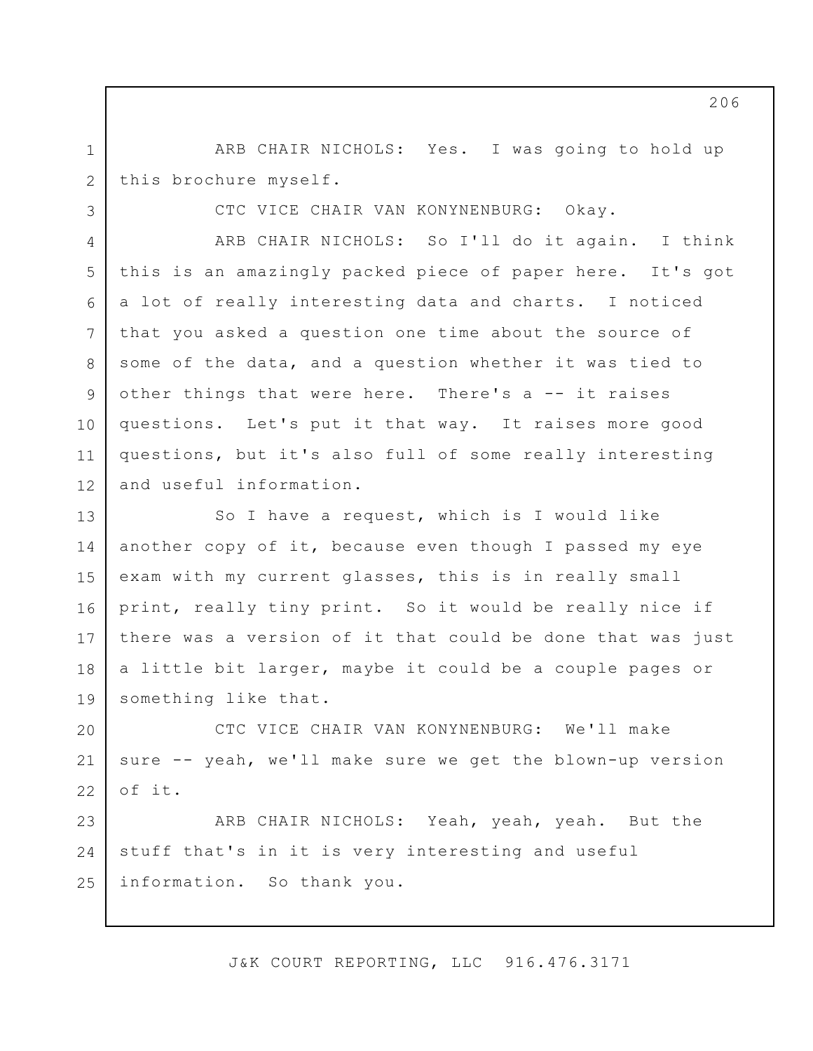ARB CHAIR NICHOLS: Yes. I was going to hold up this brochure myself.

CTC VICE CHAIR VAN KONYNENBURG: Okay.

ARB CHAIR NICHOLS: So I'll do it again. I think this is an amazingly packed piece of paper here. It's got a lot of really interesting data and charts. I noticed that you asked a question one time about the source of some of the data, and a question whether it was tied to other things that were here. There's a -- it raises questions. Let's put it that way. It raises more good questions, but it's also full of some really interesting and useful information.

So I have a request, which is I would like another copy of it, because even though I passed my eye exam with my current glasses, this is in really small print, really tiny print. So it would be really nice if there was a version of it that could be done that was just a little bit larger, maybe it could be a couple pages or something like that.

CTC VICE CHAIR VAN KONYNENBURG: We'll make sure -- yeah, we'll make sure we get the blown-up version of it.

ARB CHAIR NICHOLS: Yeah, yeah, yeah. But the stuff that's in it is very interesting and useful information. So thank you.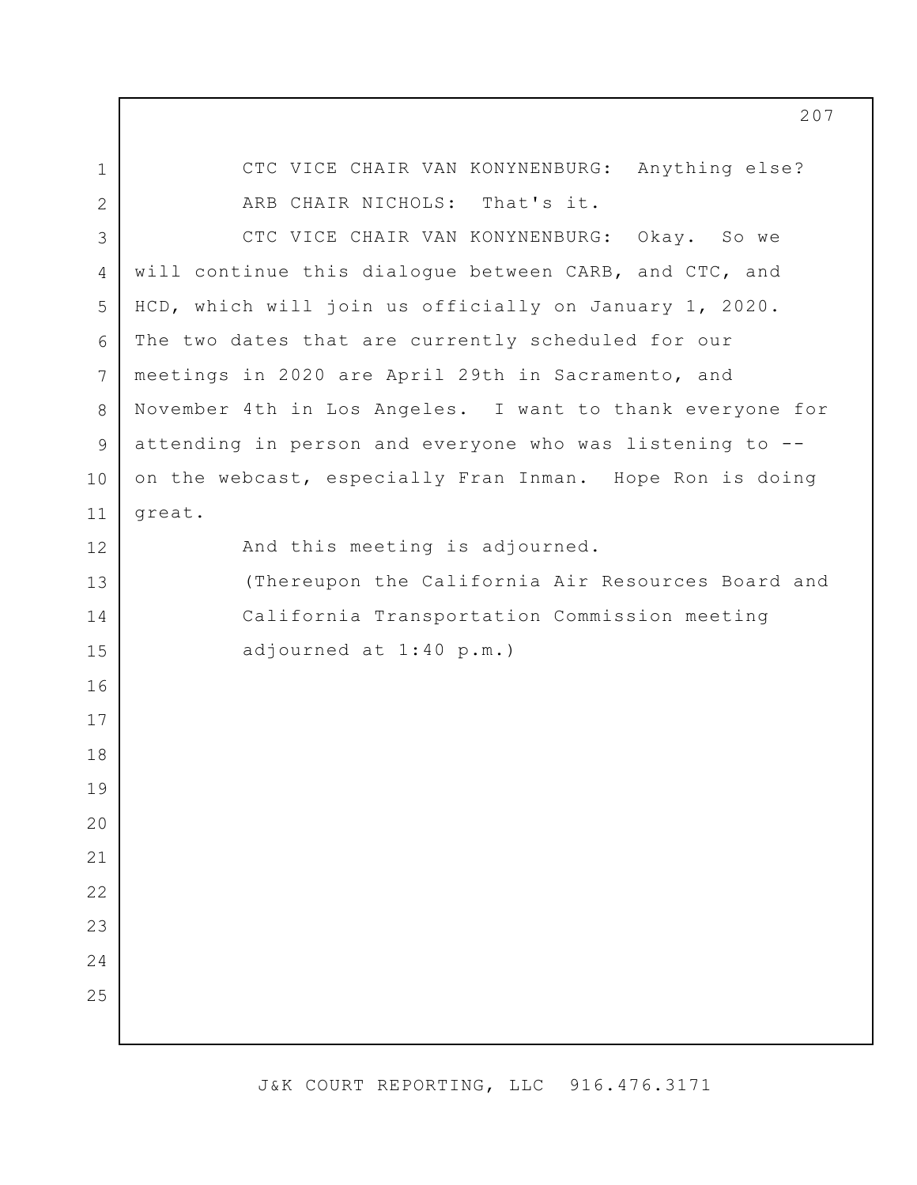CTC VICE CHAIR VAN KONYNENBURG: Anything else?

ARB CHAIR NICHOLS: That's it.

CTC VICE CHAIR VAN KONYNENBURG: Okay. So we will continue this dialogue between CARB, and CTC, and HCD, which will join us officially on January 1, 2020. The two dates that are currently scheduled for our meetings in 2020 are April 29th in Sacramento, and November 4th in Los Angeles. I want to thank everyone for attending in person and everyone who was listening to -- on the webcast, especially Fran Inman. Hope Ron is doing great.

And this meeting is adjourned.

(Thereupon the California Air Resources Board and California Transportation Commission meeting adjourned at 1:40 p.m.)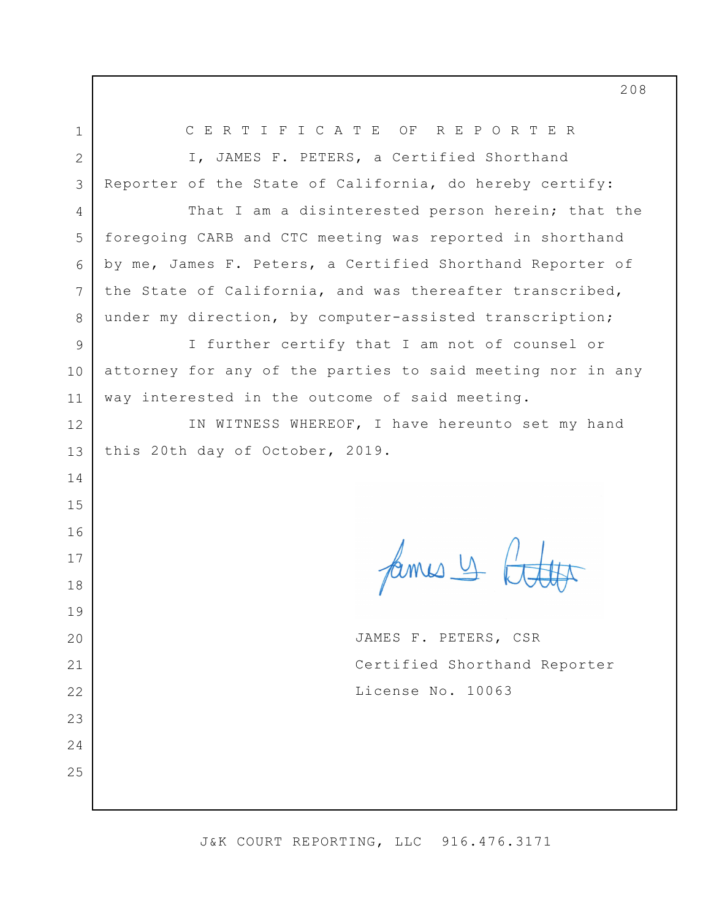# CERTIFICATE OF REPORTER

I, JAMES F. PETERS, a Certified Shorthand Reporter of the State of California, do hereby certify:

That I am a disinterested person herein; that the foregoing CARB and CTC meeting was reported in shorthand by me, James F. Peters, a Certified Shorthand Reporter of the State of California, and was thereafter transcribed, under my direction, by computer-assisted transcription;

I further certify that I am not of counsel or attorney for any of the parties to said meeting nor in any way interested in the outcome of said meeting.

IN WITNESS WHEREOF, I have hereunto set my hand this 20th day of October, 2019.

JAMES F. PETERS, CSR
Certified Shorthand Reporter
License No. 10063